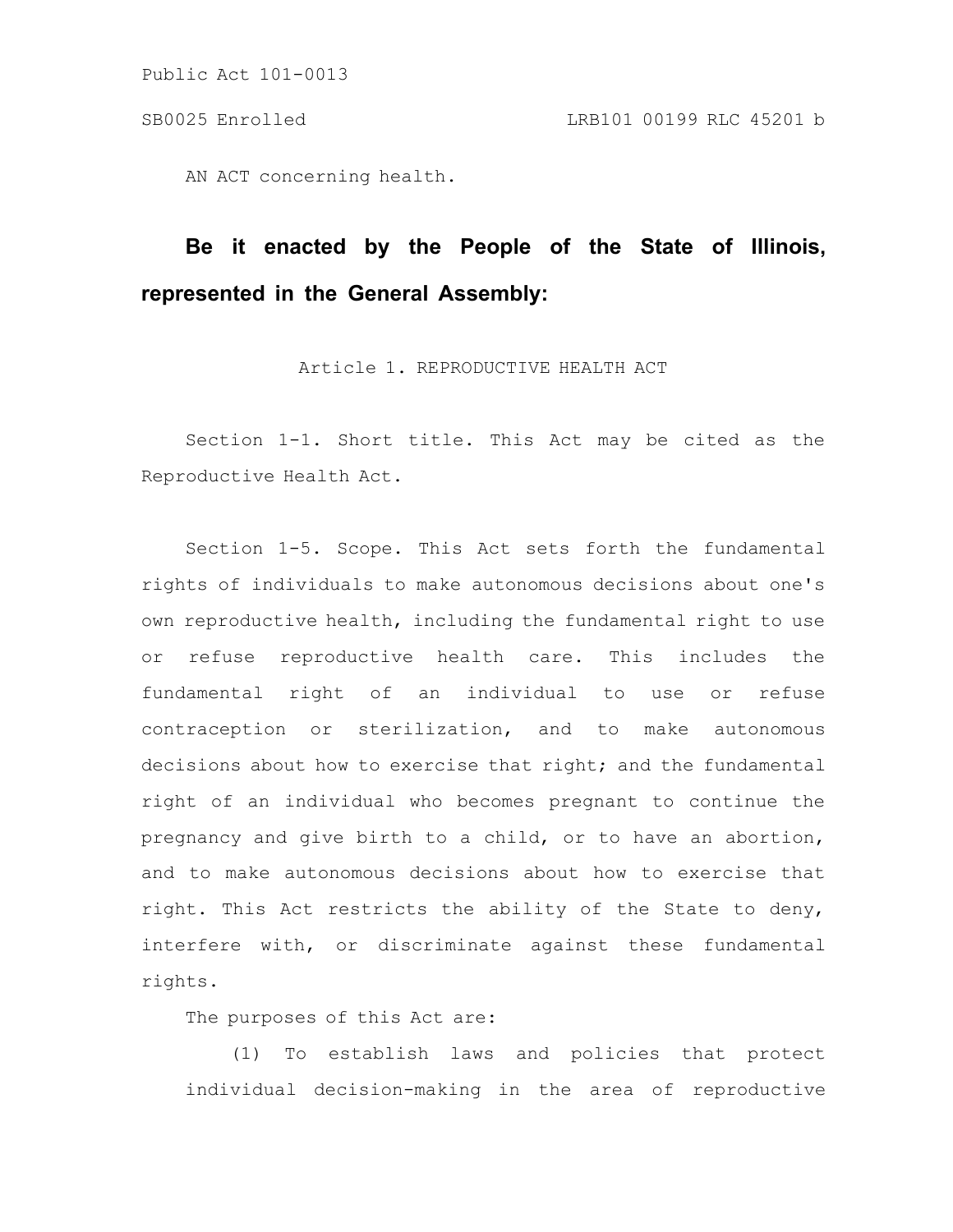AN ACT concerning health.

**Be it enacted by the People of the State of Illinois, represented in the General Assembly:**

## Article 1. REPRODUCTIVE HEALTH ACT

Section 1-1. Short title. This Act may be cited as the Reproductive Health Act.

Section 1-5. Scope. This Act sets forth the fundamental rights of individuals to make autonomous decisions about one's own reproductive health, including the fundamental right to use or refuse reproductive health care. This includes the fundamental right of an individual to use or refuse contraception or sterilization, and to make autonomous decisions about how to exercise that right; and the fundamental right of an individual who becomes pregnant to continue the pregnancy and give birth to a child, or to have an abortion, and to make autonomous decisions about how to exercise that right. This Act restricts the ability of the State to deny, interfere with, or discriminate against these fundamental rights.

The purposes of this Act are:

(1) To establish laws and policies that protect individual decision-making in the area of reproductive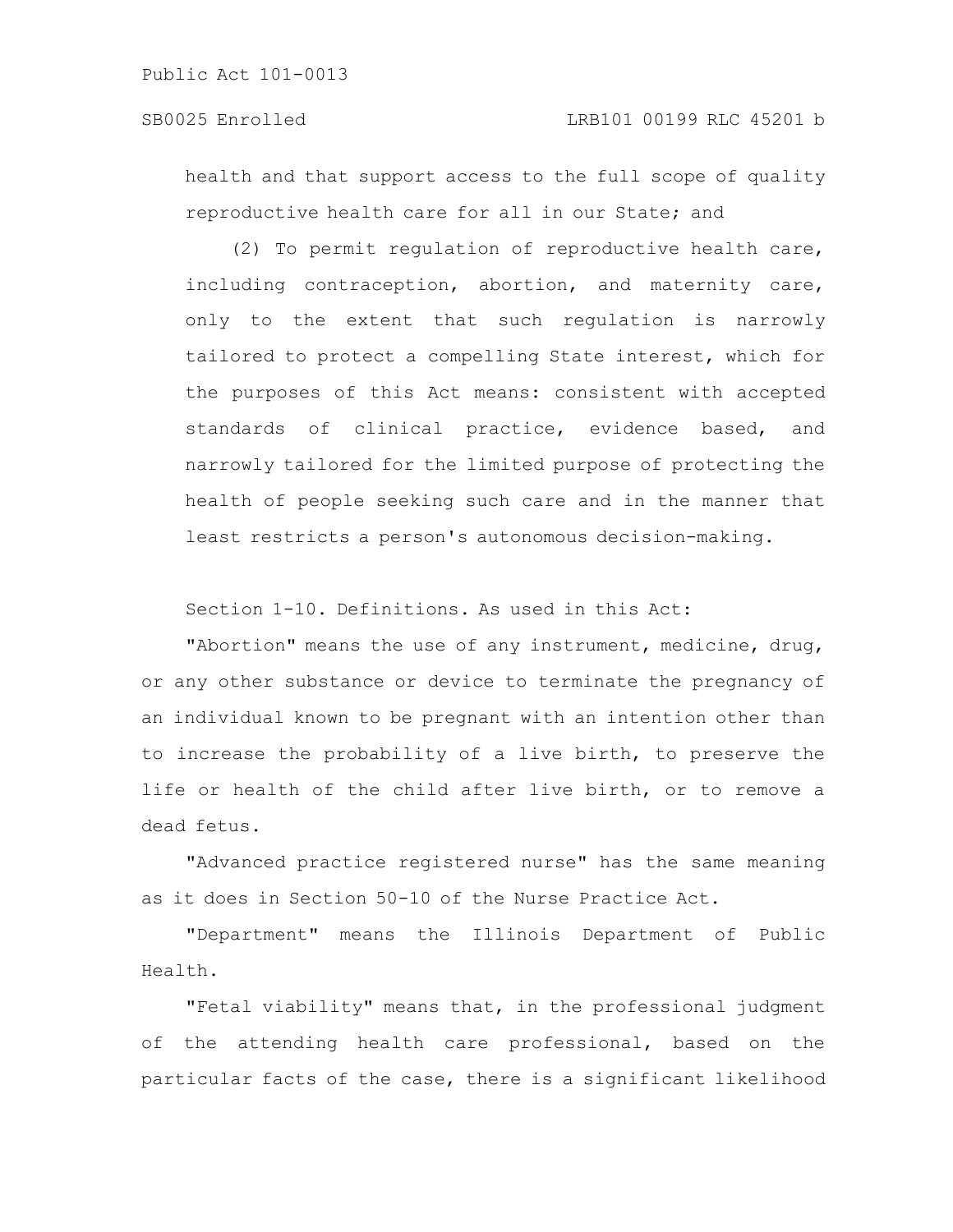health and that support access to the full scope of quality reproductive health care for all in our State; and

(2) To permit regulation of reproductive health care, including contraception, abortion, and maternity care, only to the extent that such regulation is narrowly tailored to protect a compelling State interest, which for the purposes of this Act means: consistent with accepted standards of clinical practice, evidence based, and narrowly tailored for the limited purpose of protecting the health of people seeking such care and in the manner that least restricts a person's autonomous decision-making.

Section 1-10. Definitions. As used in this Act:

"Abortion" means the use of any instrument, medicine, drug, or any other substance or device to terminate the pregnancy of an individual known to be pregnant with an intention other than to increase the probability of a live birth, to preserve the life or health of the child after live birth, or to remove a dead fetus.

"Advanced practice registered nurse" has the same meaning as it does in Section 50-10 of the Nurse Practice Act.

"Department" means the Illinois Department of Public Health.

"Fetal viability" means that, in the professional judgment of the attending health care professional, based on the particular facts of the case, there is a significant likelihood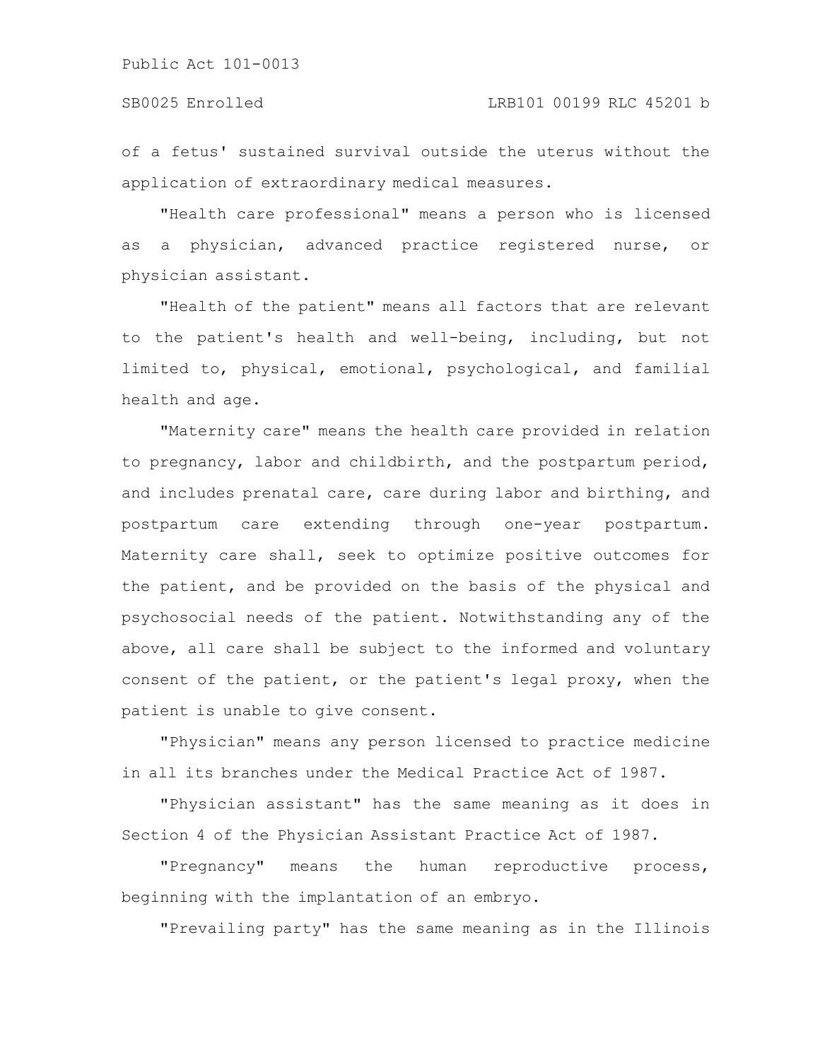of a fetus' sustained survival outside the uterus without the application of extraordinary medical measures.

"Health care professional" means a person who is licensed as a physician, advanced practice registered nurse, or physician assistant.

"Health of the patient" means all factors that are relevant to the patient's health and well-being, including, but not limited to, physical, emotional, psychological, and familial health and age.

"Maternity care" means the health care provided in relation to pregnancy, labor and childbirth, and the postpartum period, and includes prenatal care, care during labor and birthing, and postpartum care extending through one-year postpartum. Maternity care shall, seek to optimize positive outcomes for the patient, and be provided on the basis of the physical and psychosocial needs of the patient. Notwithstanding any of the above, all care shall be subject to the informed and voluntary consent of the patient, or the patient's legal proxy, when the patient is unable to give consent.

"Physician" means any person licensed to practice medicine in all its branches under the Medical Practice Act of 1987.

"Physician assistant" has the same meaning as it does in Section 4 of the Physician Assistant Practice Act of 1987.

"Pregnancy" means the human reproductive process, beginning with the implantation of an embryo.

"Prevailing party" has the same meaning as in the Illinois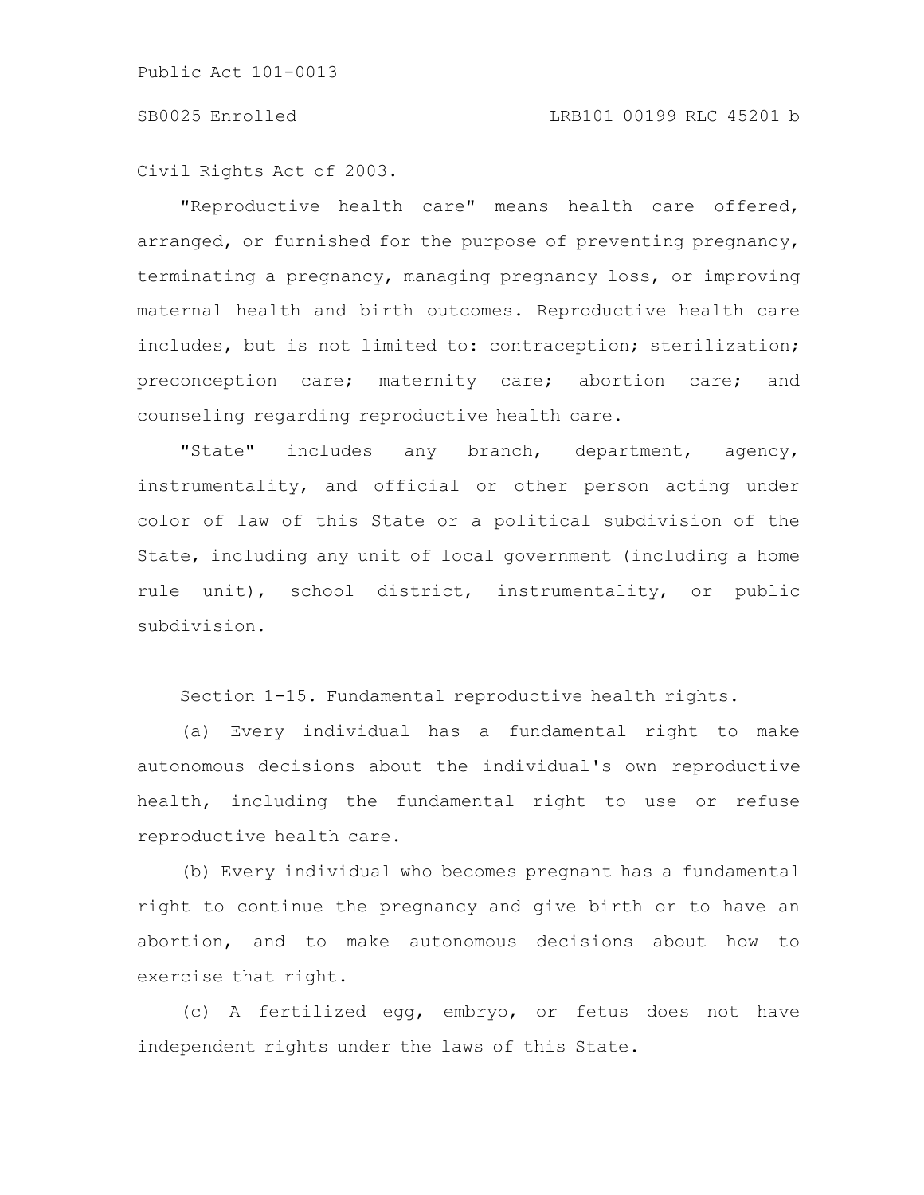Civil Rights Act of 2003.

"Reproductive health care" means health care offered, arranged, or furnished for the purpose of preventing pregnancy, terminating a pregnancy, managing pregnancy loss, or improving maternal health and birth outcomes. Reproductive health care includes, but is not limited to: contraception; sterilization; preconception care; maternity care; abortion care; and counseling regarding reproductive health care.

"State" includes any branch, department, agency, instrumentality, and official or other person acting under color of law of this State or a political subdivision of the State, including any unit of local government (including a home rule unit), school district, instrumentality, or public subdivision.

Section 1-15. Fundamental reproductive health rights.

(a) Every individual has a fundamental right to make autonomous decisions about the individual's own reproductive health, including the fundamental right to use or refuse reproductive health care.

(b) Every individual who becomes pregnant has a fundamental right to continue the pregnancy and give birth or to have an abortion, and to make autonomous decisions about how to exercise that right.

(c) A fertilized egg, embryo, or fetus does not have independent rights under the laws of this State.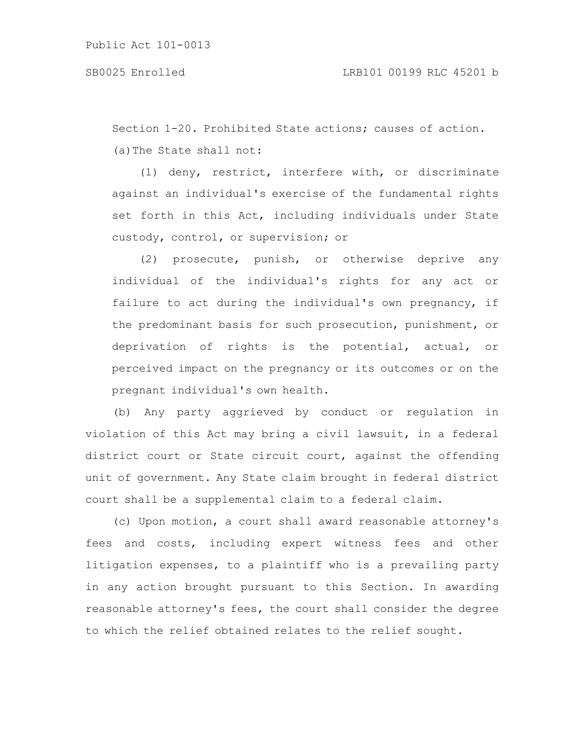Section 1-20. Prohibited State actions; causes of action.

(a) The State shall not:

(1) deny, restrict, interfere with, or discriminate against an individual's exercise of the fundamental rights set forth in this Act, including individuals under State custody, control, or supervision; or

(2) prosecute, punish, or otherwise deprive any individual of the individual's rights for any act or failure to act during the individual's own pregnancy, if the predominant basis for such prosecution, punishment, or deprivation of rights is the potential, actual, or perceived impact on the pregnancy or its outcomes or on the pregnant individual's own health.

(b) Any party aggrieved by conduct or regulation in violation of this Act may bring a civil lawsuit, in a federal district court or State circuit court, against the offending unit of government. Any State claim brought in federal district court shall be a supplemental claim to a federal claim.

(c) Upon motion, a court shall award reasonable attorney's fees and costs, including expert witness fees and other litigation expenses, to a plaintiff who is a prevailing party in any action brought pursuant to this Section. In awarding reasonable attorney's fees, the court shall consider the degree to which the relief obtained relates to the relief sought.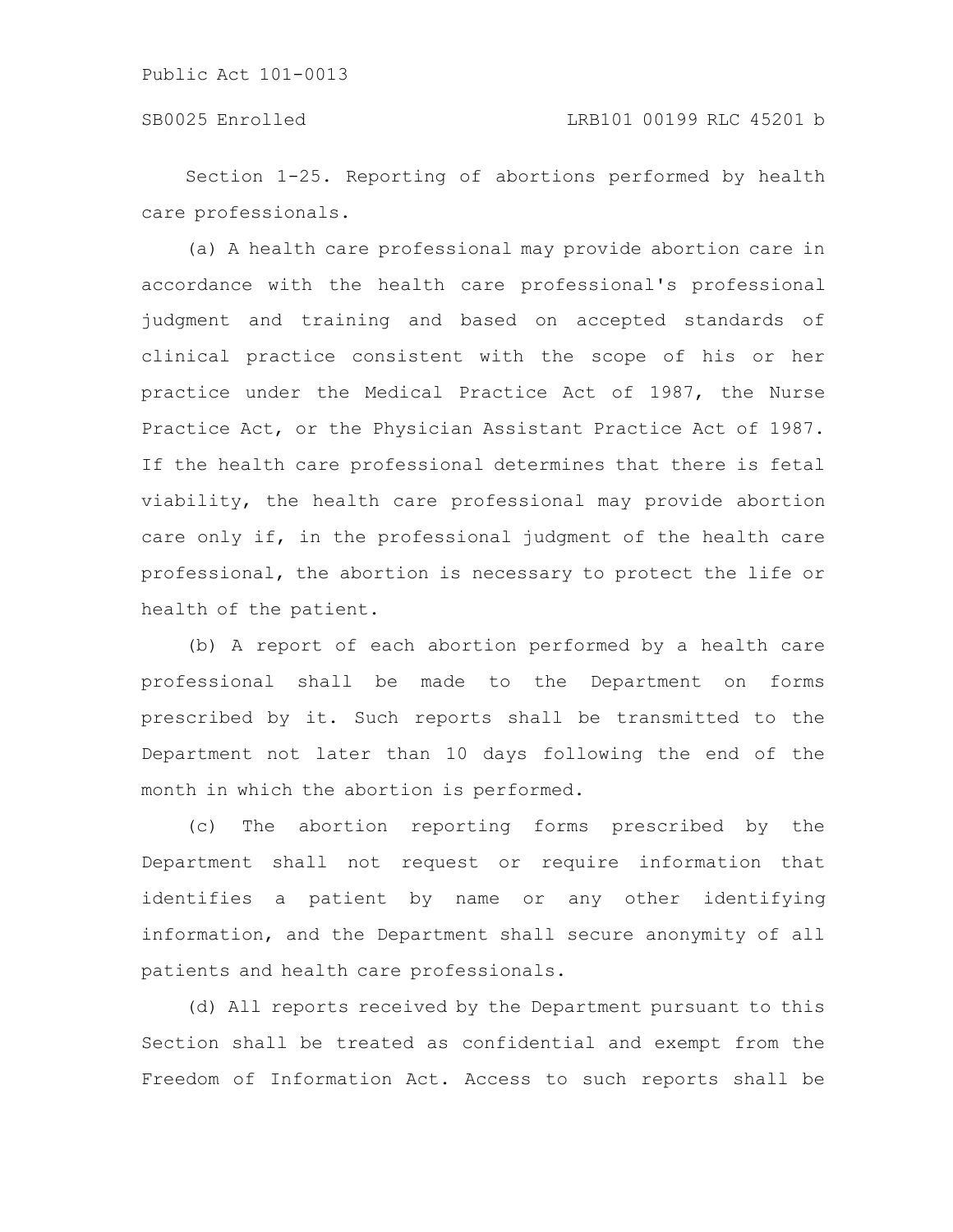Section 1-25. Reporting of abortions performed by health care professionals.

(a) A health care professional may provide abortion care in accordance with the health care professional's professional judgment and training and based on accepted standards of clinical practice consistent with the scope of his or her practice under the Medical Practice Act of 1987, the Nurse Practice Act, or the Physician Assistant Practice Act of 1987. If the health care professional determines that there is fetal viability, the health care professional may provide abortion care only if, in the professional judgment of the health care professional, the abortion is necessary to protect the life or health of the patient.

(b) A report of each abortion performed by a health care professional shall be made to the Department on forms prescribed by it. Such reports shall be transmitted to the Department not later than 10 days following the end of the month in which the abortion is performed.

(c) The abortion reporting forms prescribed by the Department shall not request or require information that identifies a patient by name or any other identifying information, and the Department shall secure anonymity of all patients and health care professionals.

(d) All reports received by the Department pursuant to this Section shall be treated as confidential and exempt from the Freedom of Information Act. Access to such reports shall be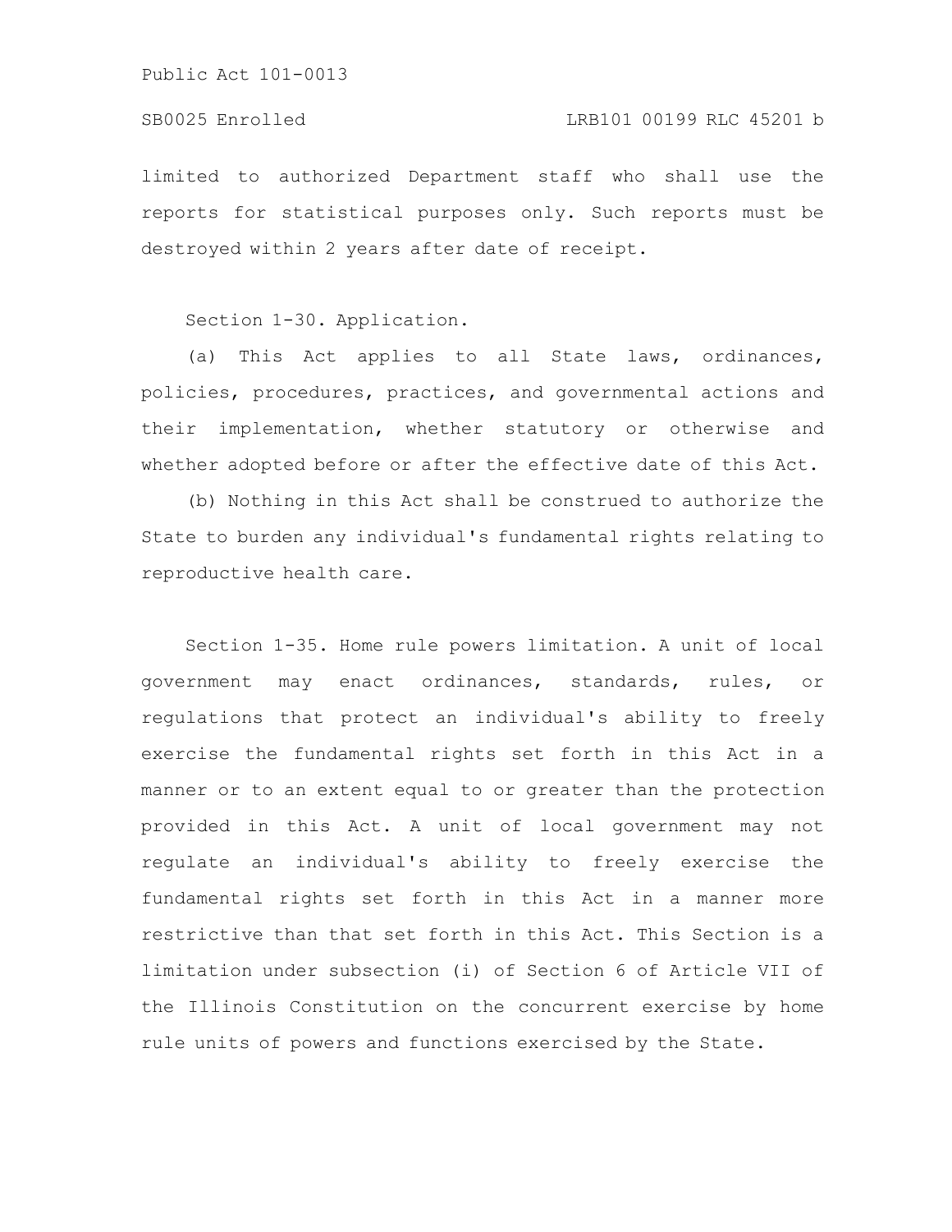limited to authorized Department staff who shall use the reports for statistical purposes only. Such reports must be destroyed within 2 years after date of receipt.

Section 1-30. Application.

(a) This Act applies to all State laws, ordinances, policies, procedures, practices, and governmental actions and their implementation, whether statutory or otherwise and whether adopted before or after the effective date of this Act.

(b) Nothing in this Act shall be construed to authorize the State to burden any individual's fundamental rights relating to reproductive health care.

Section 1-35. Home rule powers limitation. A unit of local government may enact ordinances, standards, rules, or regulations that protect an individual's ability to freely exercise the fundamental rights set forth in this Act in a manner or to an extent equal to or greater than the protection provided in this Act. A unit of local government may not regulate an individual's ability to freely exercise the fundamental rights set forth in this Act in a manner more restrictive than that set forth in this Act. This Section is a limitation under subsection (i) of Section 6 of Article VII of the Illinois Constitution on the concurrent exercise by home rule units of powers and functions exercised by the State.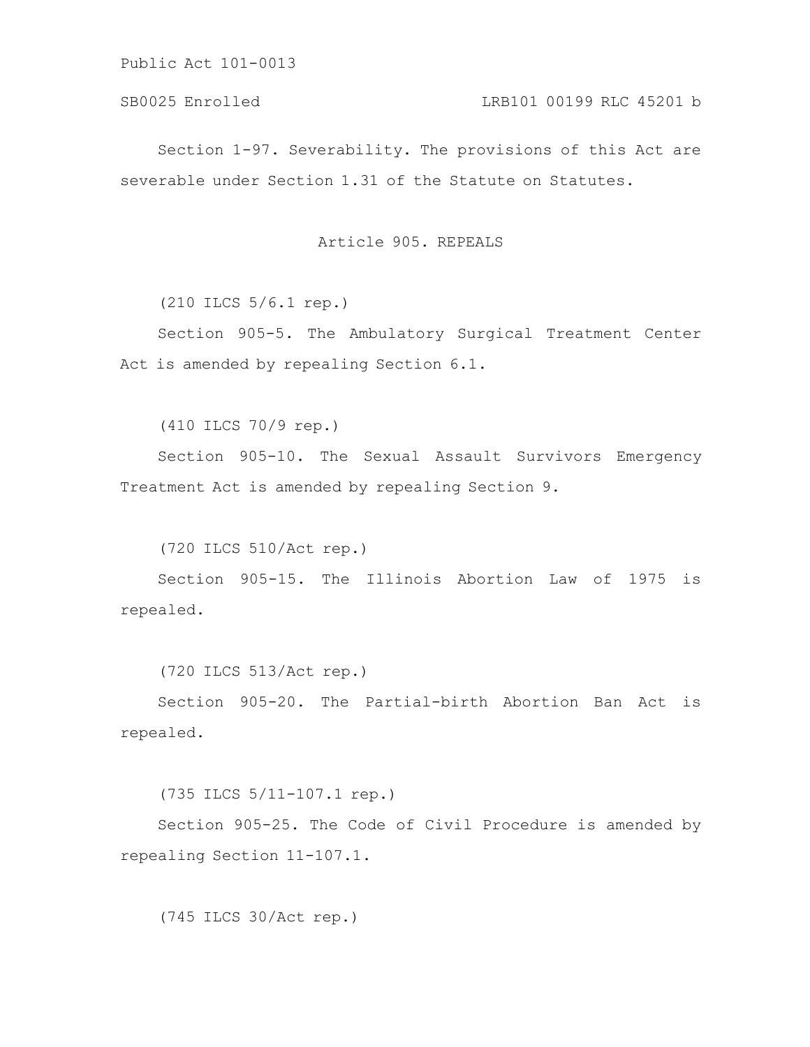Section 1-97. Severability. The provisions of this Act are severable under Section 1.31 of the Statute on Statutes.

## Article 905. REPEALS

(210 ILCS 5/6.1 rep.)

Section 905-5. The Ambulatory Surgical Treatment Center Act is amended by repealing Section 6.1.

(410 ILCS 70/9 rep.)

Section 905-10. The Sexual Assault Survivors Emergency Treatment Act is amended by repealing Section 9.

(720 ILCS 510/Act rep.)

Section 905-15. The Illinois Abortion Law of 1975 is repealed.

(720 ILCS 513/Act rep.)

Section 905-20. The Partial-birth Abortion Ban Act is repealed.

(735 ILCS 5/11-107.1 rep.)

Section 905-25. The Code of Civil Procedure is amended by repealing Section 11-107.1.

(745 ILCS 30/Act rep.)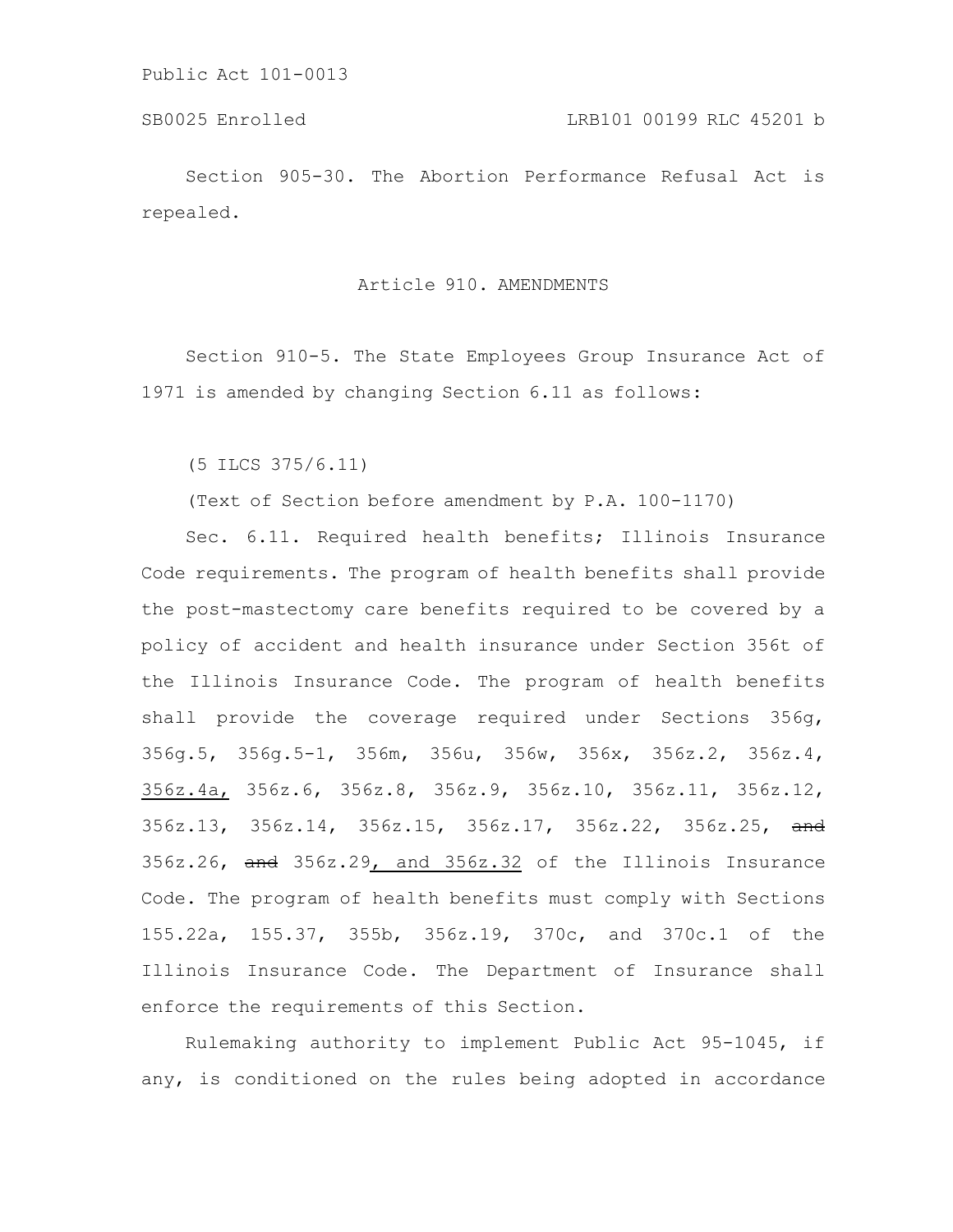Section 905-30. The Abortion Performance Refusal Act is repealed.

Article 910. AMENDMENTS

Section 910-5. The State Employees Group Insurance Act of 1971 is amended by changing Section 6.11 as follows:

(5 ILCS 375/6.11)

(Text of Section before amendment by P.A. 100-1170)

Sec. 6.11. Required health benefits; Illinois Insurance Code requirements. The program of health benefits shall provide the post-mastectomy care benefits required to be covered by a policy of accident and health insurance under Section 356t of the Illinois Insurance Code. The program of health benefits shall provide the coverage required under Sections 356g, 356g.5, 356g.5-1, 356m, 356u, 356w, 356x, 356z.2, 356z.4, <u>356z.4a,</u> 356z.6, 356z.8, 356z.9, 356z.10, 356z.11, 356z.12, 356z.13, 356z.14, 356z.15, 356z.17, 356z.22, 356z.25, ~~and~~ 356z.26, ~~and~~ 356z.29<u>, and 356z.32</u> of the Illinois Insurance Code. The program of health benefits must comply with Sections 155.22a, 155.37, 355b, 356z.19, 370c, and 370c.1 of the Illinois Insurance Code. The Department of Insurance shall enforce the requirements of this Section.

Rulemaking authority to implement Public Act 95-1045, if any, is conditioned on the rules being adopted in accordance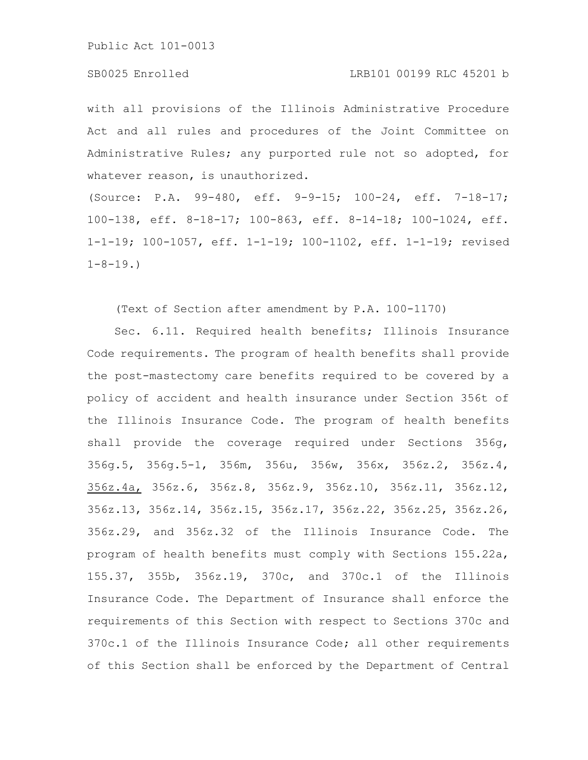with all provisions of the Illinois Administrative Procedure Act and all rules and procedures of the Joint Committee on Administrative Rules; any purported rule not so adopted, for whatever reason, is unauthorized.

(Source: P.A. 99-480, eff. 9-9-15; 100-24, eff. 7-18-17; 100-138, eff. 8-18-17; 100-863, eff. 8-14-18; 100-1024, eff. 1-1-19; 100-1057, eff. 1-1-19; 100-1102, eff. 1-1-19; revised 1-8-19.)

(Text of Section after amendment by P.A. 100-1170)

Sec. 6.11. Required health benefits; Illinois Insurance Code requirements. The program of health benefits shall provide the post-mastectomy care benefits required to be covered by a policy of accident and health insurance under Section 356t of the Illinois Insurance Code. The program of health benefits shall provide the coverage required under Sections 356g, 356g.5, 356g.5-1, 356m, 356u, 356w, 356x, 356z.2, 356z.4, <u>356z.4a,</u> 356z.6, 356z.8, 356z.9, 356z.10, 356z.11, 356z.12, 356z.13, 356z.14, 356z.15, 356z.17, 356z.22, 356z.25, 356z.26, 356z.29, and 356z.32 of the Illinois Insurance Code. The program of health benefits must comply with Sections 155.22a, 155.37, 355b, 356z.19, 370c, and 370c.1 of the Illinois Insurance Code. The Department of Insurance shall enforce the requirements of this Section with respect to Sections 370c and 370c.1 of the Illinois Insurance Code; all other requirements of this Section shall be enforced by the Department of Central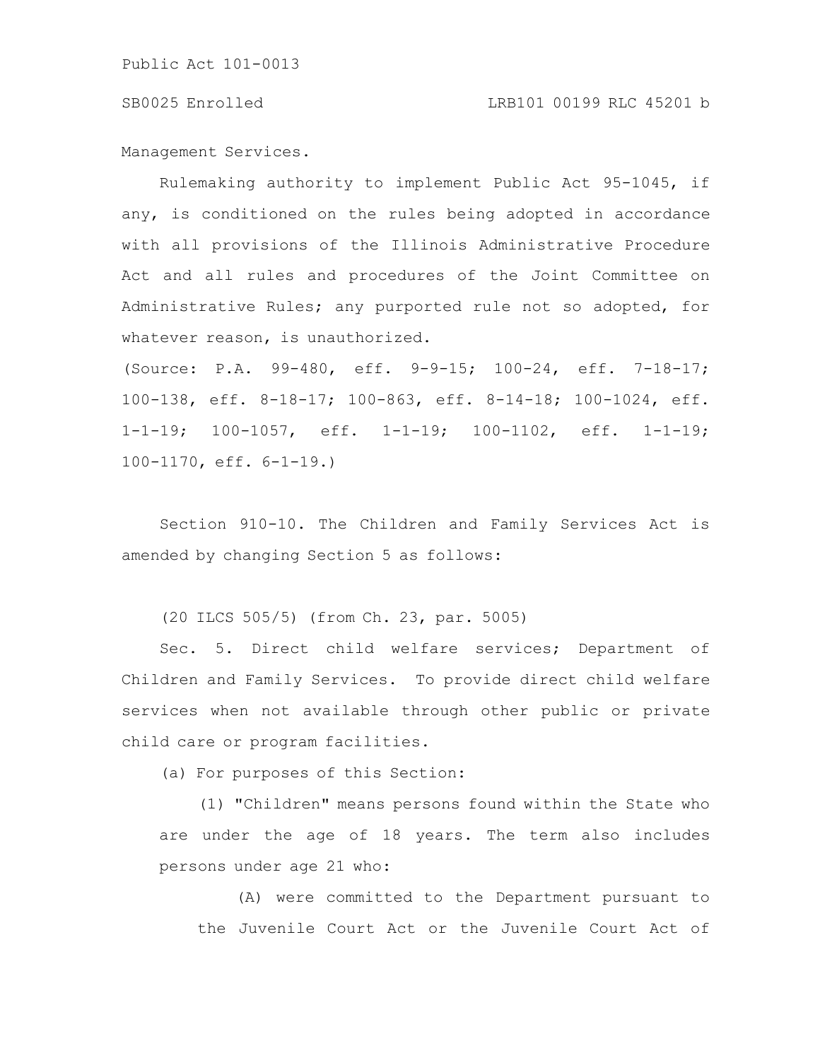Management Services.

Rulemaking authority to implement Public Act 95-1045, if any, is conditioned on the rules being adopted in accordance with all provisions of the Illinois Administrative Procedure Act and all rules and procedures of the Joint Committee on Administrative Rules; any purported rule not so adopted, for whatever reason, is unauthorized.

(Source: P.A. 99-480, eff. 9-9-15; 100-24, eff. 7-18-17; 100-138, eff. 8-18-17; 100-863, eff. 8-14-18; 100-1024, eff. 1-1-19; 100-1057, eff. 1-1-19; 100-1102, eff. 1-1-19; 100-1170, eff. 6-1-19.)

Section 910-10. The Children and Family Services Act is amended by changing Section 5 as follows:

(20 ILCS 505/5) (from Ch. 23, par. 5005)

Sec. 5. Direct child welfare services; Department of Children and Family Services. To provide direct child welfare services when not available through other public or private child care or program facilities.

(a) For purposes of this Section:

(1) "Children" means persons found within the State who are under the age of 18 years. The term also includes persons under age 21 who:

(A) were committed to the Department pursuant to the Juvenile Court Act or the Juvenile Court Act of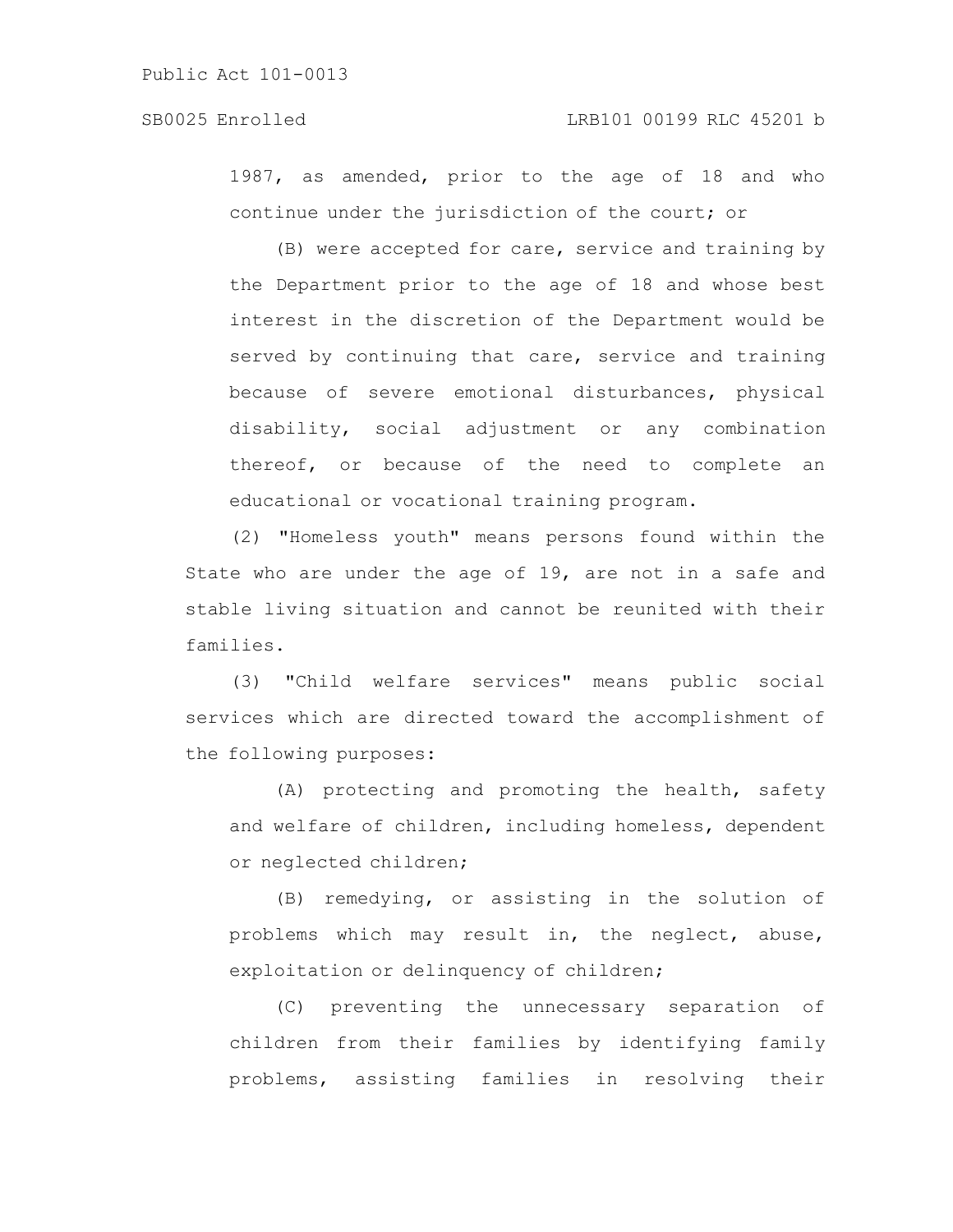1987, as amended, prior to the age of 18 and who continue under the jurisdiction of the court; or

(B) were accepted for care, service and training by the Department prior to the age of 18 and whose best interest in the discretion of the Department would be served by continuing that care, service and training because of severe emotional disturbances, physical disability, social adjustment or any combination thereof, or because of the need to complete an educational or vocational training program.

(2) "Homeless youth" means persons found within the State who are under the age of 19, are not in a safe and stable living situation and cannot be reunited with their families.

(3) "Child welfare services" means public social services which are directed toward the accomplishment of the following purposes:

(A) protecting and promoting the health, safety and welfare of children, including homeless, dependent or neglected children;

(B) remedying, or assisting in the solution of problems which may result in, the neglect, abuse, exploitation or delinquency of children;

(C) preventing the unnecessary separation of children from their families by identifying family problems, assisting families in resolving their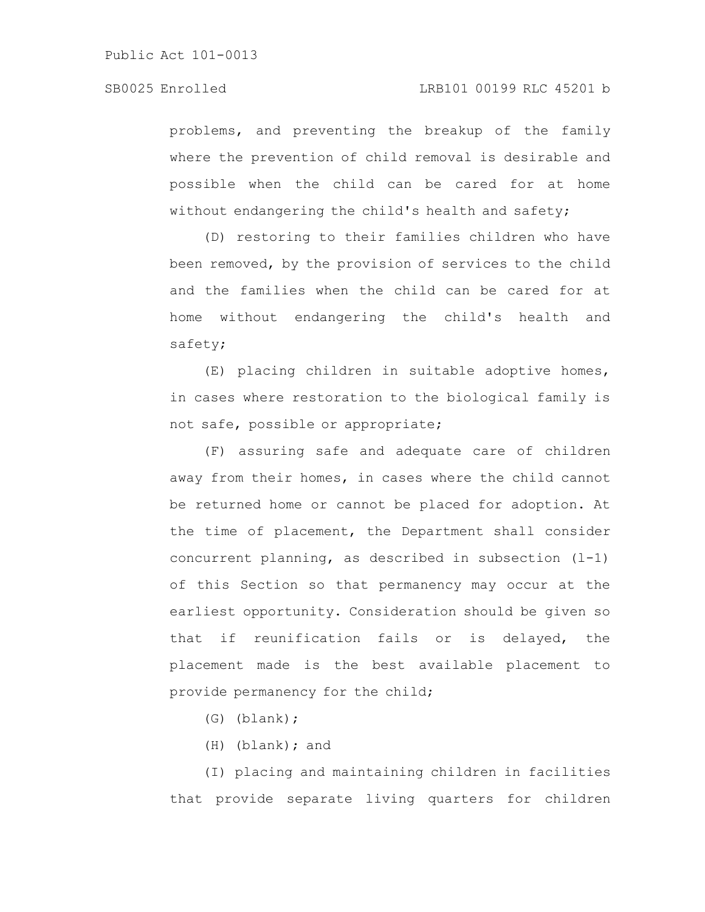problems, and preventing the breakup of the family where the prevention of child removal is desirable and possible when the child can be cared for at home without endangering the child's health and safety;

(D) restoring to their families children who have been removed, by the provision of services to the child and the families when the child can be cared for at home without endangering the child's health and safety;

(E) placing children in suitable adoptive homes, in cases where restoration to the biological family is not safe, possible or appropriate;

(F) assuring safe and adequate care of children away from their homes, in cases where the child cannot be returned home or cannot be placed for adoption. At the time of placement, the Department shall consider concurrent planning, as described in subsection (l-1) of this Section so that permanency may occur at the earliest opportunity. Consideration should be given so that if reunification fails or is delayed, the placement made is the best available placement to provide permanency for the child;

(G) (blank);

(H) (blank); and

(I) placing and maintaining children in facilities that provide separate living quarters for children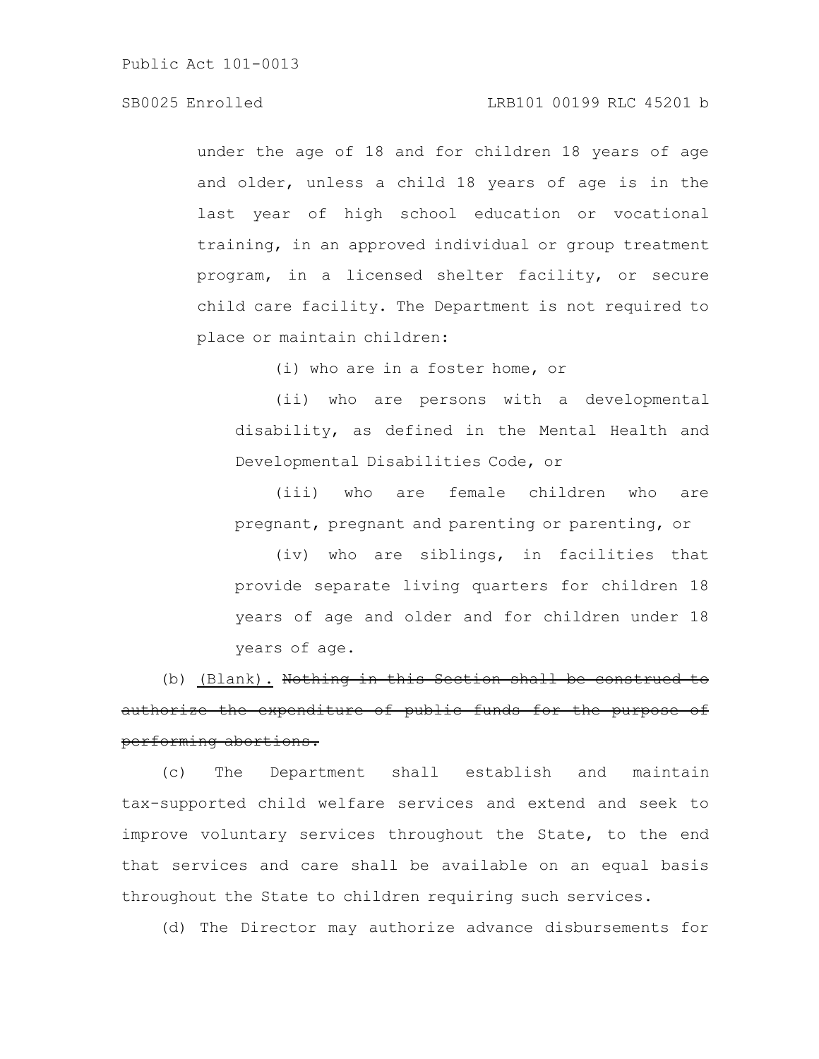under the age of 18 and for children 18 years of age and older, unless a child 18 years of age is in the last year of high school education or vocational training, in an approved individual or group treatment program, in a licensed shelter facility, or secure child care facility. The Department is not required to place or maintain children:

(i) who are in a foster home, or

(ii) who are persons with a developmental disability, as defined in the Mental Health and Developmental Disabilities Code, or

(iii) who are female children who are pregnant, pregnant and parenting or parenting, or

(iv) who are siblings, in facilities that provide separate living quarters for children 18 years of age and older and for children under 18 years of age.

(b) <u>(Blank).</u> ~~Nothing in this Section shall be construed to authorize the expenditure of public funds for the purpose of performing abortions.~~

(c) The Department shall establish and maintain tax-supported child welfare services and extend and seek to improve voluntary services throughout the State, to the end that services and care shall be available on an equal basis throughout the State to children requiring such services.

(d) The Director may authorize advance disbursements for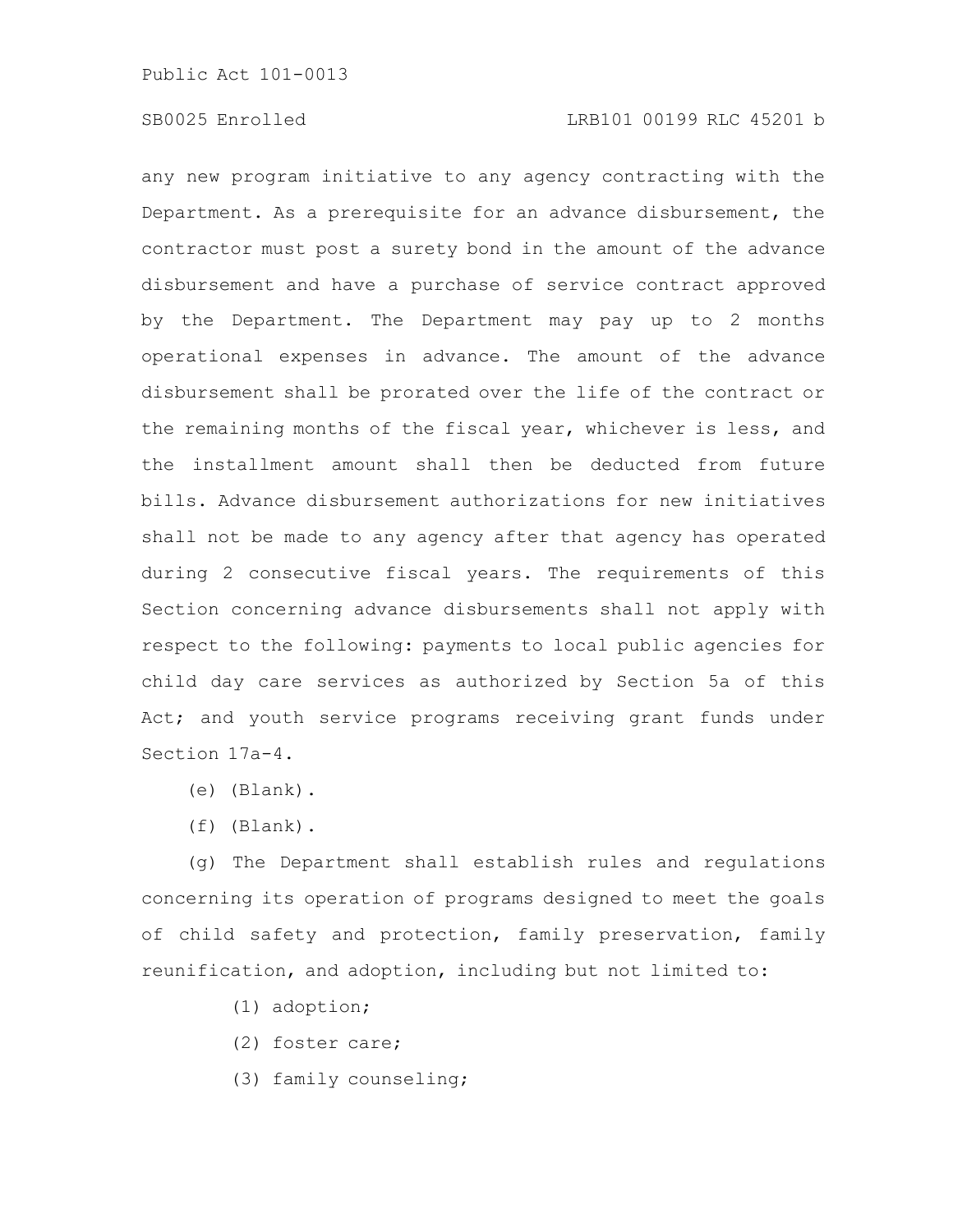any new program initiative to any agency contracting with the Department. As a prerequisite for an advance disbursement, the contractor must post a surety bond in the amount of the advance disbursement and have a purchase of service contract approved by the Department. The Department may pay up to 2 months operational expenses in advance. The amount of the advance disbursement shall be prorated over the life of the contract or the remaining months of the fiscal year, whichever is less, and the installment amount shall then be deducted from future bills. Advance disbursement authorizations for new initiatives shall not be made to any agency after that agency has operated during 2 consecutive fiscal years. The requirements of this Section concerning advance disbursements shall not apply with respect to the following: payments to local public agencies for child day care services as authorized by Section 5a of this Act; and youth service programs receiving grant funds under Section 17a-4.

(e) (Blank).

(f) (Blank).

(g) The Department shall establish rules and regulations concerning its operation of programs designed to meet the goals of child safety and protection, family preservation, family reunification, and adoption, including but not limited to:

(1) adoption;

(2) foster care;

(3) family counseling;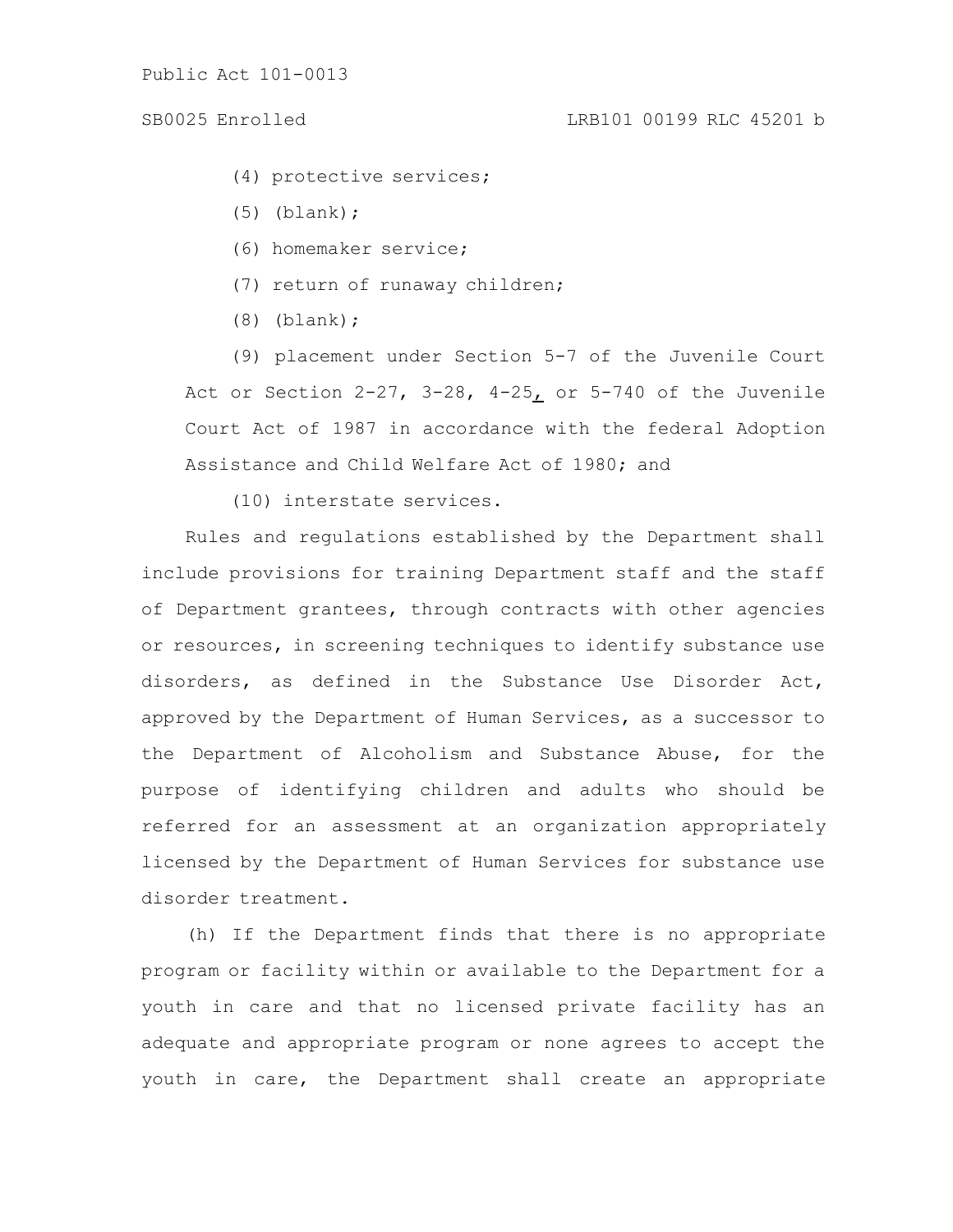(4) protective services;

(5) (blank);

(6) homemaker service;

(7) return of runaway children;

(8) (blank);

(9) placement under Section 5-7 of the Juvenile Court Act or Section 2-27, 3-28, 4-25, or 5-740 of the Juvenile Court Act of 1987 in accordance with the federal Adoption Assistance and Child Welfare Act of 1980; and

(10) interstate services.

Rules and regulations established by the Department shall include provisions for training Department staff and the staff of Department grantees, through contracts with other agencies or resources, in screening techniques to identify substance use disorders, as defined in the Substance Use Disorder Act, approved by the Department of Human Services, as a successor to the Department of Alcoholism and Substance Abuse, for the purpose of identifying children and adults who should be referred for an assessment at an organization appropriately licensed by the Department of Human Services for substance use disorder treatment.

(h) If the Department finds that there is no appropriate program or facility within or available to the Department for a youth in care and that no licensed private facility has an adequate and appropriate program or none agrees to accept the youth in care, the Department shall create an appropriate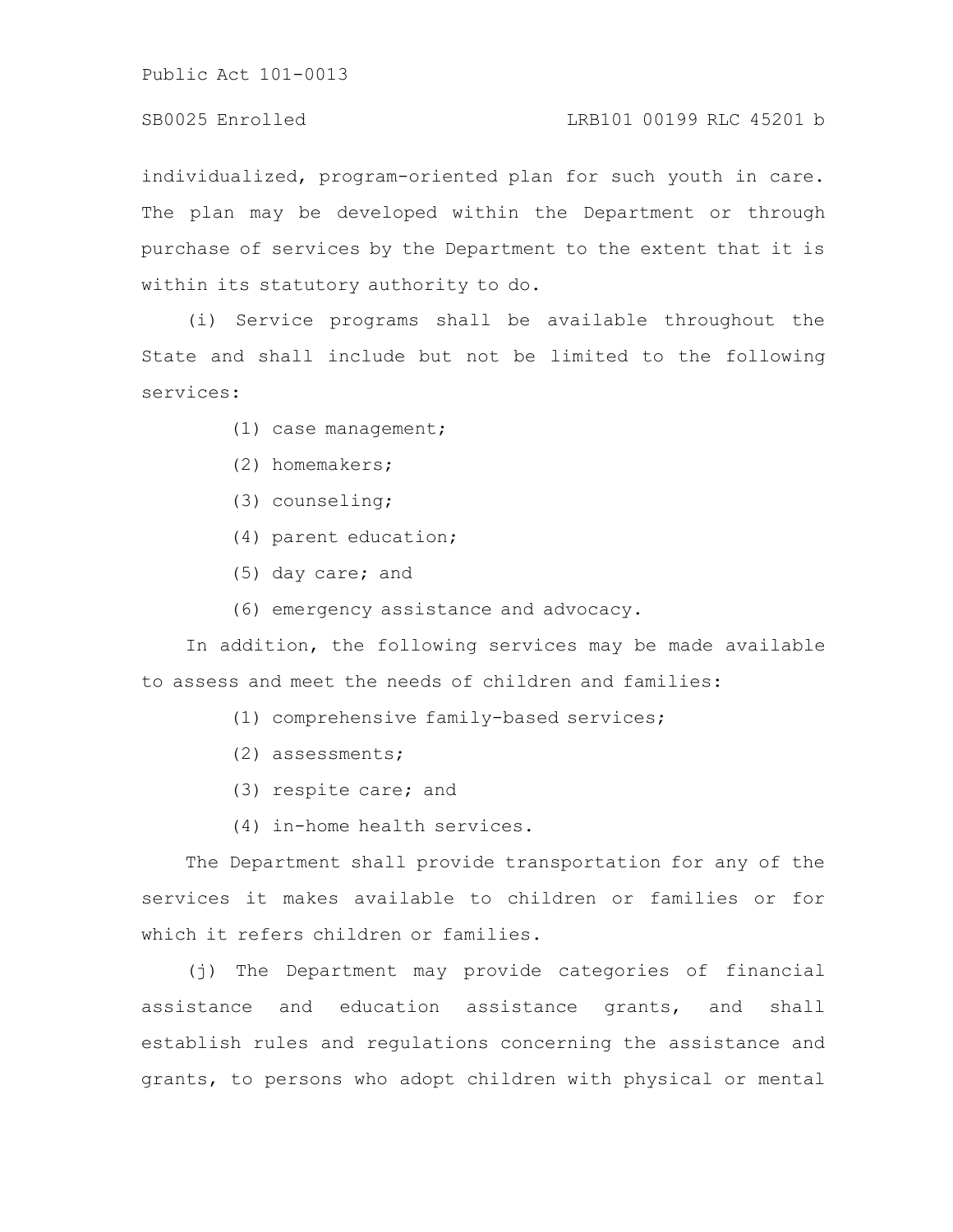individualized, program-oriented plan for such youth in care. The plan may be developed within the Department or through purchase of services by the Department to the extent that it is within its statutory authority to do.

(i) Service programs shall be available throughout the State and shall include but not be limited to the following services:

(1) case management;

(2) homemakers;

(3) counseling;

(4) parent education;

(5) day care; and

(6) emergency assistance and advocacy.

In addition, the following services may be made available to assess and meet the needs of children and families:

(1) comprehensive family-based services;

(2) assessments;

(3) respite care; and

(4) in-home health services.

The Department shall provide transportation for any of the services it makes available to children or families or for which it refers children or families.

(j) The Department may provide categories of financial assistance and education assistance grants, and shall establish rules and regulations concerning the assistance and grants, to persons who adopt children with physical or mental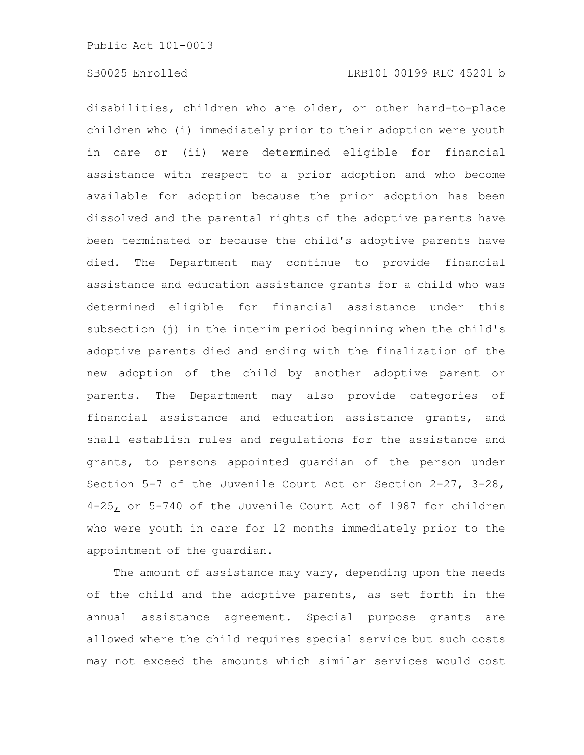disabilities, children who are older, or other hard-to-place children who (i) immediately prior to their adoption were youth in care or (ii) were determined eligible for financial assistance with respect to a prior adoption and who become available for adoption because the prior adoption has been dissolved and the parental rights of the adoptive parents have been terminated or because the child's adoptive parents have died. The Department may continue to provide financial assistance and education assistance grants for a child who was determined eligible for financial assistance under this subsection (j) in the interim period beginning when the child's adoptive parents died and ending with the finalization of the new adoption of the child by another adoptive parent or parents. The Department may also provide categories of financial assistance and education assistance grants, and shall establish rules and regulations for the assistance and grants, to persons appointed guardian of the person under Section 5-7 of the Juvenile Court Act or Section 2-27, 3-28, 4-25, or 5-740 of the Juvenile Court Act of 1987 for children who were youth in care for 12 months immediately prior to the appointment of the guardian.

The amount of assistance may vary, depending upon the needs of the child and the adoptive parents, as set forth in the annual assistance agreement. Special purpose grants are allowed where the child requires special service but such costs may not exceed the amounts which similar services would cost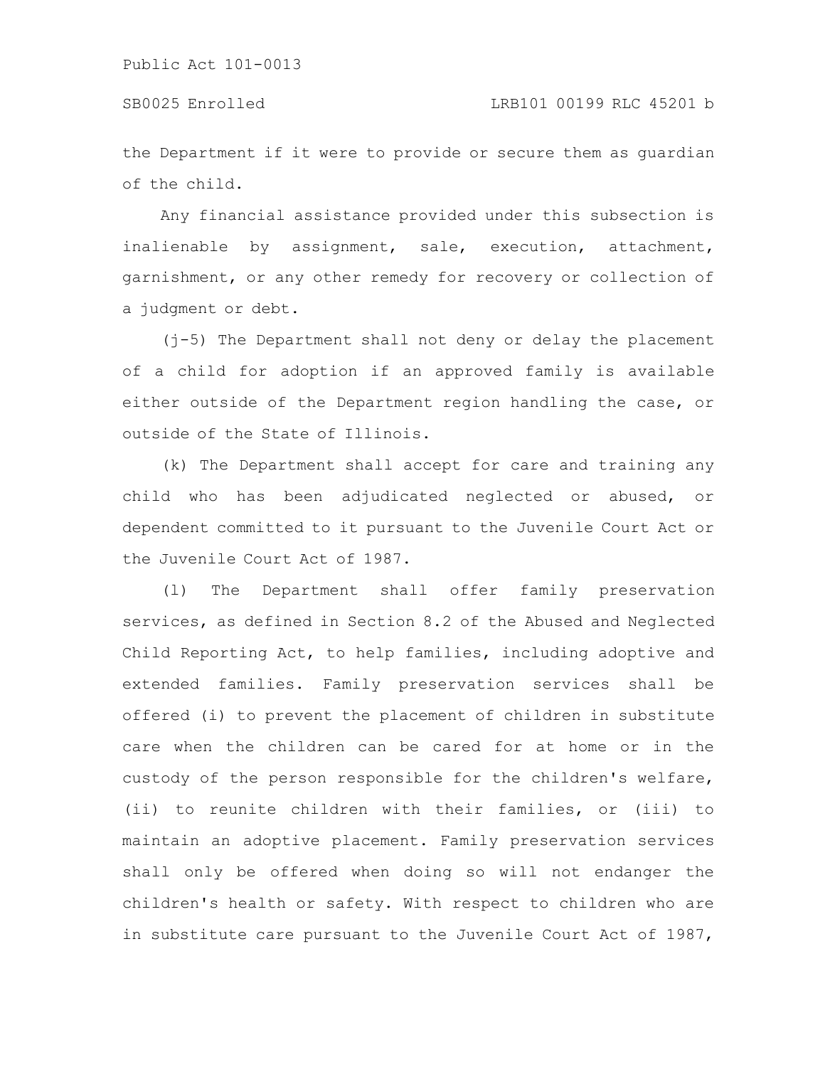the Department if it were to provide or secure them as guardian of the child.

Any financial assistance provided under this subsection is inalienable by assignment, sale, execution, attachment, garnishment, or any other remedy for recovery or collection of a judgment or debt.

(j-5) The Department shall not deny or delay the placement of a child for adoption if an approved family is available either outside of the Department region handling the case, or outside of the State of Illinois.

(k) The Department shall accept for care and training any child who has been adjudicated neglected or abused, or dependent committed to it pursuant to the Juvenile Court Act or the Juvenile Court Act of 1987.

(l) The Department shall offer family preservation services, as defined in Section 8.2 of the Abused and Neglected Child Reporting Act, to help families, including adoptive and extended families. Family preservation services shall be offered (i) to prevent the placement of children in substitute care when the children can be cared for at home or in the custody of the person responsible for the children's welfare, (ii) to reunite children with their families, or (iii) to maintain an adoptive placement. Family preservation services shall only be offered when doing so will not endanger the children's health or safety. With respect to children who are in substitute care pursuant to the Juvenile Court Act of 1987,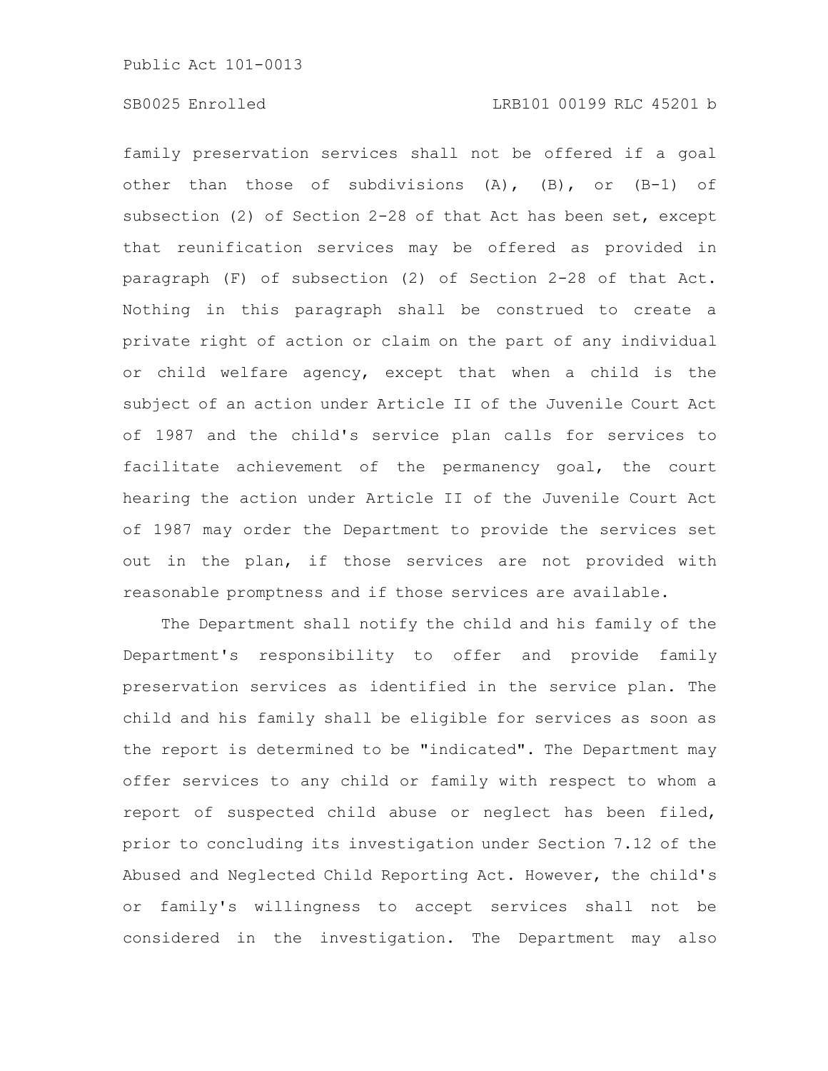family preservation services shall not be offered if a goal other than those of subdivisions (A), (B), or (B-1) of subsection (2) of Section 2-28 of that Act has been set, except that reunification services may be offered as provided in paragraph (F) of subsection (2) of Section 2-28 of that Act. Nothing in this paragraph shall be construed to create a private right of action or claim on the part of any individual or child welfare agency, except that when a child is the subject of an action under Article II of the Juvenile Court Act of 1987 and the child's service plan calls for services to facilitate achievement of the permanency goal, the court hearing the action under Article II of the Juvenile Court Act of 1987 may order the Department to provide the services set out in the plan, if those services are not provided with reasonable promptness and if those services are available.

The Department shall notify the child and his family of the Department's responsibility to offer and provide family preservation services as identified in the service plan. The child and his family shall be eligible for services as soon as the report is determined to be "indicated". The Department may offer services to any child or family with respect to whom a report of suspected child abuse or neglect has been filed, prior to concluding its investigation under Section 7.12 of the Abused and Neglected Child Reporting Act. However, the child's or family's willingness to accept services shall not be considered in the investigation. The Department may also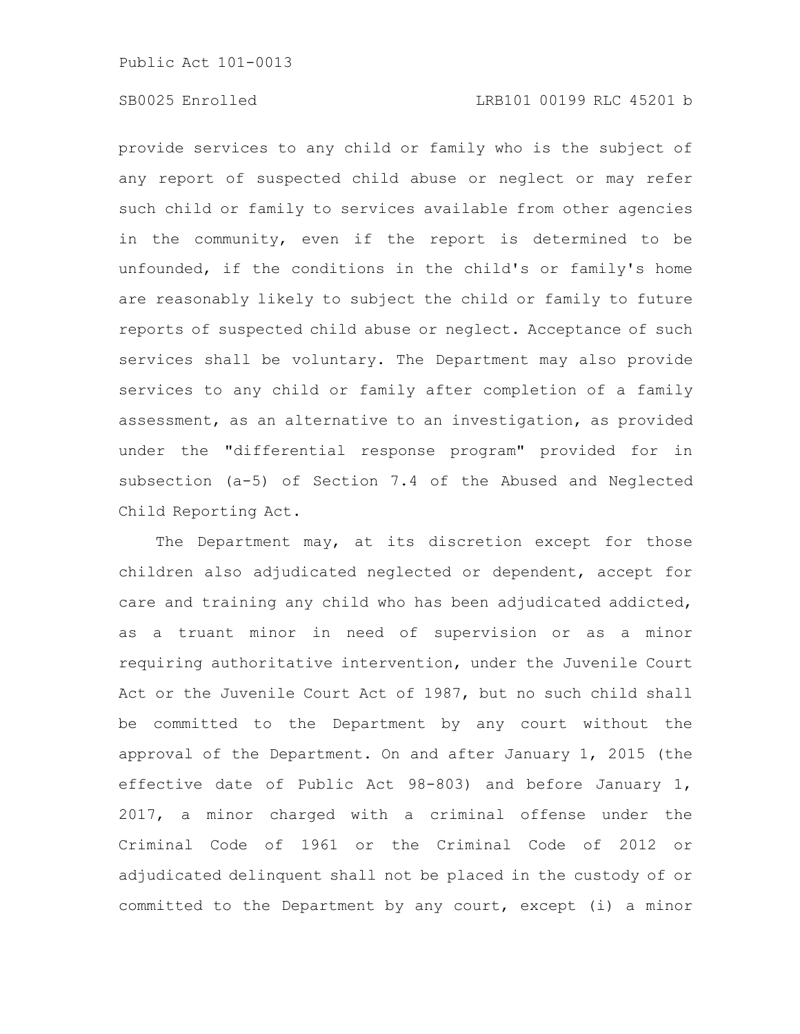provide services to any child or family who is the subject of any report of suspected child abuse or neglect or may refer such child or family to services available from other agencies in the community, even if the report is determined to be unfounded, if the conditions in the child's or family's home are reasonably likely to subject the child or family to future reports of suspected child abuse or neglect. Acceptance of such services shall be voluntary. The Department may also provide services to any child or family after completion of a family assessment, as an alternative to an investigation, as provided under the "differential response program" provided for in subsection (a-5) of Section 7.4 of the Abused and Neglected Child Reporting Act.

The Department may, at its discretion except for those children also adjudicated neglected or dependent, accept for care and training any child who has been adjudicated addicted, as a truant minor in need of supervision or as a minor requiring authoritative intervention, under the Juvenile Court Act or the Juvenile Court Act of 1987, but no such child shall be committed to the Department by any court without the approval of the Department. On and after January 1, 2015 (the effective date of Public Act 98-803) and before January 1, 2017, a minor charged with a criminal offense under the Criminal Code of 1961 or the Criminal Code of 2012 or adjudicated delinquent shall not be placed in the custody of or committed to the Department by any court, except (i) a minor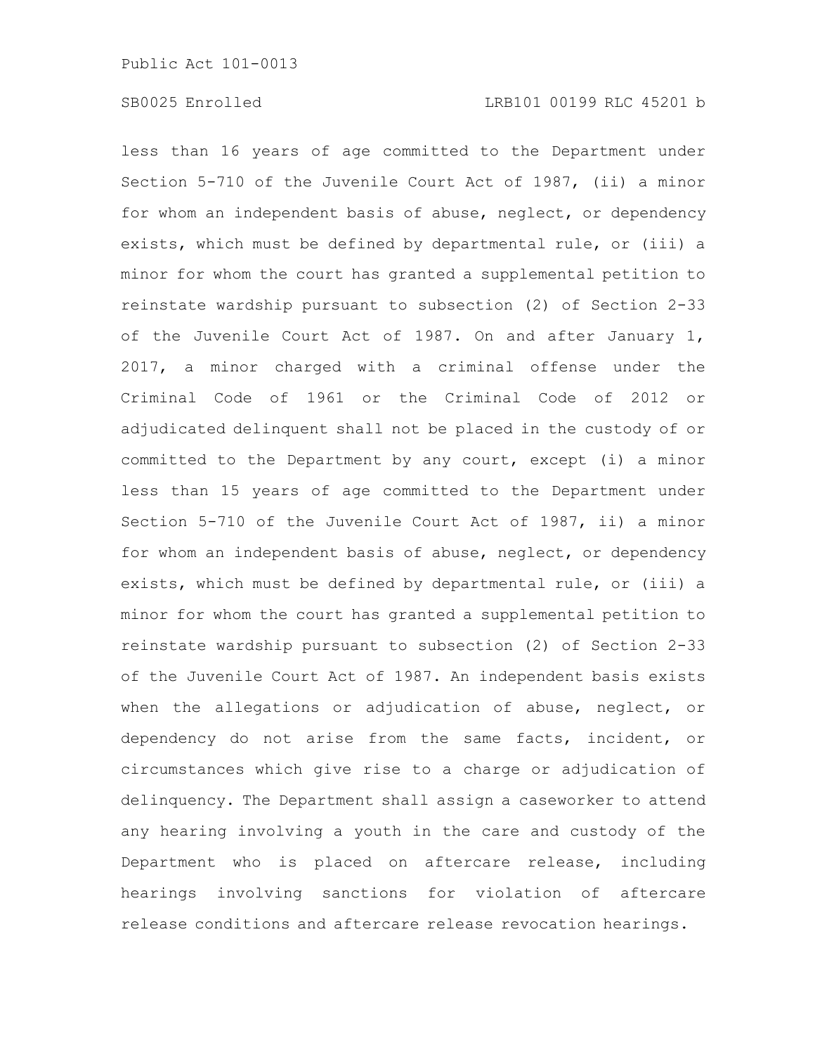less than 16 years of age committed to the Department under Section 5-710 of the Juvenile Court Act of 1987, (ii) a minor for whom an independent basis of abuse, neglect, or dependency exists, which must be defined by departmental rule, or (iii) a minor for whom the court has granted a supplemental petition to reinstate wardship pursuant to subsection (2) of Section 2-33 of the Juvenile Court Act of 1987. On and after January 1, 2017, a minor charged with a criminal offense under the Criminal Code of 1961 or the Criminal Code of 2012 or adjudicated delinquent shall not be placed in the custody of or committed to the Department by any court, except (i) a minor less than 15 years of age committed to the Department under Section 5-710 of the Juvenile Court Act of 1987, ii) a minor for whom an independent basis of abuse, neglect, or dependency exists, which must be defined by departmental rule, or (iii) a minor for whom the court has granted a supplemental petition to reinstate wardship pursuant to subsection (2) of Section 2-33 of the Juvenile Court Act of 1987. An independent basis exists when the allegations or adjudication of abuse, neglect, or dependency do not arise from the same facts, incident, or circumstances which give rise to a charge or adjudication of delinquency. The Department shall assign a caseworker to attend any hearing involving a youth in the care and custody of the Department who is placed on aftercare release, including hearings involving sanctions for violation of aftercare release conditions and aftercare release revocation hearings.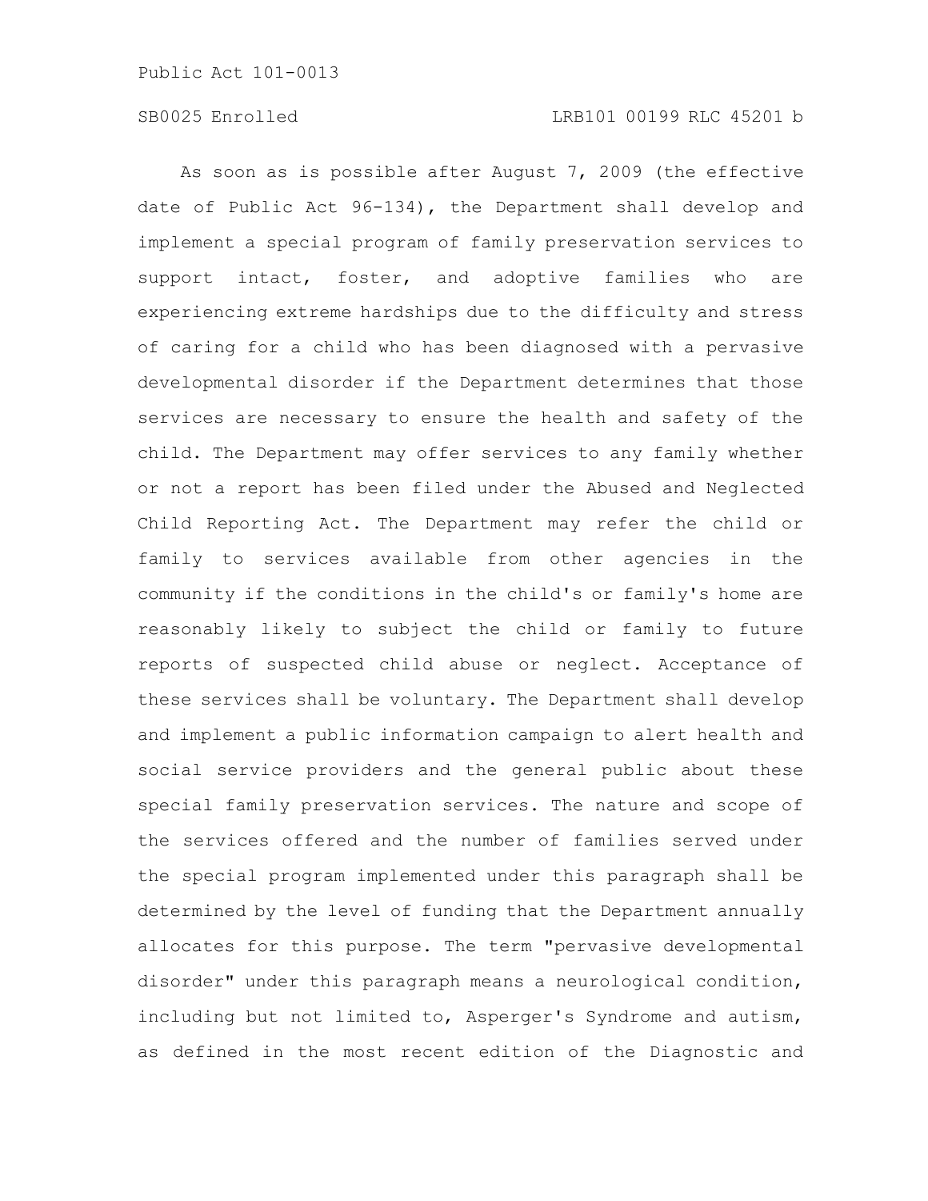As soon as is possible after August 7, 2009 (the effective date of Public Act 96-134), the Department shall develop and implement a special program of family preservation services to support intact, foster, and adoptive families who are experiencing extreme hardships due to the difficulty and stress of caring for a child who has been diagnosed with a pervasive developmental disorder if the Department determines that those services are necessary to ensure the health and safety of the child. The Department may offer services to any family whether or not a report has been filed under the Abused and Neglected Child Reporting Act. The Department may refer the child or family to services available from other agencies in the community if the conditions in the child's or family's home are reasonably likely to subject the child or family to future reports of suspected child abuse or neglect. Acceptance of these services shall be voluntary. The Department shall develop and implement a public information campaign to alert health and social service providers and the general public about these special family preservation services. The nature and scope of the services offered and the number of families served under the special program implemented under this paragraph shall be determined by the level of funding that the Department annually allocates for this purpose. The term "pervasive developmental disorder" under this paragraph means a neurological condition, including but not limited to, Asperger's Syndrome and autism, as defined in the most recent edition of the Diagnostic and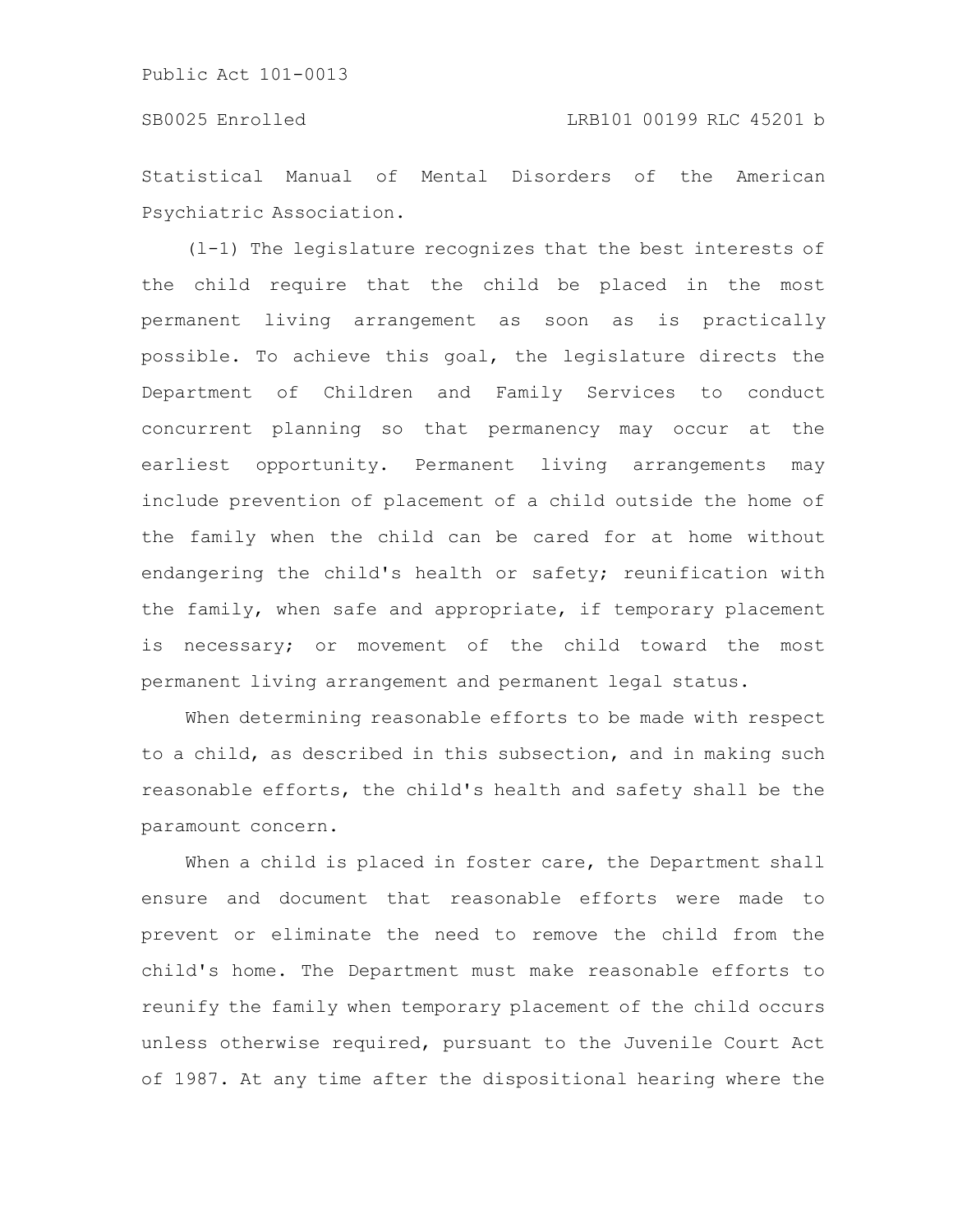Statistical Manual of Mental Disorders of the American Psychiatric Association.

(l-1) The legislature recognizes that the best interests of the child require that the child be placed in the most permanent living arrangement as soon as is practically possible. To achieve this goal, the legislature directs the Department of Children and Family Services to conduct concurrent planning so that permanency may occur at the earliest opportunity. Permanent living arrangements may include prevention of placement of a child outside the home of the family when the child can be cared for at home without endangering the child's health or safety; reunification with the family, when safe and appropriate, if temporary placement is necessary; or movement of the child toward the most permanent living arrangement and permanent legal status.

When determining reasonable efforts to be made with respect to a child, as described in this subsection, and in making such reasonable efforts, the child's health and safety shall be the paramount concern.

When a child is placed in foster care, the Department shall ensure and document that reasonable efforts were made to prevent or eliminate the need to remove the child from the child's home. The Department must make reasonable efforts to reunify the family when temporary placement of the child occurs unless otherwise required, pursuant to the Juvenile Court Act of 1987. At any time after the dispositional hearing where the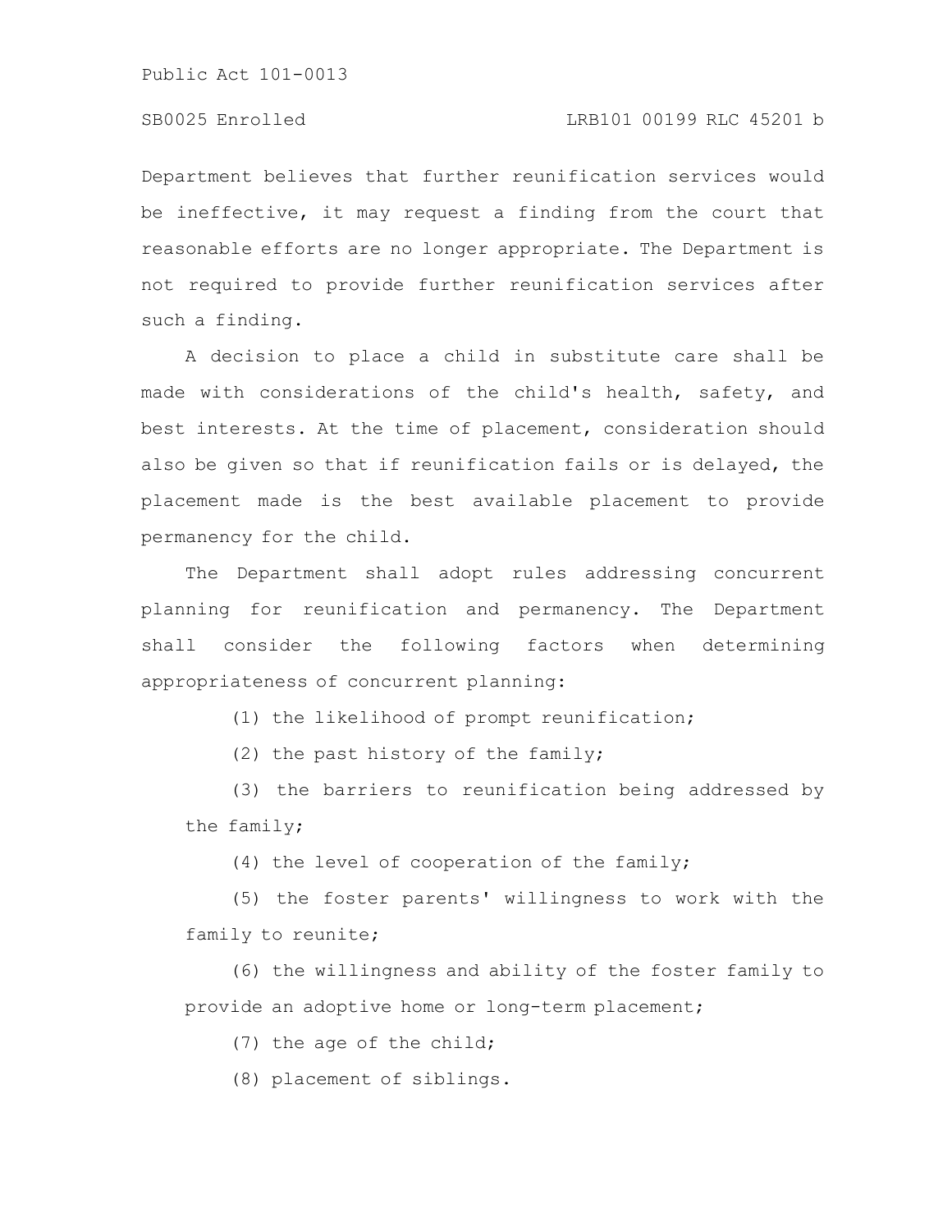Department believes that further reunification services would be ineffective, it may request a finding from the court that reasonable efforts are no longer appropriate. The Department is not required to provide further reunification services after such a finding.

A decision to place a child in substitute care shall be made with considerations of the child's health, safety, and best interests. At the time of placement, consideration should also be given so that if reunification fails or is delayed, the placement made is the best available placement to provide permanency for the child.

The Department shall adopt rules addressing concurrent planning for reunification and permanency. The Department shall consider the following factors when determining appropriateness of concurrent planning:

(1) the likelihood of prompt reunification;

(2) the past history of the family;

(3) the barriers to reunification being addressed by the family;

(4) the level of cooperation of the family;

(5) the foster parents' willingness to work with the family to reunite;

(6) the willingness and ability of the foster family to provide an adoptive home or long-term placement;

(7) the age of the child;

(8) placement of siblings.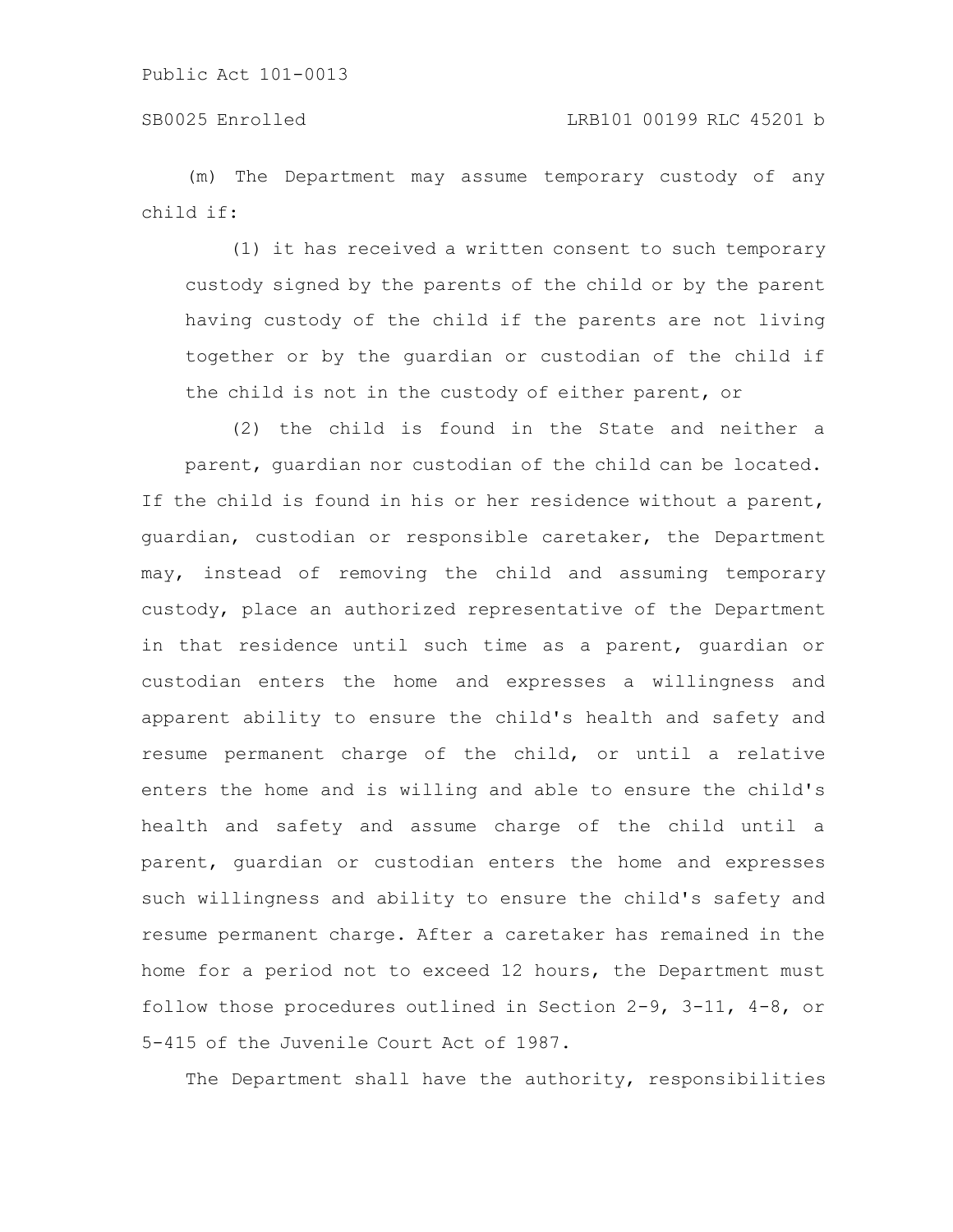(m) The Department may assume temporary custody of any child if:

(1) it has received a written consent to such temporary custody signed by the parents of the child or by the parent having custody of the child if the parents are not living together or by the guardian or custodian of the child if the child is not in the custody of either parent, or

(2) the child is found in the State and neither a parent, guardian nor custodian of the child can be located.

If the child is found in his or her residence without a parent, guardian, custodian or responsible caretaker, the Department may, instead of removing the child and assuming temporary custody, place an authorized representative of the Department in that residence until such time as a parent, guardian or custodian enters the home and expresses a willingness and apparent ability to ensure the child's health and safety and resume permanent charge of the child, or until a relative enters the home and is willing and able to ensure the child's health and safety and assume charge of the child until a parent, guardian or custodian enters the home and expresses such willingness and ability to ensure the child's safety and resume permanent charge. After a caretaker has remained in the home for a period not to exceed 12 hours, the Department must follow those procedures outlined in Section 2-9, 3-11, 4-8, or 5-415 of the Juvenile Court Act of 1987.

The Department shall have the authority, responsibilities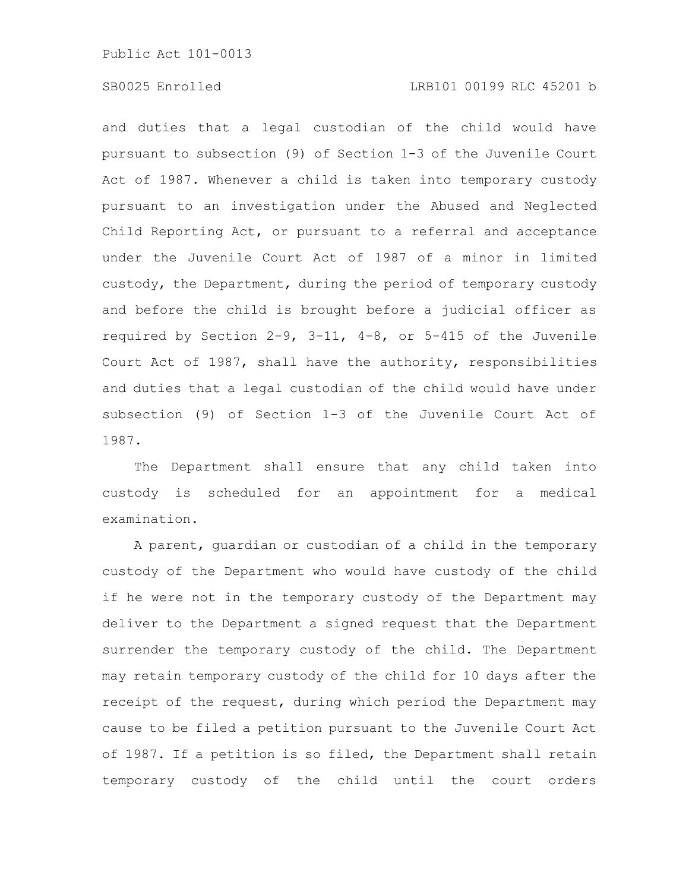and duties that a legal custodian of the child would have pursuant to subsection (9) of Section 1-3 of the Juvenile Court Act of 1987. Whenever a child is taken into temporary custody pursuant to an investigation under the Abused and Neglected Child Reporting Act, or pursuant to a referral and acceptance under the Juvenile Court Act of 1987 of a minor in limited custody, the Department, during the period of temporary custody and before the child is brought before a judicial officer as required by Section 2-9, 3-11, 4-8, or 5-415 of the Juvenile Court Act of 1987, shall have the authority, responsibilities and duties that a legal custodian of the child would have under subsection (9) of Section 1-3 of the Juvenile Court Act of 1987.

The Department shall ensure that any child taken into custody is scheduled for an appointment for a medical examination.

A parent, guardian or custodian of a child in the temporary custody of the Department who would have custody of the child if he were not in the temporary custody of the Department may deliver to the Department a signed request that the Department surrender the temporary custody of the child. The Department may retain temporary custody of the child for 10 days after the receipt of the request, during which period the Department may cause to be filed a petition pursuant to the Juvenile Court Act of 1987. If a petition is so filed, the Department shall retain temporary custody of the child until the court orders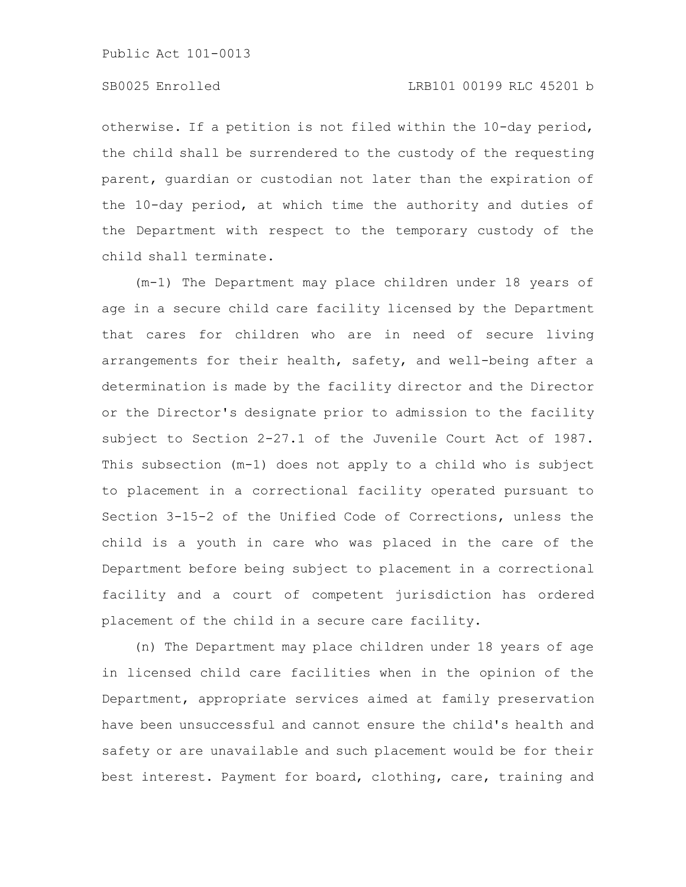otherwise. If a petition is not filed within the 10-day period, the child shall be surrendered to the custody of the requesting parent, guardian or custodian not later than the expiration of the 10-day period, at which time the authority and duties of the Department with respect to the temporary custody of the child shall terminate.

(m-1) The Department may place children under 18 years of age in a secure child care facility licensed by the Department that cares for children who are in need of secure living arrangements for their health, safety, and well-being after a determination is made by the facility director and the Director or the Director's designate prior to admission to the facility subject to Section 2-27.1 of the Juvenile Court Act of 1987. This subsection (m-1) does not apply to a child who is subject to placement in a correctional facility operated pursuant to Section 3-15-2 of the Unified Code of Corrections, unless the child is a youth in care who was placed in the care of the Department before being subject to placement in a correctional facility and a court of competent jurisdiction has ordered placement of the child in a secure care facility.

(n) The Department may place children under 18 years of age in licensed child care facilities when in the opinion of the Department, appropriate services aimed at family preservation have been unsuccessful and cannot ensure the child's health and safety or are unavailable and such placement would be for their best interest. Payment for board, clothing, care, training and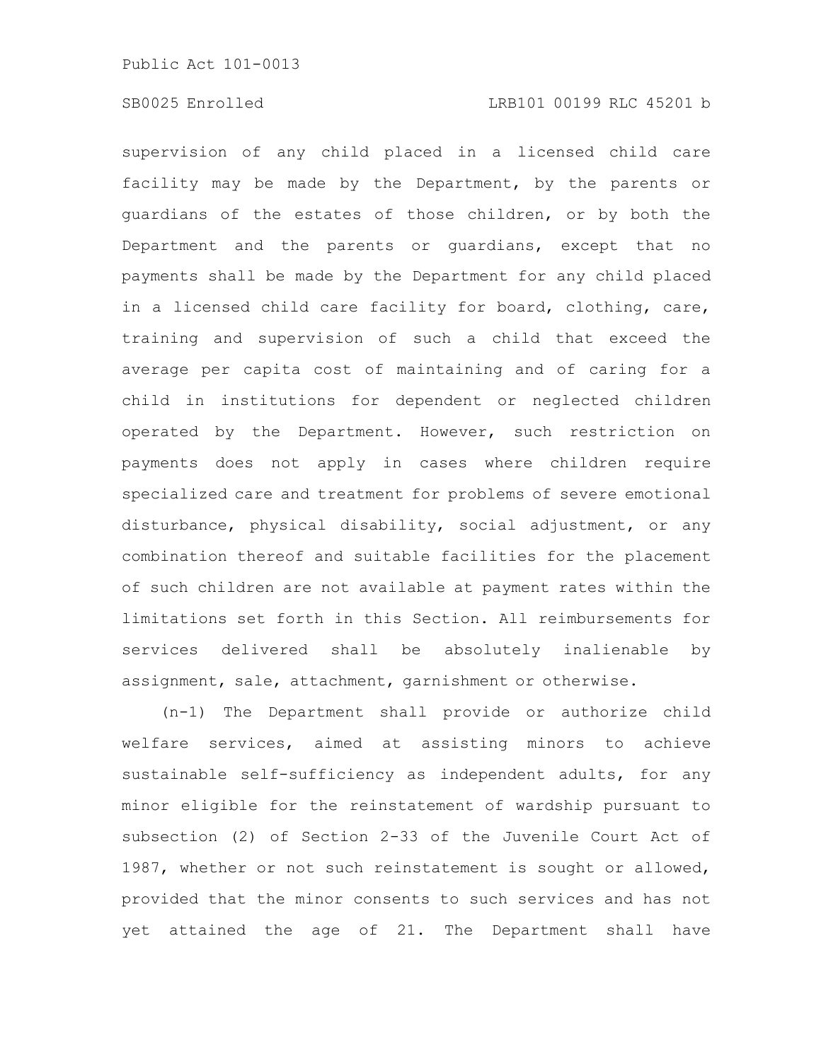supervision of any child placed in a licensed child care facility may be made by the Department, by the parents or guardians of the estates of those children, or by both the Department and the parents or guardians, except that no payments shall be made by the Department for any child placed in a licensed child care facility for board, clothing, care, training and supervision of such a child that exceed the average per capita cost of maintaining and of caring for a child in institutions for dependent or neglected children operated by the Department. However, such restriction on payments does not apply in cases where children require specialized care and treatment for problems of severe emotional disturbance, physical disability, social adjustment, or any combination thereof and suitable facilities for the placement of such children are not available at payment rates within the limitations set forth in this Section. All reimbursements for services delivered shall be absolutely inalienable by assignment, sale, attachment, garnishment or otherwise.

(n-1) The Department shall provide or authorize child welfare services, aimed at assisting minors to achieve sustainable self-sufficiency as independent adults, for any minor eligible for the reinstatement of wardship pursuant to subsection (2) of Section 2-33 of the Juvenile Court Act of 1987, whether or not such reinstatement is sought or allowed, provided that the minor consents to such services and has not yet attained the age of 21. The Department shall have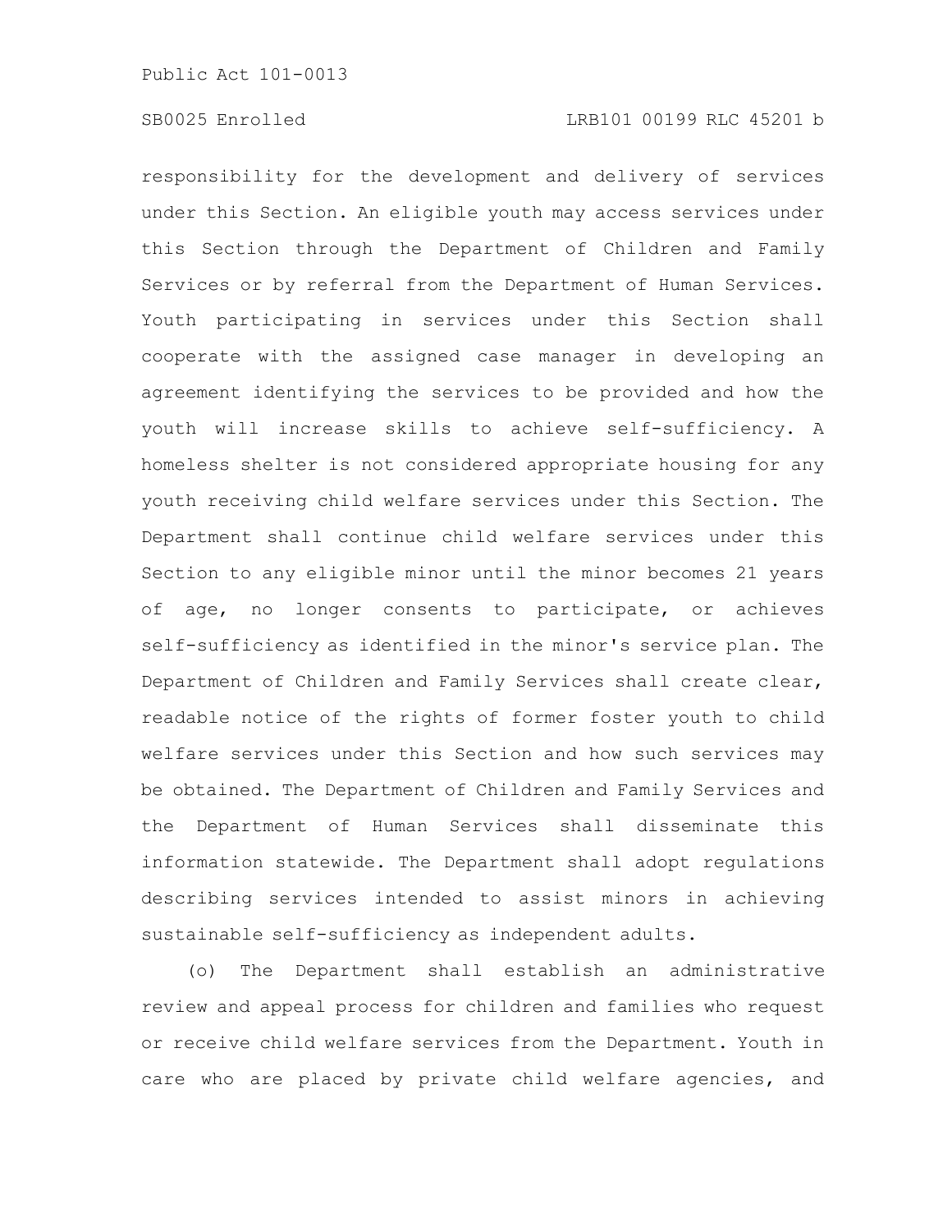responsibility for the development and delivery of services under this Section. An eligible youth may access services under this Section through the Department of Children and Family Services or by referral from the Department of Human Services. Youth participating in services under this Section shall cooperate with the assigned case manager in developing an agreement identifying the services to be provided and how the youth will increase skills to achieve self-sufficiency. A homeless shelter is not considered appropriate housing for any youth receiving child welfare services under this Section. The Department shall continue child welfare services under this Section to any eligible minor until the minor becomes 21 years of age, no longer consents to participate, or achieves self-sufficiency as identified in the minor's service plan. The Department of Children and Family Services shall create clear, readable notice of the rights of former foster youth to child welfare services under this Section and how such services may be obtained. The Department of Children and Family Services and the Department of Human Services shall disseminate this information statewide. The Department shall adopt regulations describing services intended to assist minors in achieving sustainable self-sufficiency as independent adults.

(o) The Department shall establish an administrative review and appeal process for children and families who request or receive child welfare services from the Department. Youth in care who are placed by private child welfare agencies, and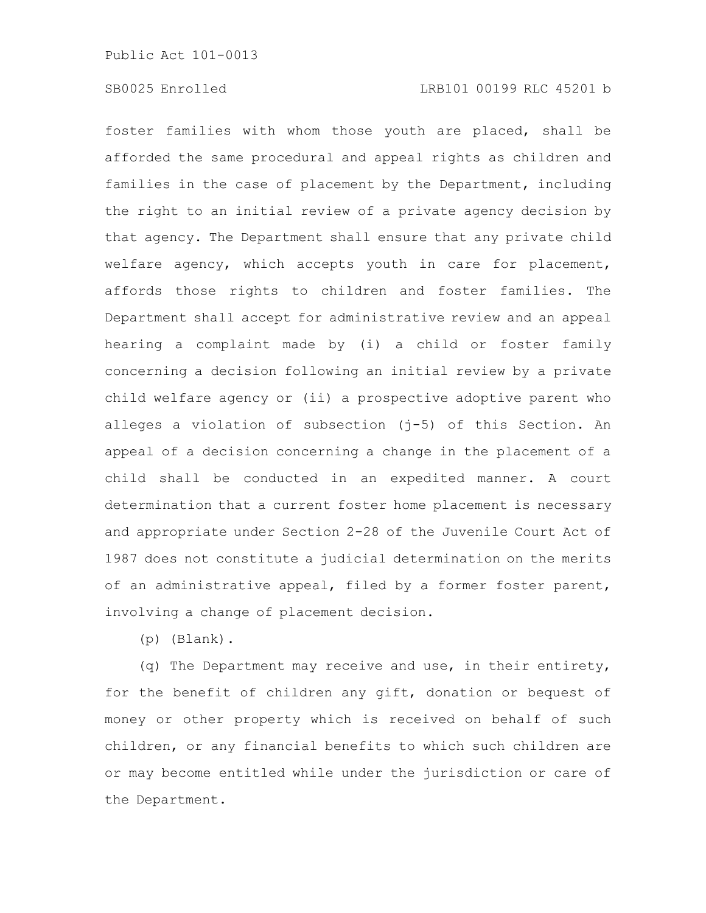foster families with whom those youth are placed, shall be afforded the same procedural and appeal rights as children and families in the case of placement by the Department, including the right to an initial review of a private agency decision by that agency. The Department shall ensure that any private child welfare agency, which accepts youth in care for placement, affords those rights to children and foster families. The Department shall accept for administrative review and an appeal hearing a complaint made by (i) a child or foster family concerning a decision following an initial review by a private child welfare agency or (ii) a prospective adoptive parent who alleges a violation of subsection (j-5) of this Section. An appeal of a decision concerning a change in the placement of a child shall be conducted in an expedited manner. A court determination that a current foster home placement is necessary and appropriate under Section 2-28 of the Juvenile Court Act of 1987 does not constitute a judicial determination on the merits of an administrative appeal, filed by a former foster parent, involving a change of placement decision.

(p) (Blank).

(q) The Department may receive and use, in their entirety, for the benefit of children any gift, donation or bequest of money or other property which is received on behalf of such children, or any financial benefits to which such children are or may become entitled while under the jurisdiction or care of the Department.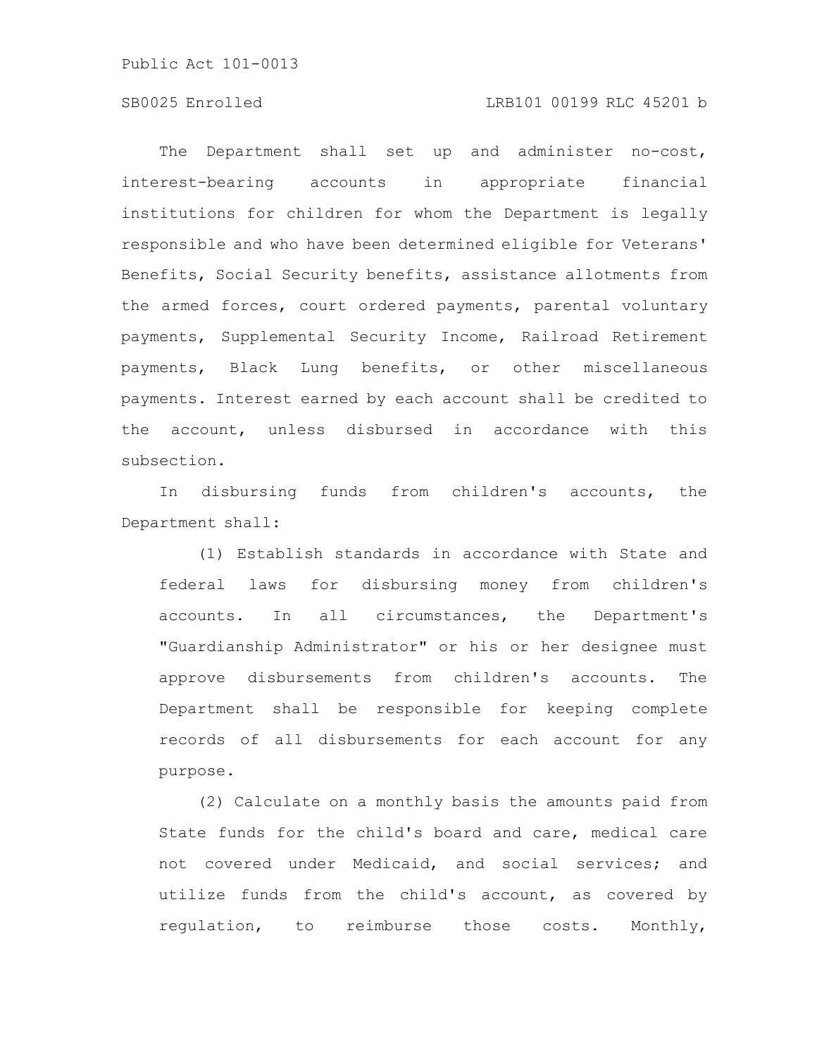The Department shall set up and administer no-cost, interest-bearing accounts in appropriate financial institutions for children for whom the Department is legally responsible and who have been determined eligible for Veterans' Benefits, Social Security benefits, assistance allotments from the armed forces, court ordered payments, parental voluntary payments, Supplemental Security Income, Railroad Retirement payments, Black Lung benefits, or other miscellaneous payments. Interest earned by each account shall be credited to the account, unless disbursed in accordance with this subsection.

In disbursing funds from children's accounts, the Department shall:

(1) Establish standards in accordance with State and federal laws for disbursing money from children's accounts. In all circumstances, the Department's "Guardianship Administrator" or his or her designee must approve disbursements from children's accounts. The Department shall be responsible for keeping complete records of all disbursements for each account for any purpose.

(2) Calculate on a monthly basis the amounts paid from State funds for the child's board and care, medical care not covered under Medicaid, and social services; and utilize funds from the child's account, as covered by regulation, to reimburse those costs. Monthly,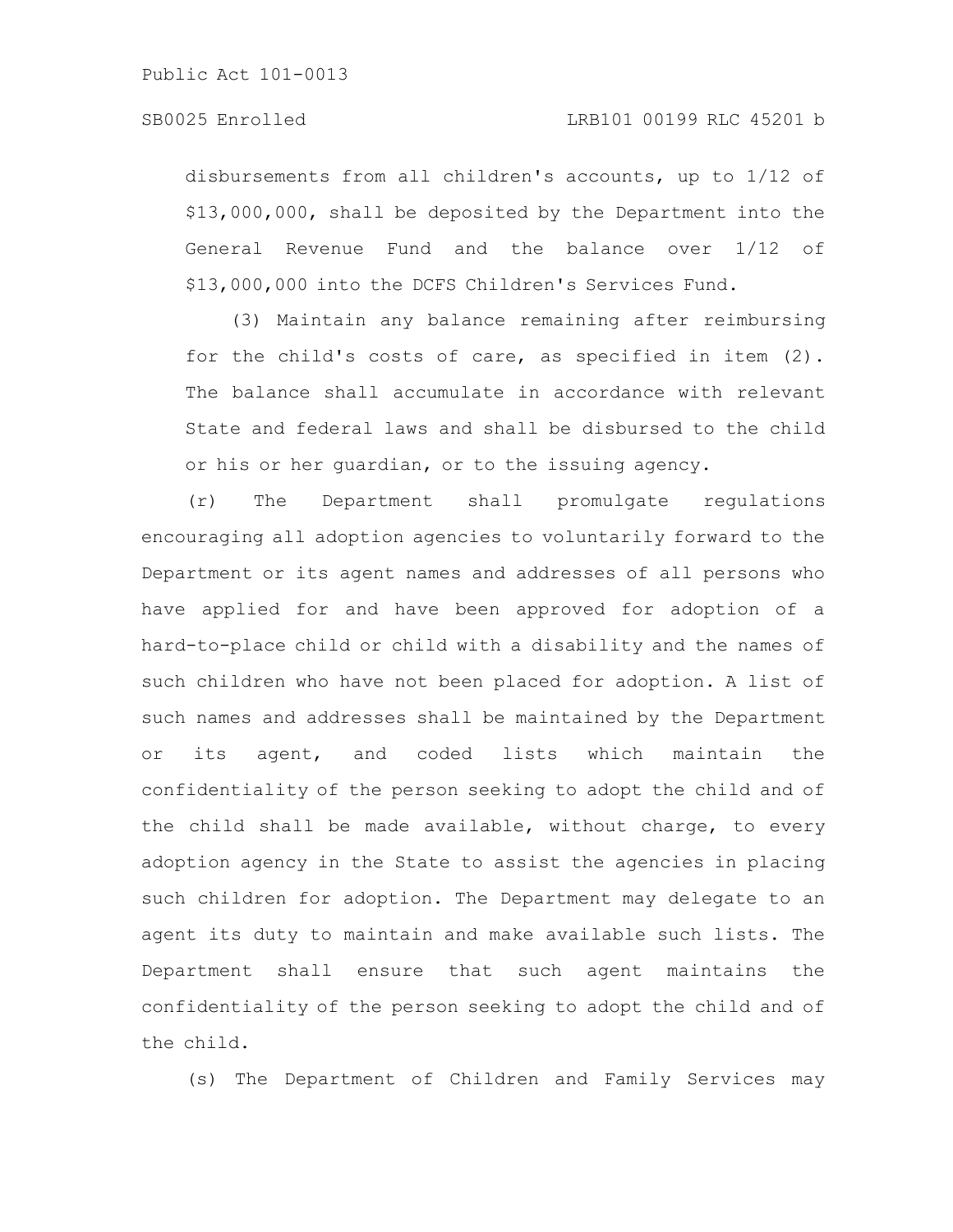disbursements from all children's accounts, up to 1/12 of $13,000,000, shall be deposited by the Department into the General Revenue Fund and the balance over 1/12 of $13,000,000 into the DCFS Children's Services Fund.

(3) Maintain any balance remaining after reimbursing for the child's costs of care, as specified in item (2). The balance shall accumulate in accordance with relevant State and federal laws and shall be disbursed to the child or his or her guardian, or to the issuing agency.

(r) The Department shall promulgate regulations encouraging all adoption agencies to voluntarily forward to the Department or its agent names and addresses of all persons who have applied for and have been approved for adoption of a hard-to-place child or child with a disability and the names of such children who have not been placed for adoption. A list of such names and addresses shall be maintained by the Department or its agent, and coded lists which maintain the confidentiality of the person seeking to adopt the child and of the child shall be made available, without charge, to every adoption agency in the State to assist the agencies in placing such children for adoption. The Department may delegate to an agent its duty to maintain and make available such lists. The Department shall ensure that such agent maintains the confidentiality of the person seeking to adopt the child and of the child.

(s) The Department of Children and Family Services may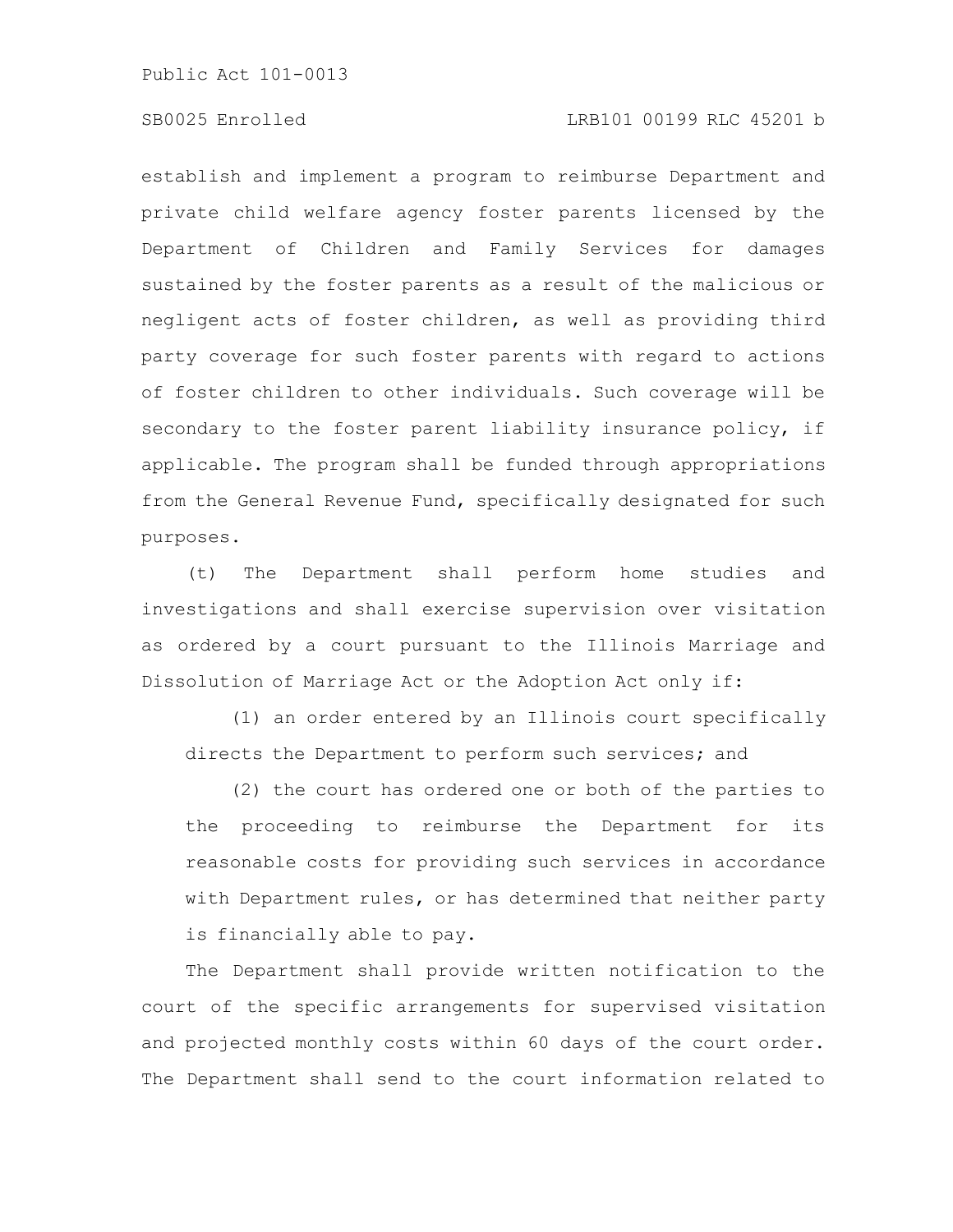establish and implement a program to reimburse Department and private child welfare agency foster parents licensed by the Department of Children and Family Services for damages sustained by the foster parents as a result of the malicious or negligent acts of foster children, as well as providing third party coverage for such foster parents with regard to actions of foster children to other individuals. Such coverage will be secondary to the foster parent liability insurance policy, if applicable. The program shall be funded through appropriations from the General Revenue Fund, specifically designated for such purposes.

(t) The Department shall perform home studies and investigations and shall exercise supervision over visitation as ordered by a court pursuant to the Illinois Marriage and Dissolution of Marriage Act or the Adoption Act only if:

(1) an order entered by an Illinois court specifically directs the Department to perform such services; and

(2) the court has ordered one or both of the parties to the proceeding to reimburse the Department for its reasonable costs for providing such services in accordance with Department rules, or has determined that neither party is financially able to pay.

The Department shall provide written notification to the court of the specific arrangements for supervised visitation and projected monthly costs within 60 days of the court order. The Department shall send to the court information related to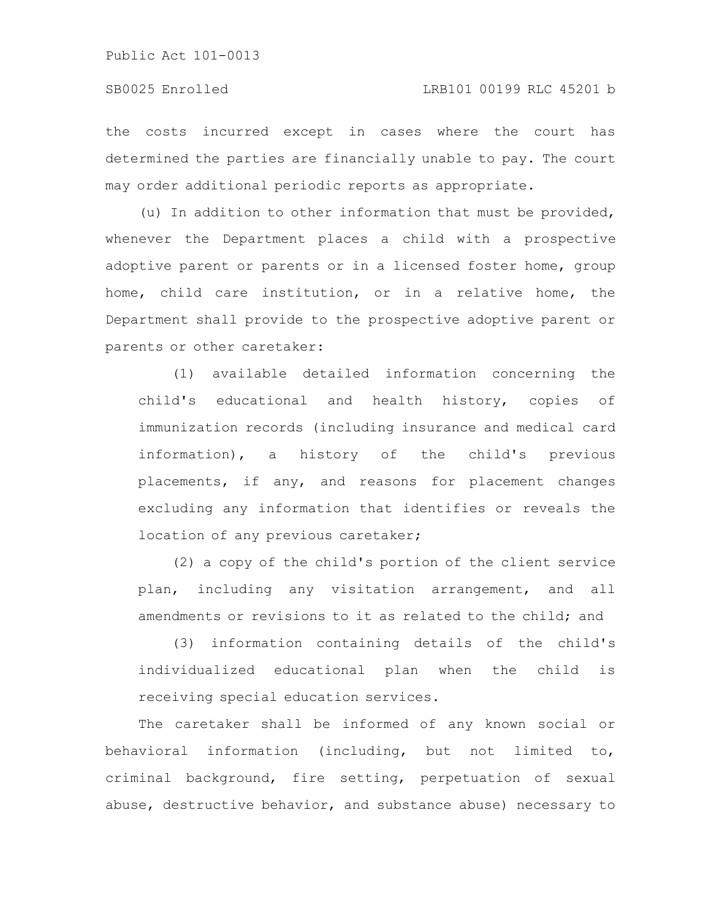the costs incurred except in cases where the court has determined the parties are financially unable to pay. The court may order additional periodic reports as appropriate.

(u) In addition to other information that must be provided, whenever the Department places a child with a prospective adoptive parent or parents or in a licensed foster home, group home, child care institution, or in a relative home, the Department shall provide to the prospective adoptive parent or parents or other caretaker:

(1) available detailed information concerning the child's educational and health history, copies of immunization records (including insurance and medical card information), a history of the child's previous placements, if any, and reasons for placement changes excluding any information that identifies or reveals the location of any previous caretaker;

(2) a copy of the child's portion of the client service plan, including any visitation arrangement, and all amendments or revisions to it as related to the child; and

(3) information containing details of the child's individualized educational plan when the child is receiving special education services.

The caretaker shall be informed of any known social or behavioral information (including, but not limited to, criminal background, fire setting, perpetuation of sexual abuse, destructive behavior, and substance abuse) necessary to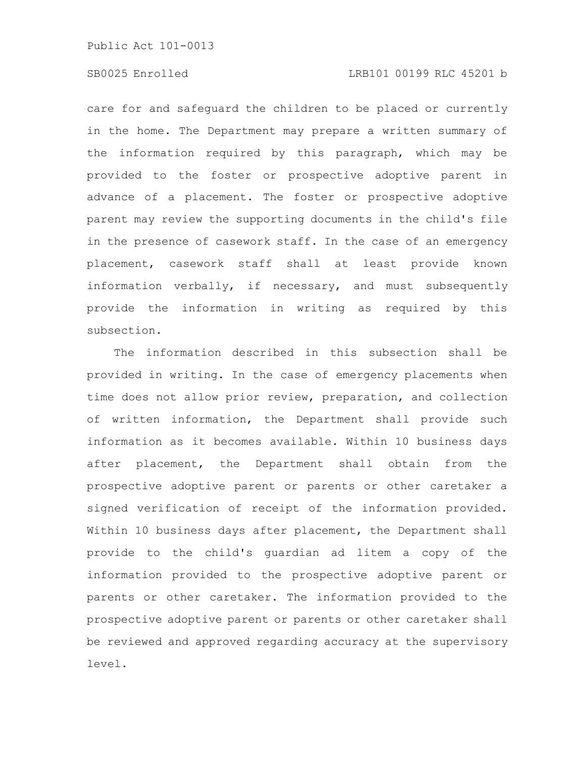care for and safeguard the children to be placed or currently in the home. The Department may prepare a written summary of the information required by this paragraph, which may be provided to the foster or prospective adoptive parent in advance of a placement. The foster or prospective adoptive parent may review the supporting documents in the child's file in the presence of casework staff. In the case of an emergency placement, casework staff shall at least provide known information verbally, if necessary, and must subsequently provide the information in writing as required by this subsection.

The information described in this subsection shall be provided in writing. In the case of emergency placements when time does not allow prior review, preparation, and collection of written information, the Department shall provide such information as it becomes available. Within 10 business days after placement, the Department shall obtain from the prospective adoptive parent or parents or other caretaker a signed verification of receipt of the information provided. Within 10 business days after placement, the Department shall provide to the child's guardian ad litem a copy of the information provided to the prospective adoptive parent or parents or other caretaker. The information provided to the prospective adoptive parent or parents or other caretaker shall be reviewed and approved regarding accuracy at the supervisory level.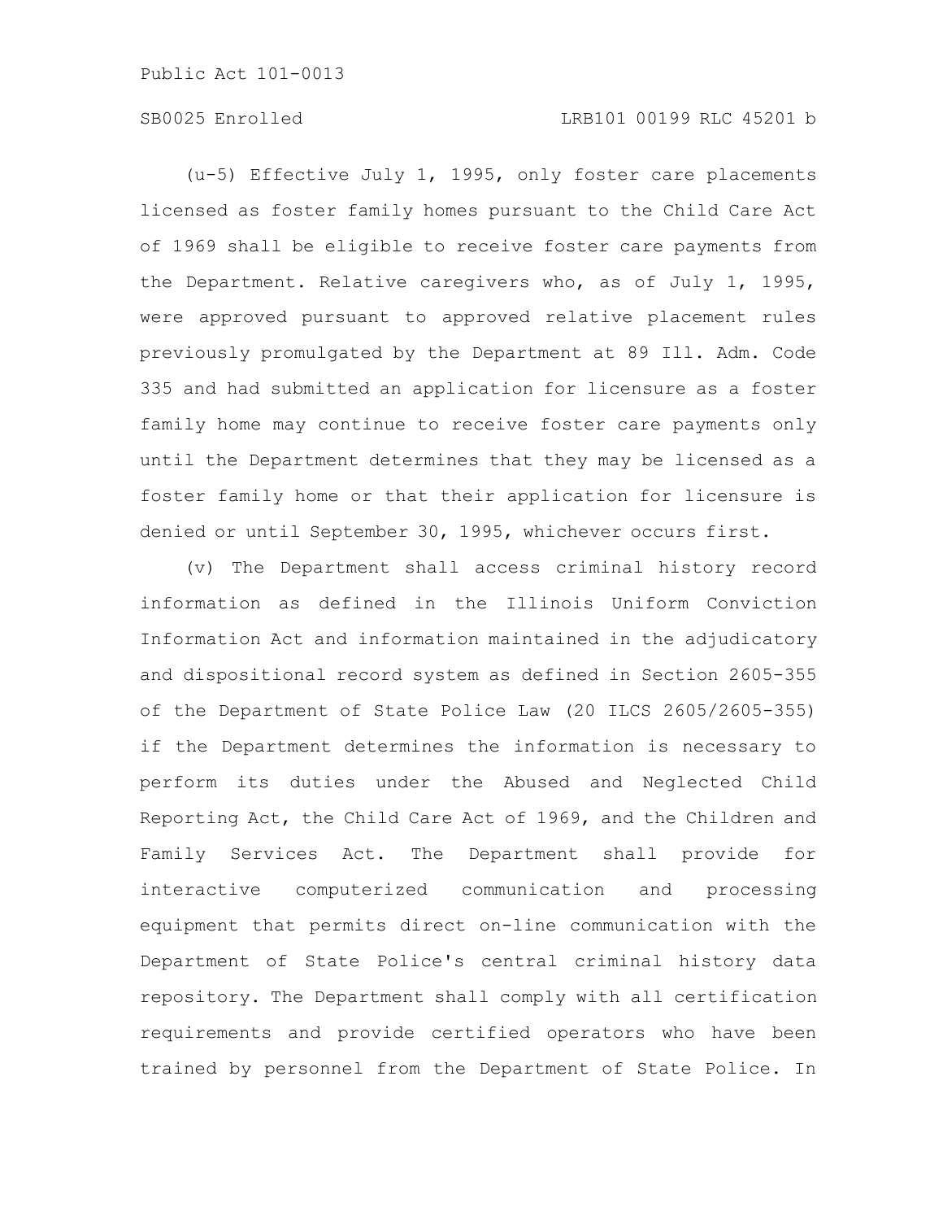(u-5) Effective July 1, 1995, only foster care placements licensed as foster family homes pursuant to the Child Care Act of 1969 shall be eligible to receive foster care payments from the Department. Relative caregivers who, as of July 1, 1995, were approved pursuant to approved relative placement rules previously promulgated by the Department at 89 Ill. Adm. Code 335 and had submitted an application for licensure as a foster family home may continue to receive foster care payments only until the Department determines that they may be licensed as a foster family home or that their application for licensure is denied or until September 30, 1995, whichever occurs first.

(v) The Department shall access criminal history record information as defined in the Illinois Uniform Conviction Information Act and information maintained in the adjudicatory and dispositional record system as defined in Section 2605-355 of the Department of State Police Law (20 ILCS 2605/2605-355) if the Department determines the information is necessary to perform its duties under the Abused and Neglected Child Reporting Act, the Child Care Act of 1969, and the Children and Family Services Act. The Department shall provide for interactive computerized communication and processing equipment that permits direct on-line communication with the Department of State Police's central criminal history data repository. The Department shall comply with all certification requirements and provide certified operators who have been trained by personnel from the Department of State Police. In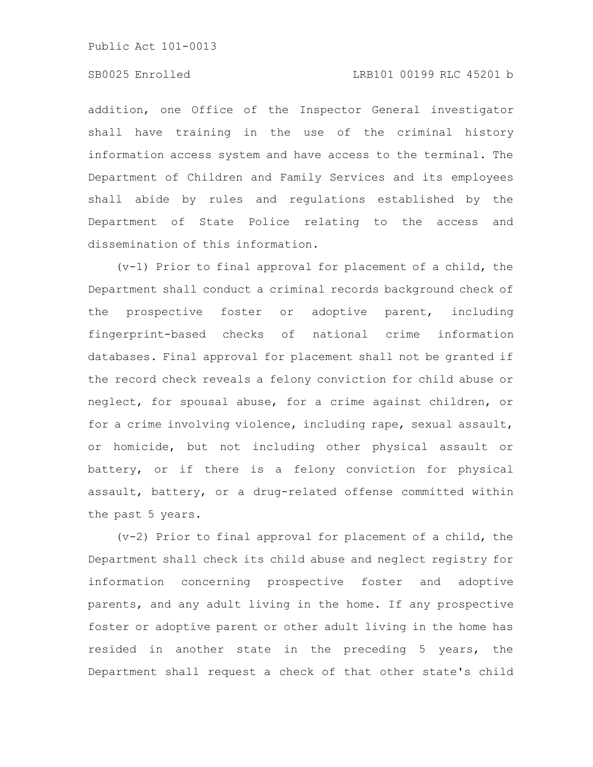addition, one Office of the Inspector General investigator shall have training in the use of the criminal history information access system and have access to the terminal. The Department of Children and Family Services and its employees shall abide by rules and regulations established by the Department of State Police relating to the access and dissemination of this information.

(v-1) Prior to final approval for placement of a child, the Department shall conduct a criminal records background check of the prospective foster or adoptive parent, including fingerprint-based checks of national crime information databases. Final approval for placement shall not be granted if the record check reveals a felony conviction for child abuse or neglect, for spousal abuse, for a crime against children, or for a crime involving violence, including rape, sexual assault, or homicide, but not including other physical assault or battery, or if there is a felony conviction for physical assault, battery, or a drug-related offense committed within the past 5 years.

(v-2) Prior to final approval for placement of a child, the Department shall check its child abuse and neglect registry for information concerning prospective foster and adoptive parents, and any adult living in the home. If any prospective foster or adoptive parent or other adult living in the home has resided in another state in the preceding 5 years, the Department shall request a check of that other state's child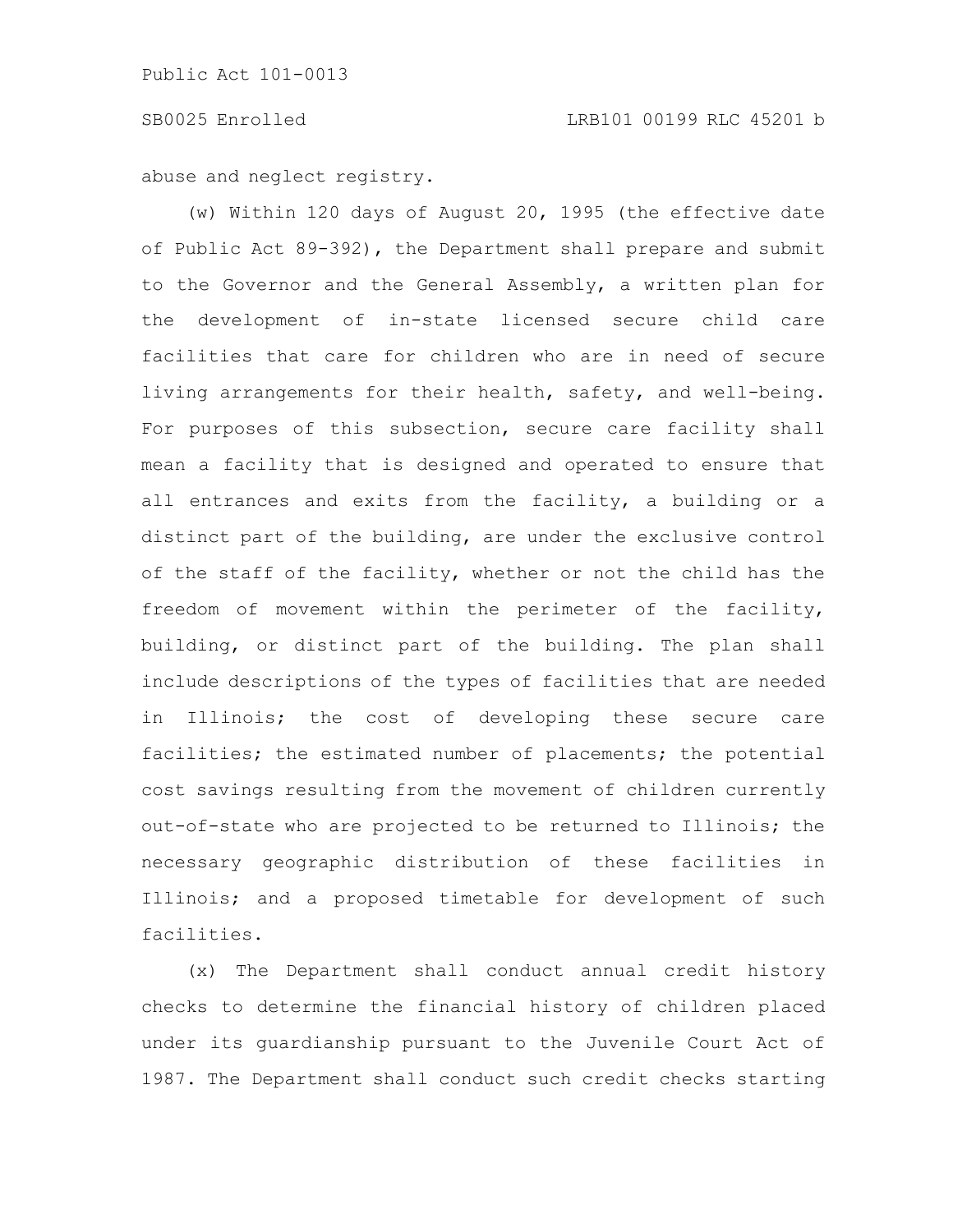abuse and neglect registry.

(w) Within 120 days of August 20, 1995 (the effective date of Public Act 89-392), the Department shall prepare and submit to the Governor and the General Assembly, a written plan for the development of in-state licensed secure child care facilities that care for children who are in need of secure living arrangements for their health, safety, and well-being. For purposes of this subsection, secure care facility shall mean a facility that is designed and operated to ensure that all entrances and exits from the facility, a building or a distinct part of the building, are under the exclusive control of the staff of the facility, whether or not the child has the freedom of movement within the perimeter of the facility, building, or distinct part of the building. The plan shall include descriptions of the types of facilities that are needed in Illinois; the cost of developing these secure care facilities; the estimated number of placements; the potential cost savings resulting from the movement of children currently out-of-state who are projected to be returned to Illinois; the necessary geographic distribution of these facilities in Illinois; and a proposed timetable for development of such facilities.

(x) The Department shall conduct annual credit history checks to determine the financial history of children placed under its guardianship pursuant to the Juvenile Court Act of 1987. The Department shall conduct such credit checks starting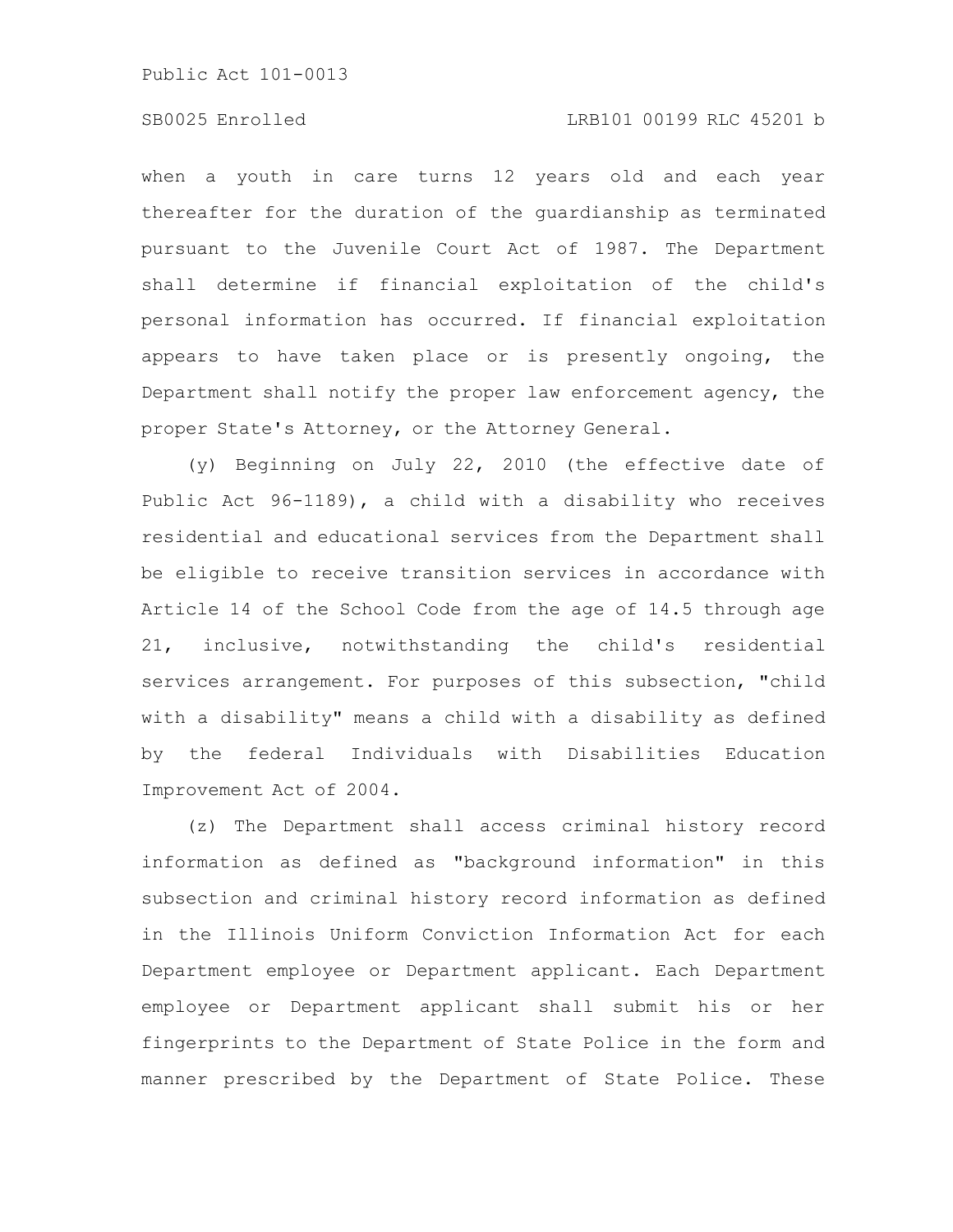when a youth in care turns 12 years old and each year thereafter for the duration of the guardianship as terminated pursuant to the Juvenile Court Act of 1987. The Department shall determine if financial exploitation of the child's personal information has occurred. If financial exploitation appears to have taken place or is presently ongoing, the Department shall notify the proper law enforcement agency, the proper State's Attorney, or the Attorney General.

(y) Beginning on July 22, 2010 (the effective date of Public Act 96-1189), a child with a disability who receives residential and educational services from the Department shall be eligible to receive transition services in accordance with Article 14 of the School Code from the age of 14.5 through age 21, inclusive, notwithstanding the child's residential services arrangement. For purposes of this subsection, "child with a disability" means a child with a disability as defined by the federal Individuals with Disabilities Education Improvement Act of 2004.

(z) The Department shall access criminal history record information as defined as "background information" in this subsection and criminal history record information as defined in the Illinois Uniform Conviction Information Act for each Department employee or Department applicant. Each Department employee or Department applicant shall submit his or her fingerprints to the Department of State Police in the form and manner prescribed by the Department of State Police. These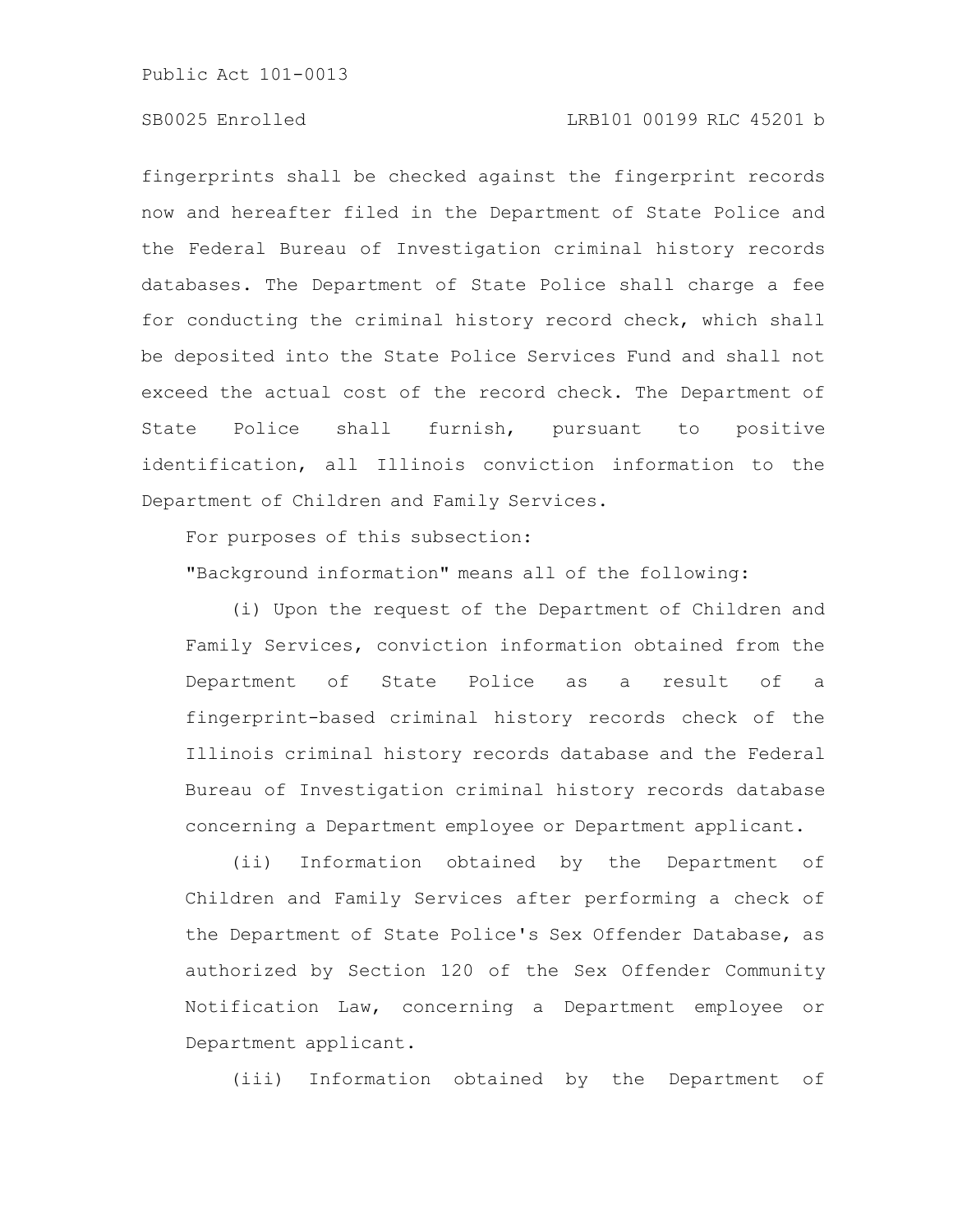fingerprints shall be checked against the fingerprint records now and hereafter filed in the Department of State Police and the Federal Bureau of Investigation criminal history records databases. The Department of State Police shall charge a fee for conducting the criminal history record check, which shall be deposited into the State Police Services Fund and shall not exceed the actual cost of the record check. The Department of State Police shall furnish, pursuant to positive identification, all Illinois conviction information to the Department of Children and Family Services.

For purposes of this subsection:

"Background information" means all of the following:

(i) Upon the request of the Department of Children and Family Services, conviction information obtained from the Department of State Police as a result of a fingerprint-based criminal history records check of the Illinois criminal history records database and the Federal Bureau of Investigation criminal history records database concerning a Department employee or Department applicant.

(ii) Information obtained by the Department of Children and Family Services after performing a check of the Department of State Police's Sex Offender Database, as authorized by Section 120 of the Sex Offender Community Notification Law, concerning a Department employee or Department applicant.

(iii) Information obtained by the Department of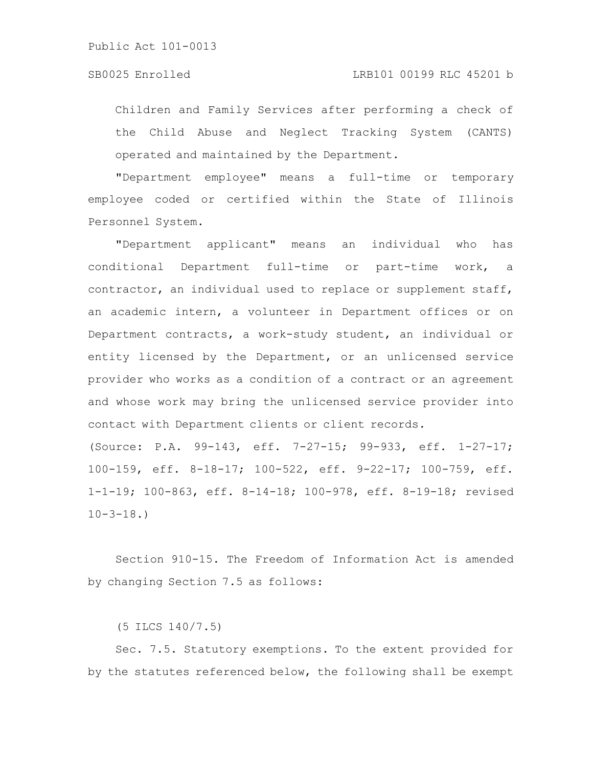Children and Family Services after performing a check of the Child Abuse and Neglect Tracking System (CANTS) operated and maintained by the Department.

"Department employee" means a full-time or temporary employee coded or certified within the State of Illinois Personnel System.

"Department applicant" means an individual who has conditional Department full-time or part-time work, a contractor, an individual used to replace or supplement staff, an academic intern, a volunteer in Department offices or on Department contracts, a work-study student, an individual or entity licensed by the Department, or an unlicensed service provider who works as a condition of a contract or an agreement and whose work may bring the unlicensed service provider into contact with Department clients or client records.

(Source: P.A. 99-143, eff. 7-27-15; 99-933, eff. 1-27-17; 100-159, eff. 8-18-17; 100-522, eff. 9-22-17; 100-759, eff. 1-1-19; 100-863, eff. 8-14-18; 100-978, eff. 8-19-18; revised 10-3-18.)

Section 910-15. The Freedom of Information Act is amended by changing Section 7.5 as follows:

(5 ILCS 140/7.5)

Sec. 7.5. Statutory exemptions. To the extent provided for by the statutes referenced below, the following shall be exempt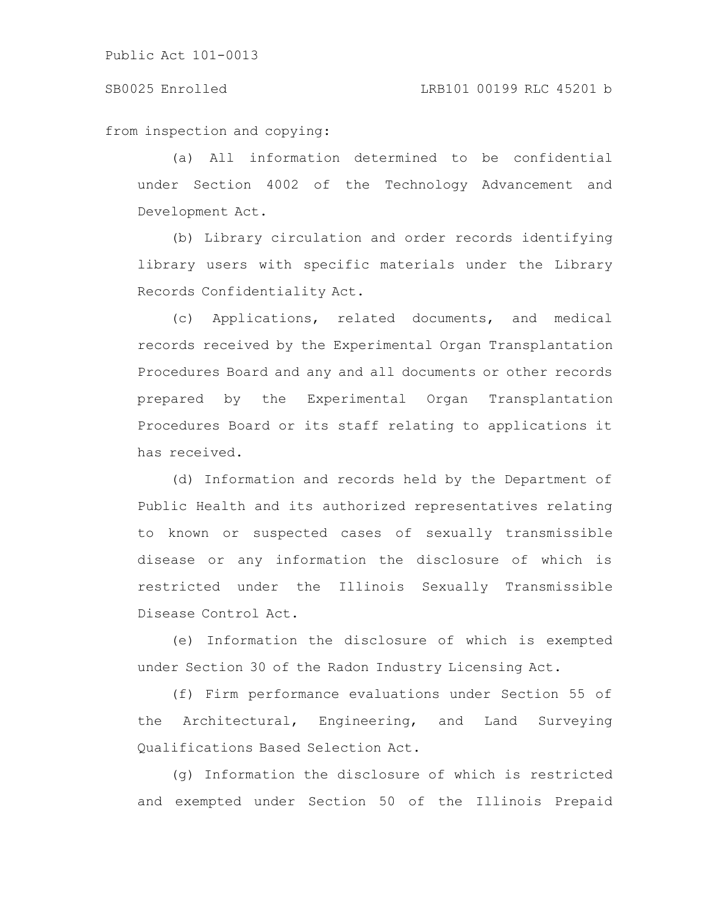from inspection and copying:

(a) All information determined to be confidential under Section 4002 of the Technology Advancement and Development Act.

(b) Library circulation and order records identifying library users with specific materials under the Library Records Confidentiality Act.

(c) Applications, related documents, and medical records received by the Experimental Organ Transplantation Procedures Board and any and all documents or other records prepared by the Experimental Organ Transplantation Procedures Board or its staff relating to applications it has received.

(d) Information and records held by the Department of Public Health and its authorized representatives relating to known or suspected cases of sexually transmissible disease or any information the disclosure of which is restricted under the Illinois Sexually Transmissible Disease Control Act.

(e) Information the disclosure of which is exempted under Section 30 of the Radon Industry Licensing Act.

(f) Firm performance evaluations under Section 55 of the Architectural, Engineering, and Land Surveying Qualifications Based Selection Act.

(g) Information the disclosure of which is restricted and exempted under Section 50 of the Illinois Prepaid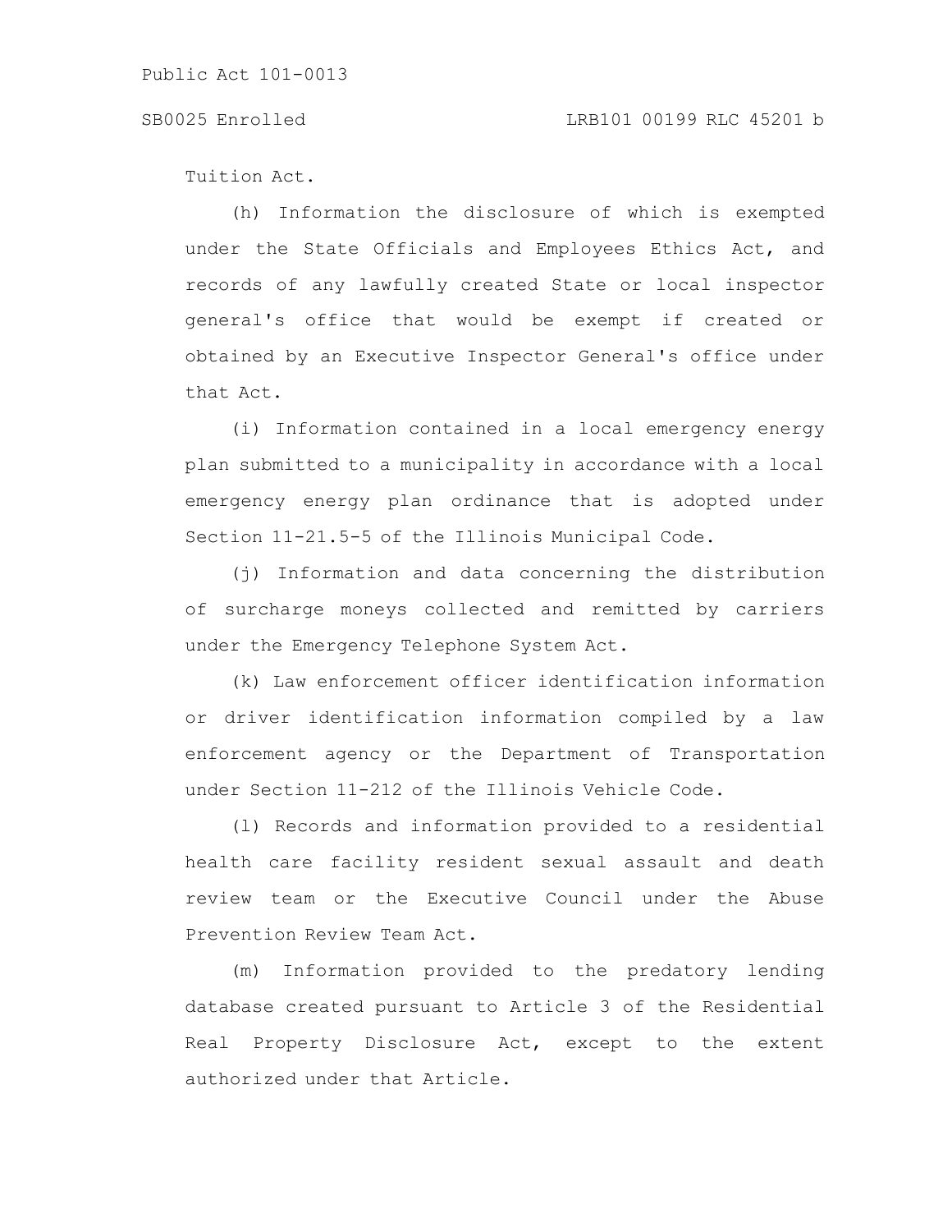Tuition Act.

(h) Information the disclosure of which is exempted under the State Officials and Employees Ethics Act, and records of any lawfully created State or local inspector general's office that would be exempt if created or obtained by an Executive Inspector General's office under that Act.

(i) Information contained in a local emergency energy plan submitted to a municipality in accordance with a local emergency energy plan ordinance that is adopted under Section 11-21.5-5 of the Illinois Municipal Code.

(j) Information and data concerning the distribution of surcharge moneys collected and remitted by carriers under the Emergency Telephone System Act.

(k) Law enforcement officer identification information or driver identification information compiled by a law enforcement agency or the Department of Transportation under Section 11-212 of the Illinois Vehicle Code.

(l) Records and information provided to a residential health care facility resident sexual assault and death review team or the Executive Council under the Abuse Prevention Review Team Act.

(m) Information provided to the predatory lending database created pursuant to Article 3 of the Residential Real Property Disclosure Act, except to the extent authorized under that Article.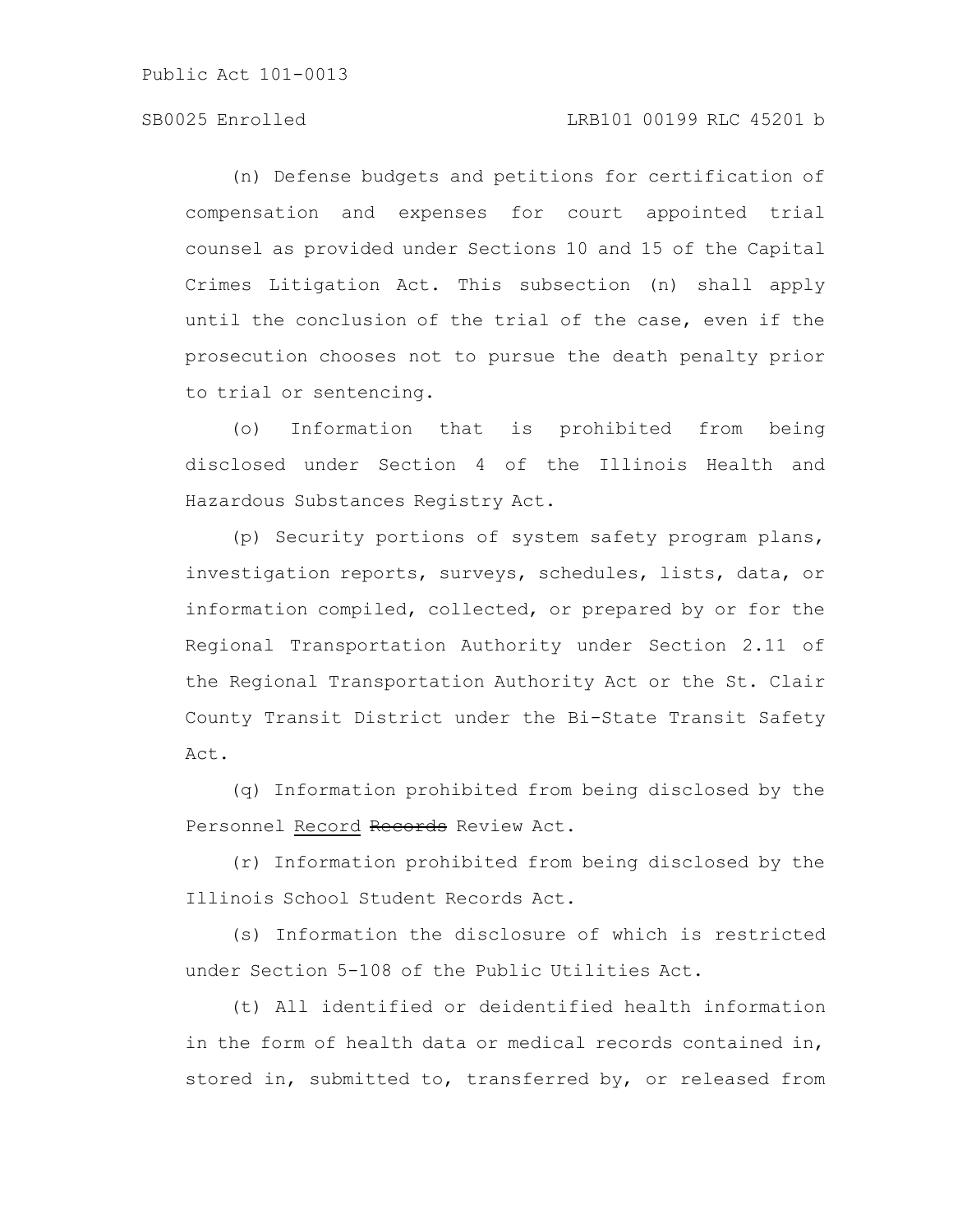(n) Defense budgets and petitions for certification of compensation and expenses for court appointed trial counsel as provided under Sections 10 and 15 of the Capital Crimes Litigation Act. This subsection (n) shall apply until the conclusion of the trial of the case, even if the prosecution chooses not to pursue the death penalty prior to trial or sentencing.

(o) Information that is prohibited from being disclosed under Section 4 of the Illinois Health and Hazardous Substances Registry Act.

(p) Security portions of system safety program plans, investigation reports, surveys, schedules, lists, data, or information compiled, collected, or prepared by or for the Regional Transportation Authority under Section 2.11 of the Regional Transportation Authority Act or the St. Clair County Transit District under the Bi-State Transit Safety Act.

(q) Information prohibited from being disclosed by the Personnel Record ~~Records~~ Review Act.

(r) Information prohibited from being disclosed by the Illinois School Student Records Act.

(s) Information the disclosure of which is restricted under Section 5-108 of the Public Utilities Act.

(t) All identified or deidentified health information in the form of health data or medical records contained in, stored in, submitted to, transferred by, or released from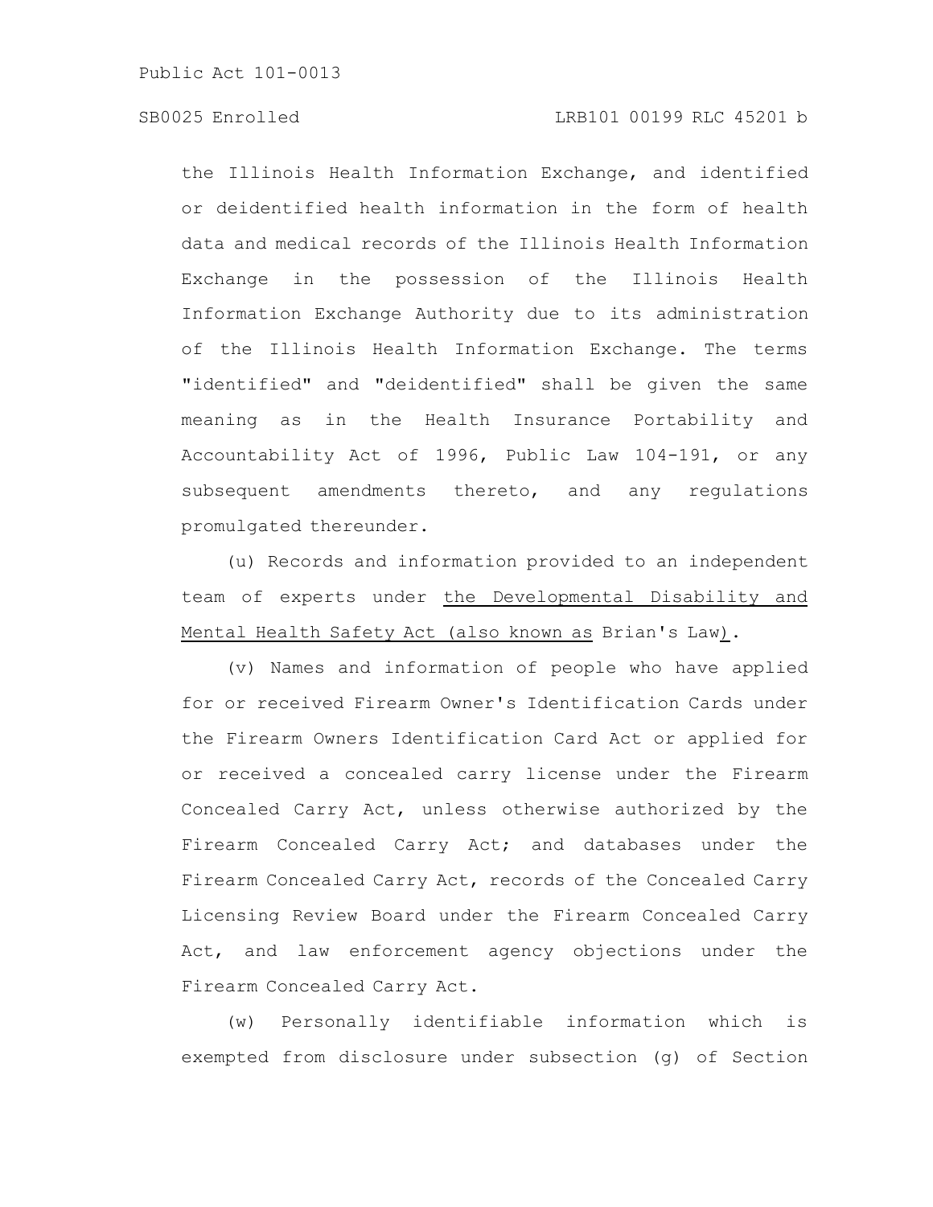the Illinois Health Information Exchange, and identified or deidentified health information in the form of health data and medical records of the Illinois Health Information Exchange in the possession of the Illinois Health Information Exchange Authority due to its administration of the Illinois Health Information Exchange. The terms "identified" and "deidentified" shall be given the same meaning as in the Health Insurance Portability and Accountability Act of 1996, Public Law 104-191, or any subsequent amendments thereto, and any regulations promulgated thereunder.

(u) Records and information provided to an independent team of experts under the Developmental Disability and Mental Health Safety Act (also known as Brian's Law).

(v) Names and information of people who have applied for or received Firearm Owner's Identification Cards under the Firearm Owners Identification Card Act or applied for or received a concealed carry license under the Firearm Concealed Carry Act, unless otherwise authorized by the Firearm Concealed Carry Act; and databases under the Firearm Concealed Carry Act, records of the Concealed Carry Licensing Review Board under the Firearm Concealed Carry Act, and law enforcement agency objections under the Firearm Concealed Carry Act.

(w) Personally identifiable information which is exempted from disclosure under subsection (g) of Section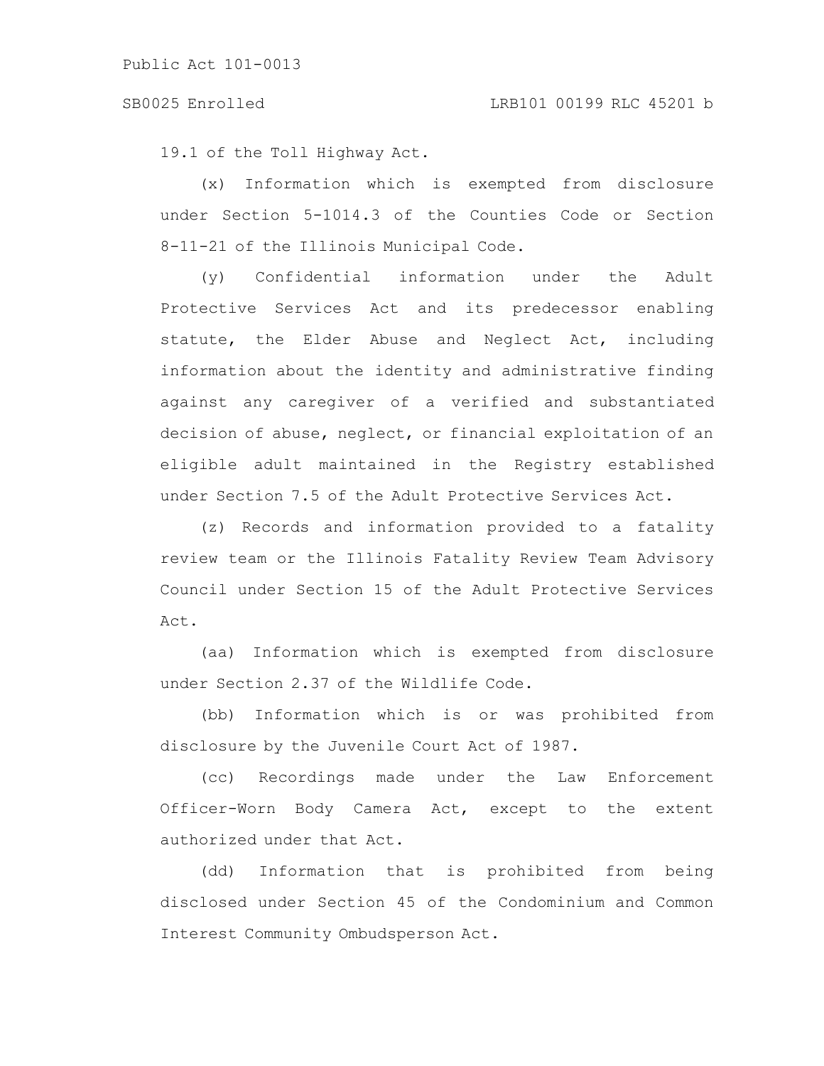19.1 of the Toll Highway Act.

(x) Information which is exempted from disclosure under Section 5-1014.3 of the Counties Code or Section 8-11-21 of the Illinois Municipal Code.

(y) Confidential information under the Adult Protective Services Act and its predecessor enabling statute, the Elder Abuse and Neglect Act, including information about the identity and administrative finding against any caregiver of a verified and substantiated decision of abuse, neglect, or financial exploitation of an eligible adult maintained in the Registry established under Section 7.5 of the Adult Protective Services Act.

(z) Records and information provided to a fatality review team or the Illinois Fatality Review Team Advisory Council under Section 15 of the Adult Protective Services Act.

(aa) Information which is exempted from disclosure under Section 2.37 of the Wildlife Code.

(bb) Information which is or was prohibited from disclosure by the Juvenile Court Act of 1987.

(cc) Recordings made under the Law Enforcement Officer-Worn Body Camera Act, except to the extent authorized under that Act.

(dd) Information that is prohibited from being disclosed under Section 45 of the Condominium and Common Interest Community Ombudsperson Act.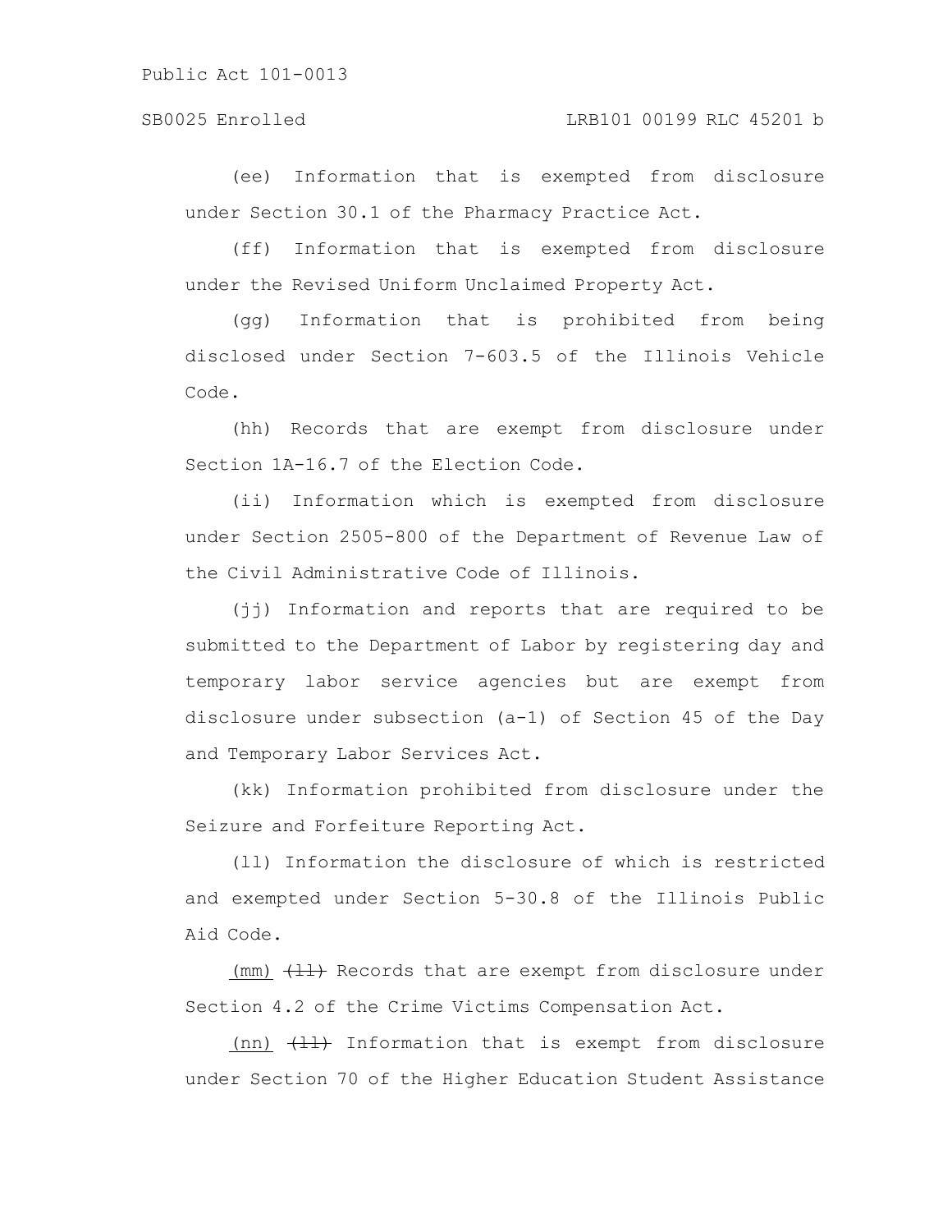(ee) Information that is exempted from disclosure under Section 30.1 of the Pharmacy Practice Act.

(ff) Information that is exempted from disclosure under the Revised Uniform Unclaimed Property Act.

(gg) Information that is prohibited from being disclosed under Section 7-603.5 of the Illinois Vehicle Code.

(hh) Records that are exempt from disclosure under Section 1A-16.7 of the Election Code.

(ii) Information which is exempted from disclosure under Section 2505-800 of the Department of Revenue Law of the Civil Administrative Code of Illinois.

(jj) Information and reports that are required to be submitted to the Department of Labor by registering day and temporary labor service agencies but are exempt from disclosure under subsection (a-1) of Section 45 of the Day and Temporary Labor Services Act.

(kk) Information prohibited from disclosure under the Seizure and Forfeiture Reporting Act.

(ll) Information the disclosure of which is restricted and exempted under Section 5-30.8 of the Illinois Public Aid Code.

(mm) ~~(ll)~~ Records that are exempt from disclosure under Section 4.2 of the Crime Victims Compensation Act.

(nn) ~~(ll)~~ Information that is exempt from disclosure under Section 70 of the Higher Education Student Assistance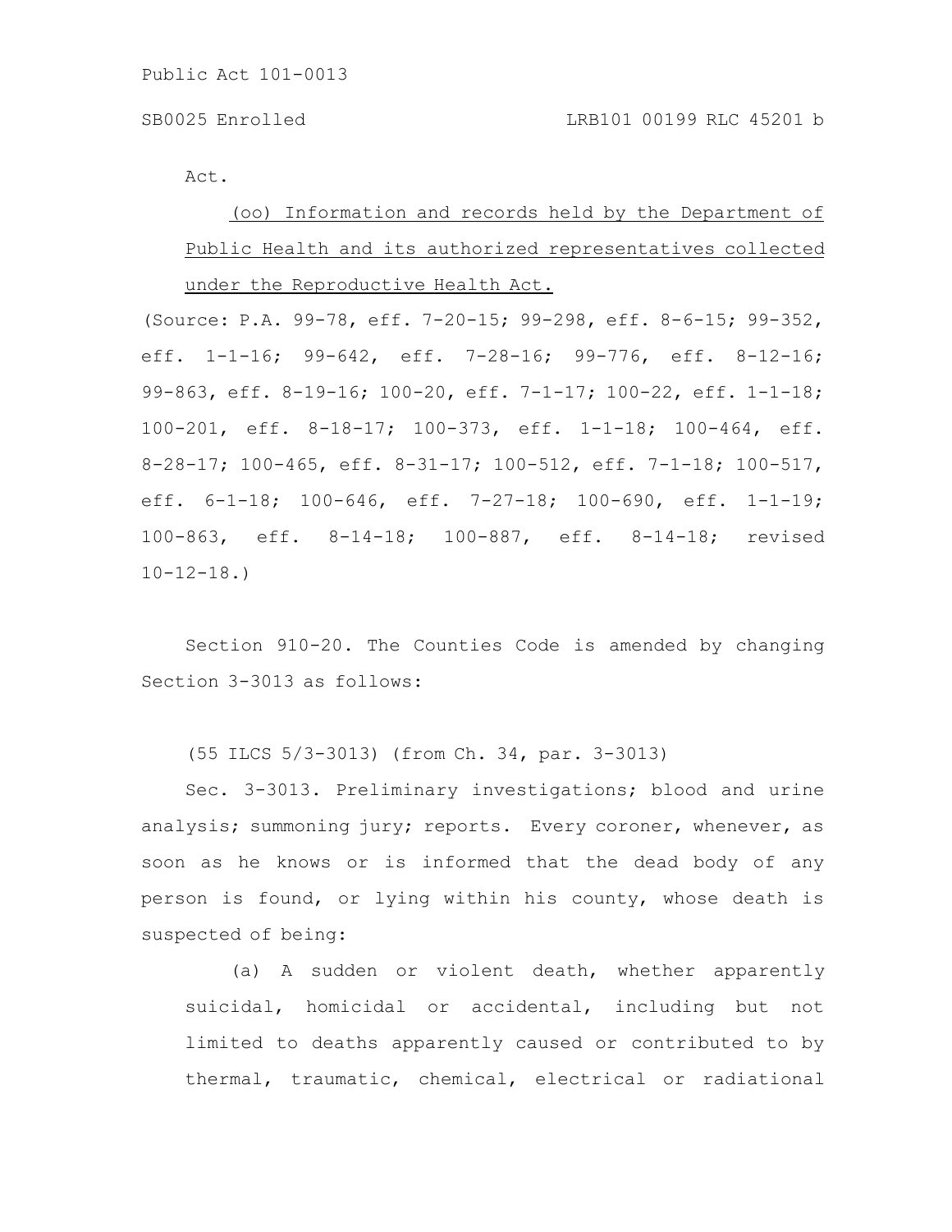Act.

(oo) Information and records held by the Department of Public Health and its authorized representatives collected under the Reproductive Health Act.

(Source: P.A. 99-78, eff. 7-20-15; 99-298, eff. 8-6-15; 99-352, eff. 1-1-16; 99-642, eff. 7-28-16; 99-776, eff. 8-12-16; 99-863, eff. 8-19-16; 100-20, eff. 7-1-17; 100-22, eff. 1-1-18; 100-201, eff. 8-18-17; 100-373, eff. 1-1-18; 100-464, eff. 8-28-17; 100-465, eff. 8-31-17; 100-512, eff. 7-1-18; 100-517, eff. 6-1-18; 100-646, eff. 7-27-18; 100-690, eff. 1-1-19; 100-863, eff. 8-14-18; 100-887, eff. 8-14-18; revised 10-12-18.)

Section 910-20. The Counties Code is amended by changing Section 3-3013 as follows:

(55 ILCS 5/3-3013) (from Ch. 34, par. 3-3013)

Sec. 3-3013. Preliminary investigations; blood and urine analysis; summoning jury; reports. Every coroner, whenever, as soon as he knows or is informed that the dead body of any person is found, or lying within his county, whose death is suspected of being:

(a) A sudden or violent death, whether apparently suicidal, homicidal or accidental, including but not limited to deaths apparently caused or contributed to by thermal, traumatic, chemical, electrical or radiational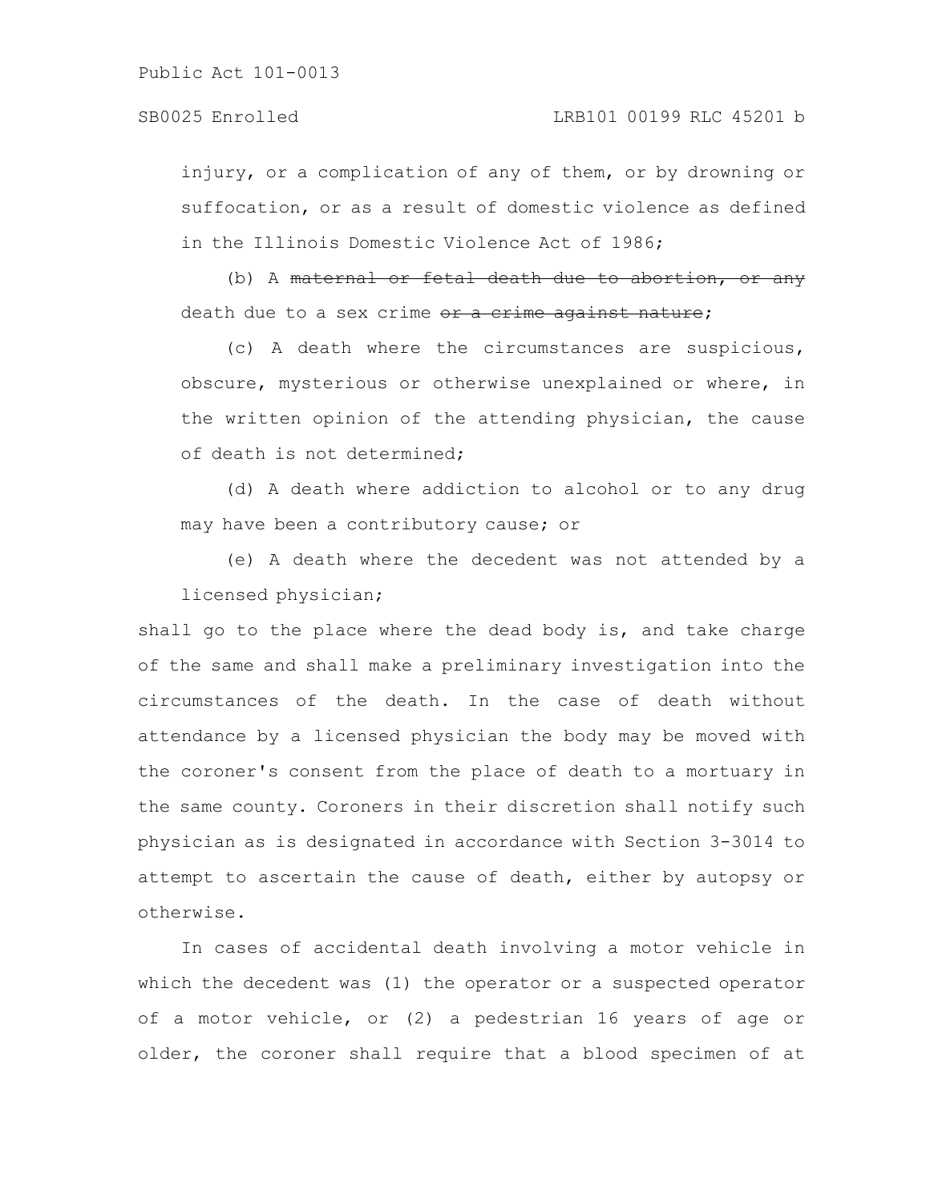injury, or a complication of any of them, or by drowning or suffocation, or as a result of domestic violence as defined in the Illinois Domestic Violence Act of 1986;

(b) A ~~maternal or fetal death due to abortion, or any~~ death due to a sex crime ~~or a crime against nature~~;

(c) A death where the circumstances are suspicious, obscure, mysterious or otherwise unexplained or where, in the written opinion of the attending physician, the cause of death is not determined;

(d) A death where addiction to alcohol or to any drug may have been a contributory cause; or

(e) A death where the decedent was not attended by a licensed physician;

shall go to the place where the dead body is, and take charge of the same and shall make a preliminary investigation into the circumstances of the death. In the case of death without attendance by a licensed physician the body may be moved with the coroner's consent from the place of death to a mortuary in the same county. Coroners in their discretion shall notify such physician as is designated in accordance with Section 3-3014 to attempt to ascertain the cause of death, either by autopsy or otherwise.

In cases of accidental death involving a motor vehicle in which the decedent was (1) the operator or a suspected operator of a motor vehicle, or (2) a pedestrian 16 years of age or older, the coroner shall require that a blood specimen of at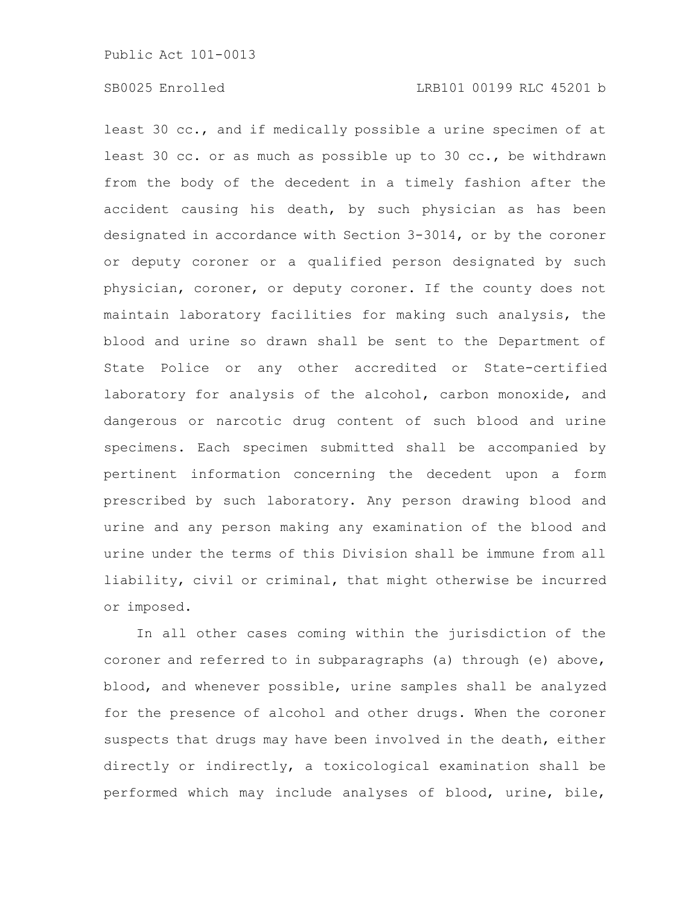least 30 cc., and if medically possible a urine specimen of at least 30 cc. or as much as possible up to 30 cc., be withdrawn from the body of the decedent in a timely fashion after the accident causing his death, by such physician as has been designated in accordance with Section 3-3014, or by the coroner or deputy coroner or a qualified person designated by such physician, coroner, or deputy coroner. If the county does not maintain laboratory facilities for making such analysis, the blood and urine so drawn shall be sent to the Department of State Police or any other accredited or State-certified laboratory for analysis of the alcohol, carbon monoxide, and dangerous or narcotic drug content of such blood and urine specimens. Each specimen submitted shall be accompanied by pertinent information concerning the decedent upon a form prescribed by such laboratory. Any person drawing blood and urine and any person making any examination of the blood and urine under the terms of this Division shall be immune from all liability, civil or criminal, that might otherwise be incurred or imposed.

In all other cases coming within the jurisdiction of the coroner and referred to in subparagraphs (a) through (e) above, blood, and whenever possible, urine samples shall be analyzed for the presence of alcohol and other drugs. When the coroner suspects that drugs may have been involved in the death, either directly or indirectly, a toxicological examination shall be performed which may include analyses of blood, urine, bile,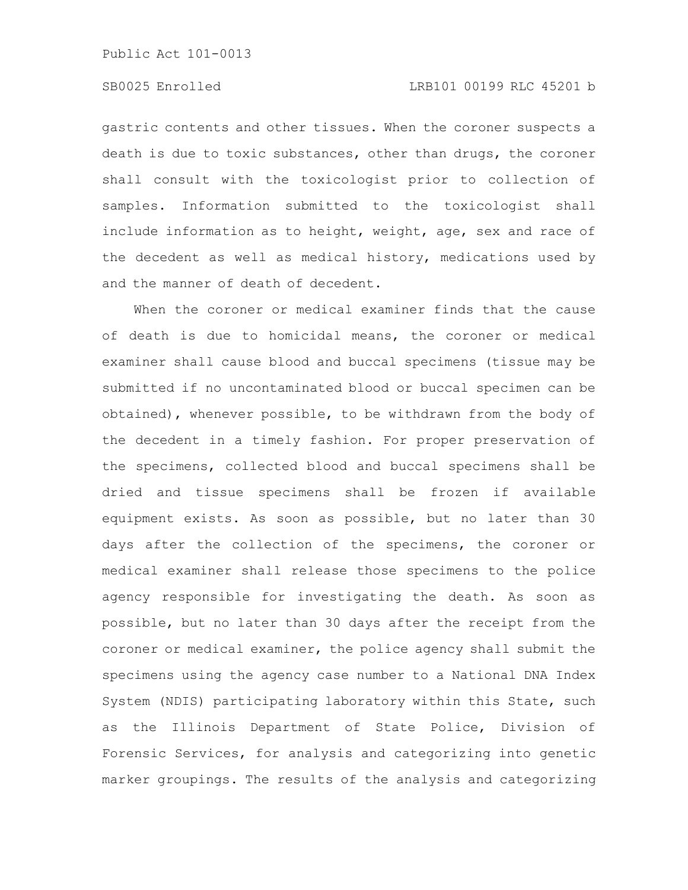gastric contents and other tissues. When the coroner suspects a death is due to toxic substances, other than drugs, the coroner shall consult with the toxicologist prior to collection of samples. Information submitted to the toxicologist shall include information as to height, weight, age, sex and race of the decedent as well as medical history, medications used by and the manner of death of decedent.

When the coroner or medical examiner finds that the cause of death is due to homicidal means, the coroner or medical examiner shall cause blood and buccal specimens (tissue may be submitted if no uncontaminated blood or buccal specimen can be obtained), whenever possible, to be withdrawn from the body of the decedent in a timely fashion. For proper preservation of the specimens, collected blood and buccal specimens shall be dried and tissue specimens shall be frozen if available equipment exists. As soon as possible, but no later than 30 days after the collection of the specimens, the coroner or medical examiner shall release those specimens to the police agency responsible for investigating the death. As soon as possible, but no later than 30 days after the receipt from the coroner or medical examiner, the police agency shall submit the specimens using the agency case number to a National DNA Index System (NDIS) participating laboratory within this State, such as the Illinois Department of State Police, Division of Forensic Services, for analysis and categorizing into genetic marker groupings. The results of the analysis and categorizing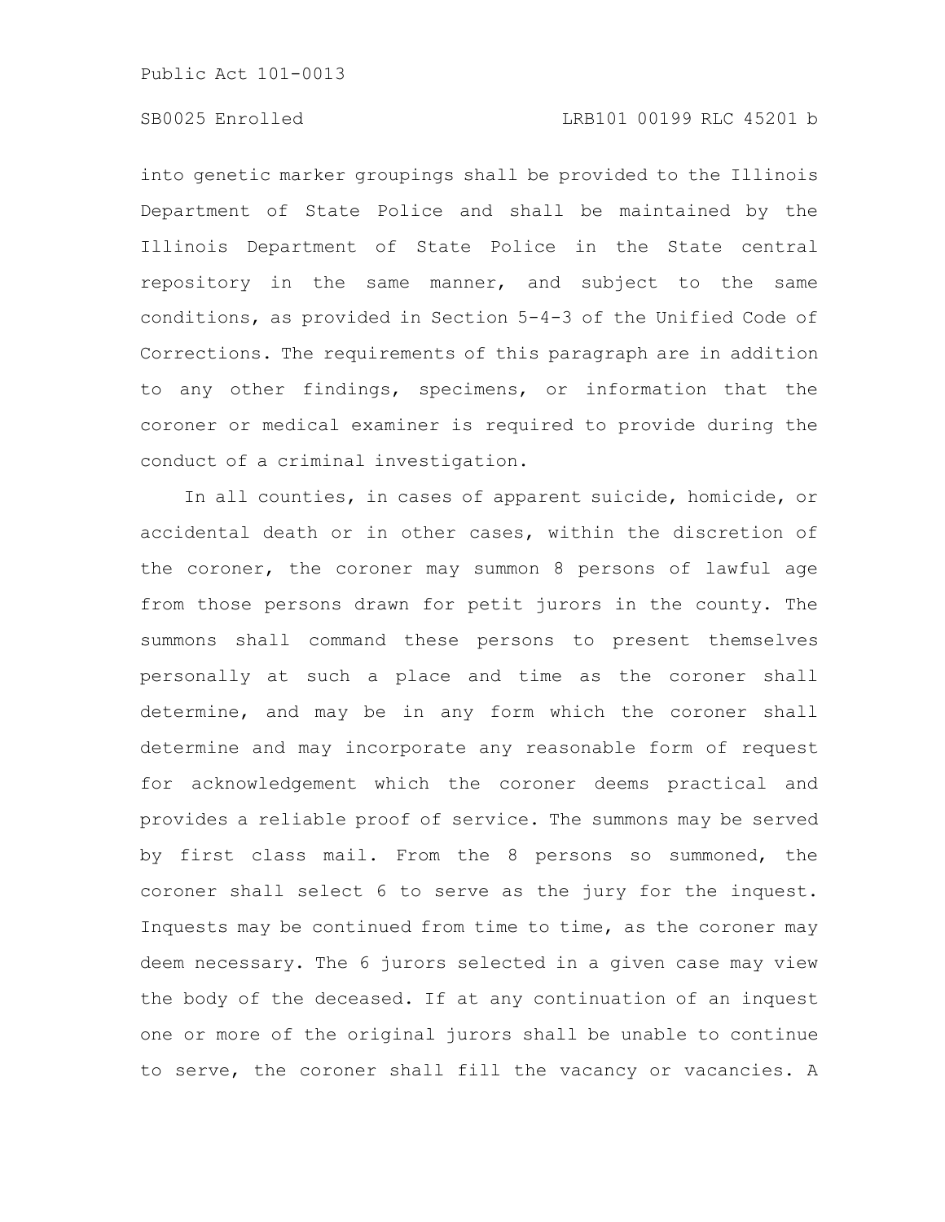into genetic marker groupings shall be provided to the Illinois Department of State Police and shall be maintained by the Illinois Department of State Police in the State central repository in the same manner, and subject to the same conditions, as provided in Section 5-4-3 of the Unified Code of Corrections. The requirements of this paragraph are in addition to any other findings, specimens, or information that the coroner or medical examiner is required to provide during the conduct of a criminal investigation.

In all counties, in cases of apparent suicide, homicide, or accidental death or in other cases, within the discretion of the coroner, the coroner may summon 8 persons of lawful age from those persons drawn for petit jurors in the county. The summons shall command these persons to present themselves personally at such a place and time as the coroner shall determine, and may be in any form which the coroner shall determine and may incorporate any reasonable form of request for acknowledgement which the coroner deems practical and provides a reliable proof of service. The summons may be served by first class mail. From the 8 persons so summoned, the coroner shall select 6 to serve as the jury for the inquest. Inquests may be continued from time to time, as the coroner may deem necessary. The 6 jurors selected in a given case may view the body of the deceased. If at any continuation of an inquest one or more of the original jurors shall be unable to continue to serve, the coroner shall fill the vacancy or vacancies. A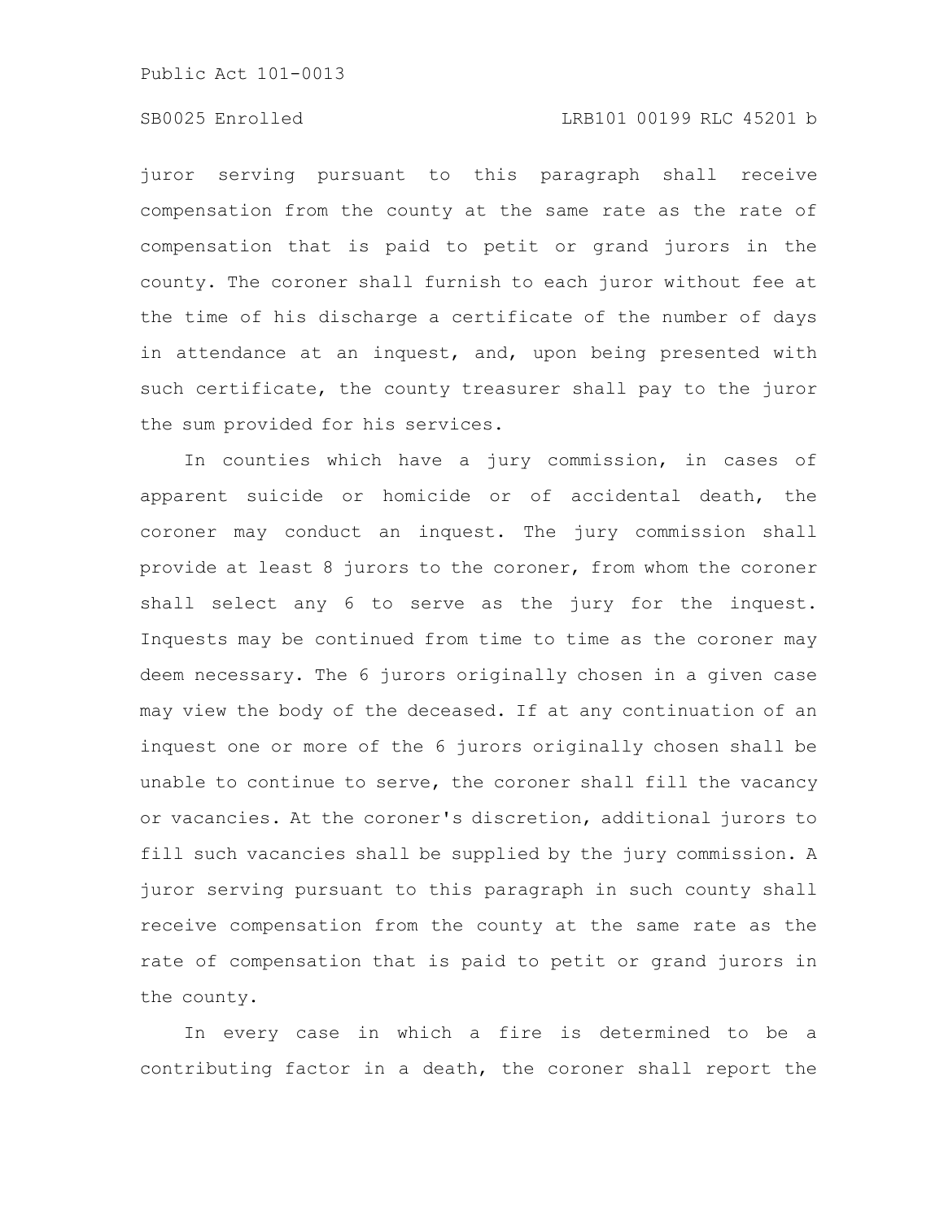juror serving pursuant to this paragraph shall receive compensation from the county at the same rate as the rate of compensation that is paid to petit or grand jurors in the county. The coroner shall furnish to each juror without fee at the time of his discharge a certificate of the number of days in attendance at an inquest, and, upon being presented with such certificate, the county treasurer shall pay to the juror the sum provided for his services.

In counties which have a jury commission, in cases of apparent suicide or homicide or of accidental death, the coroner may conduct an inquest. The jury commission shall provide at least 8 jurors to the coroner, from whom the coroner shall select any 6 to serve as the jury for the inquest. Inquests may be continued from time to time as the coroner may deem necessary. The 6 jurors originally chosen in a given case may view the body of the deceased. If at any continuation of an inquest one or more of the 6 jurors originally chosen shall be unable to continue to serve, the coroner shall fill the vacancy or vacancies. At the coroner's discretion, additional jurors to fill such vacancies shall be supplied by the jury commission. A juror serving pursuant to this paragraph in such county shall receive compensation from the county at the same rate as the rate of compensation that is paid to petit or grand jurors in the county.

In every case in which a fire is determined to be a contributing factor in a death, the coroner shall report the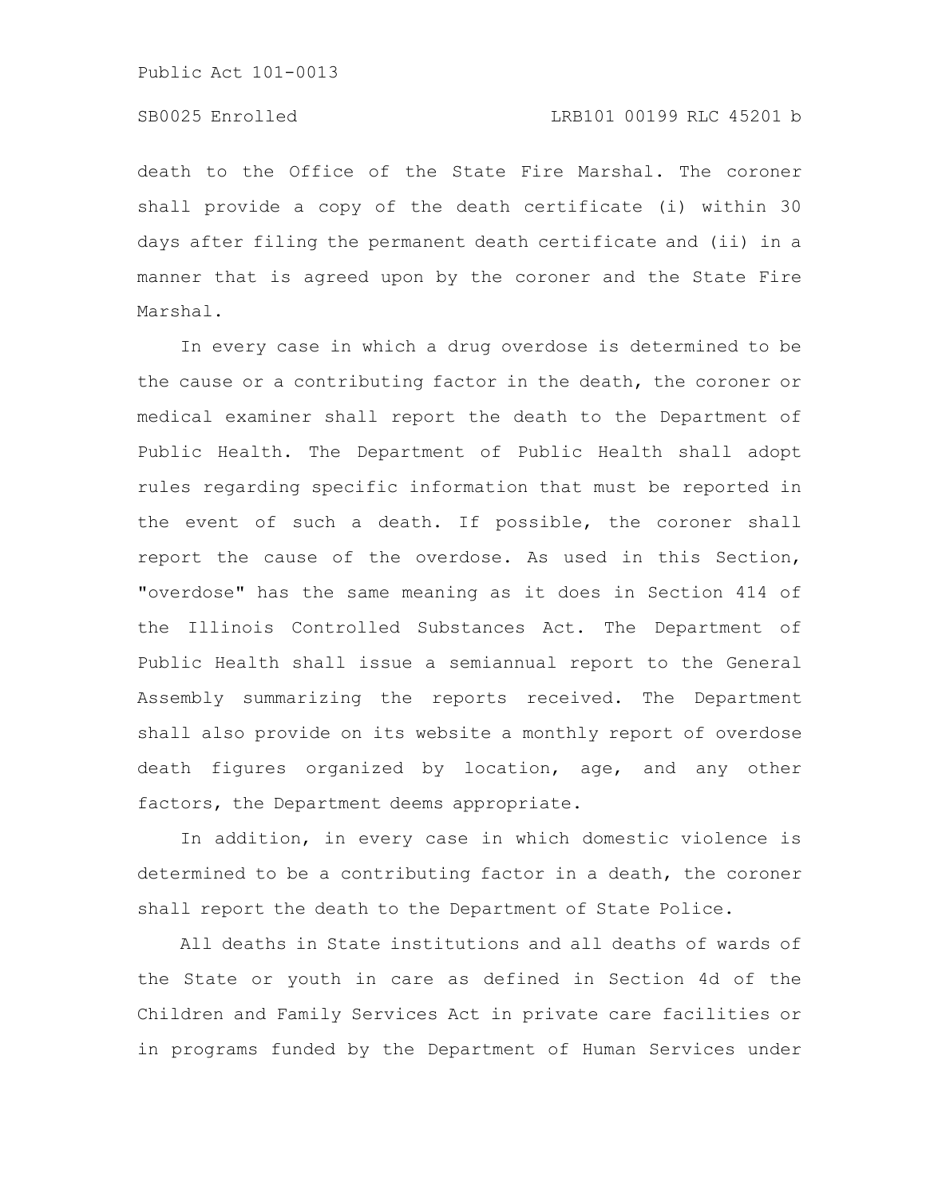death to the Office of the State Fire Marshal. The coroner shall provide a copy of the death certificate (i) within 30 days after filing the permanent death certificate and (ii) in a manner that is agreed upon by the coroner and the State Fire Marshal.

In every case in which a drug overdose is determined to be the cause or a contributing factor in the death, the coroner or medical examiner shall report the death to the Department of Public Health. The Department of Public Health shall adopt rules regarding specific information that must be reported in the event of such a death. If possible, the coroner shall report the cause of the overdose. As used in this Section, "overdose" has the same meaning as it does in Section 414 of the Illinois Controlled Substances Act. The Department of Public Health shall issue a semiannual report to the General Assembly summarizing the reports received. The Department shall also provide on its website a monthly report of overdose death figures organized by location, age, and any other factors, the Department deems appropriate.

In addition, in every case in which domestic violence is determined to be a contributing factor in a death, the coroner shall report the death to the Department of State Police.

All deaths in State institutions and all deaths of wards of the State or youth in care as defined in Section 4d of the Children and Family Services Act in private care facilities or in programs funded by the Department of Human Services under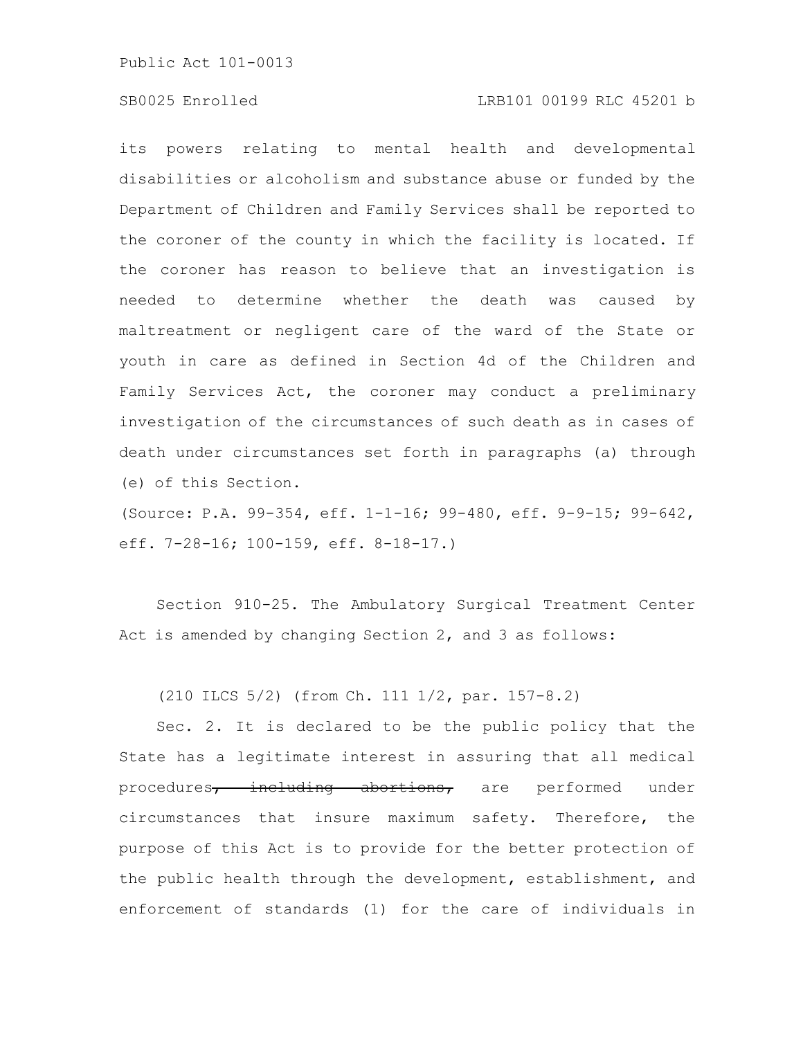its powers relating to mental health and developmental disabilities or alcoholism and substance abuse or funded by the Department of Children and Family Services shall be reported to the coroner of the county in which the facility is located. If the coroner has reason to believe that an investigation is needed to determine whether the death was caused by maltreatment or negligent care of the ward of the State or youth in care as defined in Section 4d of the Children and Family Services Act, the coroner may conduct a preliminary investigation of the circumstances of such death as in cases of death under circumstances set forth in paragraphs (a) through (e) of this Section.

(Source: P.A. 99-354, eff. 1-1-16; 99-480, eff. 9-9-15; 99-642, eff. 7-28-16; 100-159, eff. 8-18-17.)

Section 910-25. The Ambulatory Surgical Treatment Center Act is amended by changing Section 2, and 3 as follows:

(210 ILCS 5/2) (from Ch. 111 1/2, par. 157-8.2)

Sec. 2. It is declared to be the public policy that the State has a legitimate interest in assuring that all medical procedures~~, including abortions,~~ are performed under circumstances that insure maximum safety. Therefore, the purpose of this Act is to provide for the better protection of the public health through the development, establishment, and enforcement of standards (1) for the care of individuals in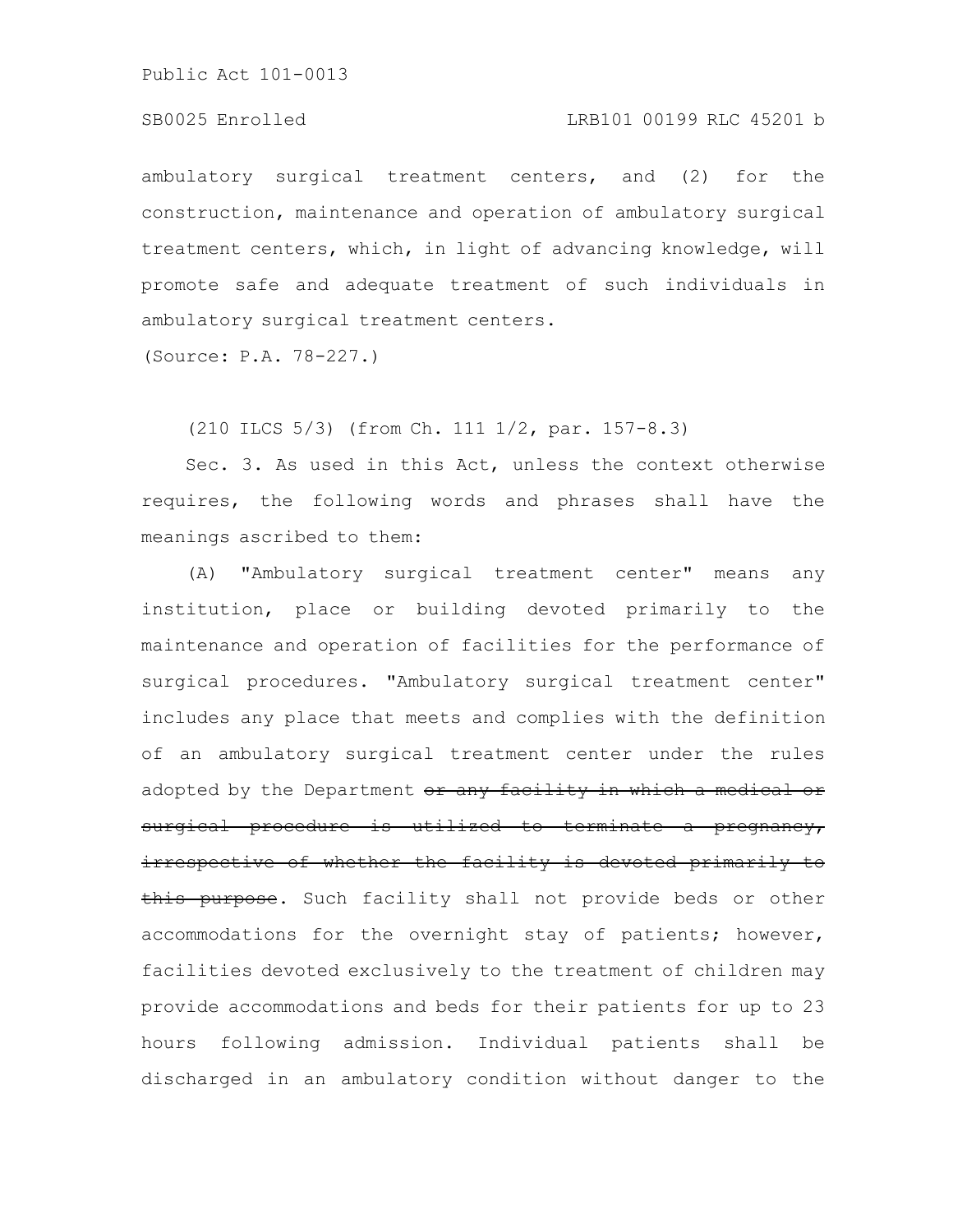ambulatory surgical treatment centers, and (2) for the construction, maintenance and operation of ambulatory surgical treatment centers, which, in light of advancing knowledge, will promote safe and adequate treatment of such individuals in ambulatory surgical treatment centers.

(Source: P.A. 78-227.)

(210 ILCS 5/3) (from Ch. 111 1/2, par. 157-8.3)

Sec. 3. As used in this Act, unless the context otherwise requires, the following words and phrases shall have the meanings ascribed to them:

(A) "Ambulatory surgical treatment center" means any institution, place or building devoted primarily to the maintenance and operation of facilities for the performance of surgical procedures. "Ambulatory surgical treatment center" includes any place that meets and complies with the definition of an ambulatory surgical treatment center under the rules adopted by the Department ~~or any facility in which a medical or surgical procedure is utilized to terminate a pregnancy, irrespective of whether the facility is devoted primarily to this purpose~~. Such facility shall not provide beds or other accommodations for the overnight stay of patients; however, facilities devoted exclusively to the treatment of children may provide accommodations and beds for their patients for up to 23 hours following admission. Individual patients shall be discharged in an ambulatory condition without danger to the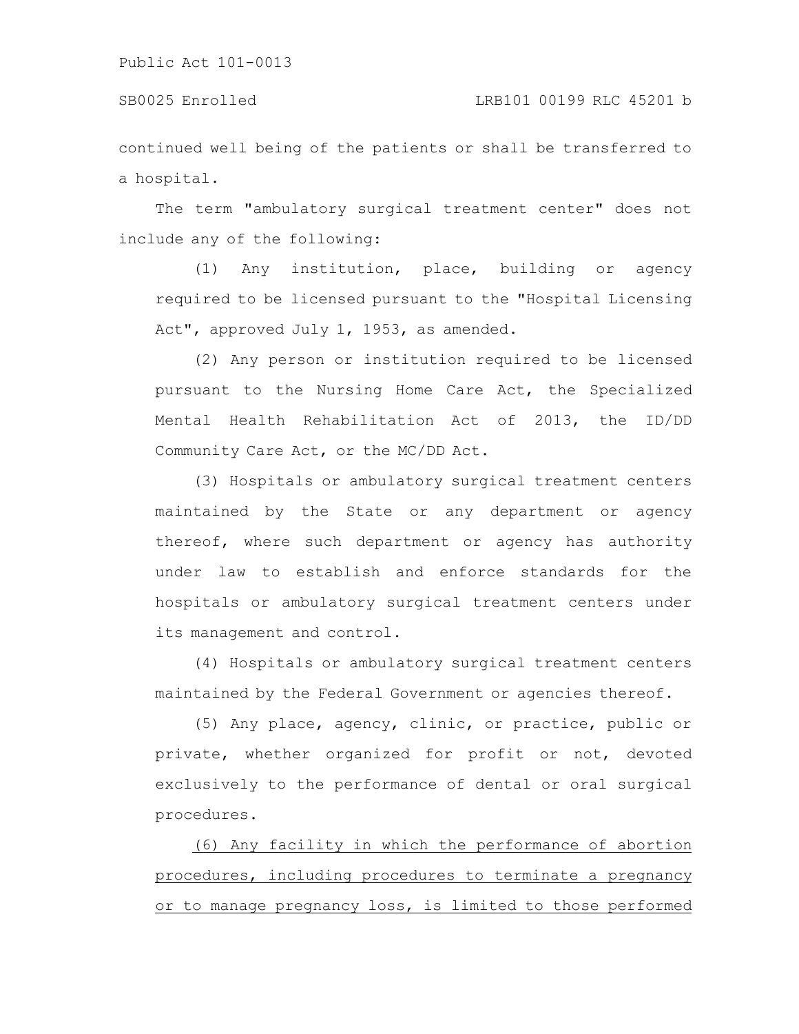continued well being of the patients or shall be transferred to a hospital.

The term "ambulatory surgical treatment center" does not include any of the following:

(1) Any institution, place, building or agency required to be licensed pursuant to the "Hospital Licensing Act", approved July 1, 1953, as amended.

(2) Any person or institution required to be licensed pursuant to the Nursing Home Care Act, the Specialized Mental Health Rehabilitation Act of 2013, the ID/DD Community Care Act, or the MC/DD Act.

(3) Hospitals or ambulatory surgical treatment centers maintained by the State or any department or agency thereof, where such department or agency has authority under law to establish and enforce standards for the hospitals or ambulatory surgical treatment centers under its management and control.

(4) Hospitals or ambulatory surgical treatment centers maintained by the Federal Government or agencies thereof.

(5) Any place, agency, clinic, or practice, public or private, whether organized for profit or not, devoted exclusively to the performance of dental or oral surgical procedures.

<u>(6) Any facility in which the performance of abortion procedures, including procedures to terminate a pregnancy or to manage pregnancy loss, is limited to those performed</u>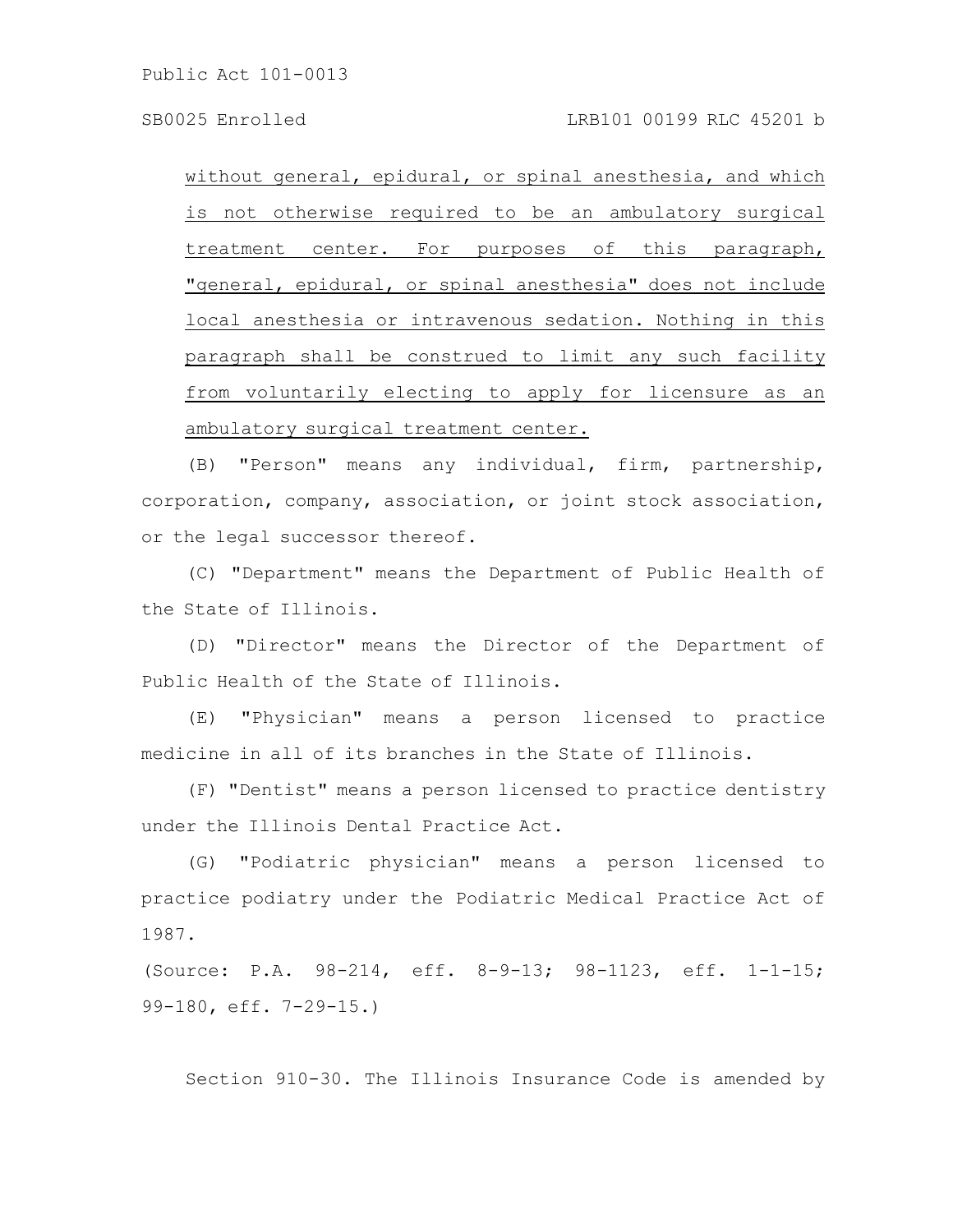without general, epidural, or spinal anesthesia, and which is not otherwise required to be an ambulatory surgical treatment center. For purposes of this paragraph, "general, epidural, or spinal anesthesia" does not include local anesthesia or intravenous sedation. Nothing in this paragraph shall be construed to limit any such facility from voluntarily electing to apply for licensure as an ambulatory surgical treatment center.

(B) "Person" means any individual, firm, partnership, corporation, company, association, or joint stock association, or the legal successor thereof.

(C) "Department" means the Department of Public Health of the State of Illinois.

(D) "Director" means the Director of the Department of Public Health of the State of Illinois.

(E) "Physician" means a person licensed to practice medicine in all of its branches in the State of Illinois.

(F) "Dentist" means a person licensed to practice dentistry under the Illinois Dental Practice Act.

(G) "Podiatric physician" means a person licensed to practice podiatry under the Podiatric Medical Practice Act of 1987.

(Source: P.A. 98-214, eff. 8-9-13; 98-1123, eff. 1-1-15; 99-180, eff. 7-29-15.)

Section 910-30. The Illinois Insurance Code is amended by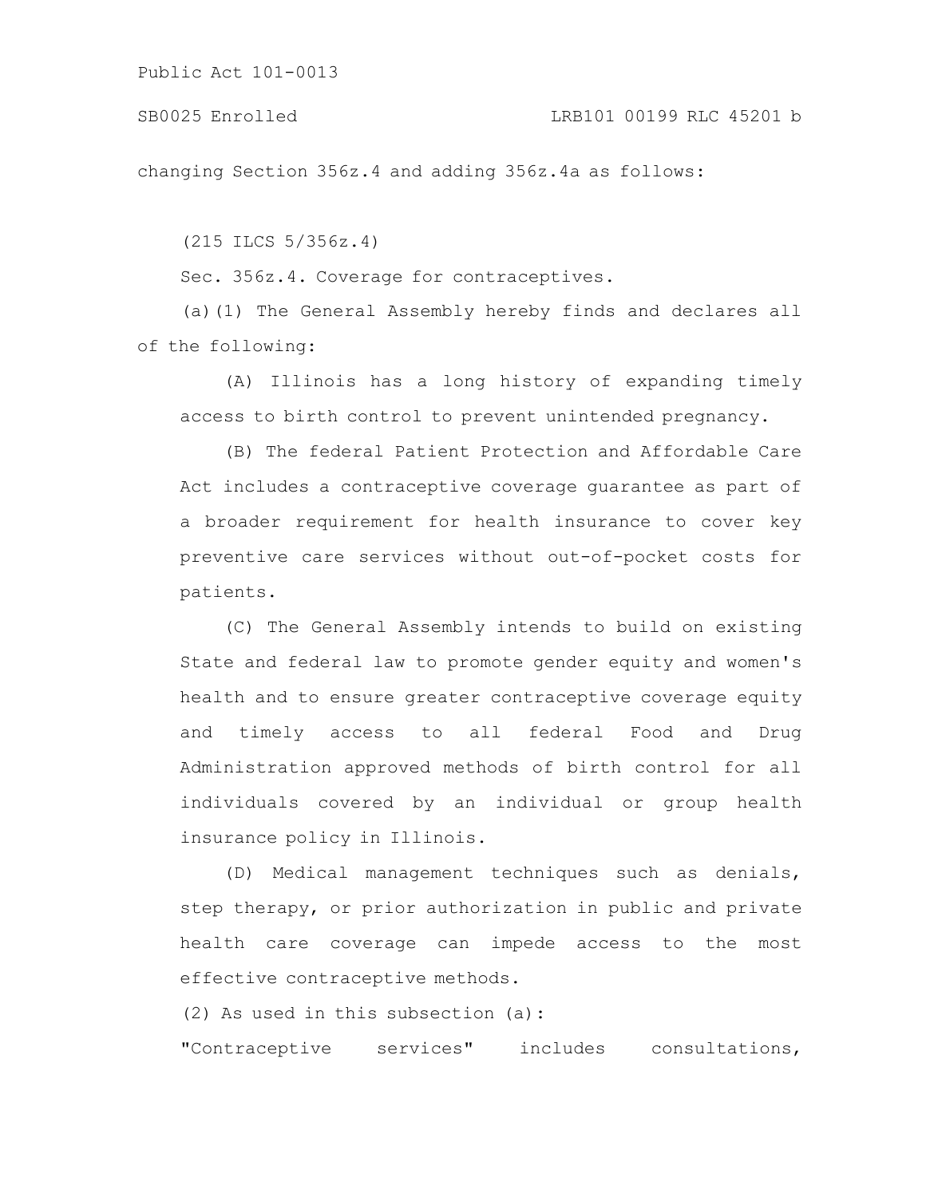changing Section 356z.4 and adding 356z.4a as follows:

(215 ILCS 5/356z.4)

Sec. 356z.4. Coverage for contraceptives.

(a)(1) The General Assembly hereby finds and declares all of the following:

(A) Illinois has a long history of expanding timely access to birth control to prevent unintended pregnancy.

(B) The federal Patient Protection and Affordable Care Act includes a contraceptive coverage guarantee as part of a broader requirement for health insurance to cover key preventive care services without out-of-pocket costs for patients.

(C) The General Assembly intends to build on existing State and federal law to promote gender equity and women's health and to ensure greater contraceptive coverage equity and timely access to all federal Food and Drug Administration approved methods of birth control for all individuals covered by an individual or group health insurance policy in Illinois.

(D) Medical management techniques such as denials, step therapy, or prior authorization in public and private health care coverage can impede access to the most effective contraceptive methods.

(2) As used in this subsection (a):

"Contraceptive services" includes consultations,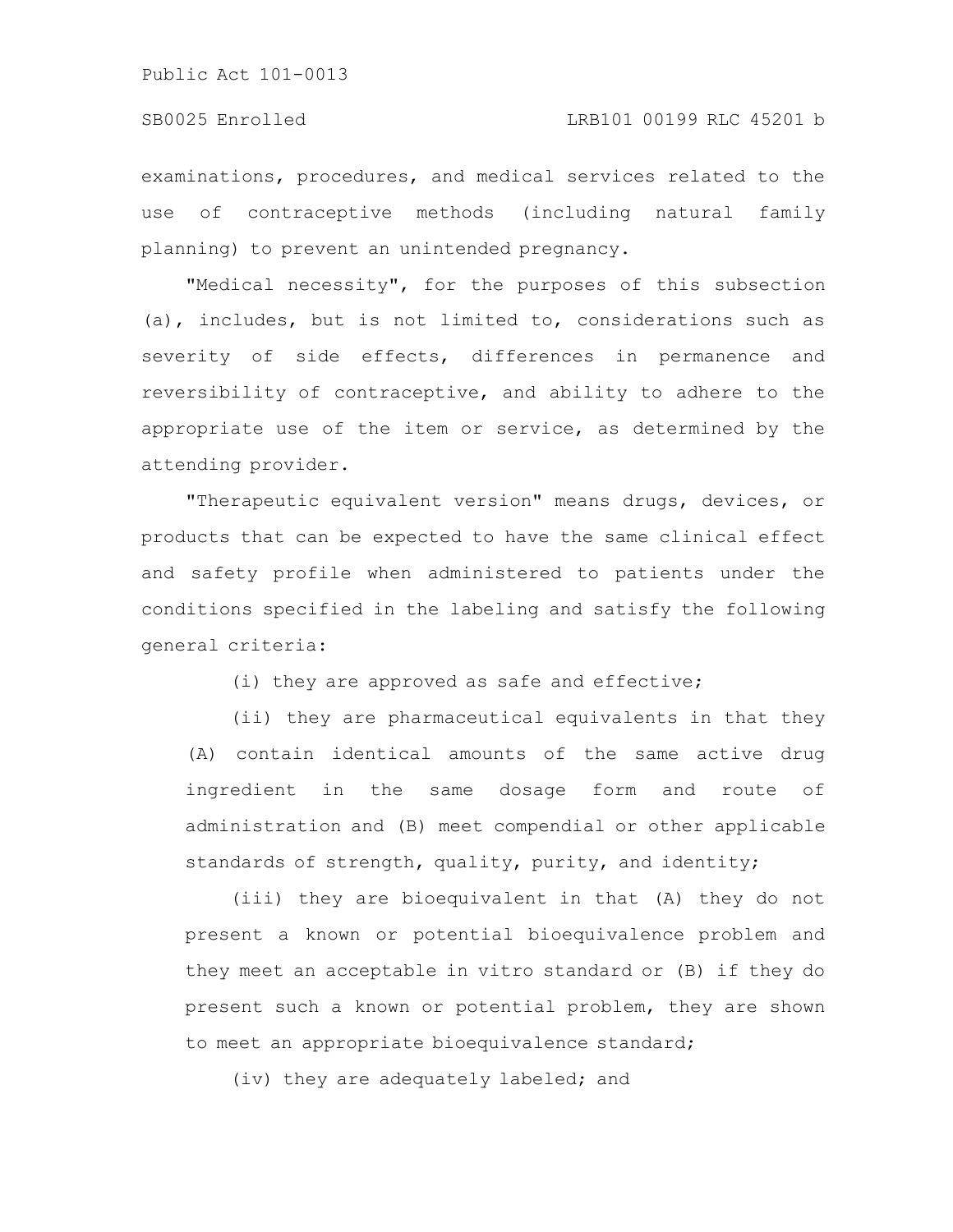examinations, procedures, and medical services related to the use of contraceptive methods (including natural family planning) to prevent an unintended pregnancy.

"Medical necessity", for the purposes of this subsection (a), includes, but is not limited to, considerations such as severity of side effects, differences in permanence and reversibility of contraceptive, and ability to adhere to the appropriate use of the item or service, as determined by the attending provider.

"Therapeutic equivalent version" means drugs, devices, or products that can be expected to have the same clinical effect and safety profile when administered to patients under the conditions specified in the labeling and satisfy the following general criteria:

(i) they are approved as safe and effective;

(ii) they are pharmaceutical equivalents in that they (A) contain identical amounts of the same active drug ingredient in the same dosage form and route of administration and (B) meet compendial or other applicable standards of strength, quality, purity, and identity;

(iii) they are bioequivalent in that (A) they do not present a known or potential bioequivalence problem and they meet an acceptable in vitro standard or (B) if they do present such a known or potential problem, they are shown to meet an appropriate bioequivalence standard;

(iv) they are adequately labeled; and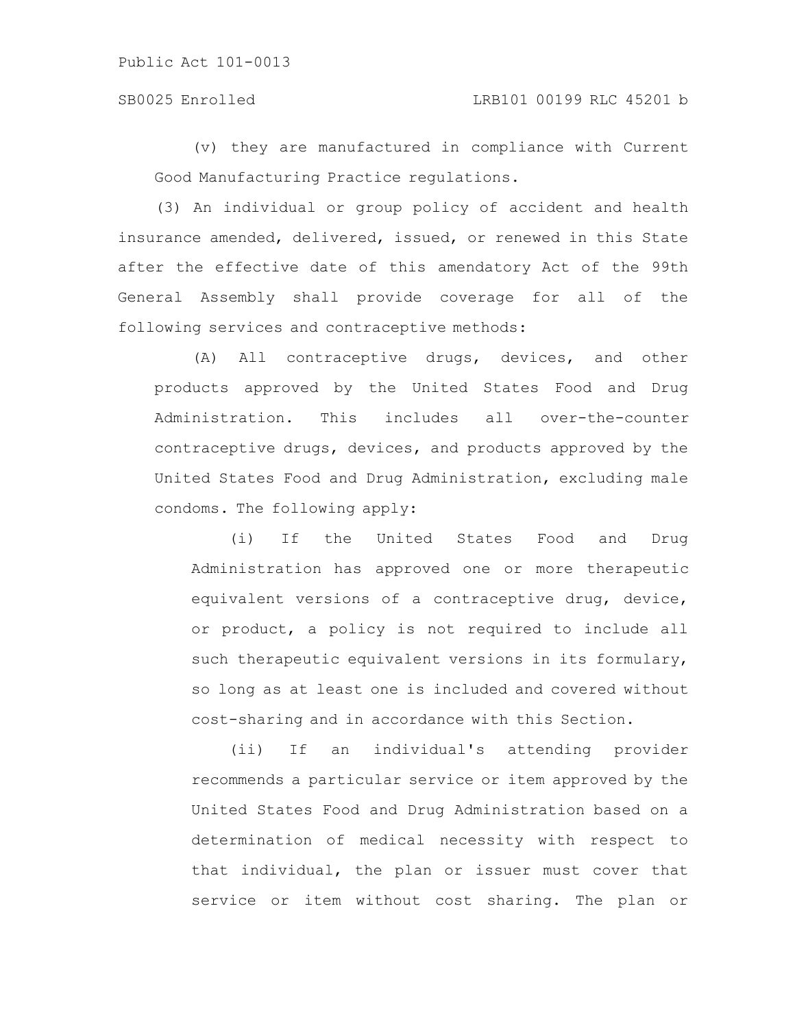(v) they are manufactured in compliance with Current Good Manufacturing Practice regulations.

(3) An individual or group policy of accident and health insurance amended, delivered, issued, or renewed in this State after the effective date of this amendatory Act of the 99th General Assembly shall provide coverage for all of the following services and contraceptive methods:

(A) All contraceptive drugs, devices, and other products approved by the United States Food and Drug Administration. This includes all over-the-counter contraceptive drugs, devices, and products approved by the United States Food and Drug Administration, excluding male condoms. The following apply:

(i) If the United States Food and Drug Administration has approved one or more therapeutic equivalent versions of a contraceptive drug, device, or product, a policy is not required to include all such therapeutic equivalent versions in its formulary, so long as at least one is included and covered without cost-sharing and in accordance with this Section.

(ii) If an individual's attending provider recommends a particular service or item approved by the United States Food and Drug Administration based on a determination of medical necessity with respect to that individual, the plan or issuer must cover that service or item without cost sharing. The plan or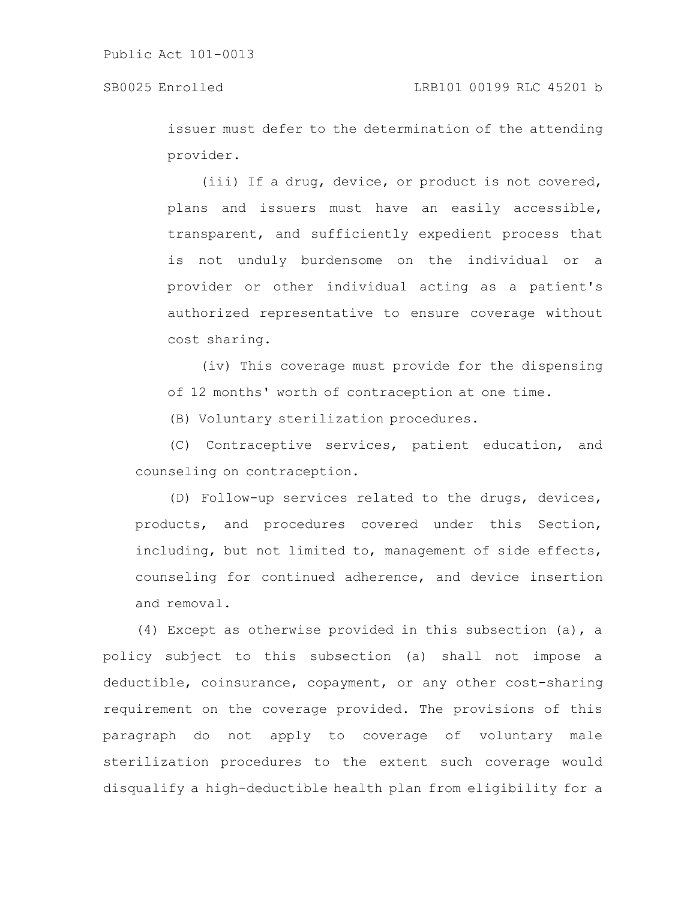issuer must defer to the determination of the attending provider.

(iii) If a drug, device, or product is not covered, plans and issuers must have an easily accessible, transparent, and sufficiently expedient process that is not unduly burdensome on the individual or a provider or other individual acting as a patient's authorized representative to ensure coverage without cost sharing.

(iv) This coverage must provide for the dispensing of 12 months' worth of contraception at one time.

(B) Voluntary sterilization procedures.

(C) Contraceptive services, patient education, and counseling on contraception.

(D) Follow-up services related to the drugs, devices, products, and procedures covered under this Section, including, but not limited to, management of side effects, counseling for continued adherence, and device insertion and removal.

(4) Except as otherwise provided in this subsection (a), a policy subject to this subsection (a) shall not impose a deductible, coinsurance, copayment, or any other cost-sharing requirement on the coverage provided. The provisions of this paragraph do not apply to coverage of voluntary male sterilization procedures to the extent such coverage would disqualify a high-deductible health plan from eligibility for a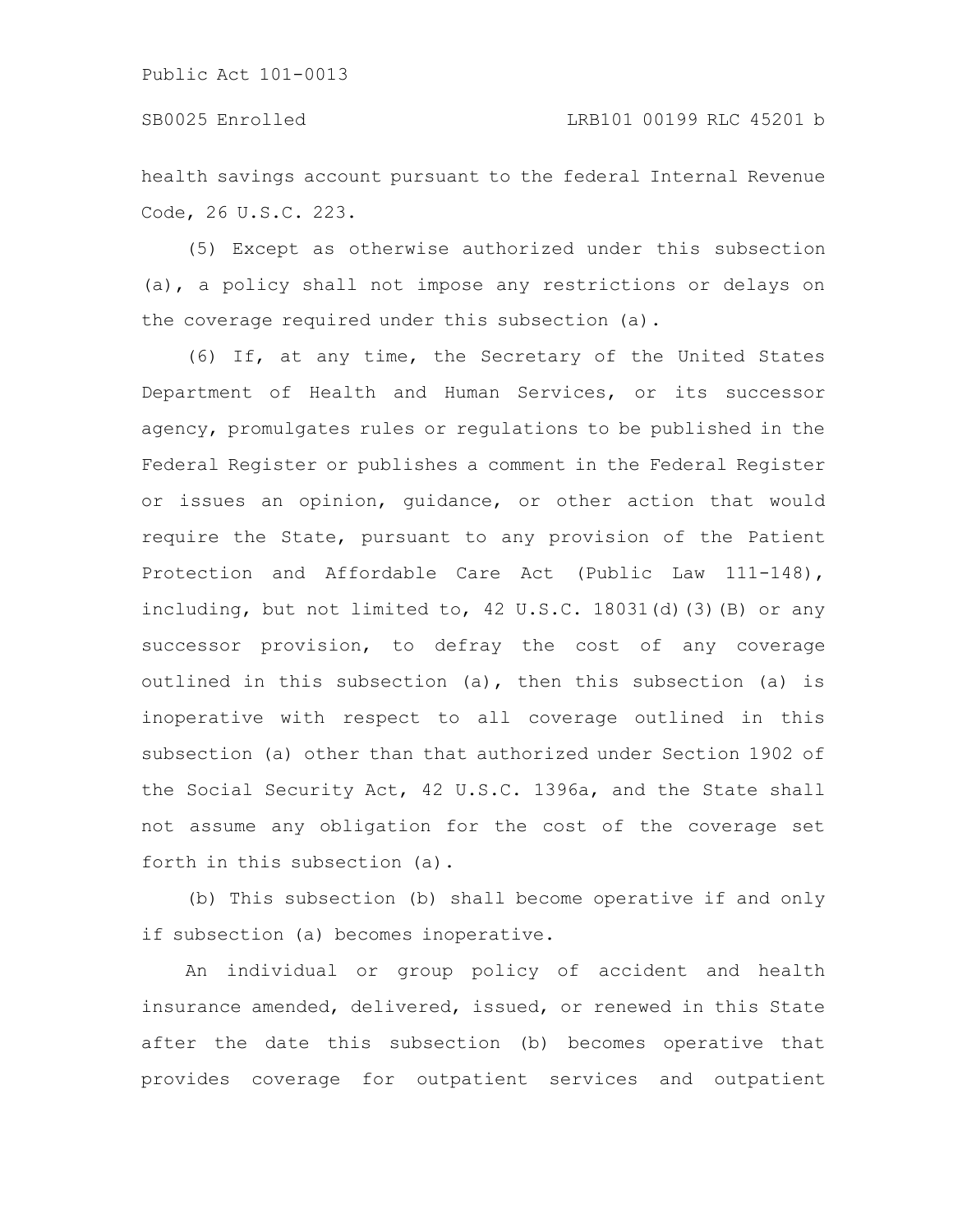health savings account pursuant to the federal Internal Revenue Code, 26 U.S.C. 223.

(5) Except as otherwise authorized under this subsection (a), a policy shall not impose any restrictions or delays on the coverage required under this subsection (a).

(6) If, at any time, the Secretary of the United States Department of Health and Human Services, or its successor agency, promulgates rules or regulations to be published in the Federal Register or publishes a comment in the Federal Register or issues an opinion, guidance, or other action that would require the State, pursuant to any provision of the Patient Protection and Affordable Care Act (Public Law 111-148), including, but not limited to, 42 U.S.C. 18031(d)(3)(B) or any successor provision, to defray the cost of any coverage outlined in this subsection (a), then this subsection (a) is inoperative with respect to all coverage outlined in this subsection (a) other than that authorized under Section 1902 of the Social Security Act, 42 U.S.C. 1396a, and the State shall not assume any obligation for the cost of the coverage set forth in this subsection (a).

(b) This subsection (b) shall become operative if and only if subsection (a) becomes inoperative.

An individual or group policy of accident and health insurance amended, delivered, issued, or renewed in this State after the date this subsection (b) becomes operative that provides coverage for outpatient services and outpatient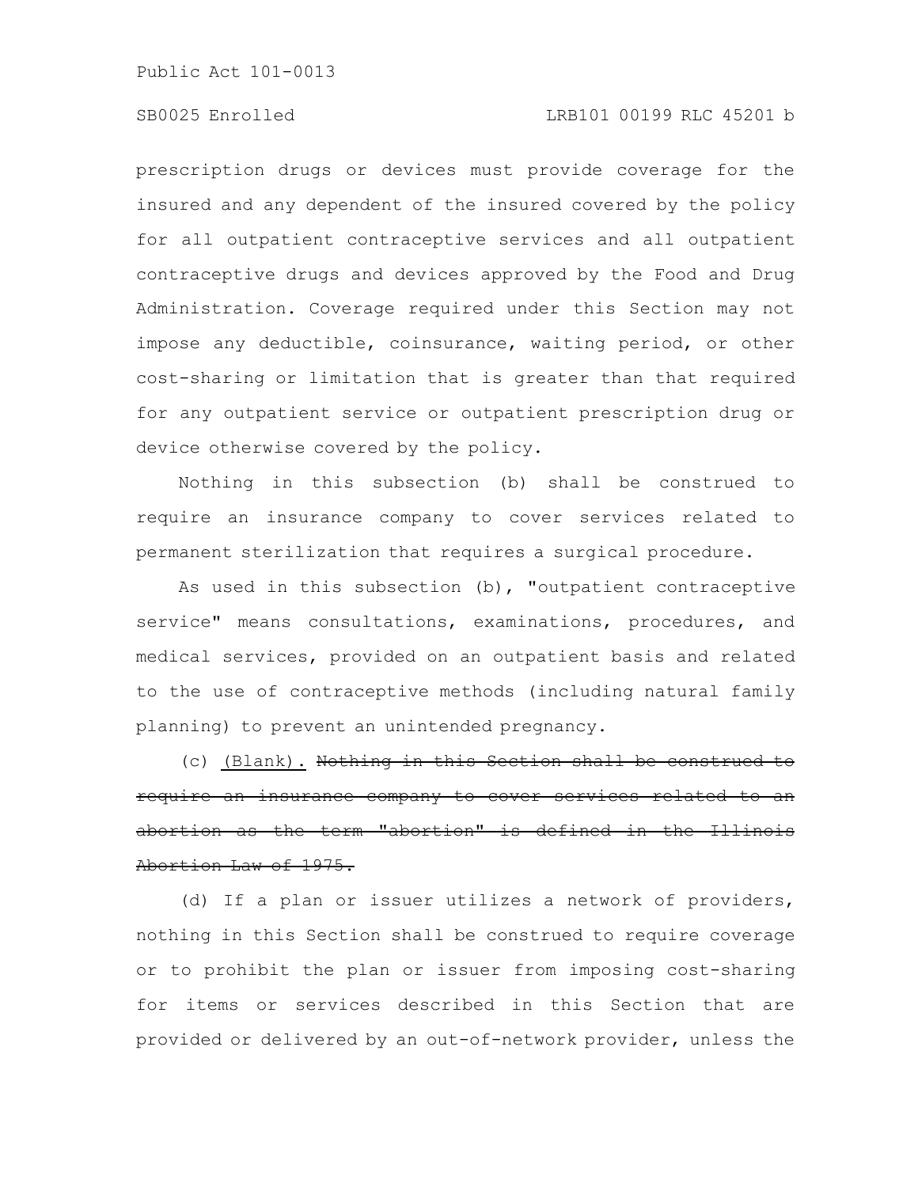prescription drugs or devices must provide coverage for the insured and any dependent of the insured covered by the policy for all outpatient contraceptive services and all outpatient contraceptive drugs and devices approved by the Food and Drug Administration. Coverage required under this Section may not impose any deductible, coinsurance, waiting period, or other cost-sharing or limitation that is greater than that required for any outpatient service or outpatient prescription drug or device otherwise covered by the policy.

Nothing in this subsection (b) shall be construed to require an insurance company to cover services related to permanent sterilization that requires a surgical procedure.

As used in this subsection (b), "outpatient contraceptive service" means consultations, examinations, procedures, and medical services, provided on an outpatient basis and related to the use of contraceptive methods (including natural family planning) to prevent an unintended pregnancy.

(c) <u>(Blank).</u> ~~Nothing in this Section shall be construed to require an insurance company to cover services related to an abortion as the term "abortion" is defined in the Illinois Abortion Law of 1975.~~

(d) If a plan or issuer utilizes a network of providers, nothing in this Section shall be construed to require coverage or to prohibit the plan or issuer from imposing cost-sharing for items or services described in this Section that are provided or delivered by an out-of-network provider, unless the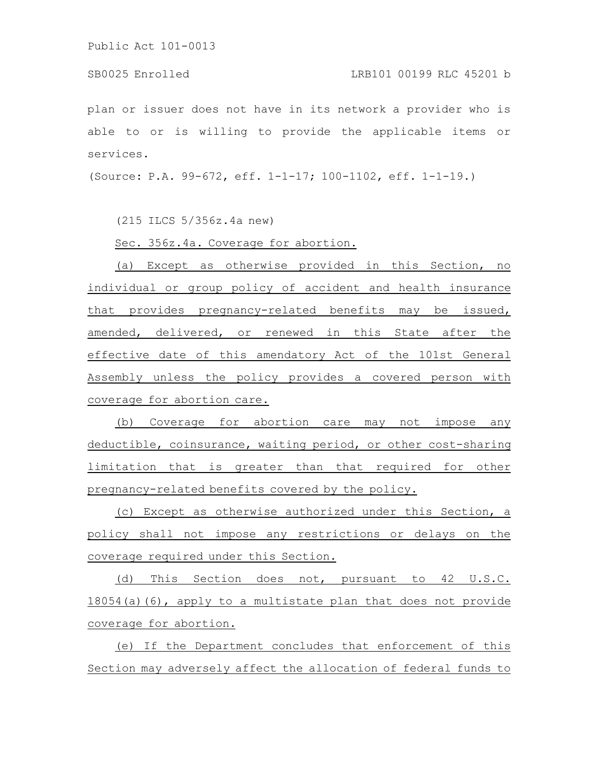plan or issuer does not have in its network a provider who is able to or is willing to provide the applicable items or services.

(Source: P.A. 99-672, eff. 1-1-17; 100-1102, eff. 1-1-19.)

(215 ILCS 5/356z.4a new)

Sec. 356z.4a. Coverage for abortion.

(a) Except as otherwise provided in this Section, no individual or group policy of accident and health insurance that provides pregnancy-related benefits may be issued, amended, delivered, or renewed in this State after the effective date of this amendatory Act of the 101st General Assembly unless the policy provides a covered person with coverage for abortion care.

(b) Coverage for abortion care may not impose any deductible, coinsurance, waiting period, or other cost-sharing limitation that is greater than that required for other pregnancy-related benefits covered by the policy.

(c) Except as otherwise authorized under this Section, a policy shall not impose any restrictions or delays on the coverage required under this Section.

(d) This Section does not, pursuant to 42 U.S.C. 18054(a)(6), apply to a multistate plan that does not provide coverage for abortion.

(e) If the Department concludes that enforcement of this Section may adversely affect the allocation of federal funds to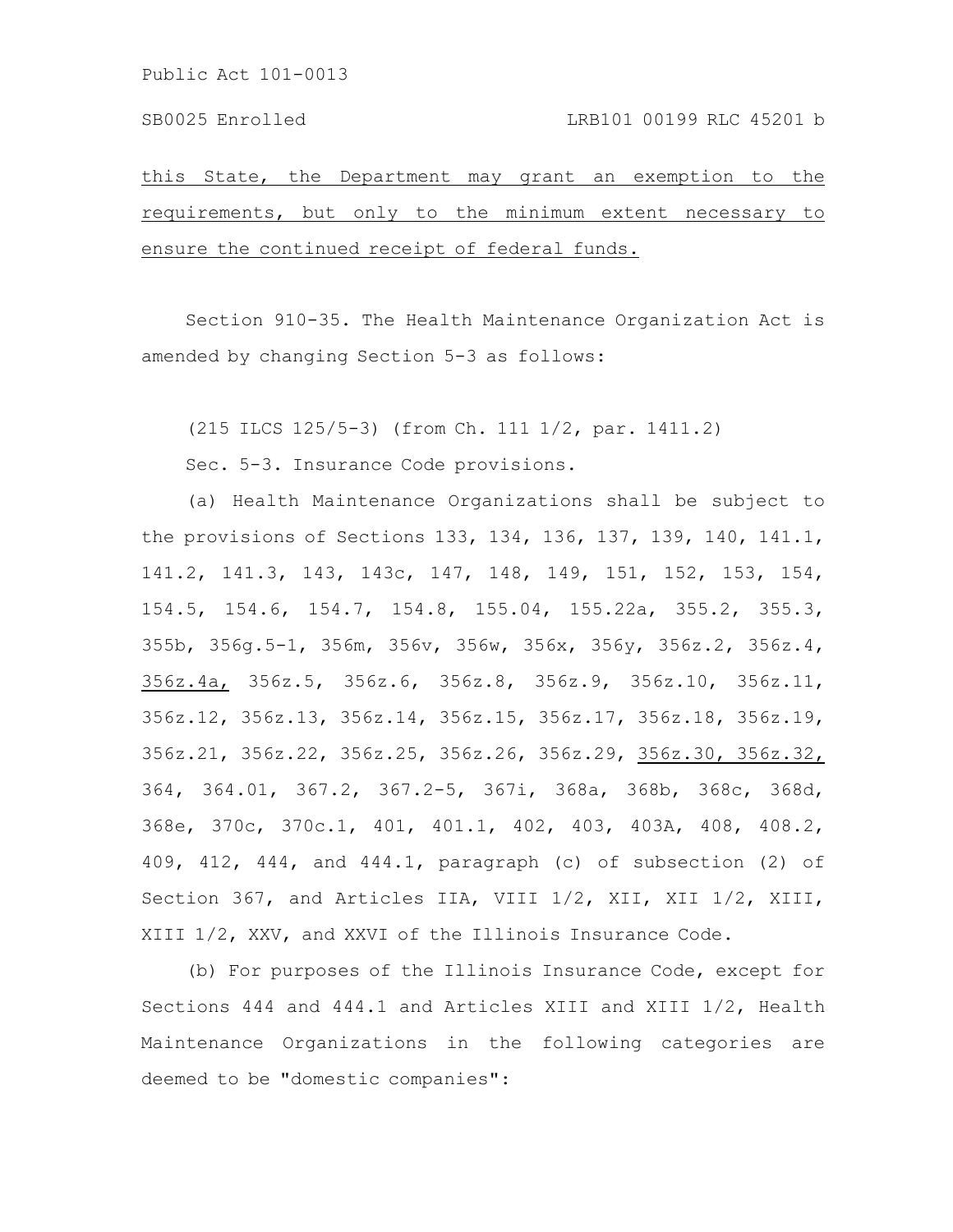this State, the Department may grant an exemption to the requirements, but only to the minimum extent necessary to ensure the continued receipt of federal funds.

Section 910-35. The Health Maintenance Organization Act is amended by changing Section 5-3 as follows:

(215 ILCS 125/5-3) (from Ch. 111 1/2, par. 1411.2)

Sec. 5-3. Insurance Code provisions.

(a) Health Maintenance Organizations shall be subject to the provisions of Sections 133, 134, 136, 137, 139, 140, 141.1, 141.2, 141.3, 143, 143c, 147, 148, 149, 151, 152, 153, 154, 154.5, 154.6, 154.7, 154.8, 155.04, 155.22a, 355.2, 355.3, 355b, 356g.5-1, 356m, 356v, 356w, 356x, 356y, 356z.2, 356z.4, 356z.4a, 356z.5, 356z.6, 356z.8, 356z.9, 356z.10, 356z.11, 356z.12, 356z.13, 356z.14, 356z.15, 356z.17, 356z.18, 356z.19, 356z.21, 356z.22, 356z.25, 356z.26, 356z.29, 356z.30, 356z.32, 364, 364.01, 367.2, 367.2-5, 367i, 368a, 368b, 368c, 368d, 368e, 370c, 370c.1, 401, 401.1, 402, 403, 403A, 408, 408.2, 409, 412, 444, and 444.1, paragraph (c) of subsection (2) of Section 367, and Articles IIA, VIII 1/2, XII, XII 1/2, XIII, XIII 1/2, XXV, and XXVI of the Illinois Insurance Code.

(b) For purposes of the Illinois Insurance Code, except for Sections 444 and 444.1 and Articles XIII and XIII 1/2, Health Maintenance Organizations in the following categories are deemed to be "domestic companies":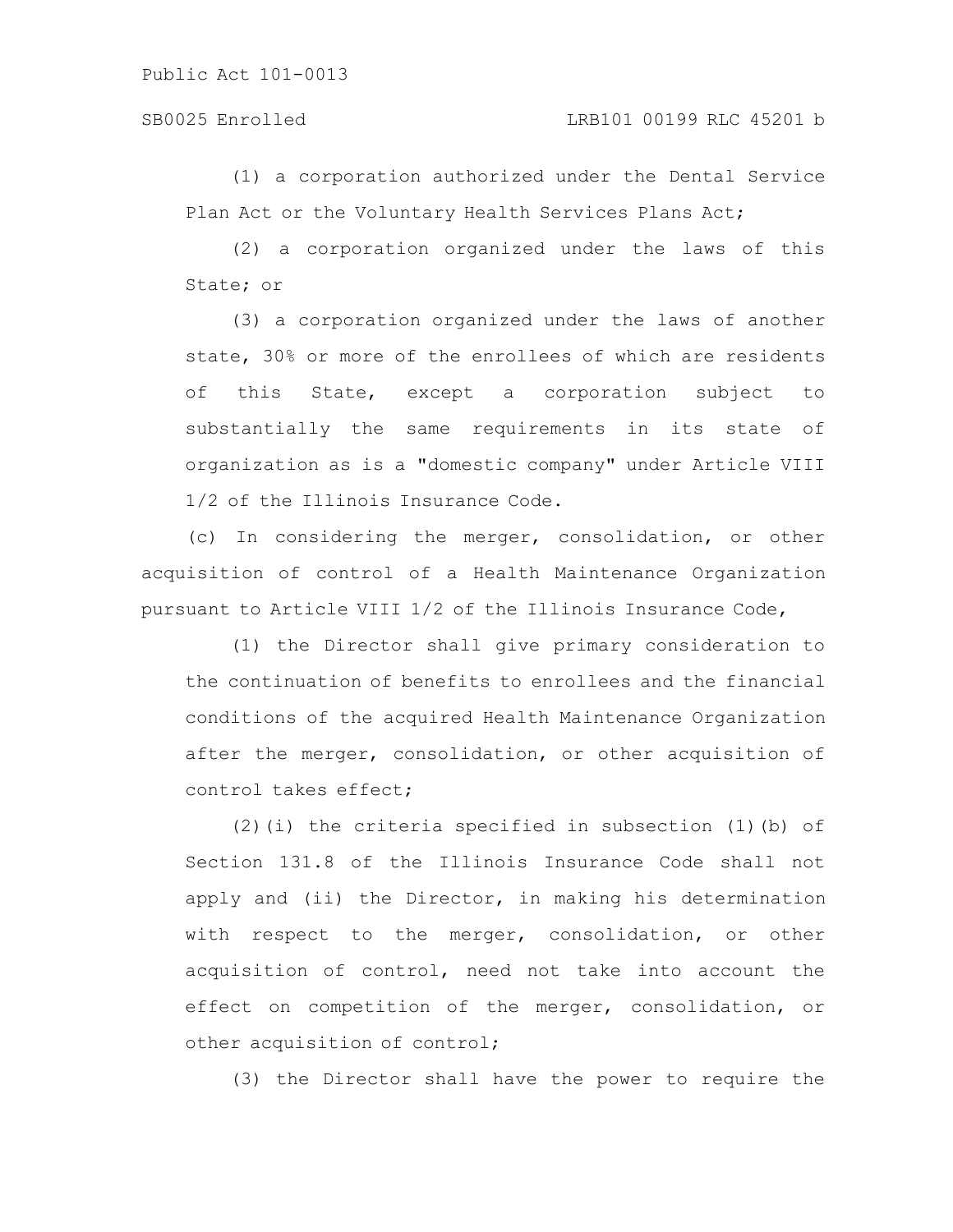(1) a corporation authorized under the Dental Service Plan Act or the Voluntary Health Services Plans Act;

(2) a corporation organized under the laws of this State; or

(3) a corporation organized under the laws of another state, 30% or more of the enrollees of which are residents of this State, except a corporation subject to substantially the same requirements in its state of organization as is a "domestic company" under Article VIII 1/2 of the Illinois Insurance Code.

(c) In considering the merger, consolidation, or other acquisition of control of a Health Maintenance Organization pursuant to Article VIII 1/2 of the Illinois Insurance Code,

(1) the Director shall give primary consideration to the continuation of benefits to enrollees and the financial conditions of the acquired Health Maintenance Organization after the merger, consolidation, or other acquisition of control takes effect;

(2)(i) the criteria specified in subsection (1)(b) of Section 131.8 of the Illinois Insurance Code shall not apply and (ii) the Director, in making his determination with respect to the merger, consolidation, or other acquisition of control, need not take into account the effect on competition of the merger, consolidation, or other acquisition of control;

(3) the Director shall have the power to require the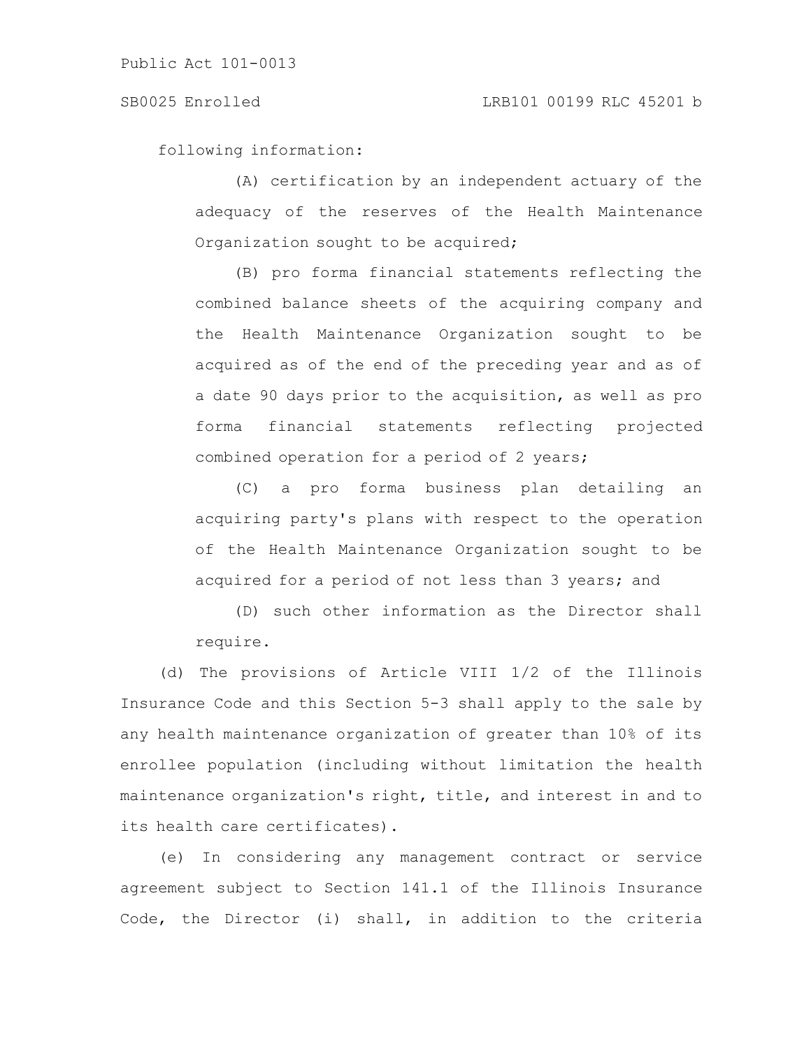following information:

(A) certification by an independent actuary of the adequacy of the reserves of the Health Maintenance Organization sought to be acquired;

(B) pro forma financial statements reflecting the combined balance sheets of the acquiring company and the Health Maintenance Organization sought to be acquired as of the end of the preceding year and as of a date 90 days prior to the acquisition, as well as pro forma financial statements reflecting projected combined operation for a period of 2 years;

(C) a pro forma business plan detailing an acquiring party's plans with respect to the operation of the Health Maintenance Organization sought to be acquired for a period of not less than 3 years; and

(D) such other information as the Director shall require.

(d) The provisions of Article VIII 1/2 of the Illinois Insurance Code and this Section 5-3 shall apply to the sale by any health maintenance organization of greater than 10% of its enrollee population (including without limitation the health maintenance organization's right, title, and interest in and to its health care certificates).

(e) In considering any management contract or service agreement subject to Section 141.1 of the Illinois Insurance Code, the Director (i) shall, in addition to the criteria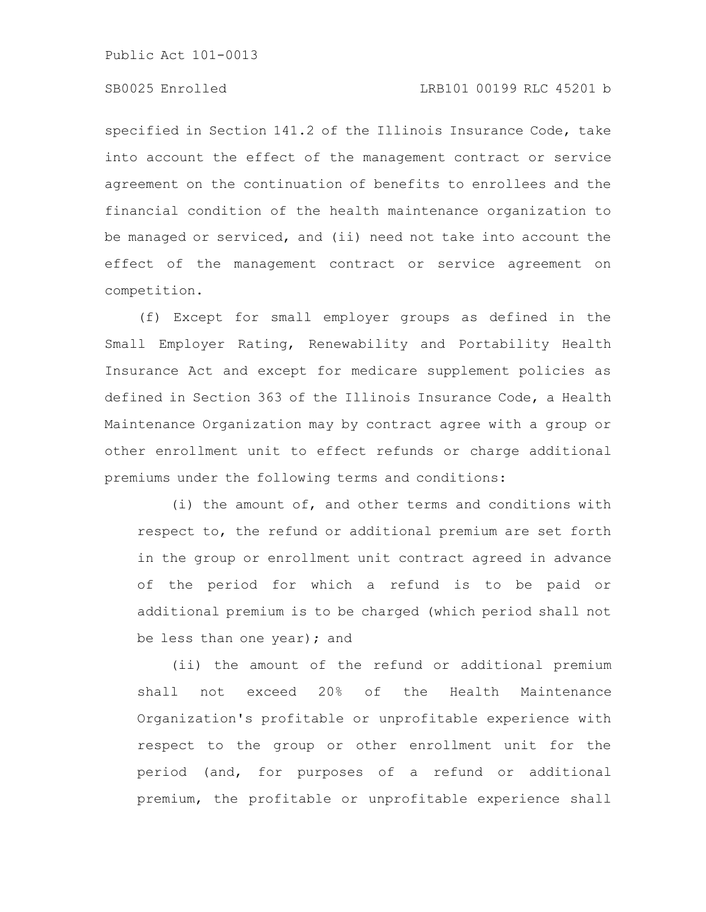specified in Section 141.2 of the Illinois Insurance Code, take into account the effect of the management contract or service agreement on the continuation of benefits to enrollees and the financial condition of the health maintenance organization to be managed or serviced, and (ii) need not take into account the effect of the management contract or service agreement on competition.

(f) Except for small employer groups as defined in the Small Employer Rating, Renewability and Portability Health Insurance Act and except for medicare supplement policies as defined in Section 363 of the Illinois Insurance Code, a Health Maintenance Organization may by contract agree with a group or other enrollment unit to effect refunds or charge additional premiums under the following terms and conditions:

(i) the amount of, and other terms and conditions with respect to, the refund or additional premium are set forth in the group or enrollment unit contract agreed in advance of the period for which a refund is to be paid or additional premium is to be charged (which period shall not be less than one year); and

(ii) the amount of the refund or additional premium shall not exceed 20% of the Health Maintenance Organization's profitable or unprofitable experience with respect to the group or other enrollment unit for the period (and, for purposes of a refund or additional premium, the profitable or unprofitable experience shall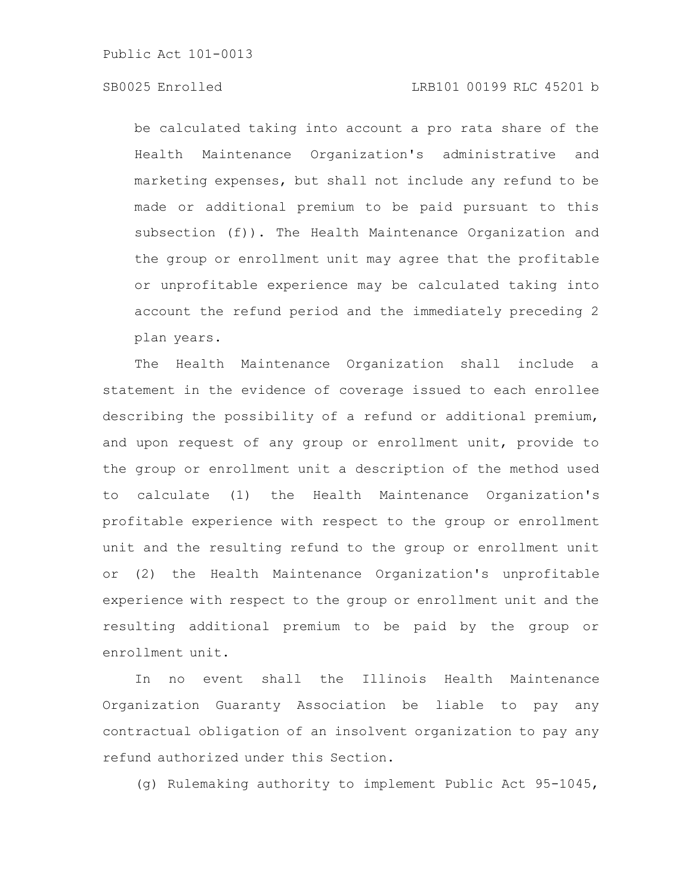be calculated taking into account a pro rata share of the Health Maintenance Organization's administrative and marketing expenses, but shall not include any refund to be made or additional premium to be paid pursuant to this subsection (f)). The Health Maintenance Organization and the group or enrollment unit may agree that the profitable or unprofitable experience may be calculated taking into account the refund period and the immediately preceding 2 plan years.

The Health Maintenance Organization shall include a statement in the evidence of coverage issued to each enrollee describing the possibility of a refund or additional premium, and upon request of any group or enrollment unit, provide to the group or enrollment unit a description of the method used to calculate (1) the Health Maintenance Organization's profitable experience with respect to the group or enrollment unit and the resulting refund to the group or enrollment unit or (2) the Health Maintenance Organization's unprofitable experience with respect to the group or enrollment unit and the resulting additional premium to be paid by the group or enrollment unit.

In no event shall the Illinois Health Maintenance Organization Guaranty Association be liable to pay any contractual obligation of an insolvent organization to pay any refund authorized under this Section.

(g) Rulemaking authority to implement Public Act 95-1045,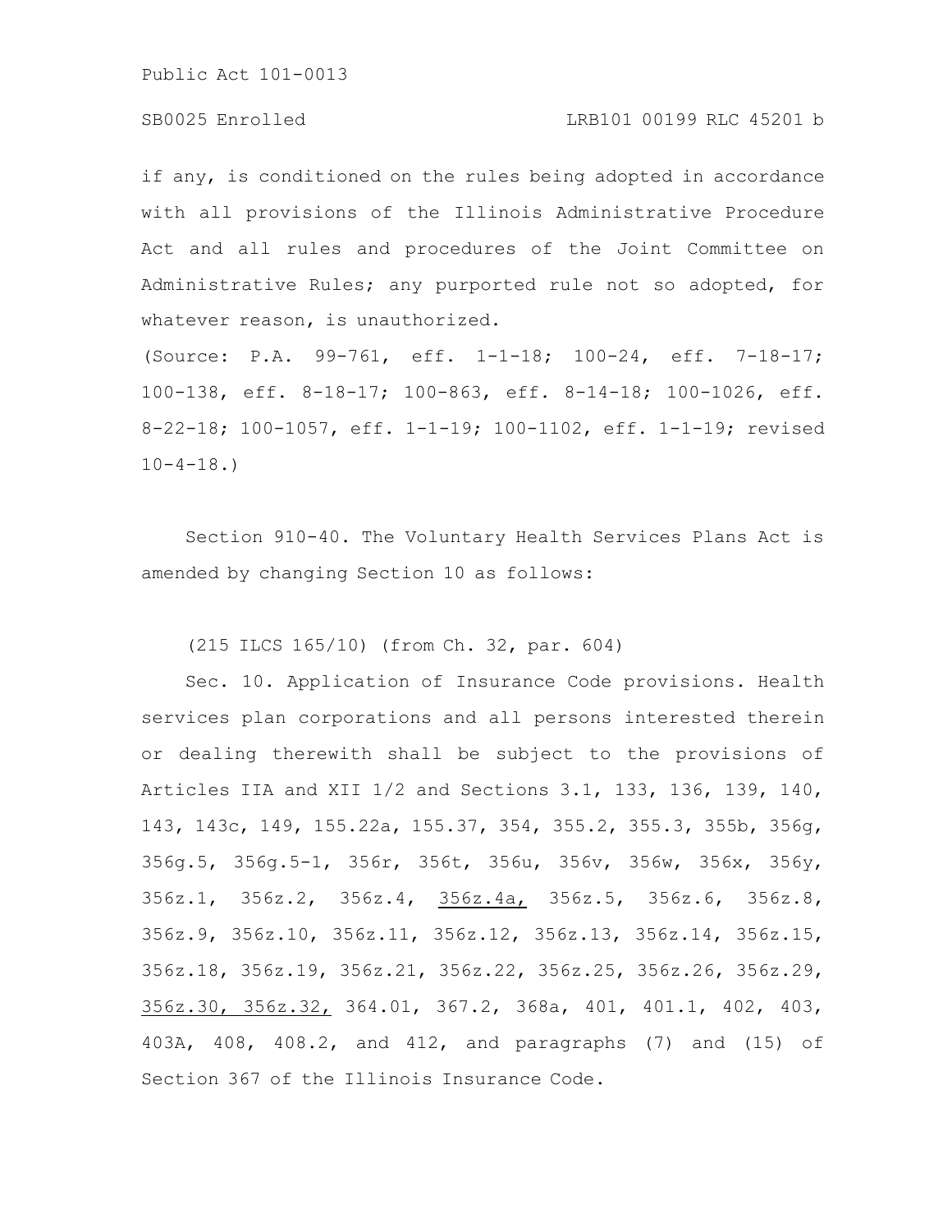if any, is conditioned on the rules being adopted in accordance with all provisions of the Illinois Administrative Procedure Act and all rules and procedures of the Joint Committee on Administrative Rules; any purported rule not so adopted, for whatever reason, is unauthorized.

(Source: P.A. 99-761, eff. 1-1-18; 100-24, eff. 7-18-17; 100-138, eff. 8-18-17; 100-863, eff. 8-14-18; 100-1026, eff. 8-22-18; 100-1057, eff. 1-1-19; 100-1102, eff. 1-1-19; revised 10-4-18.)

Section 910-40. The Voluntary Health Services Plans Act is amended by changing Section 10 as follows:

(215 ILCS 165/10) (from Ch. 32, par. 604)

Sec. 10. Application of Insurance Code provisions. Health services plan corporations and all persons interested therein or dealing therewith shall be subject to the provisions of Articles IIA and XII 1/2 and Sections 3.1, 133, 136, 139, 140, 143, 143c, 149, 155.22a, 155.37, 354, 355.2, 355.3, 355b, 356g, 356g.5, 356g.5-1, 356r, 356t, 356u, 356v, 356w, 356x, 356y, 356z.1, 356z.2, 356z.4, 356z.4a, 356z.5, 356z.6, 356z.8, 356z.9, 356z.10, 356z.11, 356z.12, 356z.13, 356z.14, 356z.15, 356z.18, 356z.19, 356z.21, 356z.22, 356z.25, 356z.26, 356z.29, 356z.30, 356z.32, 364.01, 367.2, 368a, 401, 401.1, 402, 403, 403A, 408, 408.2, and 412, and paragraphs (7) and (15) of Section 367 of the Illinois Insurance Code.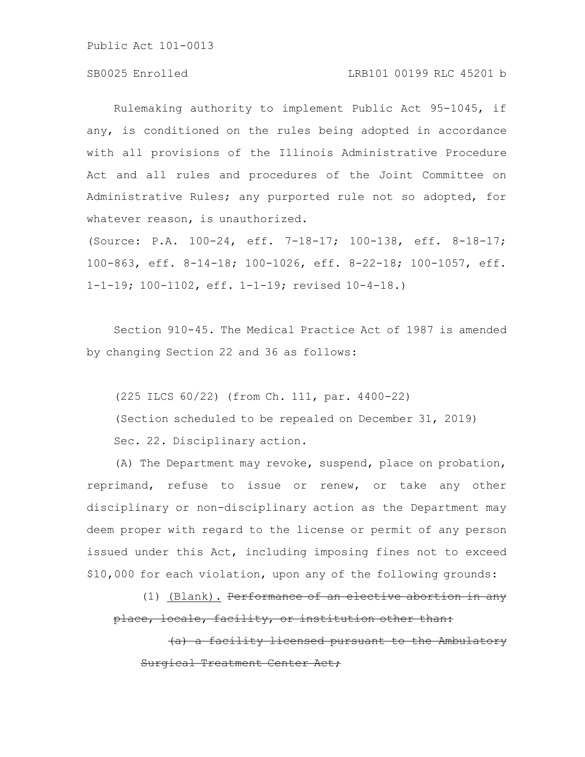Rulemaking authority to implement Public Act 95-1045, if any, is conditioned on the rules being adopted in accordance with all provisions of the Illinois Administrative Procedure Act and all rules and procedures of the Joint Committee on Administrative Rules; any purported rule not so adopted, for whatever reason, is unauthorized.

(Source: P.A. 100-24, eff. 7-18-17; 100-138, eff. 8-18-17; 100-863, eff. 8-14-18; 100-1026, eff. 8-22-18; 100-1057, eff. 1-1-19; 100-1102, eff. 1-1-19; revised 10-4-18.)

Section 910-45. The Medical Practice Act of 1987 is amended by changing Section 22 and 36 as follows:

(225 ILCS 60/22) (from Ch. 111, par. 4400-22)

(Section scheduled to be repealed on December 31, 2019)

Sec. 22. Disciplinary action.

(A) The Department may revoke, suspend, place on probation, reprimand, refuse to issue or renew, or take any other disciplinary or non-disciplinary action as the Department may deem proper with regard to the license or permit of any person issued under this Act, including imposing fines not to exceed $10,000 for each violation, upon any of the following grounds:

(1) <u>(Blank).</u> ~~Performance of an elective abortion in any place, locale, facility, or institution other than:~~

~~(a) a facility licensed pursuant to the Ambulatory Surgical Treatment Center Act;~~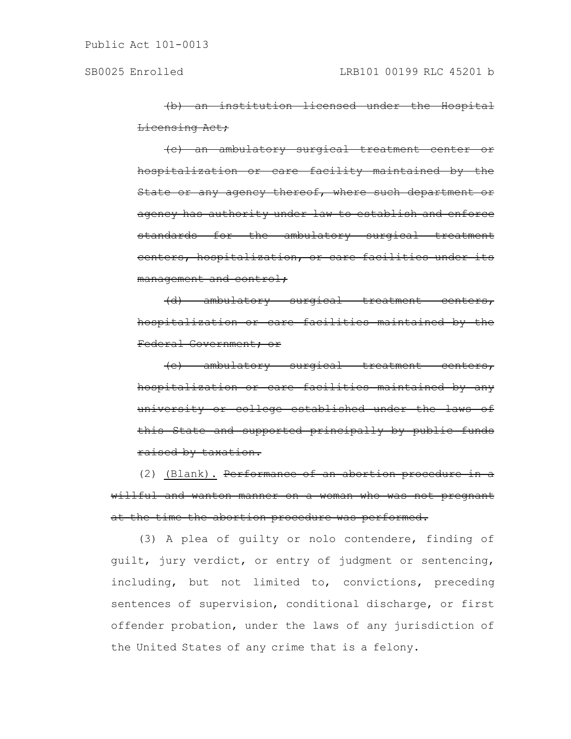~~(b) an institution licensed under the Hospital Licensing Act;~~

~~(c) an ambulatory surgical treatment center or hospitalization or care facility maintained by the State or any agency thereof, where such department or agency has authority under law to establish and enforce standards for the ambulatory surgical treatment centers, hospitalization, or care facilities under its management and control;~~

~~(d) ambulatory surgical treatment centers, hospitalization or care facilities maintained by the Federal Government; or~~

~~(e) ambulatory surgical treatment centers, hospitalization or care facilities maintained by any university or college established under the laws of this State and supported principally by public funds raised by taxation.~~

(2) <u>(Blank).</u> ~~Performance of an abortion procedure in a willful and wanton manner on a woman who was not pregnant at the time the abortion procedure was performed.~~

(3) A plea of guilty or nolo contendere, finding of guilt, jury verdict, or entry of judgment or sentencing, including, but not limited to, convictions, preceding sentences of supervision, conditional discharge, or first offender probation, under the laws of any jurisdiction of the United States of any crime that is a felony.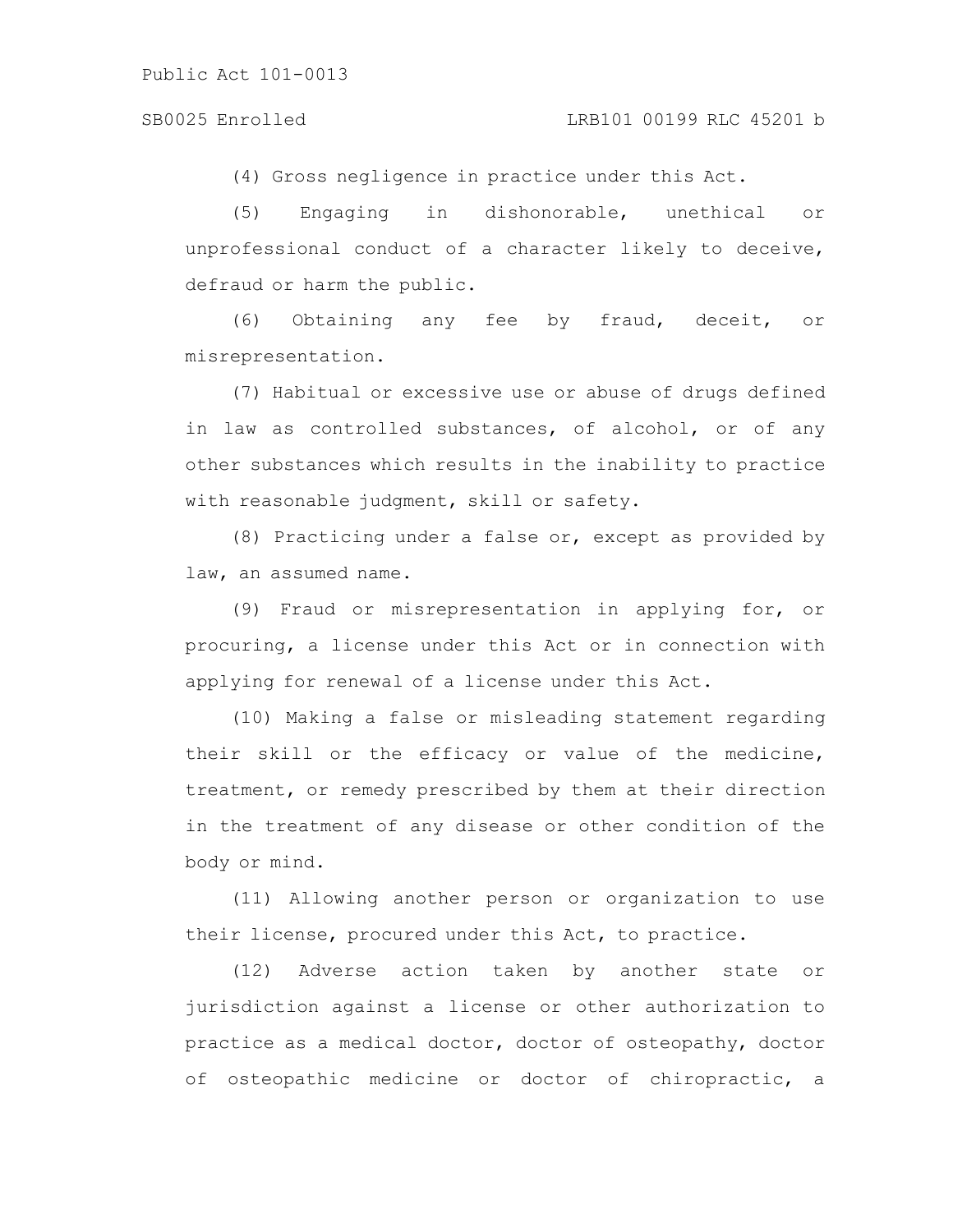(4) Gross negligence in practice under this Act.

(5) Engaging in dishonorable, unethical or unprofessional conduct of a character likely to deceive, defraud or harm the public.

(6) Obtaining any fee by fraud, deceit, or misrepresentation.

(7) Habitual or excessive use or abuse of drugs defined in law as controlled substances, of alcohol, or of any other substances which results in the inability to practice with reasonable judgment, skill or safety.

(8) Practicing under a false or, except as provided by law, an assumed name.

(9) Fraud or misrepresentation in applying for, or procuring, a license under this Act or in connection with applying for renewal of a license under this Act.

(10) Making a false or misleading statement regarding their skill or the efficacy or value of the medicine, treatment, or remedy prescribed by them at their direction in the treatment of any disease or other condition of the body or mind.

(11) Allowing another person or organization to use their license, procured under this Act, to practice.

(12) Adverse action taken by another state or jurisdiction against a license or other authorization to practice as a medical doctor, doctor of osteopathy, doctor of osteopathic medicine or doctor of chiropractic, a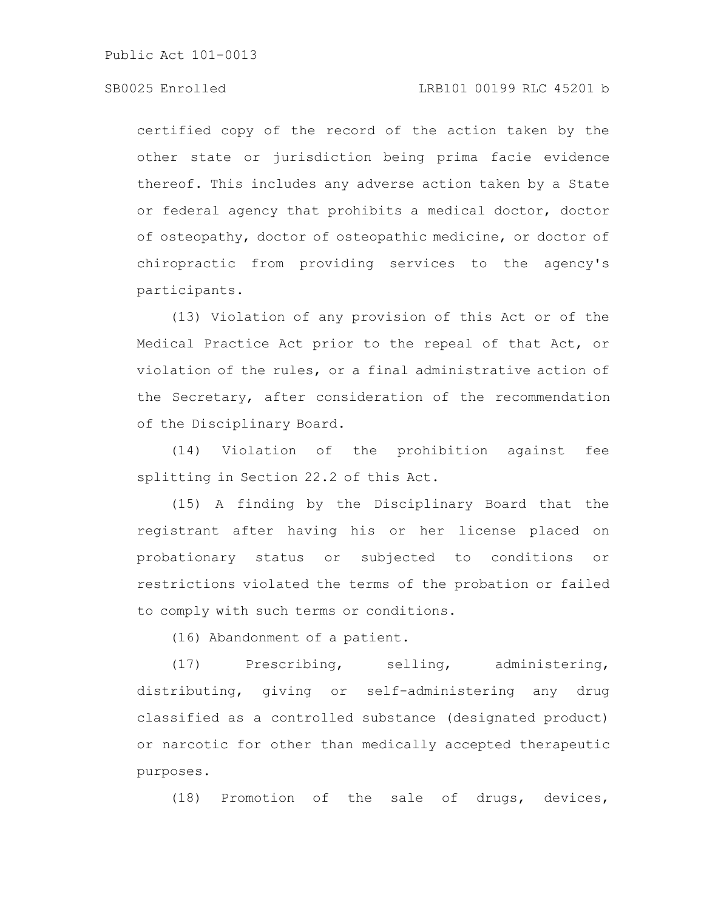certified copy of the record of the action taken by the other state or jurisdiction being prima facie evidence thereof. This includes any adverse action taken by a State or federal agency that prohibits a medical doctor, doctor of osteopathy, doctor of osteopathic medicine, or doctor of chiropractic from providing services to the agency's participants.

(13) Violation of any provision of this Act or of the Medical Practice Act prior to the repeal of that Act, or violation of the rules, or a final administrative action of the Secretary, after consideration of the recommendation of the Disciplinary Board.

(14) Violation of the prohibition against fee splitting in Section 22.2 of this Act.

(15) A finding by the Disciplinary Board that the registrant after having his or her license placed on probationary status or subjected to conditions or restrictions violated the terms of the probation or failed to comply with such terms or conditions.

(16) Abandonment of a patient.

(17) Prescribing, selling, administering, distributing, giving or self-administering any drug classified as a controlled substance (designated product) or narcotic for other than medically accepted therapeutic purposes.

(18) Promotion of the sale of drugs, devices,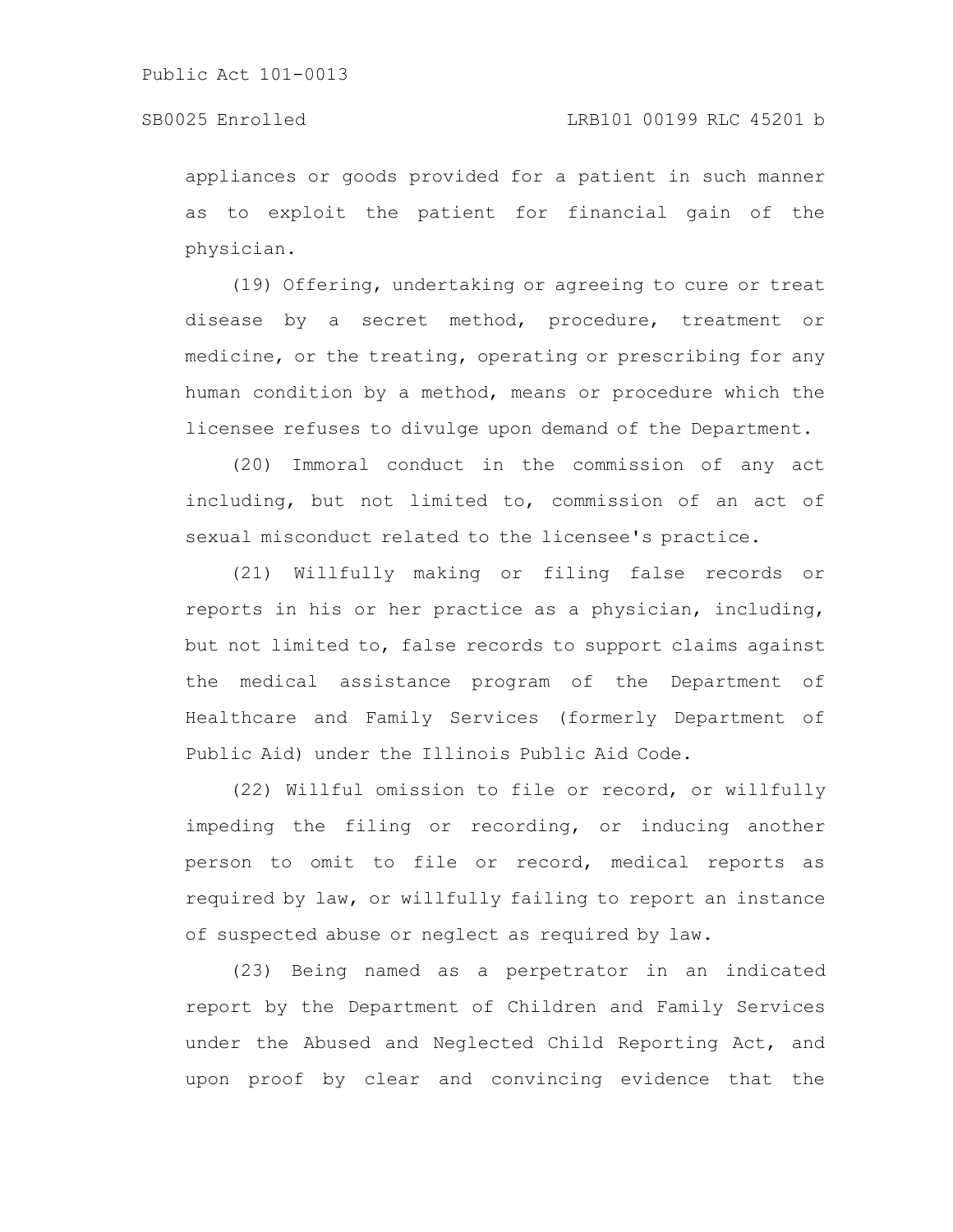appliances or goods provided for a patient in such manner as to exploit the patient for financial gain of the physician.

(19) Offering, undertaking or agreeing to cure or treat disease by a secret method, procedure, treatment or medicine, or the treating, operating or prescribing for any human condition by a method, means or procedure which the licensee refuses to divulge upon demand of the Department.

(20) Immoral conduct in the commission of any act including, but not limited to, commission of an act of sexual misconduct related to the licensee's practice.

(21) Willfully making or filing false records or reports in his or her practice as a physician, including, but not limited to, false records to support claims against the medical assistance program of the Department of Healthcare and Family Services (formerly Department of Public Aid) under the Illinois Public Aid Code.

(22) Willful omission to file or record, or willfully impeding the filing or recording, or inducing another person to omit to file or record, medical reports as required by law, or willfully failing to report an instance of suspected abuse or neglect as required by law.

(23) Being named as a perpetrator in an indicated report by the Department of Children and Family Services under the Abused and Neglected Child Reporting Act, and upon proof by clear and convincing evidence that the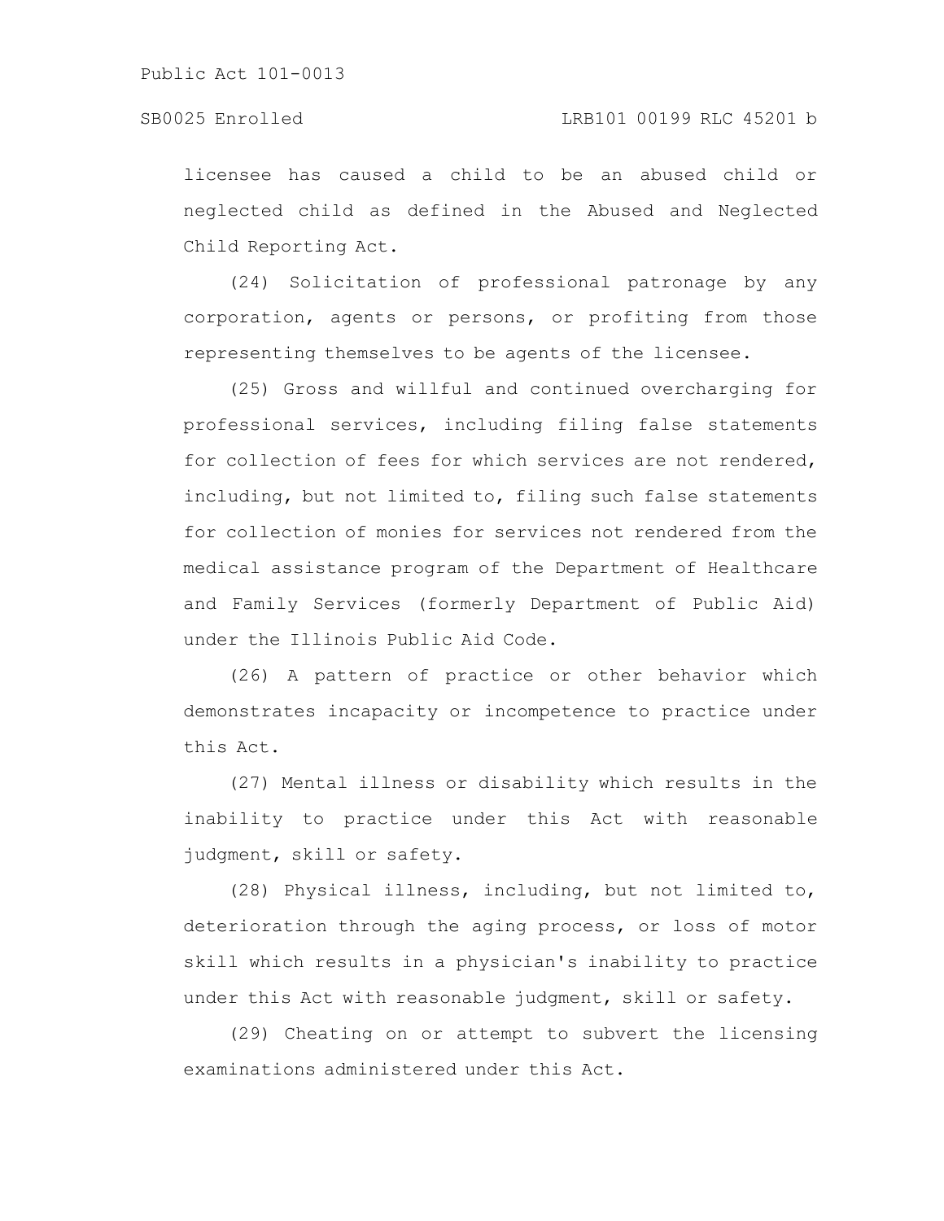licensee has caused a child to be an abused child or neglected child as defined in the Abused and Neglected Child Reporting Act.

(24) Solicitation of professional patronage by any corporation, agents or persons, or profiting from those representing themselves to be agents of the licensee.

(25) Gross and willful and continued overcharging for professional services, including filing false statements for collection of fees for which services are not rendered, including, but not limited to, filing such false statements for collection of monies for services not rendered from the medical assistance program of the Department of Healthcare and Family Services (formerly Department of Public Aid) under the Illinois Public Aid Code.

(26) A pattern of practice or other behavior which demonstrates incapacity or incompetence to practice under this Act.

(27) Mental illness or disability which results in the inability to practice under this Act with reasonable judgment, skill or safety.

(28) Physical illness, including, but not limited to, deterioration through the aging process, or loss of motor skill which results in a physician's inability to practice under this Act with reasonable judgment, skill or safety.

(29) Cheating on or attempt to subvert the licensing examinations administered under this Act.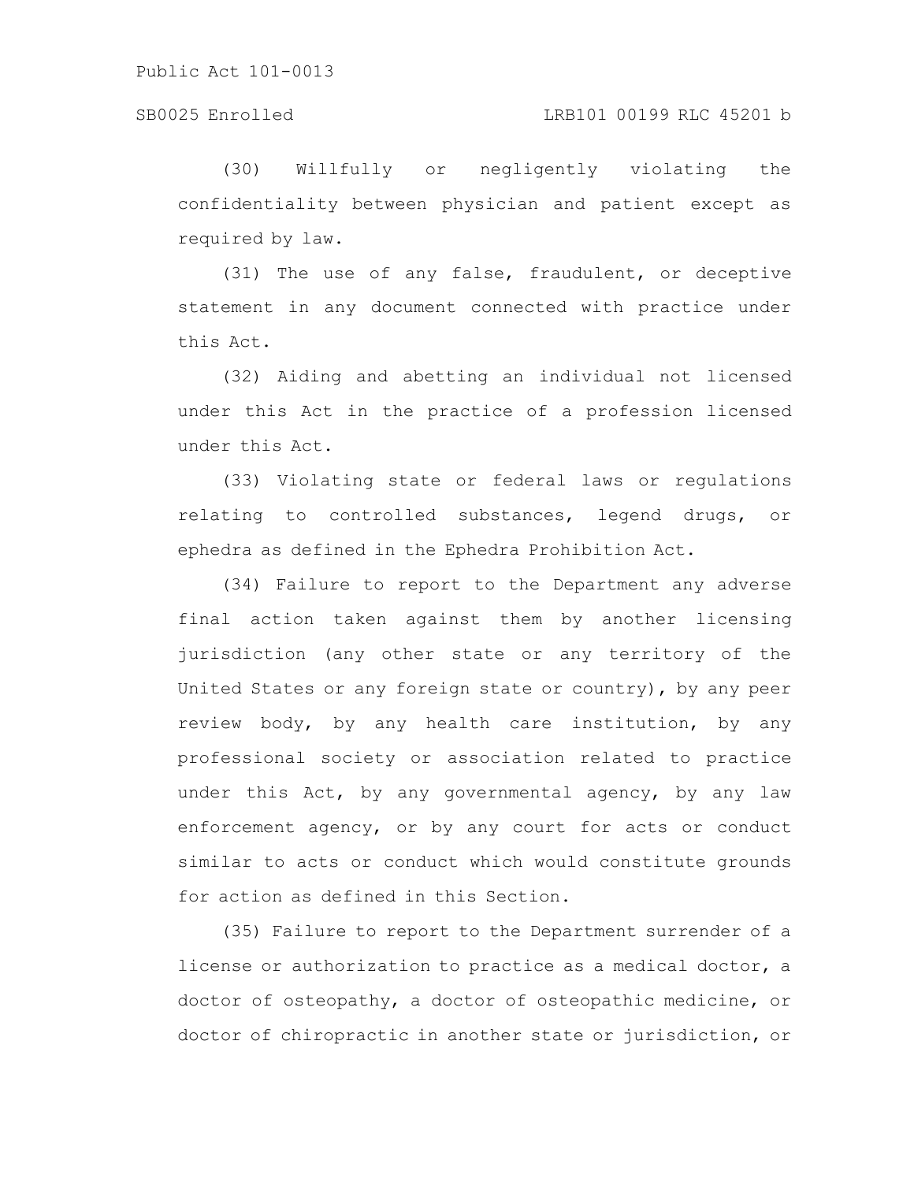(30) Willfully or negligently violating the confidentiality between physician and patient except as required by law.

(31) The use of any false, fraudulent, or deceptive statement in any document connected with practice under this Act.

(32) Aiding and abetting an individual not licensed under this Act in the practice of a profession licensed under this Act.

(33) Violating state or federal laws or regulations relating to controlled substances, legend drugs, or ephedra as defined in the Ephedra Prohibition Act.

(34) Failure to report to the Department any adverse final action taken against them by another licensing jurisdiction (any other state or any territory of the United States or any foreign state or country), by any peer review body, by any health care institution, by any professional society or association related to practice under this Act, by any governmental agency, by any law enforcement agency, or by any court for acts or conduct similar to acts or conduct which would constitute grounds for action as defined in this Section.

(35) Failure to report to the Department surrender of a license or authorization to practice as a medical doctor, a doctor of osteopathy, a doctor of osteopathic medicine, or doctor of chiropractic in another state or jurisdiction, or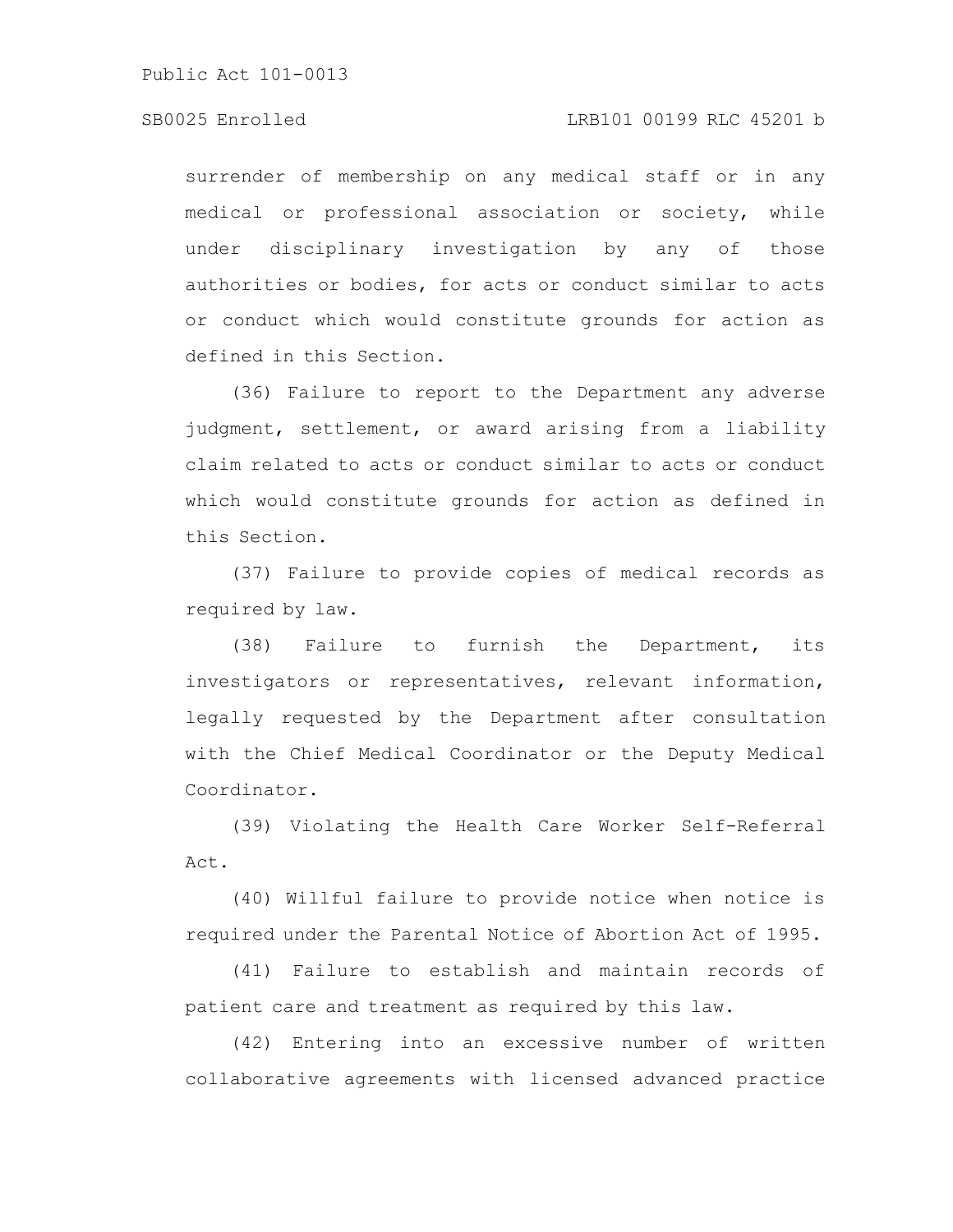surrender of membership on any medical staff or in any medical or professional association or society, while under disciplinary investigation by any of those authorities or bodies, for acts or conduct similar to acts or conduct which would constitute grounds for action as defined in this Section.

(36) Failure to report to the Department any adverse judgment, settlement, or award arising from a liability claim related to acts or conduct similar to acts or conduct which would constitute grounds for action as defined in this Section.

(37) Failure to provide copies of medical records as required by law.

(38) Failure to furnish the Department, its investigators or representatives, relevant information, legally requested by the Department after consultation with the Chief Medical Coordinator or the Deputy Medical Coordinator.

(39) Violating the Health Care Worker Self-Referral Act.

(40) Willful failure to provide notice when notice is required under the Parental Notice of Abortion Act of 1995.

(41) Failure to establish and maintain records of patient care and treatment as required by this law.

(42) Entering into an excessive number of written collaborative agreements with licensed advanced practice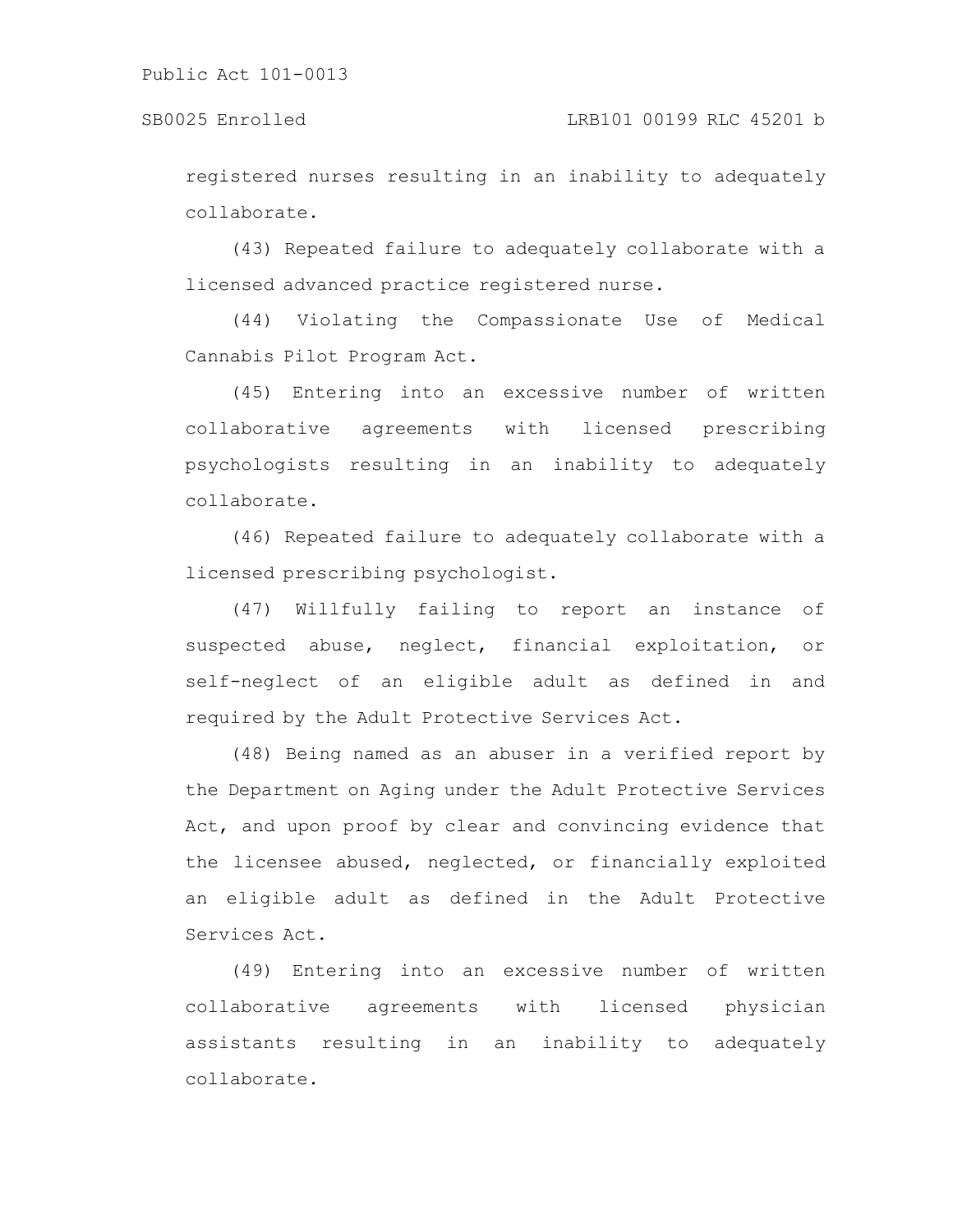registered nurses resulting in an inability to adequately collaborate.

(43) Repeated failure to adequately collaborate with a licensed advanced practice registered nurse.

(44) Violating the Compassionate Use of Medical Cannabis Pilot Program Act.

(45) Entering into an excessive number of written collaborative agreements with licensed prescribing psychologists resulting in an inability to adequately collaborate.

(46) Repeated failure to adequately collaborate with a licensed prescribing psychologist.

(47) Willfully failing to report an instance of suspected abuse, neglect, financial exploitation, or self-neglect of an eligible adult as defined in and required by the Adult Protective Services Act.

(48) Being named as an abuser in a verified report by the Department on Aging under the Adult Protective Services Act, and upon proof by clear and convincing evidence that the licensee abused, neglected, or financially exploited an eligible adult as defined in the Adult Protective Services Act.

(49) Entering into an excessive number of written collaborative agreements with licensed physician assistants resulting in an inability to adequately collaborate.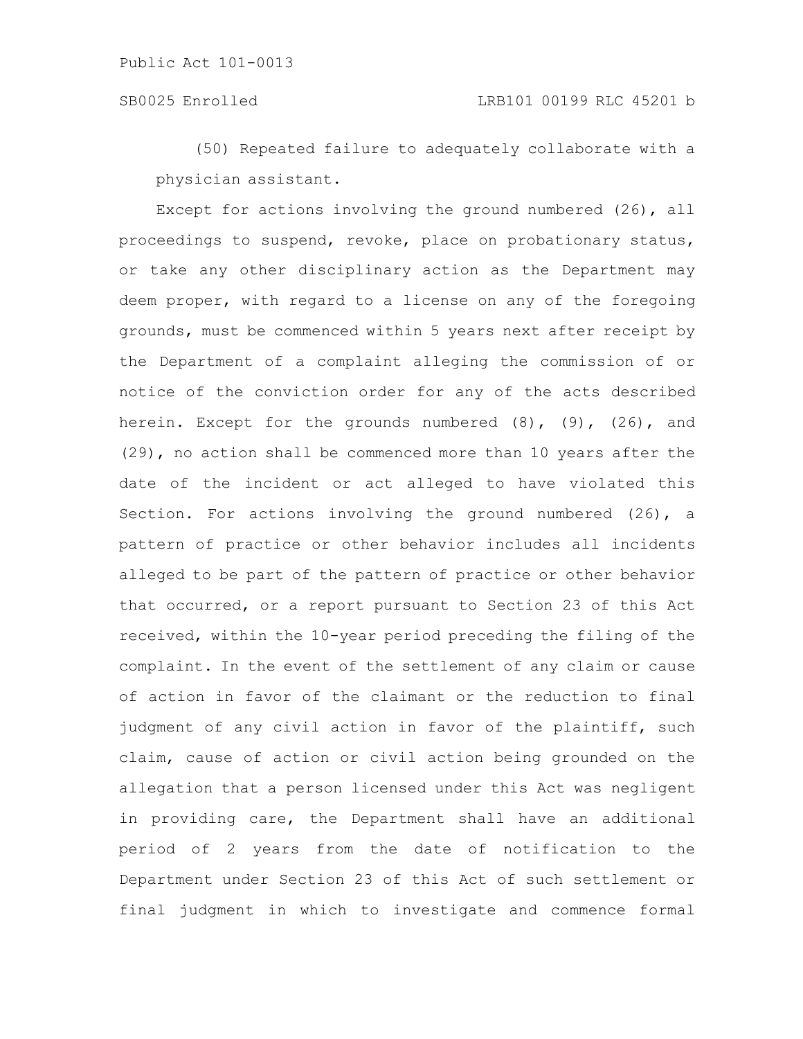(50) Repeated failure to adequately collaborate with a physician assistant.

Except for actions involving the ground numbered (26), all proceedings to suspend, revoke, place on probationary status, or take any other disciplinary action as the Department may deem proper, with regard to a license on any of the foregoing grounds, must be commenced within 5 years next after receipt by the Department of a complaint alleging the commission of or notice of the conviction order for any of the acts described herein. Except for the grounds numbered (8), (9), (26), and (29), no action shall be commenced more than 10 years after the date of the incident or act alleged to have violated this Section. For actions involving the ground numbered (26), a pattern of practice or other behavior includes all incidents alleged to be part of the pattern of practice or other behavior that occurred, or a report pursuant to Section 23 of this Act received, within the 10-year period preceding the filing of the complaint. In the event of the settlement of any claim or cause of action in favor of the claimant or the reduction to final judgment of any civil action in favor of the plaintiff, such claim, cause of action or civil action being grounded on the allegation that a person licensed under this Act was negligent in providing care, the Department shall have an additional period of 2 years from the date of notification to the Department under Section 23 of this Act of such settlement or final judgment in which to investigate and commence formal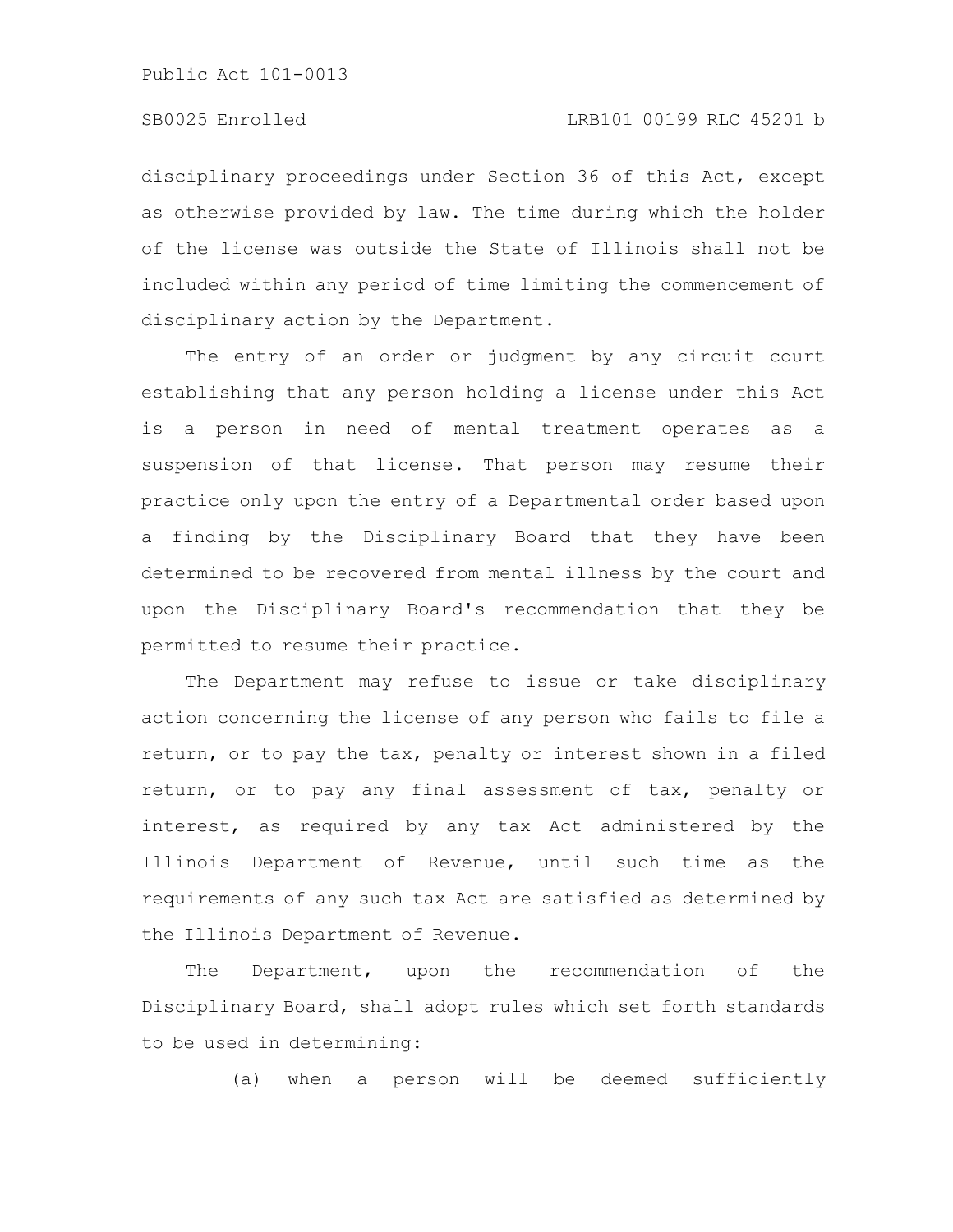disciplinary proceedings under Section 36 of this Act, except as otherwise provided by law. The time during which the holder of the license was outside the State of Illinois shall not be included within any period of time limiting the commencement of disciplinary action by the Department.

The entry of an order or judgment by any circuit court establishing that any person holding a license under this Act is a person in need of mental treatment operates as a suspension of that license. That person may resume their practice only upon the entry of a Departmental order based upon a finding by the Disciplinary Board that they have been determined to be recovered from mental illness by the court and upon the Disciplinary Board's recommendation that they be permitted to resume their practice.

The Department may refuse to issue or take disciplinary action concerning the license of any person who fails to file a return, or to pay the tax, penalty or interest shown in a filed return, or to pay any final assessment of tax, penalty or interest, as required by any tax Act administered by the Illinois Department of Revenue, until such time as the requirements of any such tax Act are satisfied as determined by the Illinois Department of Revenue.

The Department, upon the recommendation of the Disciplinary Board, shall adopt rules which set forth standards to be used in determining:

(a) when a person will be deemed sufficiently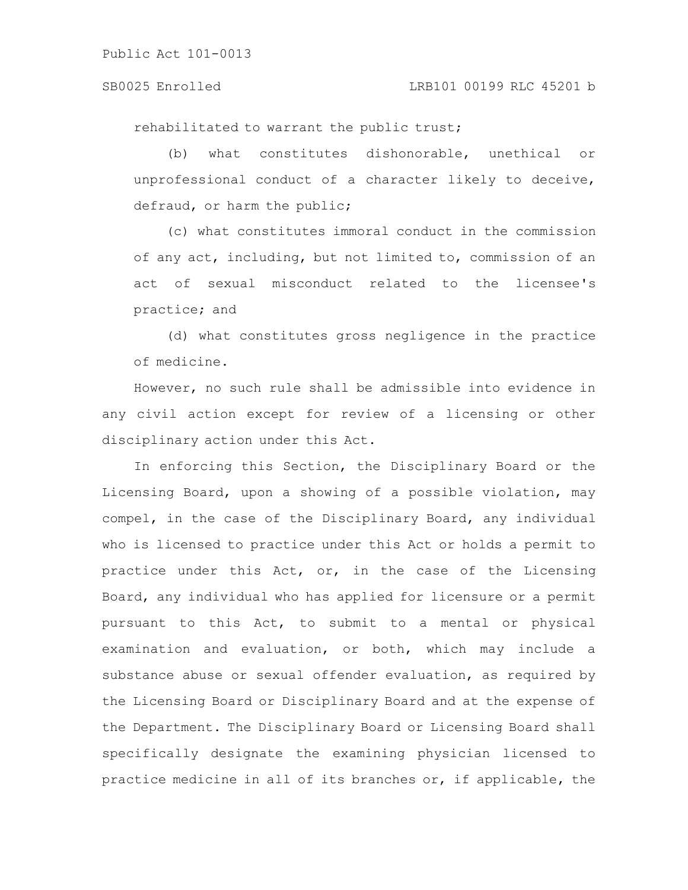rehabilitated to warrant the public trust;

(b) what constitutes dishonorable, unethical or unprofessional conduct of a character likely to deceive, defraud, or harm the public;

(c) what constitutes immoral conduct in the commission of any act, including, but not limited to, commission of an act of sexual misconduct related to the licensee's practice; and

(d) what constitutes gross negligence in the practice of medicine.

However, no such rule shall be admissible into evidence in any civil action except for review of a licensing or other disciplinary action under this Act.

In enforcing this Section, the Disciplinary Board or the Licensing Board, upon a showing of a possible violation, may compel, in the case of the Disciplinary Board, any individual who is licensed to practice under this Act or holds a permit to practice under this Act, or, in the case of the Licensing Board, any individual who has applied for licensure or a permit pursuant to this Act, to submit to a mental or physical examination and evaluation, or both, which may include a substance abuse or sexual offender evaluation, as required by the Licensing Board or Disciplinary Board and at the expense of the Department. The Disciplinary Board or Licensing Board shall specifically designate the examining physician licensed to practice medicine in all of its branches or, if applicable, the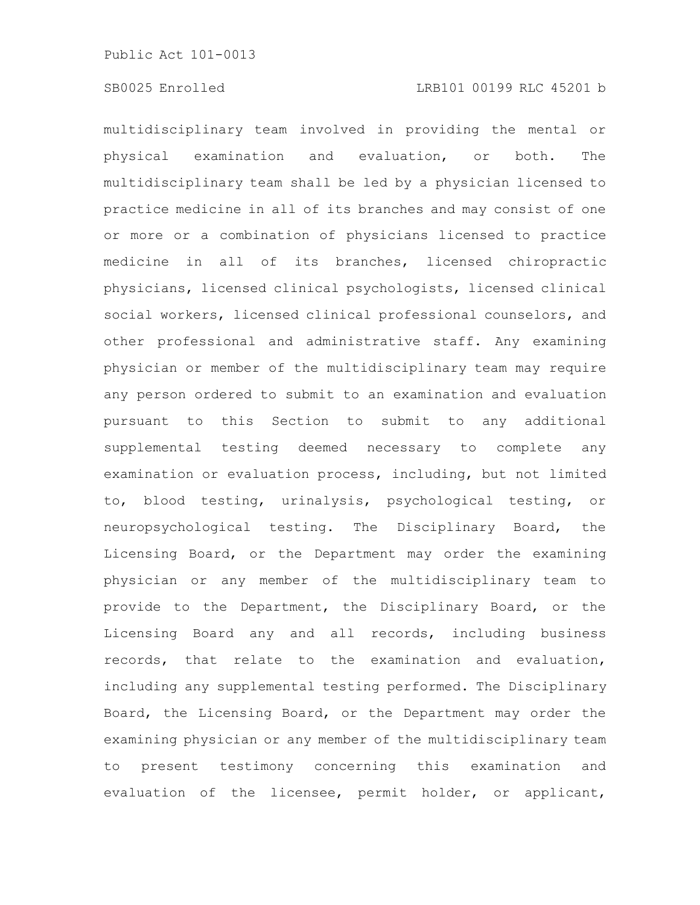multidisciplinary team involved in providing the mental or physical examination and evaluation, or both. The multidisciplinary team shall be led by a physician licensed to practice medicine in all of its branches and may consist of one or more or a combination of physicians licensed to practice medicine in all of its branches, licensed chiropractic physicians, licensed clinical psychologists, licensed clinical social workers, licensed clinical professional counselors, and other professional and administrative staff. Any examining physician or member of the multidisciplinary team may require any person ordered to submit to an examination and evaluation pursuant to this Section to submit to any additional supplemental testing deemed necessary to complete any examination or evaluation process, including, but not limited to, blood testing, urinalysis, psychological testing, or neuropsychological testing. The Disciplinary Board, the Licensing Board, or the Department may order the examining physician or any member of the multidisciplinary team to provide to the Department, the Disciplinary Board, or the Licensing Board any and all records, including business records, that relate to the examination and evaluation, including any supplemental testing performed. The Disciplinary Board, the Licensing Board, or the Department may order the examining physician or any member of the multidisciplinary team to present testimony concerning this examination and evaluation of the licensee, permit holder, or applicant,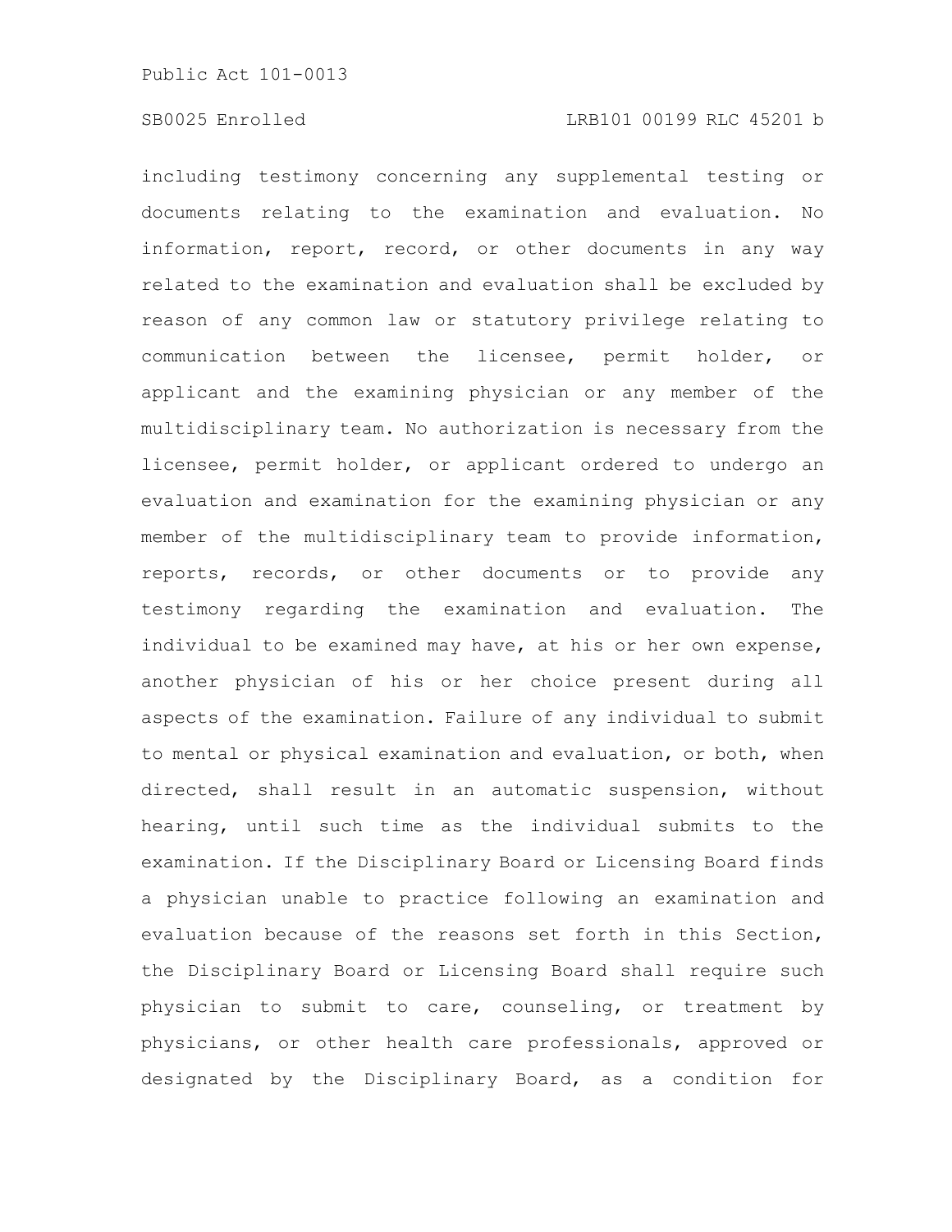including testimony concerning any supplemental testing or documents relating to the examination and evaluation. No information, report, record, or other documents in any way related to the examination and evaluation shall be excluded by reason of any common law or statutory privilege relating to communication between the licensee, permit holder, or applicant and the examining physician or any member of the multidisciplinary team. No authorization is necessary from the licensee, permit holder, or applicant ordered to undergo an evaluation and examination for the examining physician or any member of the multidisciplinary team to provide information, reports, records, or other documents or to provide any testimony regarding the examination and evaluation. The individual to be examined may have, at his or her own expense, another physician of his or her choice present during all aspects of the examination. Failure of any individual to submit to mental or physical examination and evaluation, or both, when directed, shall result in an automatic suspension, without hearing, until such time as the individual submits to the examination. If the Disciplinary Board or Licensing Board finds a physician unable to practice following an examination and evaluation because of the reasons set forth in this Section, the Disciplinary Board or Licensing Board shall require such physician to submit to care, counseling, or treatment by physicians, or other health care professionals, approved or designated by the Disciplinary Board, as a condition for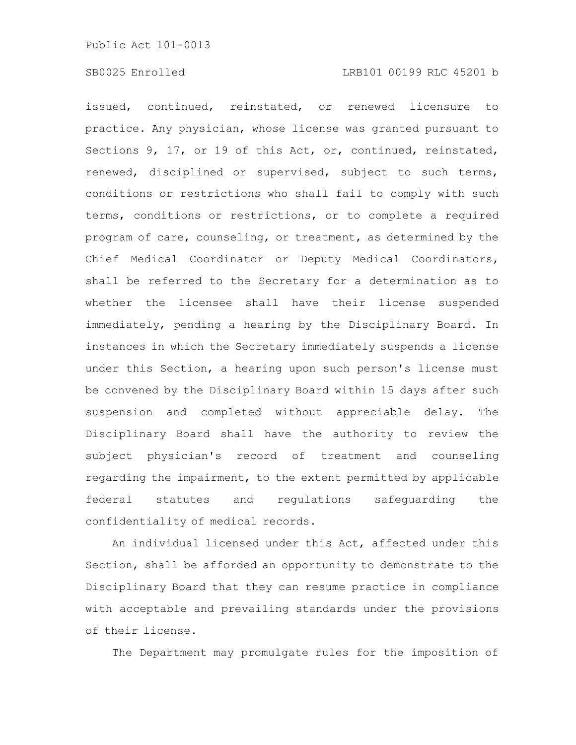issued, continued, reinstated, or renewed licensure to practice. Any physician, whose license was granted pursuant to Sections 9, 17, or 19 of this Act, or, continued, reinstated, renewed, disciplined or supervised, subject to such terms, conditions or restrictions who shall fail to comply with such terms, conditions or restrictions, or to complete a required program of care, counseling, or treatment, as determined by the Chief Medical Coordinator or Deputy Medical Coordinators, shall be referred to the Secretary for a determination as to whether the licensee shall have their license suspended immediately, pending a hearing by the Disciplinary Board. In instances in which the Secretary immediately suspends a license under this Section, a hearing upon such person's license must be convened by the Disciplinary Board within 15 days after such suspension and completed without appreciable delay. The Disciplinary Board shall have the authority to review the subject physician's record of treatment and counseling regarding the impairment, to the extent permitted by applicable federal statutes and regulations safeguarding the confidentiality of medical records.

An individual licensed under this Act, affected under this Section, shall be afforded an opportunity to demonstrate to the Disciplinary Board that they can resume practice in compliance with acceptable and prevailing standards under the provisions of their license.

The Department may promulgate rules for the imposition of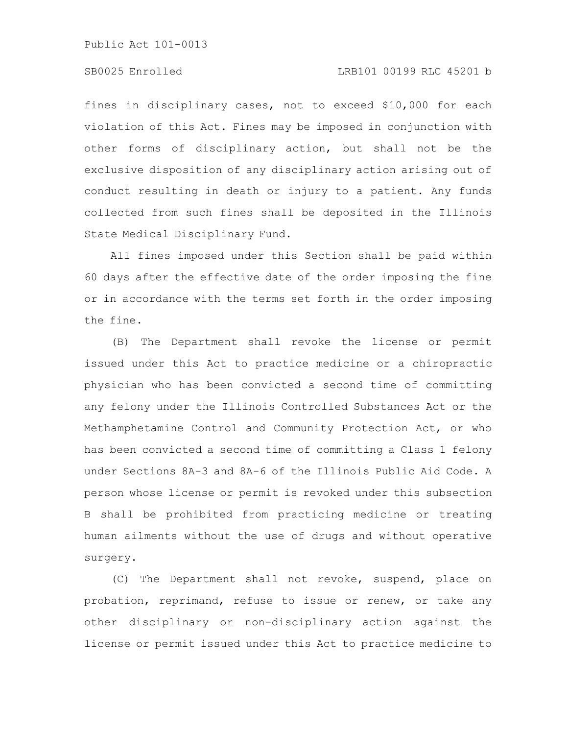fines in disciplinary cases, not to exceed $10,000 for each violation of this Act. Fines may be imposed in conjunction with other forms of disciplinary action, but shall not be the exclusive disposition of any disciplinary action arising out of conduct resulting in death or injury to a patient. Any funds collected from such fines shall be deposited in the Illinois State Medical Disciplinary Fund.

All fines imposed under this Section shall be paid within 60 days after the effective date of the order imposing the fine or in accordance with the terms set forth in the order imposing the fine.

(B) The Department shall revoke the license or permit issued under this Act to practice medicine or a chiropractic physician who has been convicted a second time of committing any felony under the Illinois Controlled Substances Act or the Methamphetamine Control and Community Protection Act, or who has been convicted a second time of committing a Class 1 felony under Sections 8A-3 and 8A-6 of the Illinois Public Aid Code. A person whose license or permit is revoked under this subsection B shall be prohibited from practicing medicine or treating human ailments without the use of drugs and without operative surgery.

(C) The Department shall not revoke, suspend, place on probation, reprimand, refuse to issue or renew, or take any other disciplinary or non-disciplinary action against the license or permit issued under this Act to practice medicine to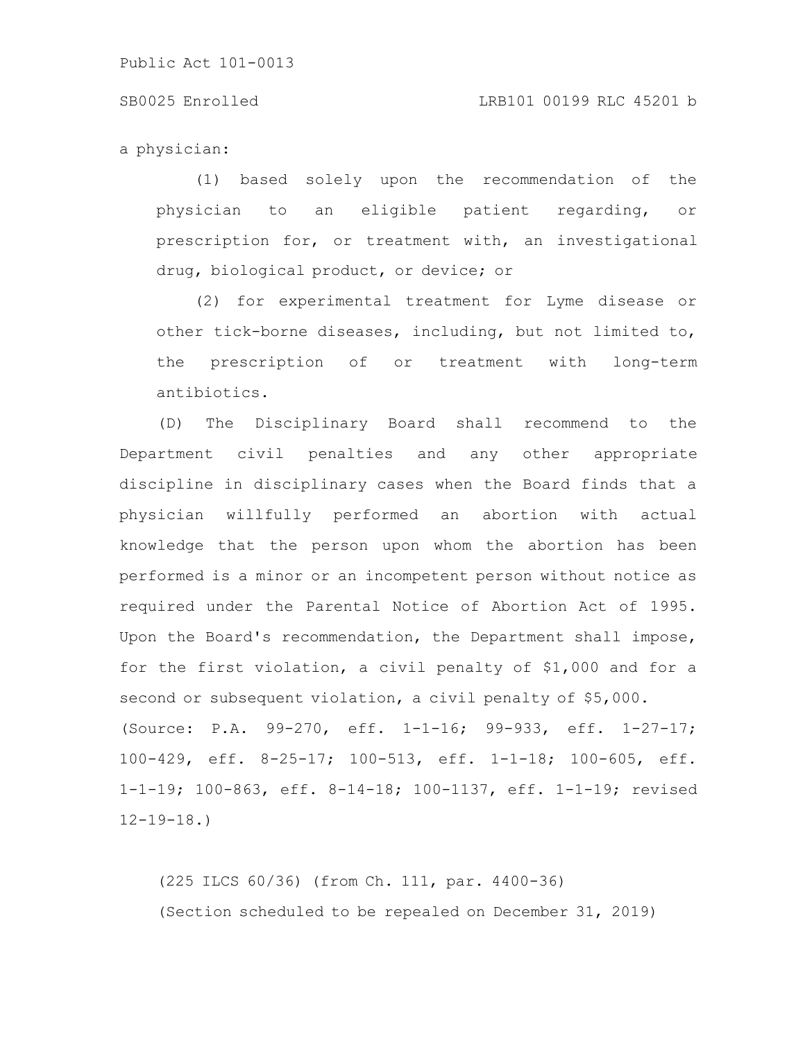a physician:

(1) based solely upon the recommendation of the physician to an eligible patient regarding, or prescription for, or treatment with, an investigational drug, biological product, or device; or

(2) for experimental treatment for Lyme disease or other tick-borne diseases, including, but not limited to, the prescription of or treatment with long-term antibiotics.

(D) The Disciplinary Board shall recommend to the Department civil penalties and any other appropriate discipline in disciplinary cases when the Board finds that a physician willfully performed an abortion with actual knowledge that the person upon whom the abortion has been performed is a minor or an incompetent person without notice as required under the Parental Notice of Abortion Act of 1995. Upon the Board's recommendation, the Department shall impose, for the first violation, a civil penalty of $1,000 and for a second or subsequent violation, a civil penalty of $5,000.

(Source: P.A. 99-270, eff. 1-1-16; 99-933, eff. 1-27-17; 100-429, eff. 8-25-17; 100-513, eff. 1-1-18; 100-605, eff. 1-1-19; 100-863, eff. 8-14-18; 100-1137, eff. 1-1-19; revised 12-19-18.)

(225 ILCS 60/36) (from Ch. 111, par. 4400-36)

(Section scheduled to be repealed on December 31, 2019)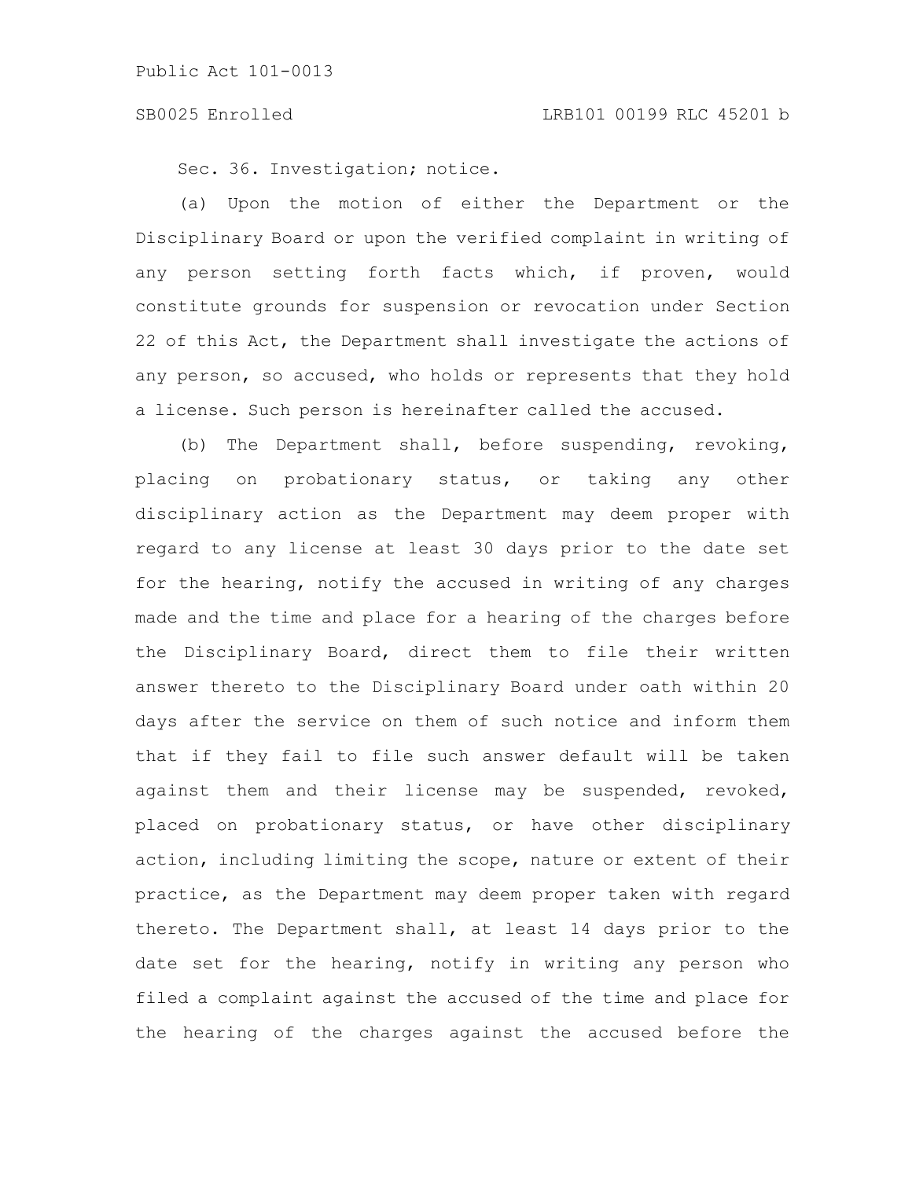Sec. 36. Investigation; notice.

(a) Upon the motion of either the Department or the Disciplinary Board or upon the verified complaint in writing of any person setting forth facts which, if proven, would constitute grounds for suspension or revocation under Section 22 of this Act, the Department shall investigate the actions of any person, so accused, who holds or represents that they hold a license. Such person is hereinafter called the accused.

(b) The Department shall, before suspending, revoking, placing on probationary status, or taking any other disciplinary action as the Department may deem proper with regard to any license at least 30 days prior to the date set for the hearing, notify the accused in writing of any charges made and the time and place for a hearing of the charges before the Disciplinary Board, direct them to file their written answer thereto to the Disciplinary Board under oath within 20 days after the service on them of such notice and inform them that if they fail to file such answer default will be taken against them and their license may be suspended, revoked, placed on probationary status, or have other disciplinary action, including limiting the scope, nature or extent of their practice, as the Department may deem proper taken with regard thereto. The Department shall, at least 14 days prior to the date set for the hearing, notify in writing any person who filed a complaint against the accused of the time and place for the hearing of the charges against the accused before the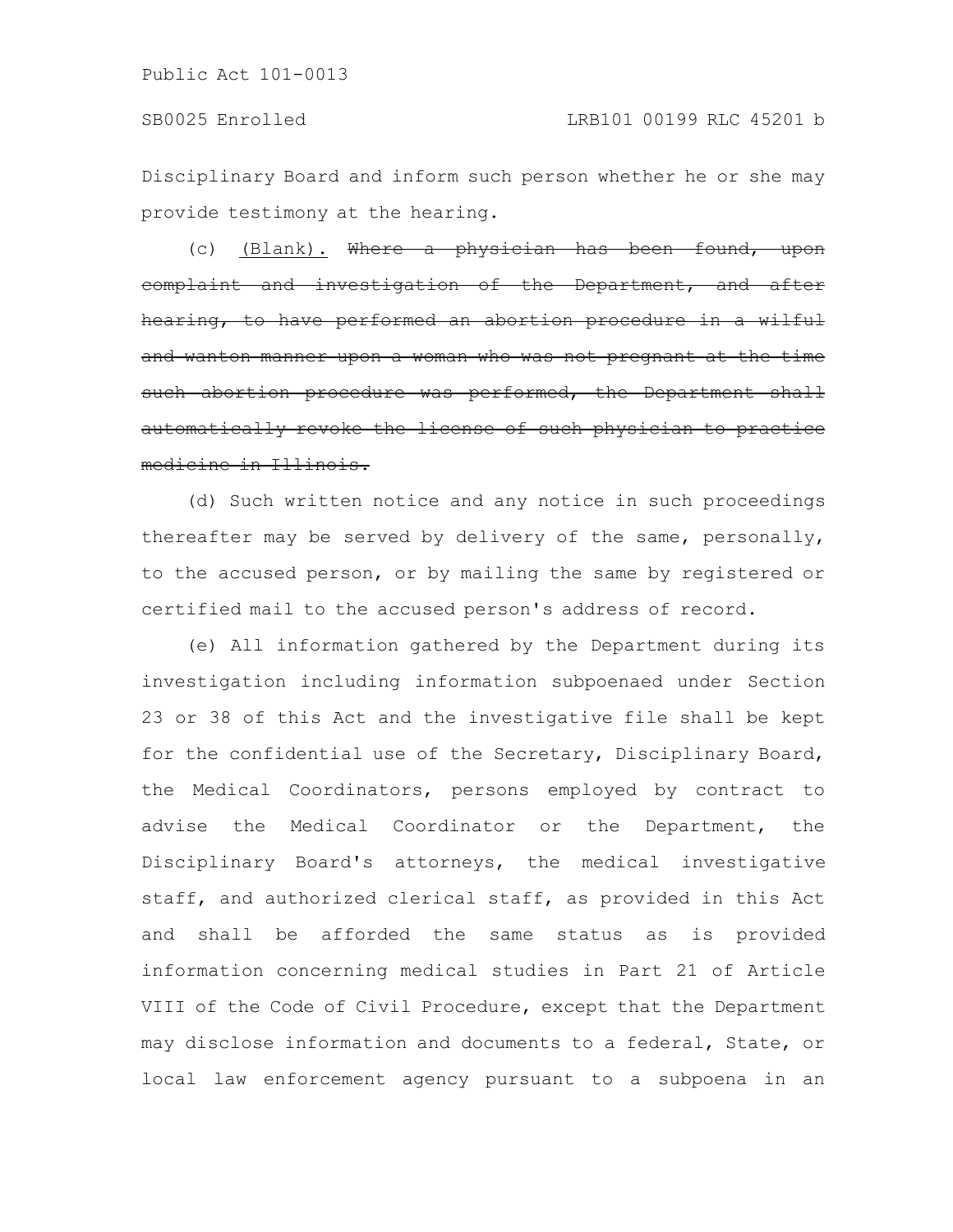Disciplinary Board and inform such person whether he or she may provide testimony at the hearing.

(c) <u>(Blank).</u> ~~Where a physician has been found, upon complaint and investigation of the Department, and after hearing, to have performed an abortion procedure in a wilful and wanton manner upon a woman who was not pregnant at the time such abortion procedure was performed, the Department shall automatically revoke the license of such physician to practice medicine in Illinois.~~

(d) Such written notice and any notice in such proceedings thereafter may be served by delivery of the same, personally, to the accused person, or by mailing the same by registered or certified mail to the accused person's address of record.

(e) All information gathered by the Department during its investigation including information subpoenaed under Section 23 or 38 of this Act and the investigative file shall be kept for the confidential use of the Secretary, Disciplinary Board, the Medical Coordinators, persons employed by contract to advise the Medical Coordinator or the Department, the Disciplinary Board's attorneys, the medical investigative staff, and authorized clerical staff, as provided in this Act and shall be afforded the same status as is provided information concerning medical studies in Part 21 of Article VIII of the Code of Civil Procedure, except that the Department may disclose information and documents to a federal, State, or local law enforcement agency pursuant to a subpoena in an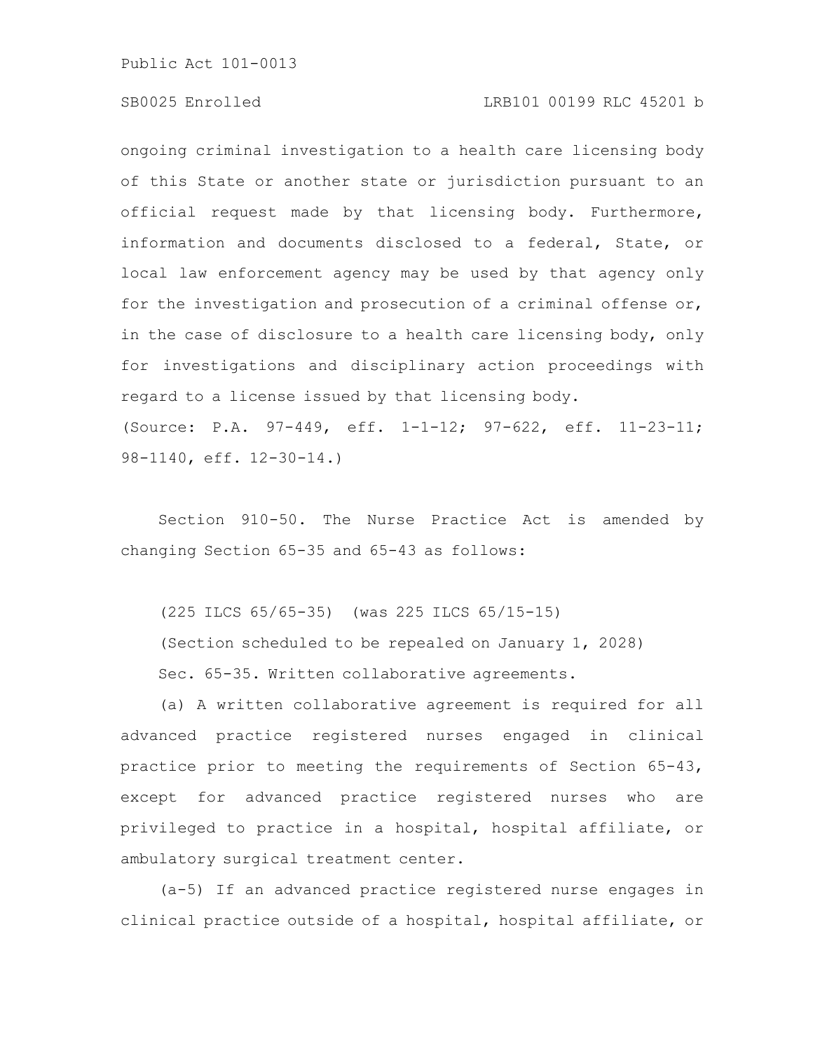ongoing criminal investigation to a health care licensing body of this State or another state or jurisdiction pursuant to an official request made by that licensing body. Furthermore, information and documents disclosed to a federal, State, or local law enforcement agency may be used by that agency only for the investigation and prosecution of a criminal offense or, in the case of disclosure to a health care licensing body, only for investigations and disciplinary action proceedings with regard to a license issued by that licensing body.

(Source: P.A. 97-449, eff. 1-1-12; 97-622, eff. 11-23-11; 98-1140, eff. 12-30-14.)

Section 910-50. The Nurse Practice Act is amended by changing Section 65-35 and 65-43 as follows:

(225 ILCS 65/65-35) (was 225 ILCS 65/15-15)

(Section scheduled to be repealed on January 1, 2028)

Sec. 65-35. Written collaborative agreements.

(a) A written collaborative agreement is required for all advanced practice registered nurses engaged in clinical practice prior to meeting the requirements of Section 65-43, except for advanced practice registered nurses who are privileged to practice in a hospital, hospital affiliate, or ambulatory surgical treatment center.

(a-5) If an advanced practice registered nurse engages in clinical practice outside of a hospital, hospital affiliate, or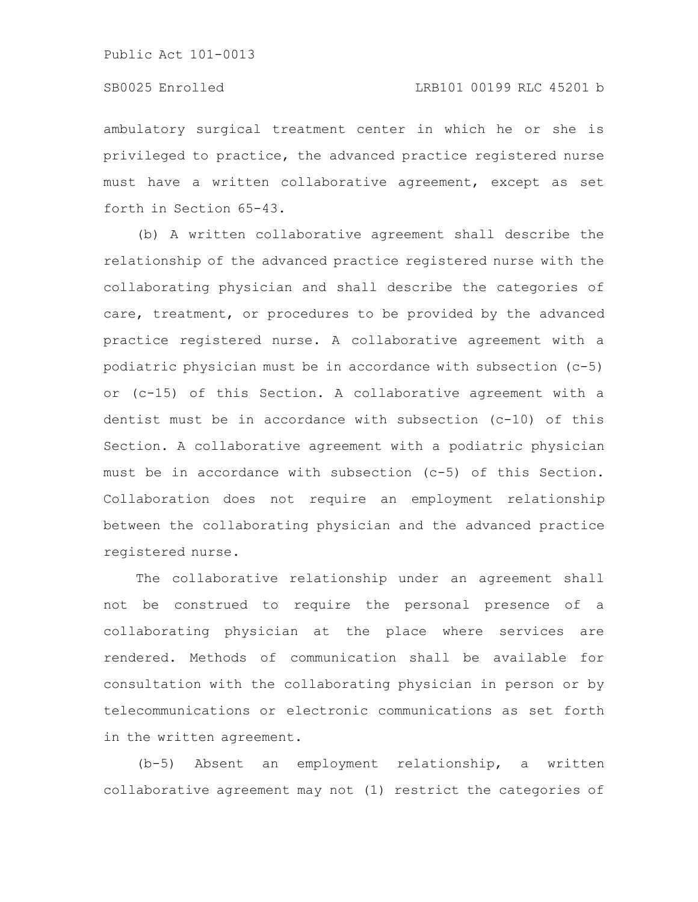ambulatory surgical treatment center in which he or she is privileged to practice, the advanced practice registered nurse must have a written collaborative agreement, except as set forth in Section 65-43.

(b) A written collaborative agreement shall describe the relationship of the advanced practice registered nurse with the collaborating physician and shall describe the categories of care, treatment, or procedures to be provided by the advanced practice registered nurse. A collaborative agreement with a podiatric physician must be in accordance with subsection (c-5) or (c-15) of this Section. A collaborative agreement with a dentist must be in accordance with subsection (c-10) of this Section. A collaborative agreement with a podiatric physician must be in accordance with subsection (c-5) of this Section. Collaboration does not require an employment relationship between the collaborating physician and the advanced practice registered nurse.

The collaborative relationship under an agreement shall not be construed to require the personal presence of a collaborating physician at the place where services are rendered. Methods of communication shall be available for consultation with the collaborating physician in person or by telecommunications or electronic communications as set forth in the written agreement.

(b-5) Absent an employment relationship, a written collaborative agreement may not (1) restrict the categories of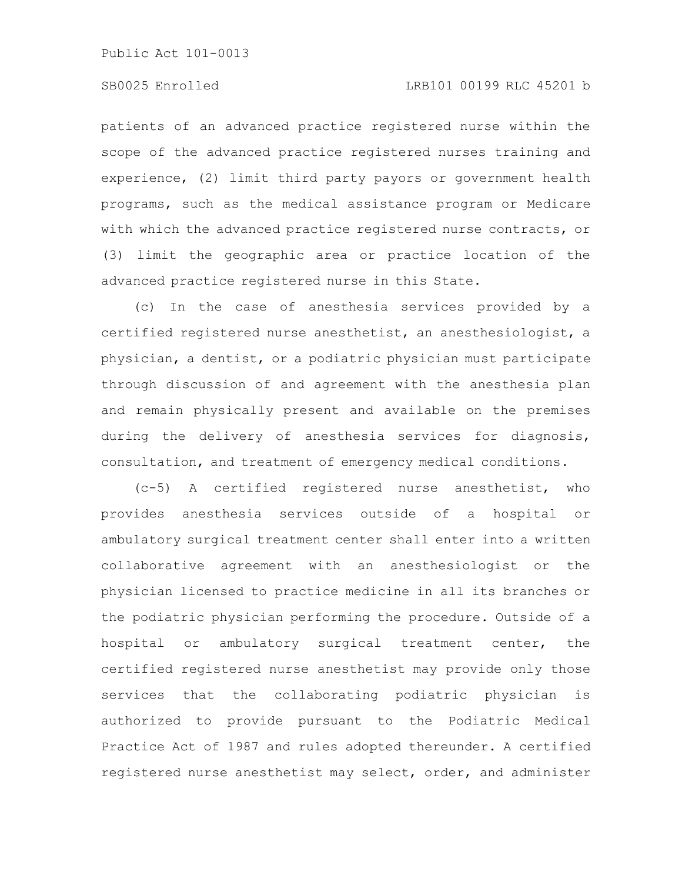patients of an advanced practice registered nurse within the scope of the advanced practice registered nurses training and experience, (2) limit third party payors or government health programs, such as the medical assistance program or Medicare with which the advanced practice registered nurse contracts, or (3) limit the geographic area or practice location of the advanced practice registered nurse in this State.

(c) In the case of anesthesia services provided by a certified registered nurse anesthetist, an anesthesiologist, a physician, a dentist, or a podiatric physician must participate through discussion of and agreement with the anesthesia plan and remain physically present and available on the premises during the delivery of anesthesia services for diagnosis, consultation, and treatment of emergency medical conditions.

(c-5) A certified registered nurse anesthetist, who provides anesthesia services outside of a hospital or ambulatory surgical treatment center shall enter into a written collaborative agreement with an anesthesiologist or the physician licensed to practice medicine in all its branches or the podiatric physician performing the procedure. Outside of a hospital or ambulatory surgical treatment center, the certified registered nurse anesthetist may provide only those services that the collaborating podiatric physician is authorized to provide pursuant to the Podiatric Medical Practice Act of 1987 and rules adopted thereunder. A certified registered nurse anesthetist may select, order, and administer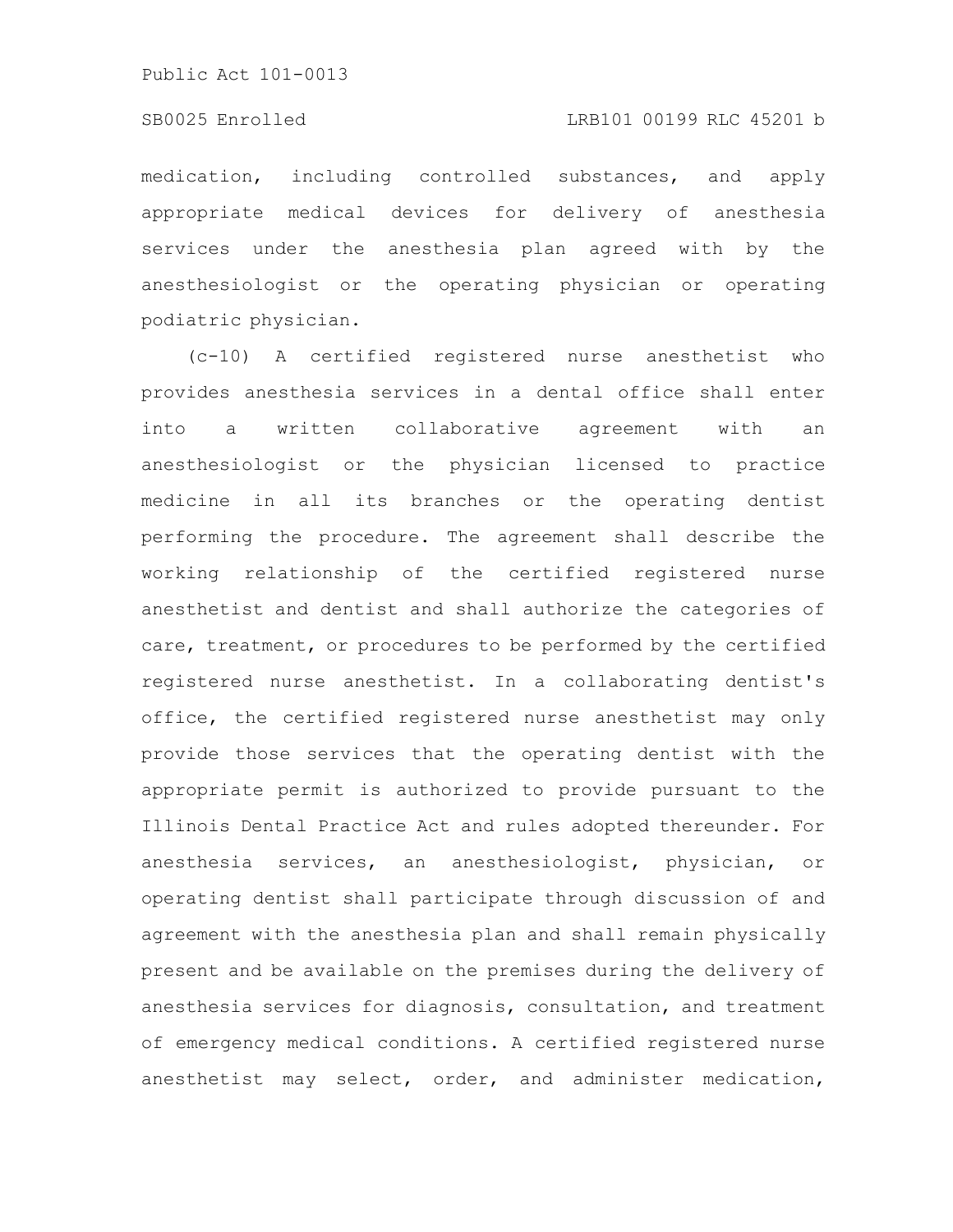medication, including controlled substances, and apply appropriate medical devices for delivery of anesthesia services under the anesthesia plan agreed with by the anesthesiologist or the operating physician or operating podiatric physician.

(c-10) A certified registered nurse anesthetist who provides anesthesia services in a dental office shall enter into a written collaborative agreement with an anesthesiologist or the physician licensed to practice medicine in all its branches or the operating dentist performing the procedure. The agreement shall describe the working relationship of the certified registered nurse anesthetist and dentist and shall authorize the categories of care, treatment, or procedures to be performed by the certified registered nurse anesthetist. In a collaborating dentist's office, the certified registered nurse anesthetist may only provide those services that the operating dentist with the appropriate permit is authorized to provide pursuant to the Illinois Dental Practice Act and rules adopted thereunder. For anesthesia services, an anesthesiologist, physician, or operating dentist shall participate through discussion of and agreement with the anesthesia plan and shall remain physically present and be available on the premises during the delivery of anesthesia services for diagnosis, consultation, and treatment of emergency medical conditions. A certified registered nurse anesthetist may select, order, and administer medication,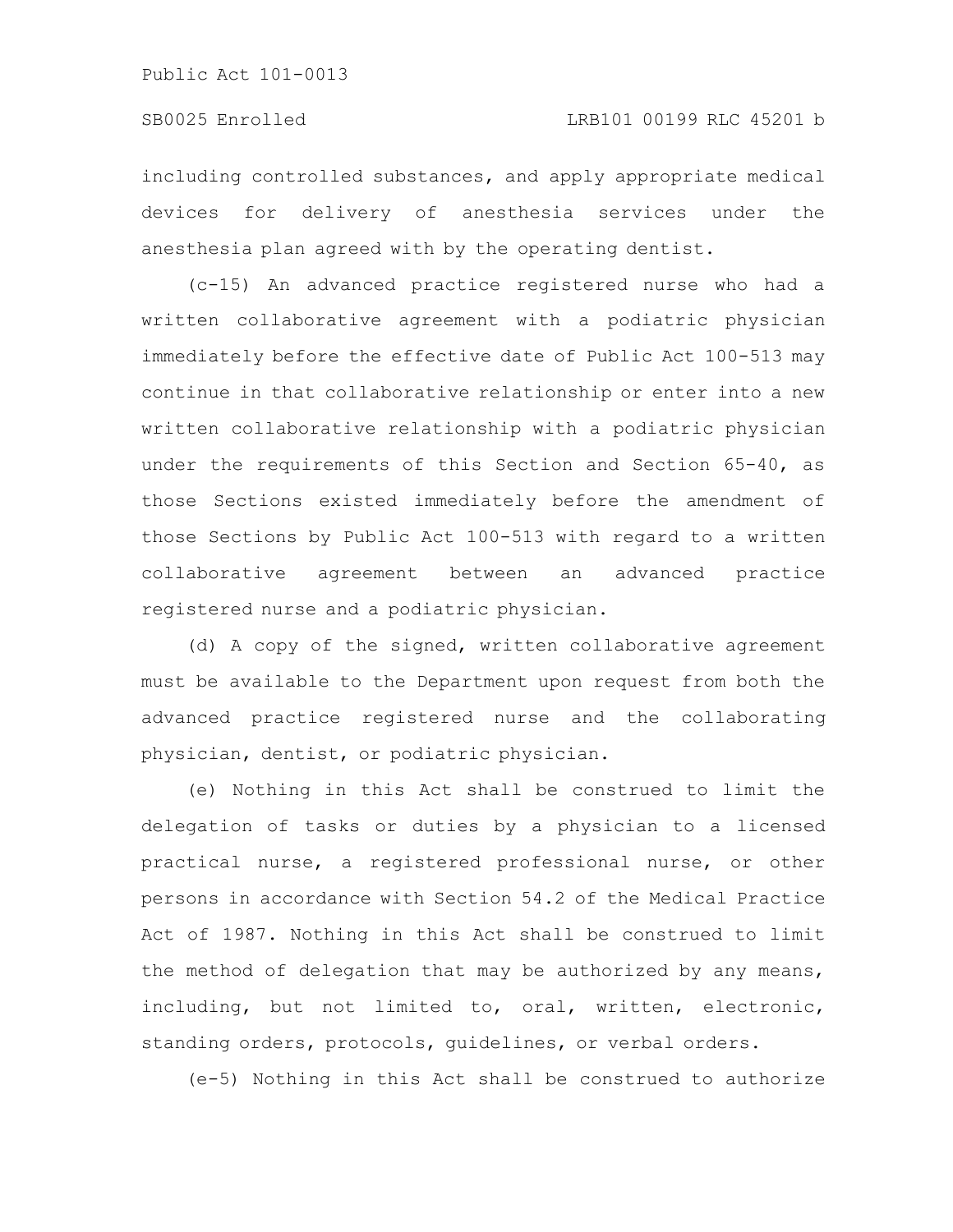including controlled substances, and apply appropriate medical devices for delivery of anesthesia services under the anesthesia plan agreed with by the operating dentist.

(c-15) An advanced practice registered nurse who had a written collaborative agreement with a podiatric physician immediately before the effective date of Public Act 100-513 may continue in that collaborative relationship or enter into a new written collaborative relationship with a podiatric physician under the requirements of this Section and Section 65-40, as those Sections existed immediately before the amendment of those Sections by Public Act 100-513 with regard to a written collaborative agreement between an advanced practice registered nurse and a podiatric physician.

(d) A copy of the signed, written collaborative agreement must be available to the Department upon request from both the advanced practice registered nurse and the collaborating physician, dentist, or podiatric physician.

(e) Nothing in this Act shall be construed to limit the delegation of tasks or duties by a physician to a licensed practical nurse, a registered professional nurse, or other persons in accordance with Section 54.2 of the Medical Practice Act of 1987. Nothing in this Act shall be construed to limit the method of delegation that may be authorized by any means, including, but not limited to, oral, written, electronic, standing orders, protocols, guidelines, or verbal orders.

(e-5) Nothing in this Act shall be construed to authorize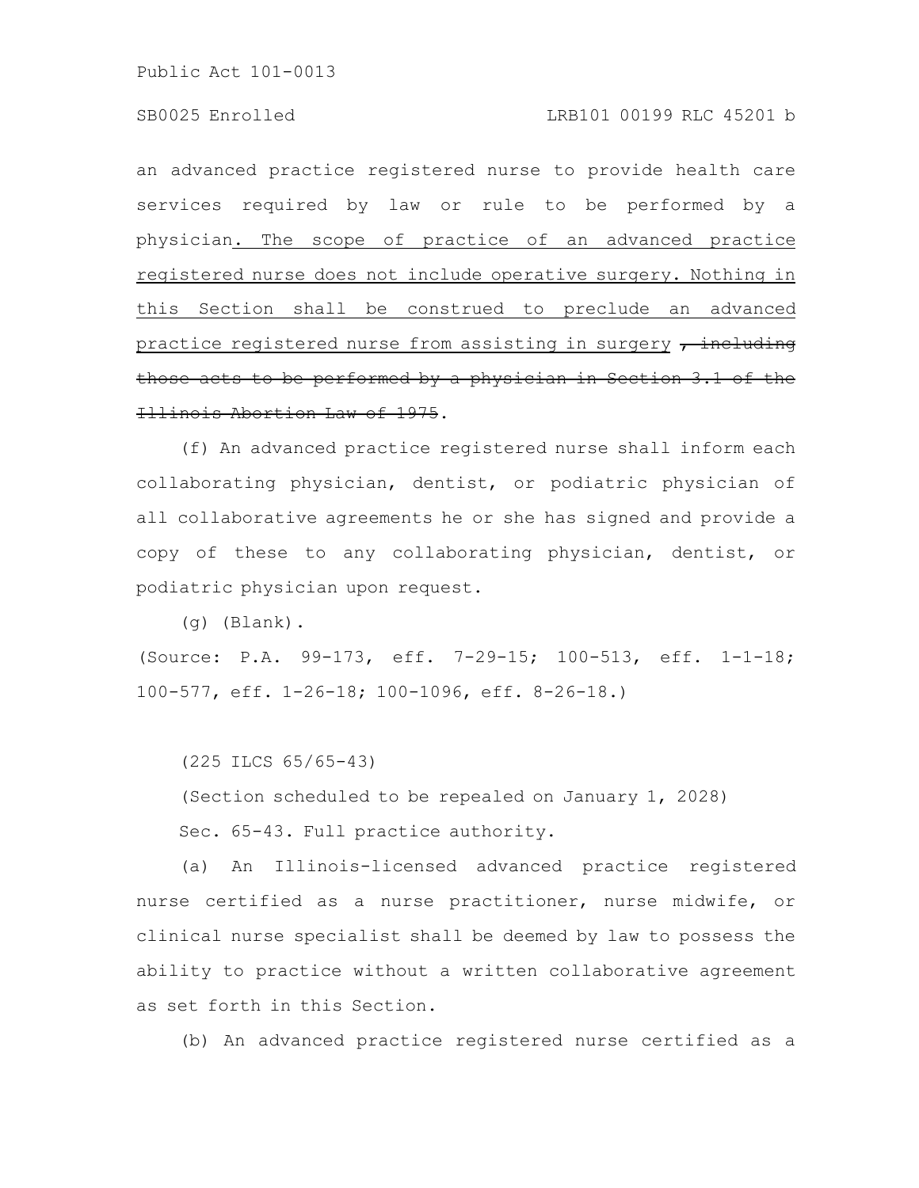an advanced practice registered nurse to provide health care services required by law or rule to be performed by a physician<u>. The scope of practice of an advanced practice registered nurse does not include operative surgery. Nothing in this Section shall be construed to preclude an advanced practice registered nurse from assisting in surgery</u> ~~, including those acts to be performed by a physician in Section 3.1 of the Illinois Abortion Law of 1975~~.

(f) An advanced practice registered nurse shall inform each collaborating physician, dentist, or podiatric physician of all collaborative agreements he or she has signed and provide a copy of these to any collaborating physician, dentist, or podiatric physician upon request.

(g) (Blank).

(Source: P.A. 99-173, eff. 7-29-15; 100-513, eff. 1-1-18; 100-577, eff. 1-26-18; 100-1096, eff. 8-26-18.)

(225 ILCS 65/65-43)

(Section scheduled to be repealed on January 1, 2028)

Sec. 65-43. Full practice authority.

(a) An Illinois-licensed advanced practice registered nurse certified as a nurse practitioner, nurse midwife, or clinical nurse specialist shall be deemed by law to possess the ability to practice without a written collaborative agreement as set forth in this Section.

(b) An advanced practice registered nurse certified as a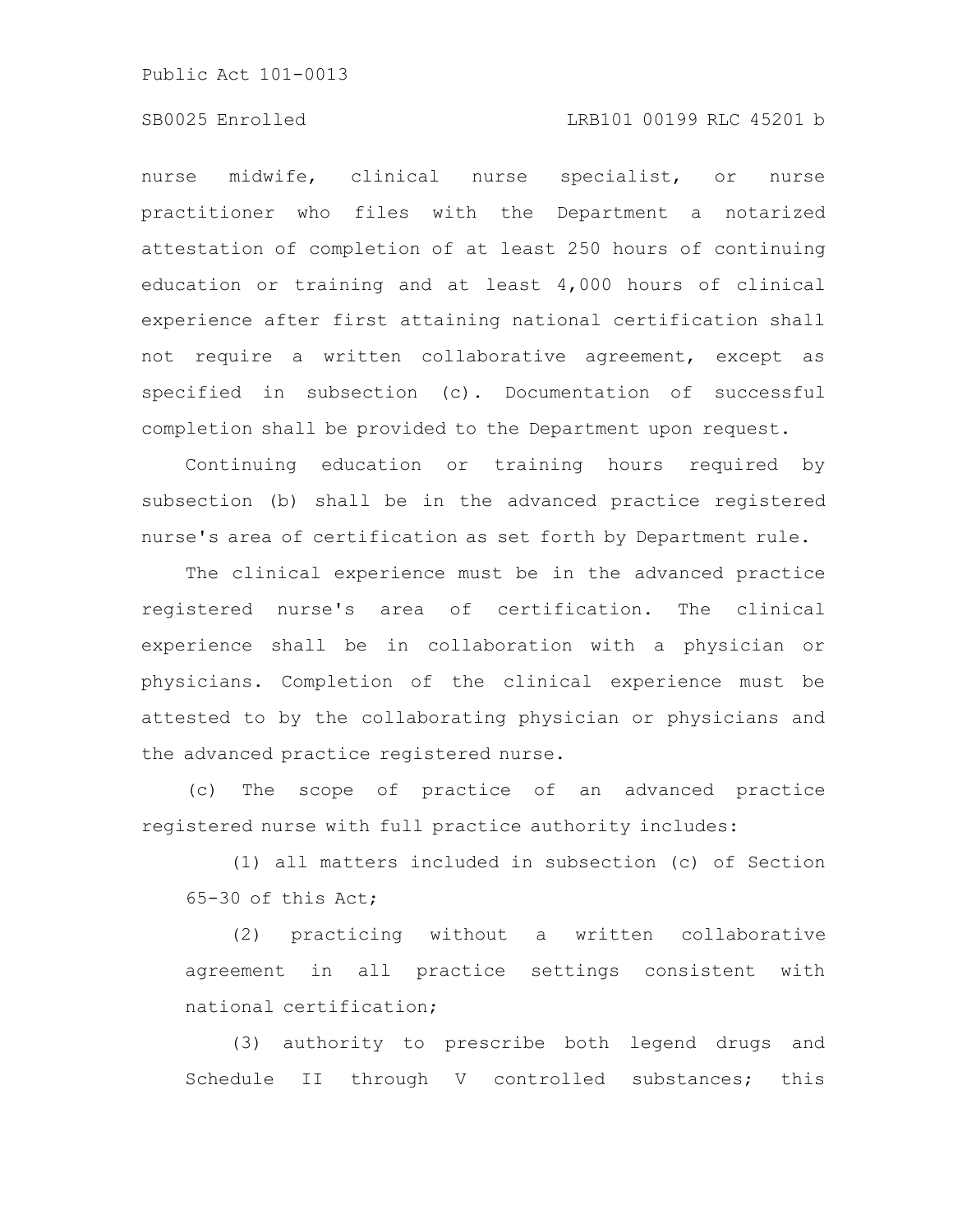nurse midwife, clinical nurse specialist, or nurse practitioner who files with the Department a notarized attestation of completion of at least 250 hours of continuing education or training and at least 4,000 hours of clinical experience after first attaining national certification shall not require a written collaborative agreement, except as specified in subsection (c). Documentation of successful completion shall be provided to the Department upon request.

Continuing education or training hours required by subsection (b) shall be in the advanced practice registered nurse's area of certification as set forth by Department rule.

The clinical experience must be in the advanced practice registered nurse's area of certification. The clinical experience shall be in collaboration with a physician or physicians. Completion of the clinical experience must be attested to by the collaborating physician or physicians and the advanced practice registered nurse.

(c) The scope of practice of an advanced practice registered nurse with full practice authority includes:

(1) all matters included in subsection (c) of Section 65-30 of this Act;

(2) practicing without a written collaborative agreement in all practice settings consistent with national certification;

(3) authority to prescribe both legend drugs and Schedule II through V controlled substances; this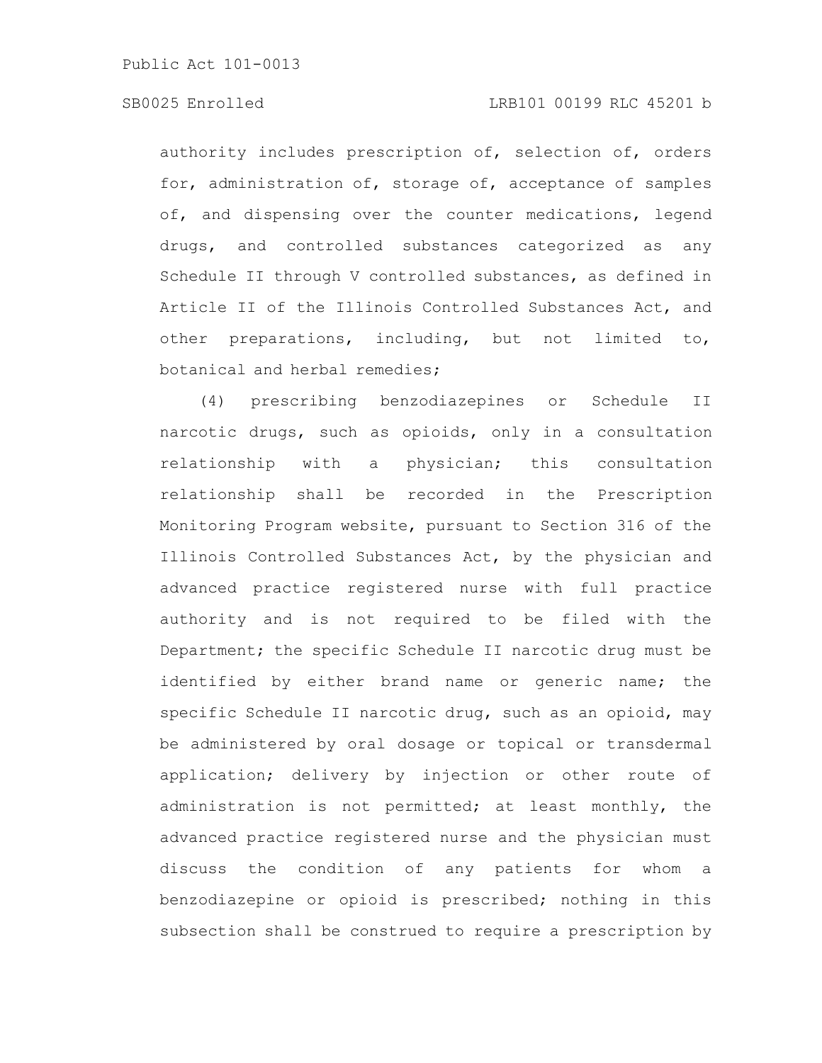authority includes prescription of, selection of, orders for, administration of, storage of, acceptance of samples of, and dispensing over the counter medications, legend drugs, and controlled substances categorized as any Schedule II through V controlled substances, as defined in Article II of the Illinois Controlled Substances Act, and other preparations, including, but not limited to, botanical and herbal remedies;

(4) prescribing benzodiazepines or Schedule II narcotic drugs, such as opioids, only in a consultation relationship with a physician; this consultation relationship shall be recorded in the Prescription Monitoring Program website, pursuant to Section 316 of the Illinois Controlled Substances Act, by the physician and advanced practice registered nurse with full practice authority and is not required to be filed with the Department; the specific Schedule II narcotic drug must be identified by either brand name or generic name; the specific Schedule II narcotic drug, such as an opioid, may be administered by oral dosage or topical or transdermal application; delivery by injection or other route of administration is not permitted; at least monthly, the advanced practice registered nurse and the physician must discuss the condition of any patients for whom a benzodiazepine or opioid is prescribed; nothing in this subsection shall be construed to require a prescription by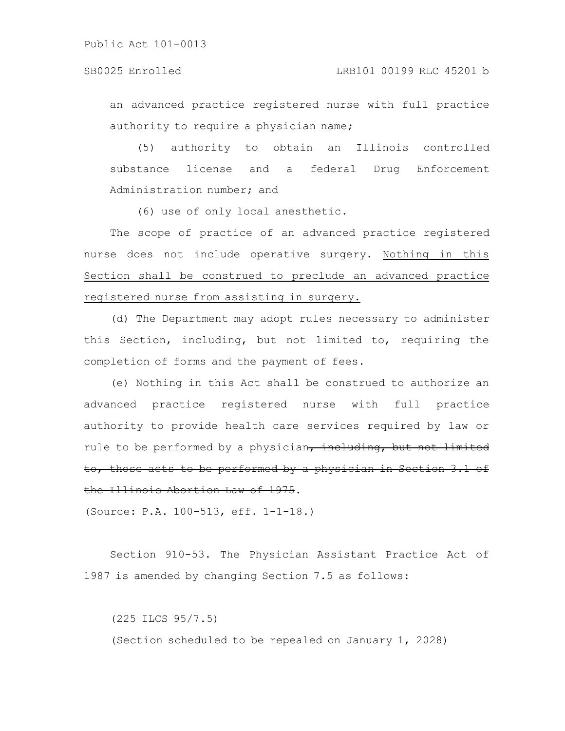an advanced practice registered nurse with full practice authority to require a physician name;

(5) authority to obtain an Illinois controlled substance license and a federal Drug Enforcement Administration number; and

(6) use of only local anesthetic.

The scope of practice of an advanced practice registered nurse does not include operative surgery. <u>Nothing in this Section shall be construed to preclude an advanced practice registered nurse from assisting in surgery.</u>

(d) The Department may adopt rules necessary to administer this Section, including, but not limited to, requiring the completion of forms and the payment of fees.

(e) Nothing in this Act shall be construed to authorize an advanced practice registered nurse with full practice authority to provide health care services required by law or rule to be performed by a physician~~, including, but not limited to, those acts to be performed by a physician in Section 3.1 of the Illinois Abortion Law of 1975~~.

(Source: P.A. 100-513, eff. 1-1-18.)

Section 910-53. The Physician Assistant Practice Act of 1987 is amended by changing Section 7.5 as follows:

(225 ILCS 95/7.5)

(Section scheduled to be repealed on January 1, 2028)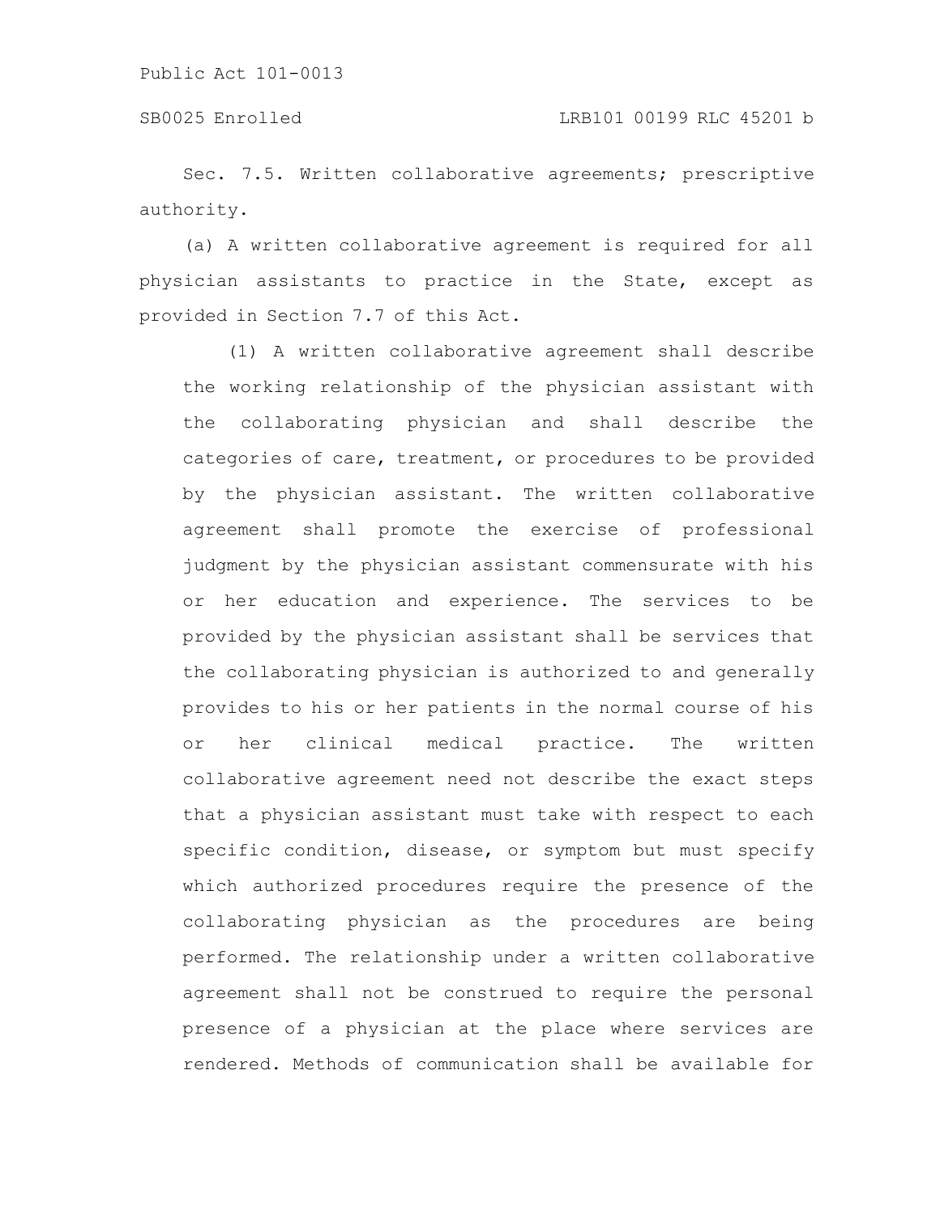Sec. 7.5. Written collaborative agreements; prescriptive authority.

(a) A written collaborative agreement is required for all physician assistants to practice in the State, except as provided in Section 7.7 of this Act.

(1) A written collaborative agreement shall describe the working relationship of the physician assistant with the collaborating physician and shall describe the categories of care, treatment, or procedures to be provided by the physician assistant. The written collaborative agreement shall promote the exercise of professional judgment by the physician assistant commensurate with his or her education and experience. The services to be provided by the physician assistant shall be services that the collaborating physician is authorized to and generally provides to his or her patients in the normal course of his or her clinical medical practice. The written collaborative agreement need not describe the exact steps that a physician assistant must take with respect to each specific condition, disease, or symptom but must specify which authorized procedures require the presence of the collaborating physician as the procedures are being performed. The relationship under a written collaborative agreement shall not be construed to require the personal presence of a physician at the place where services are rendered. Methods of communication shall be available for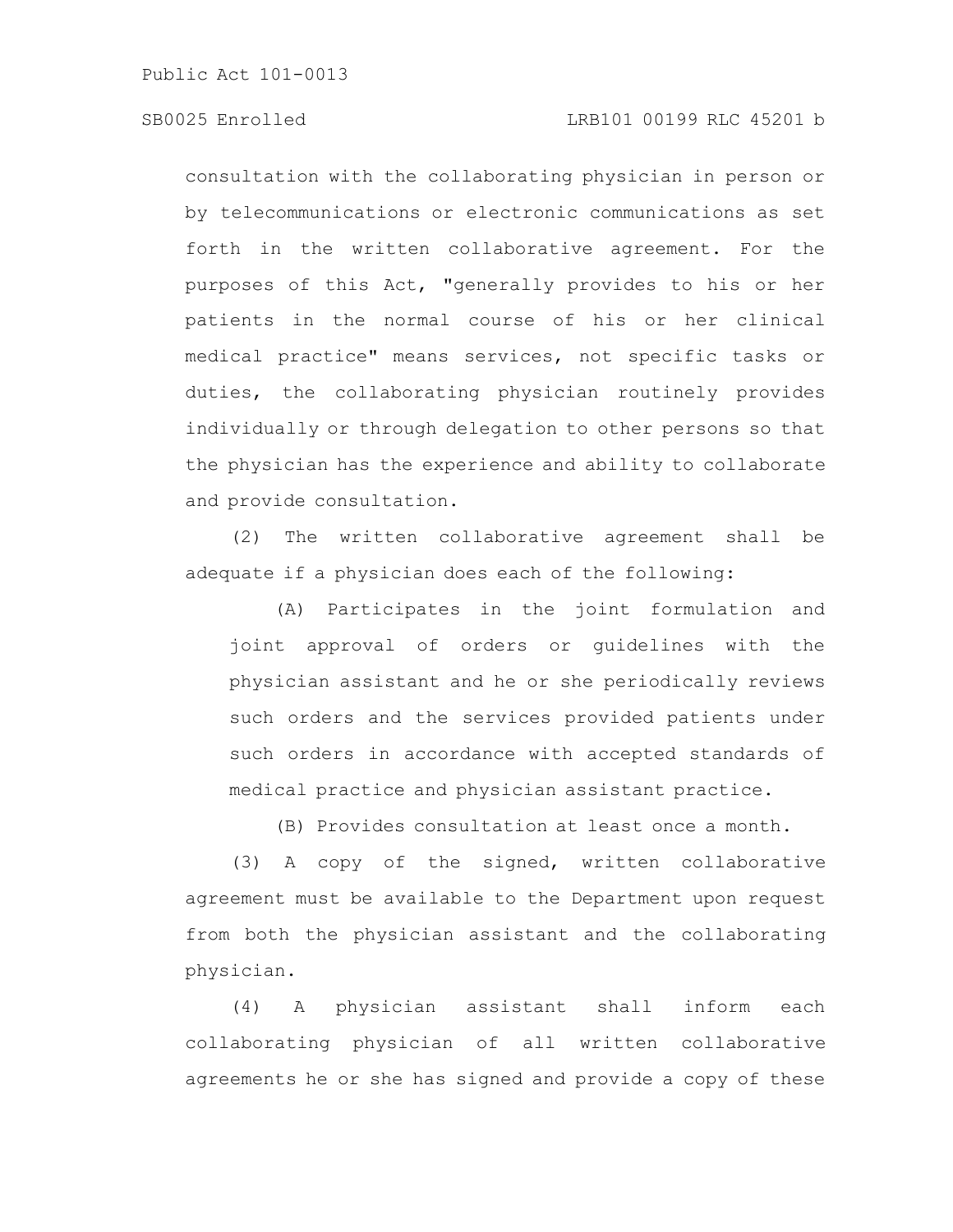consultation with the collaborating physician in person or by telecommunications or electronic communications as set forth in the written collaborative agreement. For the purposes of this Act, "generally provides to his or her patients in the normal course of his or her clinical medical practice" means services, not specific tasks or duties, the collaborating physician routinely provides individually or through delegation to other persons so that the physician has the experience and ability to collaborate and provide consultation.

(2) The written collaborative agreement shall be adequate if a physician does each of the following:

(A) Participates in the joint formulation and joint approval of orders or guidelines with the physician assistant and he or she periodically reviews such orders and the services provided patients under such orders in accordance with accepted standards of medical practice and physician assistant practice.

(B) Provides consultation at least once a month.

(3) A copy of the signed, written collaborative agreement must be available to the Department upon request from both the physician assistant and the collaborating physician.

(4) A physician assistant shall inform each collaborating physician of all written collaborative agreements he or she has signed and provide a copy of these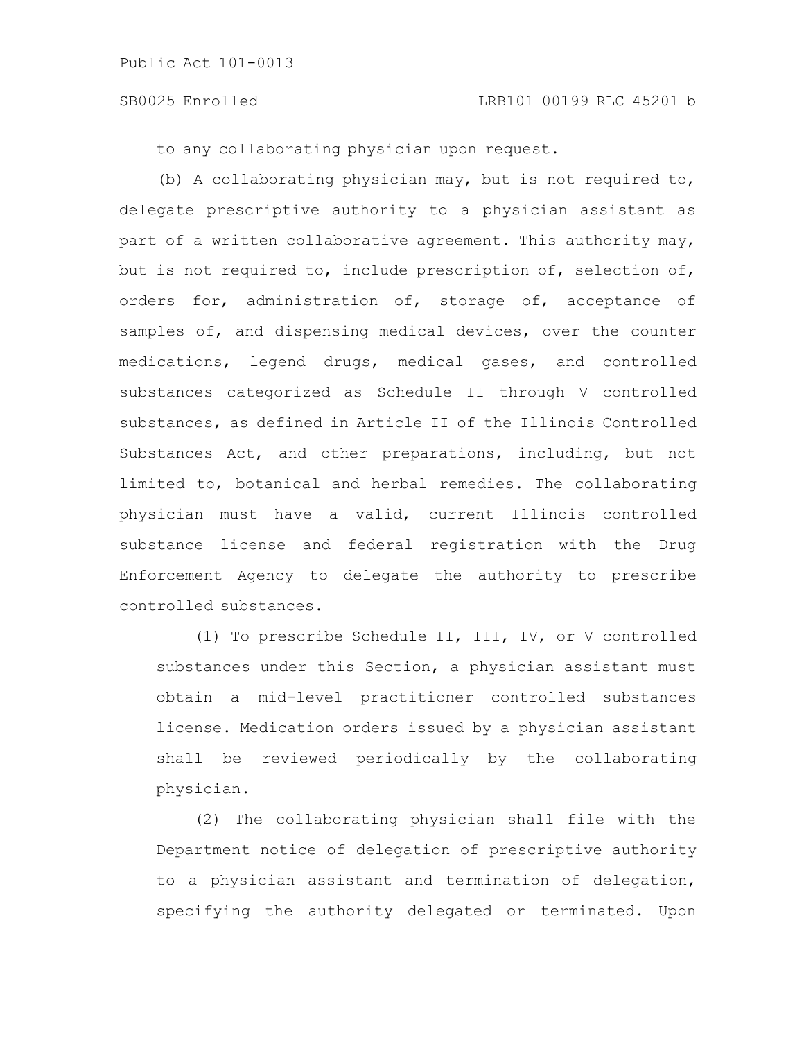to any collaborating physician upon request.

(b) A collaborating physician may, but is not required to, delegate prescriptive authority to a physician assistant as part of a written collaborative agreement. This authority may, but is not required to, include prescription of, selection of, orders for, administration of, storage of, acceptance of samples of, and dispensing medical devices, over the counter medications, legend drugs, medical gases, and controlled substances categorized as Schedule II through V controlled substances, as defined in Article II of the Illinois Controlled Substances Act, and other preparations, including, but not limited to, botanical and herbal remedies. The collaborating physician must have a valid, current Illinois controlled substance license and federal registration with the Drug Enforcement Agency to delegate the authority to prescribe controlled substances.

(1) To prescribe Schedule II, III, IV, or V controlled substances under this Section, a physician assistant must obtain a mid-level practitioner controlled substances license. Medication orders issued by a physician assistant shall be reviewed periodically by the collaborating physician.

(2) The collaborating physician shall file with the Department notice of delegation of prescriptive authority to a physician assistant and termination of delegation, specifying the authority delegated or terminated. Upon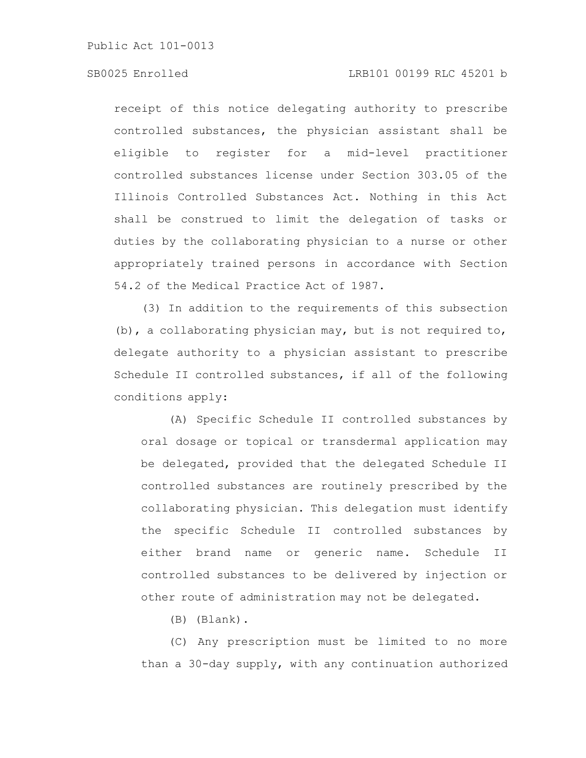receipt of this notice delegating authority to prescribe controlled substances, the physician assistant shall be eligible to register for a mid-level practitioner controlled substances license under Section 303.05 of the Illinois Controlled Substances Act. Nothing in this Act shall be construed to limit the delegation of tasks or duties by the collaborating physician to a nurse or other appropriately trained persons in accordance with Section 54.2 of the Medical Practice Act of 1987.

(3) In addition to the requirements of this subsection (b), a collaborating physician may, but is not required to, delegate authority to a physician assistant to prescribe Schedule II controlled substances, if all of the following conditions apply:

(A) Specific Schedule II controlled substances by oral dosage or topical or transdermal application may be delegated, provided that the delegated Schedule II controlled substances are routinely prescribed by the collaborating physician. This delegation must identify the specific Schedule II controlled substances by either brand name or generic name. Schedule II controlled substances to be delivered by injection or other route of administration may not be delegated.

(B) (Blank).

(C) Any prescription must be limited to no more than a 30-day supply, with any continuation authorized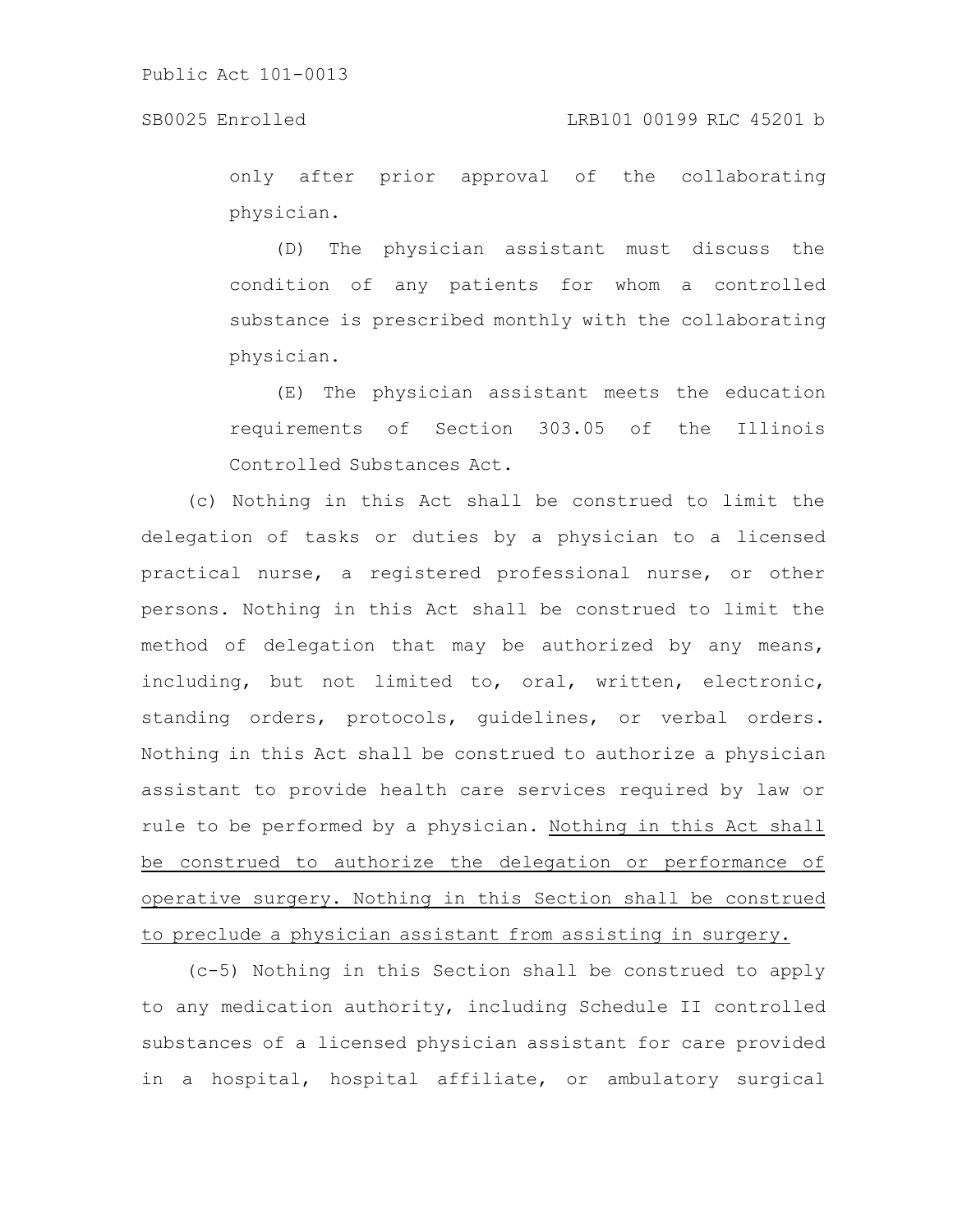only after prior approval of the collaborating physician.

(D) The physician assistant must discuss the condition of any patients for whom a controlled substance is prescribed monthly with the collaborating physician.

(E) The physician assistant meets the education requirements of Section 303.05 of the Illinois Controlled Substances Act.

(c) Nothing in this Act shall be construed to limit the delegation of tasks or duties by a physician to a licensed practical nurse, a registered professional nurse, or other persons. Nothing in this Act shall be construed to limit the method of delegation that may be authorized by any means, including, but not limited to, oral, written, electronic, standing orders, protocols, guidelines, or verbal orders. Nothing in this Act shall be construed to authorize a physician assistant to provide health care services required by law or rule to be performed by a physician. <u>Nothing in this Act shall be construed to authorize the delegation or performance of operative surgery. Nothing in this Section shall be construed to preclude a physician assistant from assisting in surgery.</u>

(c-5) Nothing in this Section shall be construed to apply to any medication authority, including Schedule II controlled substances of a licensed physician assistant for care provided in a hospital, hospital affiliate, or ambulatory surgical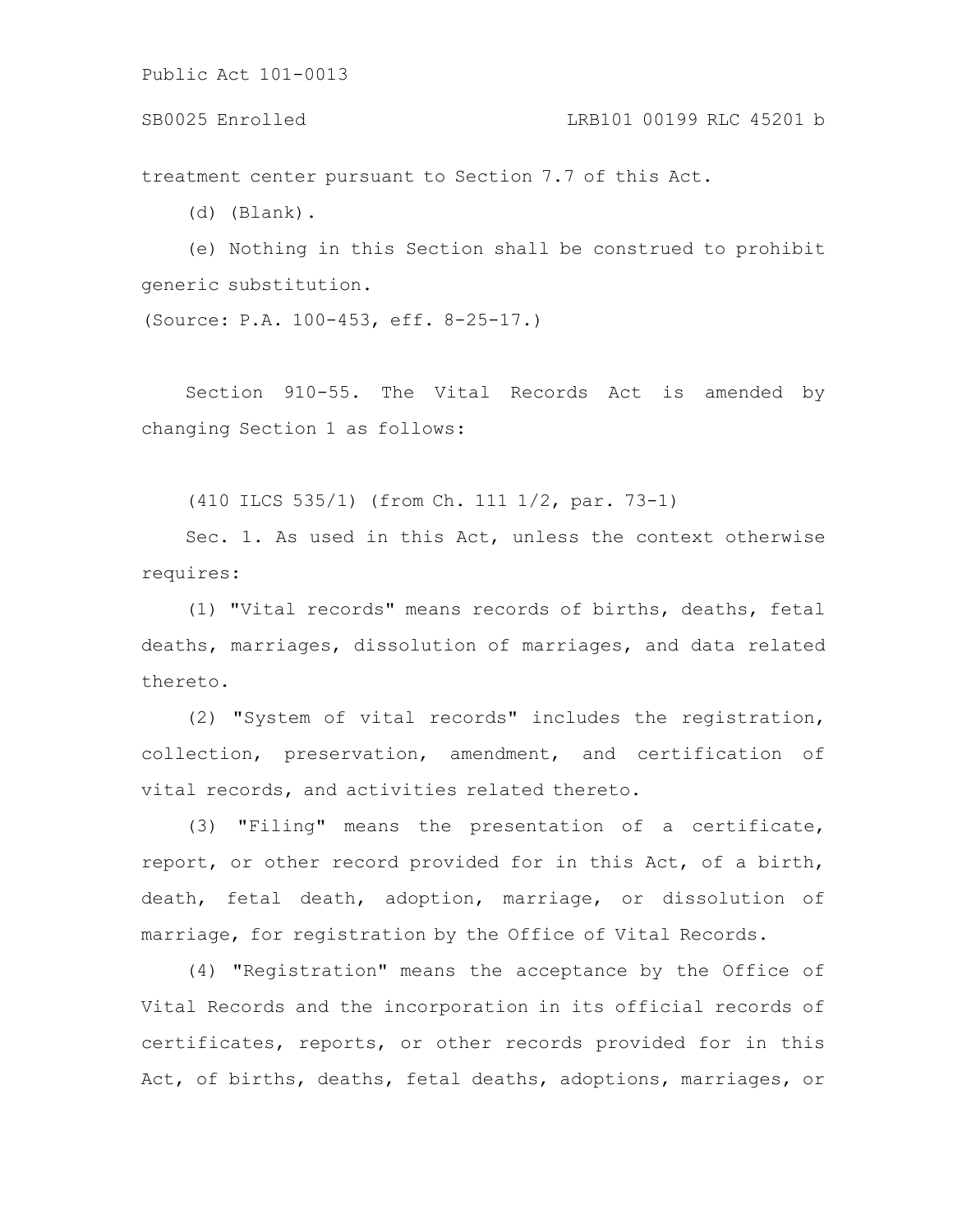treatment center pursuant to Section 7.7 of this Act.

(d) (Blank).

(e) Nothing in this Section shall be construed to prohibit generic substitution.

(Source: P.A. 100-453, eff. 8-25-17.)

Section 910-55. The Vital Records Act is amended by changing Section 1 as follows:

(410 ILCS 535/1) (from Ch. 111 1/2, par. 73-1)

Sec. 1. As used in this Act, unless the context otherwise requires:

(1) "Vital records" means records of births, deaths, fetal deaths, marriages, dissolution of marriages, and data related thereto.

(2) "System of vital records" includes the registration, collection, preservation, amendment, and certification of vital records, and activities related thereto.

(3) "Filing" means the presentation of a certificate, report, or other record provided for in this Act, of a birth, death, fetal death, adoption, marriage, or dissolution of marriage, for registration by the Office of Vital Records.

(4) "Registration" means the acceptance by the Office of Vital Records and the incorporation in its official records of certificates, reports, or other records provided for in this Act, of births, deaths, fetal deaths, adoptions, marriages, or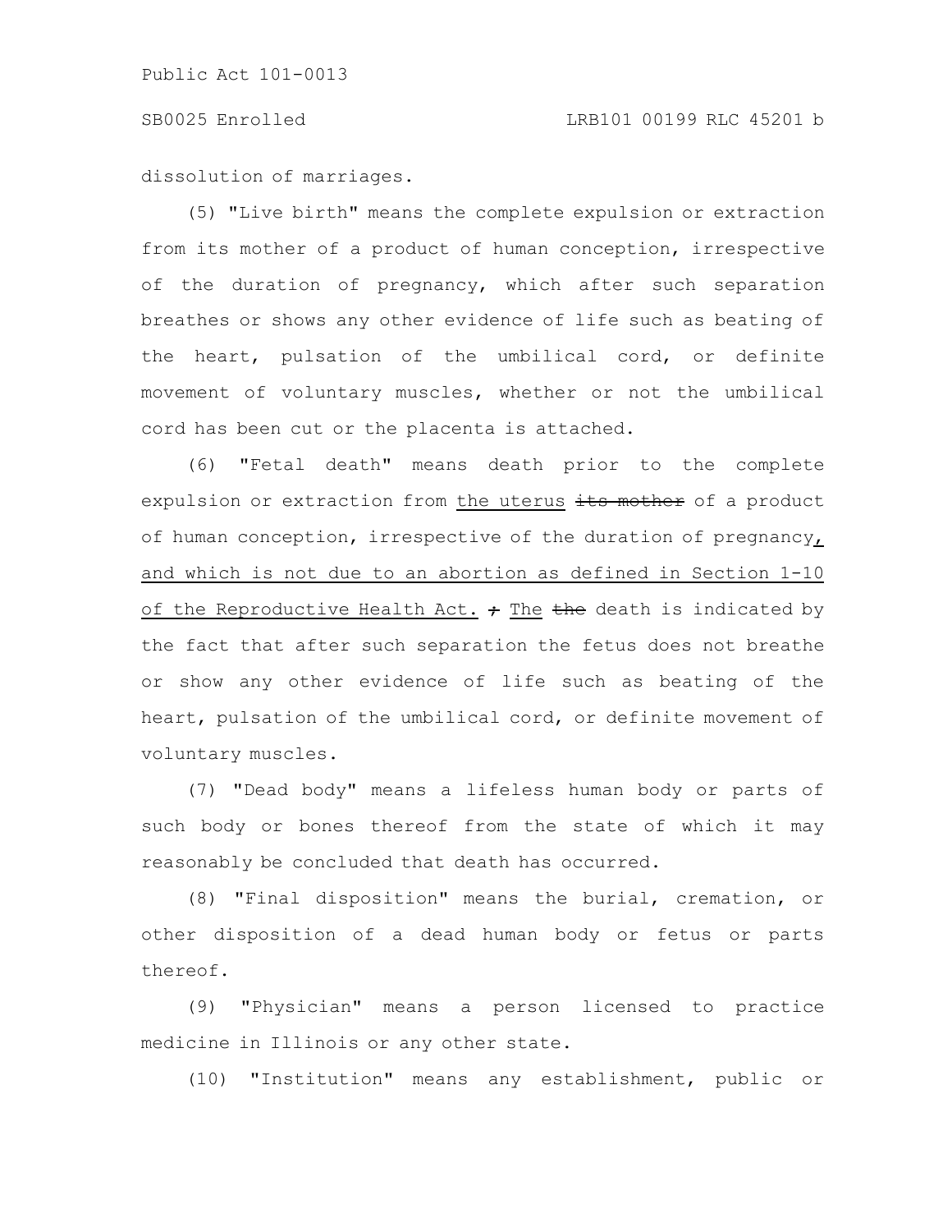dissolution of marriages.

(5) "Live birth" means the complete expulsion or extraction from its mother of a product of human conception, irrespective of the duration of pregnancy, which after such separation breathes or shows any other evidence of life such as beating of the heart, pulsation of the umbilical cord, or definite movement of voluntary muscles, whether or not the umbilical cord has been cut or the placenta is attached.

(6) "Fetal death" means death prior to the complete expulsion or extraction from the uterus ~~its mother~~ of a product of human conception, irrespective of the duration of pregnancy, and which is not due to an abortion as defined in Section 1-10 of the Reproductive Health Act. ~~;~~ The ~~the~~ death is indicated by the fact that after such separation the fetus does not breathe or show any other evidence of life such as beating of the heart, pulsation of the umbilical cord, or definite movement of voluntary muscles.

(7) "Dead body" means a lifeless human body or parts of such body or bones thereof from the state of which it may reasonably be concluded that death has occurred.

(8) "Final disposition" means the burial, cremation, or other disposition of a dead human body or fetus or parts thereof.

(9) "Physician" means a person licensed to practice medicine in Illinois or any other state.

(10) "Institution" means any establishment, public or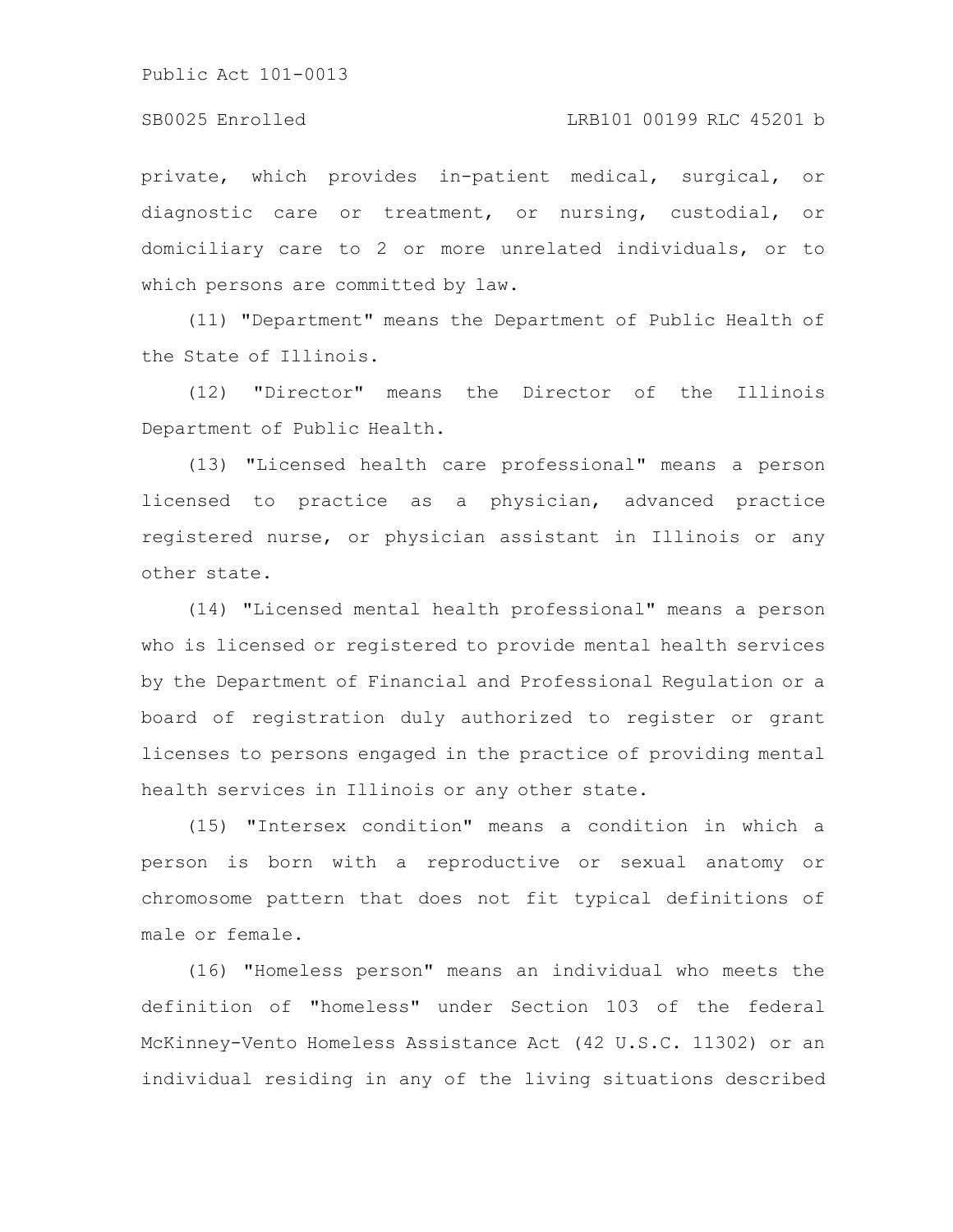private, which provides in-patient medical, surgical, or diagnostic care or treatment, or nursing, custodial, or domiciliary care to 2 or more unrelated individuals, or to which persons are committed by law.

(11) "Department" means the Department of Public Health of the State of Illinois.

(12) "Director" means the Director of the Illinois Department of Public Health.

(13) "Licensed health care professional" means a person licensed to practice as a physician, advanced practice registered nurse, or physician assistant in Illinois or any other state.

(14) "Licensed mental health professional" means a person who is licensed or registered to provide mental health services by the Department of Financial and Professional Regulation or a board of registration duly authorized to register or grant licenses to persons engaged in the practice of providing mental health services in Illinois or any other state.

(15) "Intersex condition" means a condition in which a person is born with a reproductive or sexual anatomy or chromosome pattern that does not fit typical definitions of male or female.

(16) "Homeless person" means an individual who meets the definition of "homeless" under Section 103 of the federal McKinney-Vento Homeless Assistance Act (42 U.S.C. 11302) or an individual residing in any of the living situations described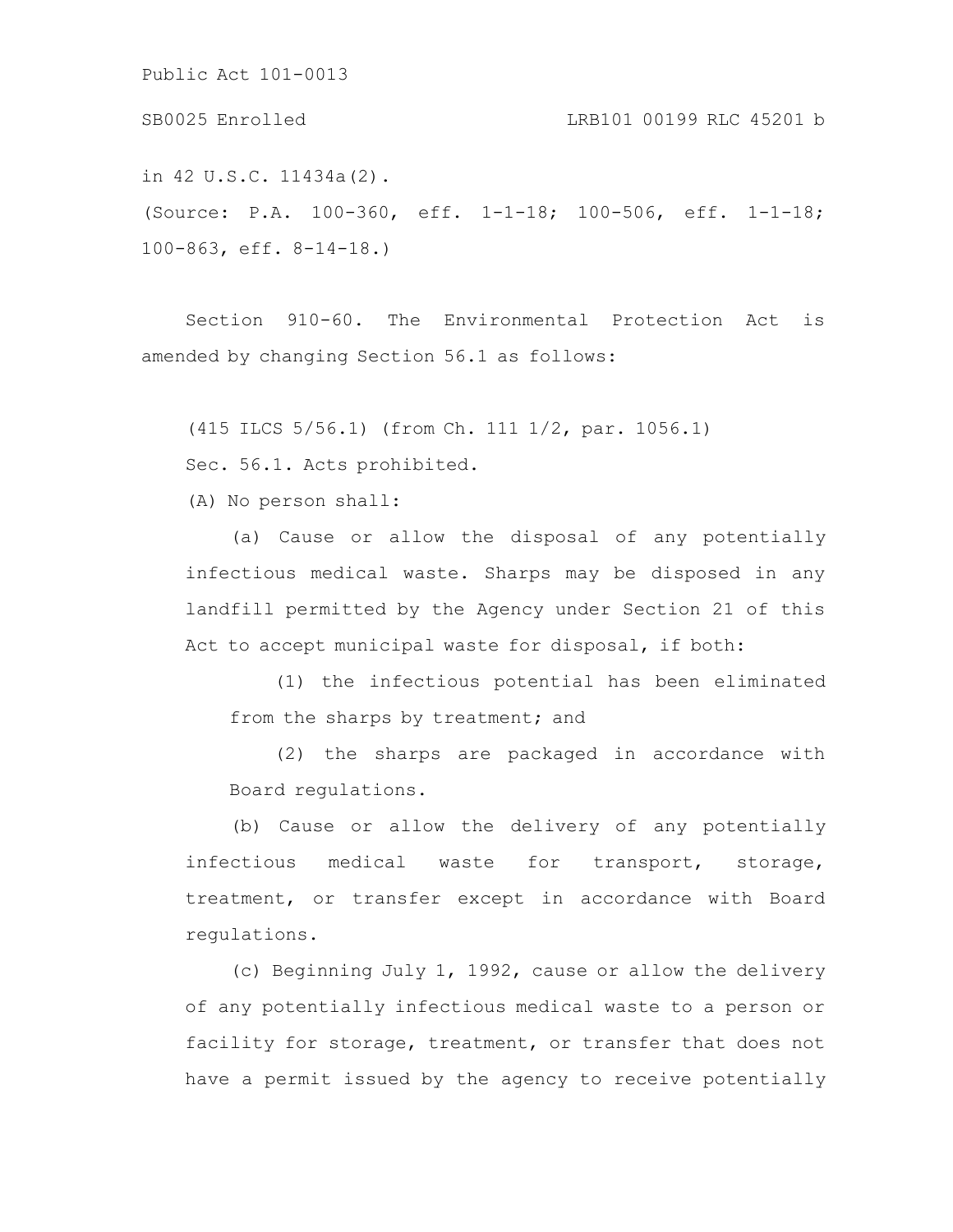in 42 U.S.C. 11434a(2).

(Source: P.A. 100-360, eff. 1-1-18; 100-506, eff. 1-1-18; 100-863, eff. 8-14-18.)

Section 910-60. The Environmental Protection Act is amended by changing Section 56.1 as follows:

(415 ILCS 5/56.1) (from Ch. 111 1/2, par. 1056.1)

Sec. 56.1. Acts prohibited.

(A) No person shall:

(a) Cause or allow the disposal of any potentially infectious medical waste. Sharps may be disposed in any landfill permitted by the Agency under Section 21 of this Act to accept municipal waste for disposal, if both:

(1) the infectious potential has been eliminated from the sharps by treatment; and

(2) the sharps are packaged in accordance with Board regulations.

(b) Cause or allow the delivery of any potentially infectious medical waste for transport, storage, treatment, or transfer except in accordance with Board regulations.

(c) Beginning July 1, 1992, cause or allow the delivery of any potentially infectious medical waste to a person or facility for storage, treatment, or transfer that does not have a permit issued by the agency to receive potentially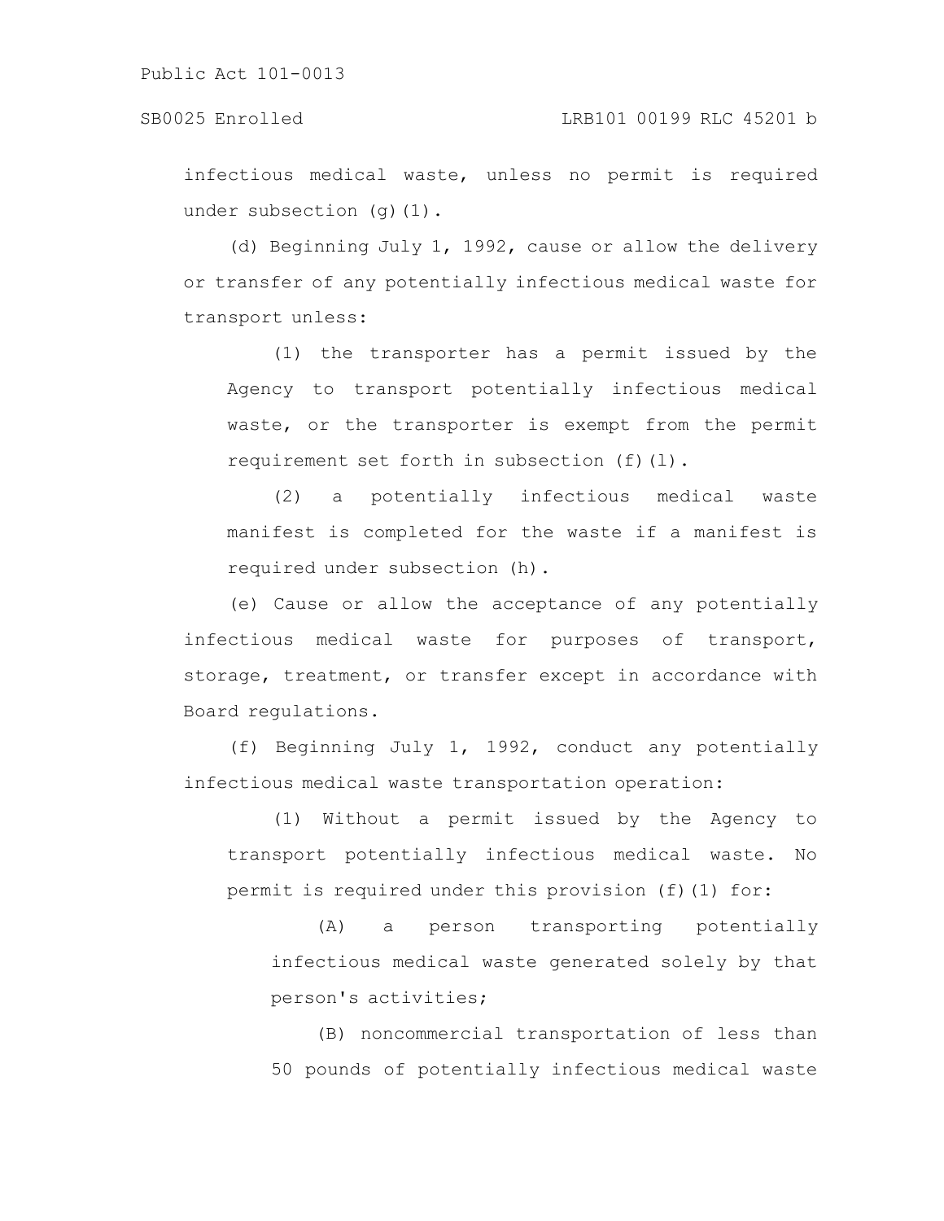infectious medical waste, unless no permit is required under subsection (g)(1).

(d) Beginning July 1, 1992, cause or allow the delivery or transfer of any potentially infectious medical waste for transport unless:

(1) the transporter has a permit issued by the Agency to transport potentially infectious medical waste, or the transporter is exempt from the permit requirement set forth in subsection (f)(l).

(2) a potentially infectious medical waste manifest is completed for the waste if a manifest is required under subsection (h).

(e) Cause or allow the acceptance of any potentially infectious medical waste for purposes of transport, storage, treatment, or transfer except in accordance with Board regulations.

(f) Beginning July 1, 1992, conduct any potentially infectious medical waste transportation operation:

(1) Without a permit issued by the Agency to transport potentially infectious medical waste. No permit is required under this provision (f)(1) for:

(A) a person transporting potentially infectious medical waste generated solely by that person's activities;

(B) noncommercial transportation of less than 50 pounds of potentially infectious medical waste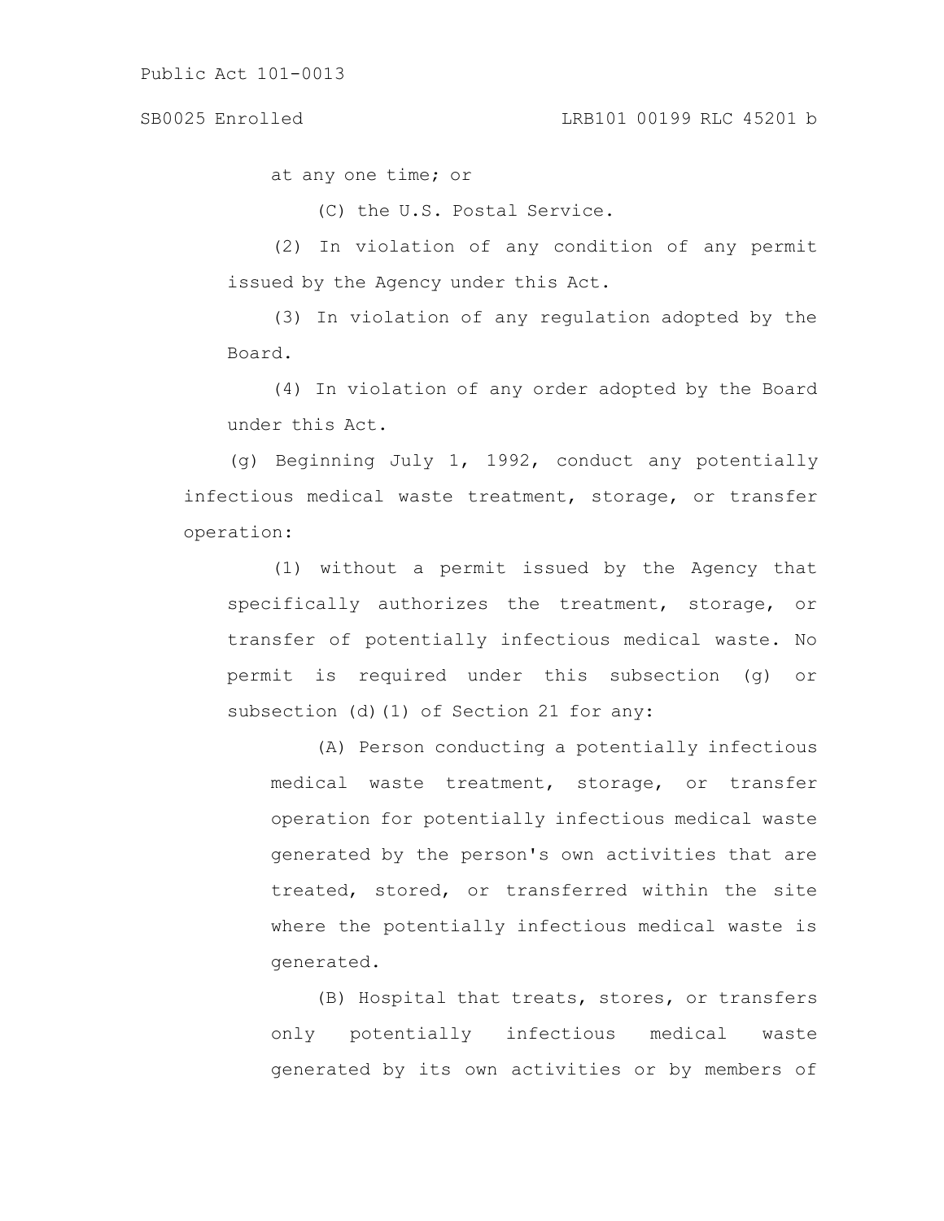at any one time; or

(C) the U.S. Postal Service.

(2) In violation of any condition of any permit issued by the Agency under this Act.

(3) In violation of any regulation adopted by the Board.

(4) In violation of any order adopted by the Board under this Act.

(g) Beginning July 1, 1992, conduct any potentially infectious medical waste treatment, storage, or transfer operation:

(1) without a permit issued by the Agency that specifically authorizes the treatment, storage, or transfer of potentially infectious medical waste. No permit is required under this subsection (g) or subsection (d)(1) of Section 21 for any:

(A) Person conducting a potentially infectious medical waste treatment, storage, or transfer operation for potentially infectious medical waste generated by the person's own activities that are treated, stored, or transferred within the site where the potentially infectious medical waste is generated.

(B) Hospital that treats, stores, or transfers only potentially infectious medical waste generated by its own activities or by members of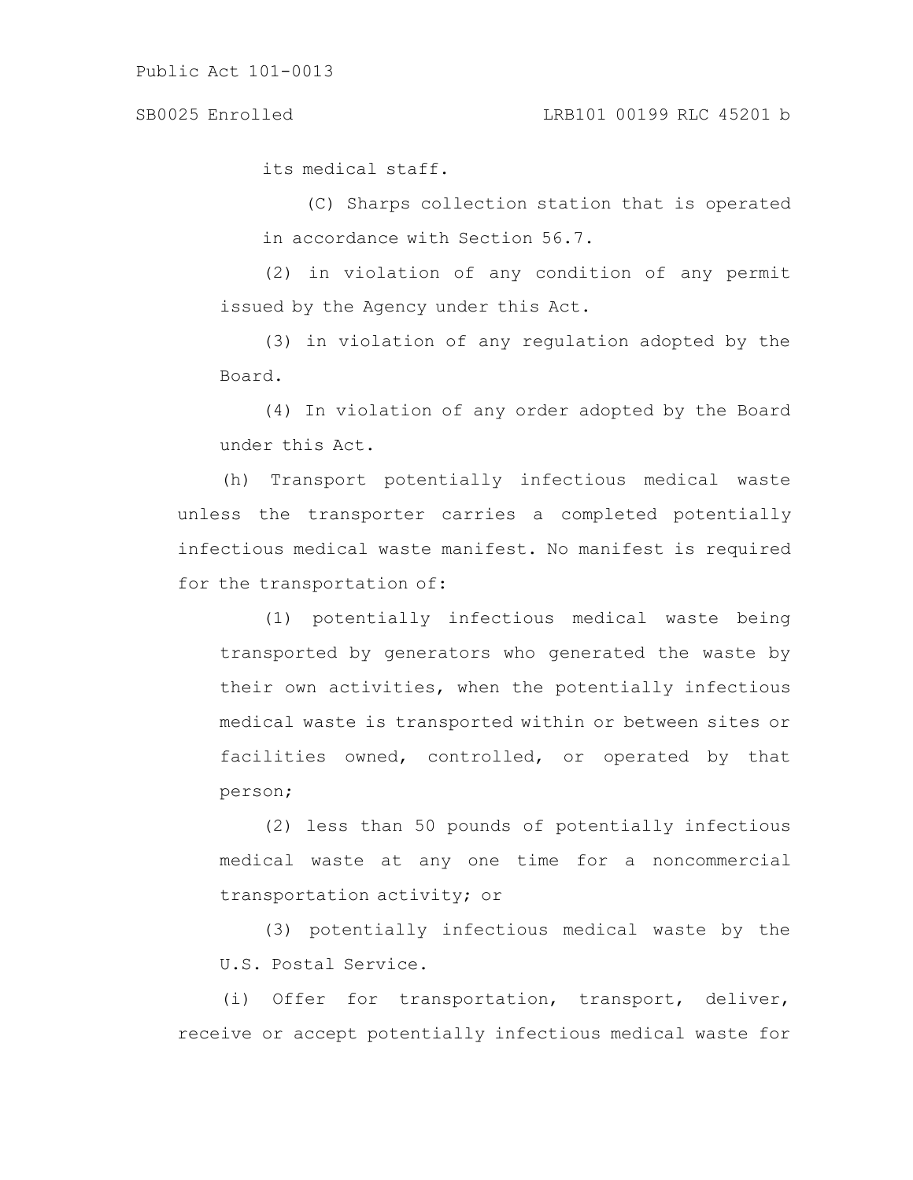its medical staff.

(C) Sharps collection station that is operated in accordance with Section 56.7.

(2) in violation of any condition of any permit issued by the Agency under this Act.

(3) in violation of any regulation adopted by the Board.

(4) In violation of any order adopted by the Board under this Act.

(h) Transport potentially infectious medical waste unless the transporter carries a completed potentially infectious medical waste manifest. No manifest is required for the transportation of:

(1) potentially infectious medical waste being transported by generators who generated the waste by their own activities, when the potentially infectious medical waste is transported within or between sites or facilities owned, controlled, or operated by that person;

(2) less than 50 pounds of potentially infectious medical waste at any one time for a noncommercial transportation activity; or

(3) potentially infectious medical waste by the U.S. Postal Service.

(i) Offer for transportation, transport, deliver, receive or accept potentially infectious medical waste for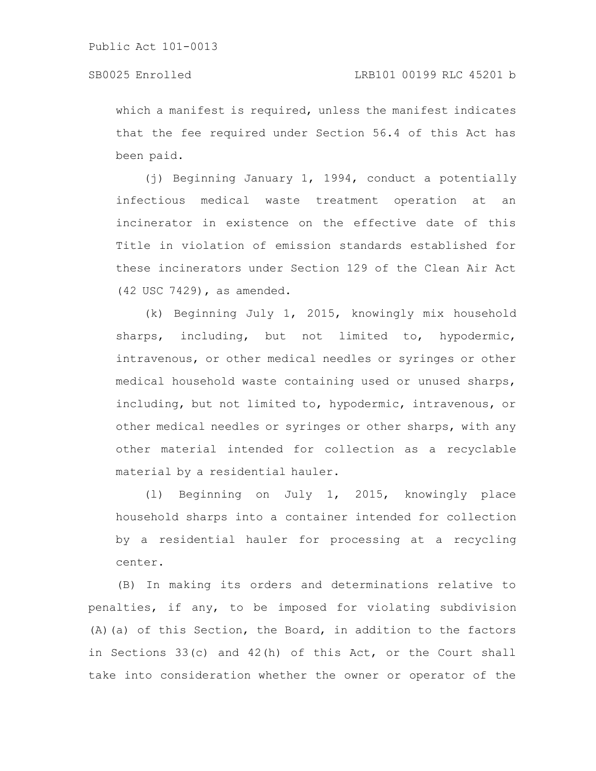which a manifest is required, unless the manifest indicates that the fee required under Section 56.4 of this Act has been paid.

(j) Beginning January 1, 1994, conduct a potentially infectious medical waste treatment operation at an incinerator in existence on the effective date of this Title in violation of emission standards established for these incinerators under Section 129 of the Clean Air Act (42 USC 7429), as amended.

(k) Beginning July 1, 2015, knowingly mix household sharps, including, but not limited to, hypodermic, intravenous, or other medical needles or syringes or other medical household waste containing used or unused sharps, including, but not limited to, hypodermic, intravenous, or other medical needles or syringes or other sharps, with any other material intended for collection as a recyclable material by a residential hauler.

(l) Beginning on July 1, 2015, knowingly place household sharps into a container intended for collection by a residential hauler for processing at a recycling center.

(B) In making its orders and determinations relative to penalties, if any, to be imposed for violating subdivision (A)(a) of this Section, the Board, in addition to the factors in Sections 33(c) and 42(h) of this Act, or the Court shall take into consideration whether the owner or operator of the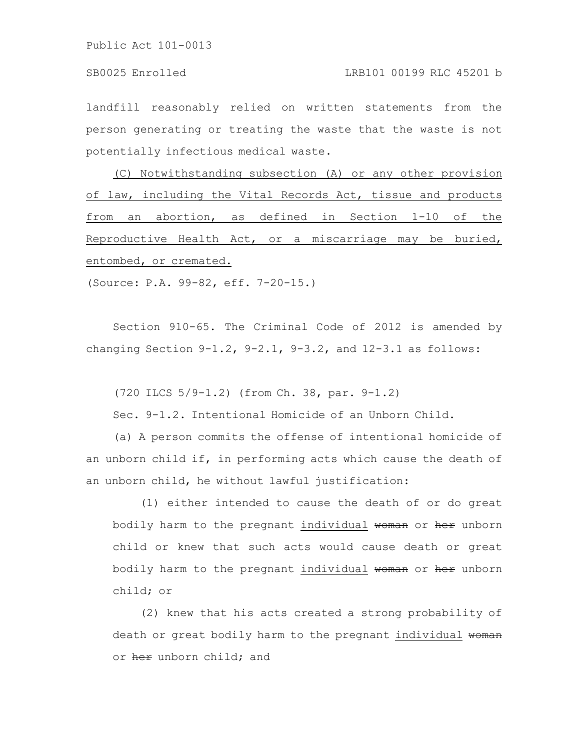landfill reasonably relied on written statements from the person generating or treating the waste that the waste is not potentially infectious medical waste.

(C) Notwithstanding subsection (A) or any other provision of law, including the Vital Records Act, tissue and products from an abortion, as defined in Section 1-10 of the Reproductive Health Act, or a miscarriage may be buried, entombed, or cremated.

(Source: P.A. 99-82, eff. 7-20-15.)

Section 910-65. The Criminal Code of 2012 is amended by changing Section 9-1.2, 9-2.1, 9-3.2, and 12-3.1 as follows:

(720 ILCS 5/9-1.2) (from Ch. 38, par. 9-1.2)

Sec. 9-1.2. Intentional Homicide of an Unborn Child.

(a) A person commits the offense of intentional homicide of an unborn child if, in performing acts which cause the death of an unborn child, he without lawful justification:

(1) either intended to cause the death of or do great bodily harm to the pregnant individual ~~woman~~ or ~~her~~ unborn child or knew that such acts would cause death or great bodily harm to the pregnant individual ~~woman~~ or ~~her~~ unborn child; or

(2) knew that his acts created a strong probability of death or great bodily harm to the pregnant individual ~~woman~~ or ~~her~~ unborn child; and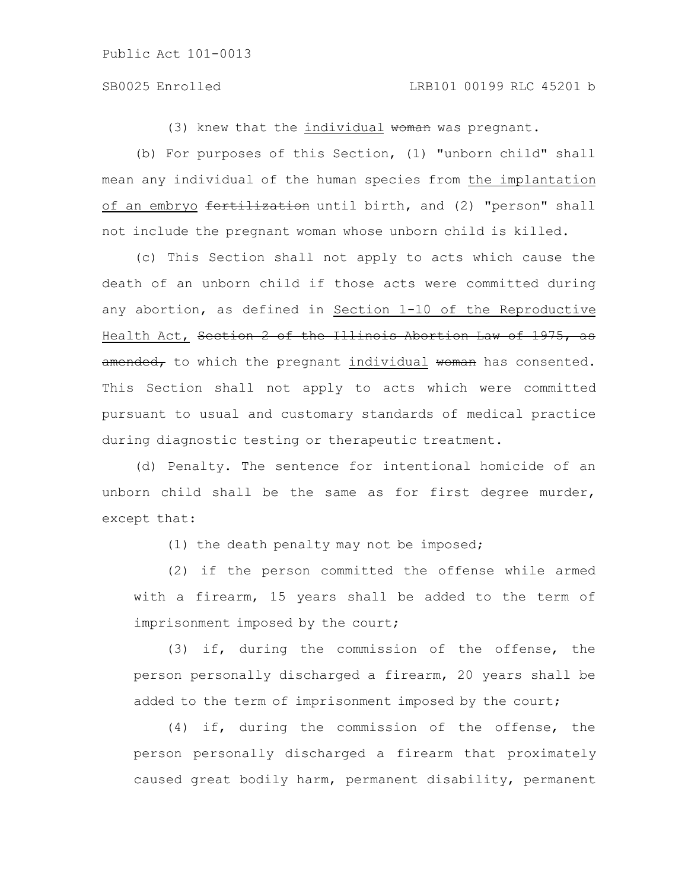(3) knew that the individual ~~woman~~ was pregnant.

(b) For purposes of this Section, (1) "unborn child" shall mean any individual of the human species from the implantation of an embryo ~~fertilization~~ until birth, and (2) "person" shall not include the pregnant woman whose unborn child is killed.

(c) This Section shall not apply to acts which cause the death of an unborn child if those acts were committed during any abortion, as defined in Section 1-10 of the Reproductive Health Act, ~~Section 2 of the Illinois Abortion Law of 1975, as amended,~~ to which the pregnant individual ~~woman~~ has consented. This Section shall not apply to acts which were committed pursuant to usual and customary standards of medical practice during diagnostic testing or therapeutic treatment.

(d) Penalty. The sentence for intentional homicide of an unborn child shall be the same as for first degree murder, except that:

(1) the death penalty may not be imposed;

(2) if the person committed the offense while armed with a firearm, 15 years shall be added to the term of imprisonment imposed by the court;

(3) if, during the commission of the offense, the person personally discharged a firearm, 20 years shall be added to the term of imprisonment imposed by the court;

(4) if, during the commission of the offense, the person personally discharged a firearm that proximately caused great bodily harm, permanent disability, permanent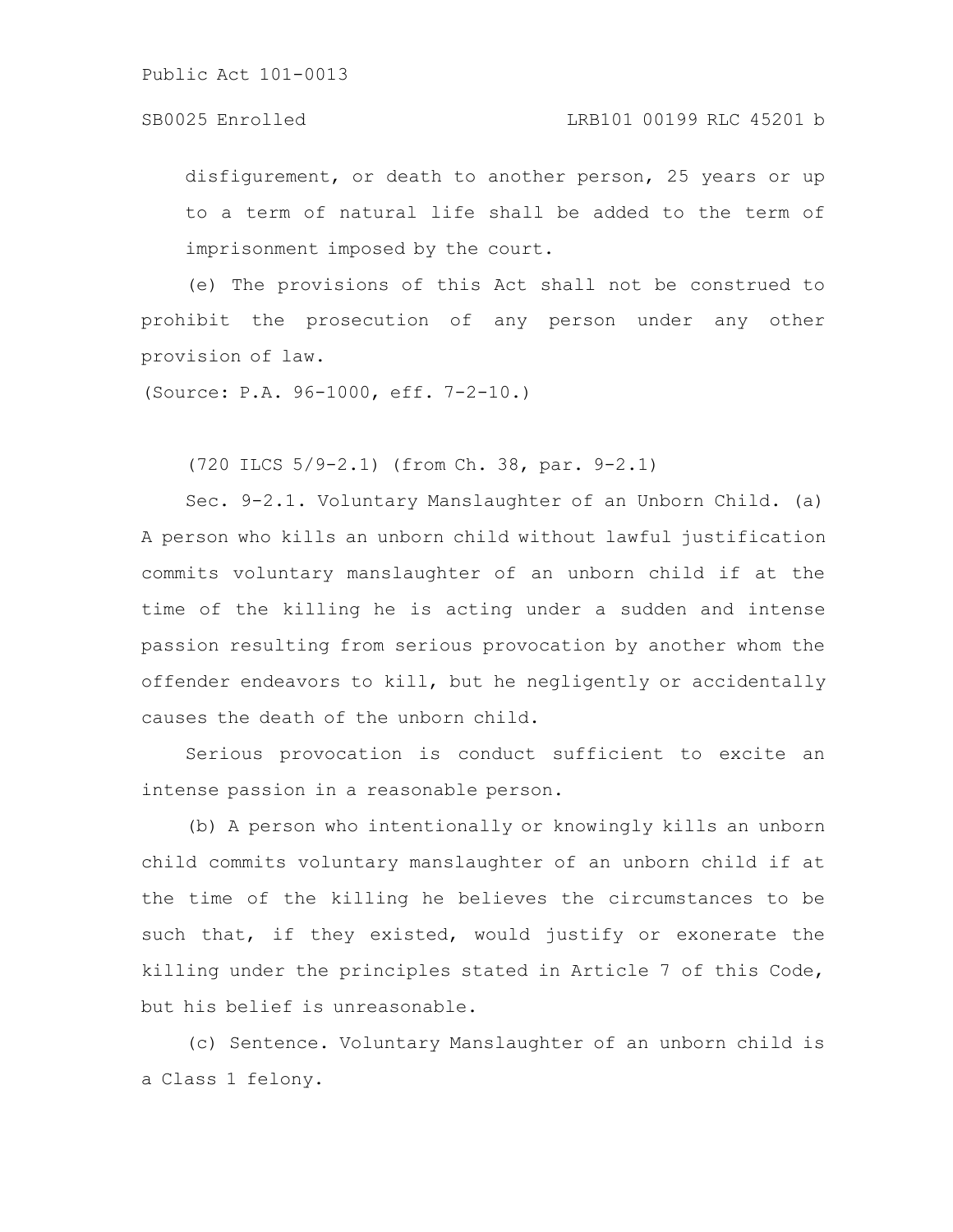disfigurement, or death to another person, 25 years or up to a term of natural life shall be added to the term of imprisonment imposed by the court.

(e) The provisions of this Act shall not be construed to prohibit the prosecution of any person under any other provision of law.

(Source: P.A. 96-1000, eff. 7-2-10.)

(720 ILCS 5/9-2.1) (from Ch. 38, par. 9-2.1)

Sec. 9-2.1. Voluntary Manslaughter of an Unborn Child. (a) A person who kills an unborn child without lawful justification commits voluntary manslaughter of an unborn child if at the time of the killing he is acting under a sudden and intense passion resulting from serious provocation by another whom the offender endeavors to kill, but he negligently or accidentally causes the death of the unborn child.

Serious provocation is conduct sufficient to excite an intense passion in a reasonable person.

(b) A person who intentionally or knowingly kills an unborn child commits voluntary manslaughter of an unborn child if at the time of the killing he believes the circumstances to be such that, if they existed, would justify or exonerate the killing under the principles stated in Article 7 of this Code, but his belief is unreasonable.

(c) Sentence. Voluntary Manslaughter of an unborn child is a Class 1 felony.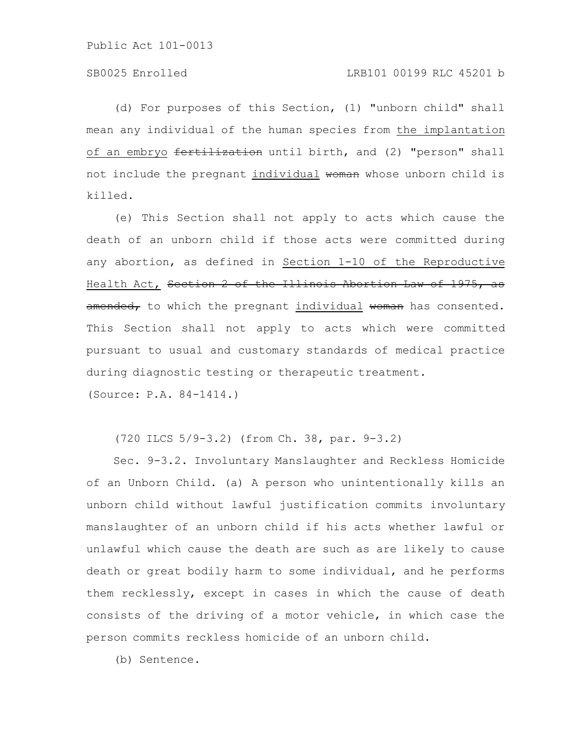(d) For purposes of this Section, (1) "unborn child" shall mean any individual of the human species from <u>the implantation of an embryo</u> ~~fertilization~~ until birth, and (2) "person" shall not include the pregnant <u>individual</u> ~~woman~~ whose unborn child is killed.

(e) This Section shall not apply to acts which cause the death of an unborn child if those acts were committed during any abortion, as defined in <u>Section 1-10 of the Reproductive Health Act,</u> ~~Section 2 of the Illinois Abortion Law of 1975, as amended,~~ to which the pregnant <u>individual</u> ~~woman~~ has consented. This Section shall not apply to acts which were committed pursuant to usual and customary standards of medical practice during diagnostic testing or therapeutic treatment.

(Source: P.A. 84-1414.)

(720 ILCS 5/9-3.2) (from Ch. 38, par. 9-3.2)

Sec. 9-3.2. Involuntary Manslaughter and Reckless Homicide of an Unborn Child. (a) A person who unintentionally kills an unborn child without lawful justification commits involuntary manslaughter of an unborn child if his acts whether lawful or unlawful which cause the death are such as are likely to cause death or great bodily harm to some individual, and he performs them recklessly, except in cases in which the cause of death consists of the driving of a motor vehicle, in which case the person commits reckless homicide of an unborn child.

(b) Sentence.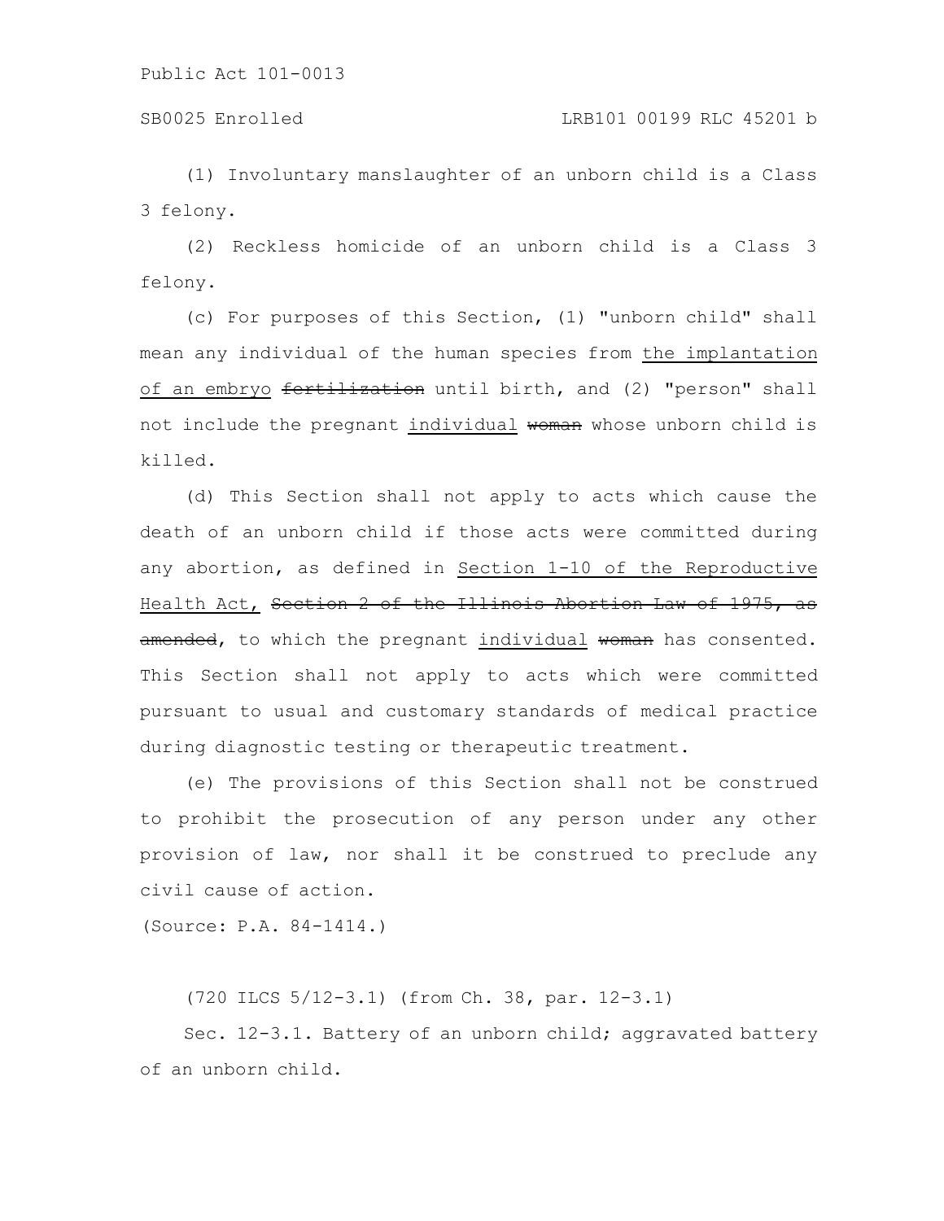(1) Involuntary manslaughter of an unborn child is a Class 3 felony.

(2) Reckless homicide of an unborn child is a Class 3 felony.

(c) For purposes of this Section, (1) "unborn child" shall mean any individual of the human species from <u>the implantation of an embryo</u> ~~fertilization~~ until birth, and (2) "person" shall not include the pregnant <u>individual</u> ~~woman~~ whose unborn child is killed.

(d) This Section shall not apply to acts which cause the death of an unborn child if those acts were committed during any abortion, as defined in <u>Section 1-10 of the Reproductive Health Act,</u> ~~Section 2 of the Illinois Abortion Law of 1975, as amended~~, to which the pregnant <u>individual</u> ~~woman~~ has consented. This Section shall not apply to acts which were committed pursuant to usual and customary standards of medical practice during diagnostic testing or therapeutic treatment.

(e) The provisions of this Section shall not be construed to prohibit the prosecution of any person under any other provision of law, nor shall it be construed to preclude any civil cause of action.

(Source: P.A. 84-1414.)

(720 ILCS 5/12-3.1) (from Ch. 38, par. 12-3.1)

Sec. 12-3.1. Battery of an unborn child; aggravated battery of an unborn child.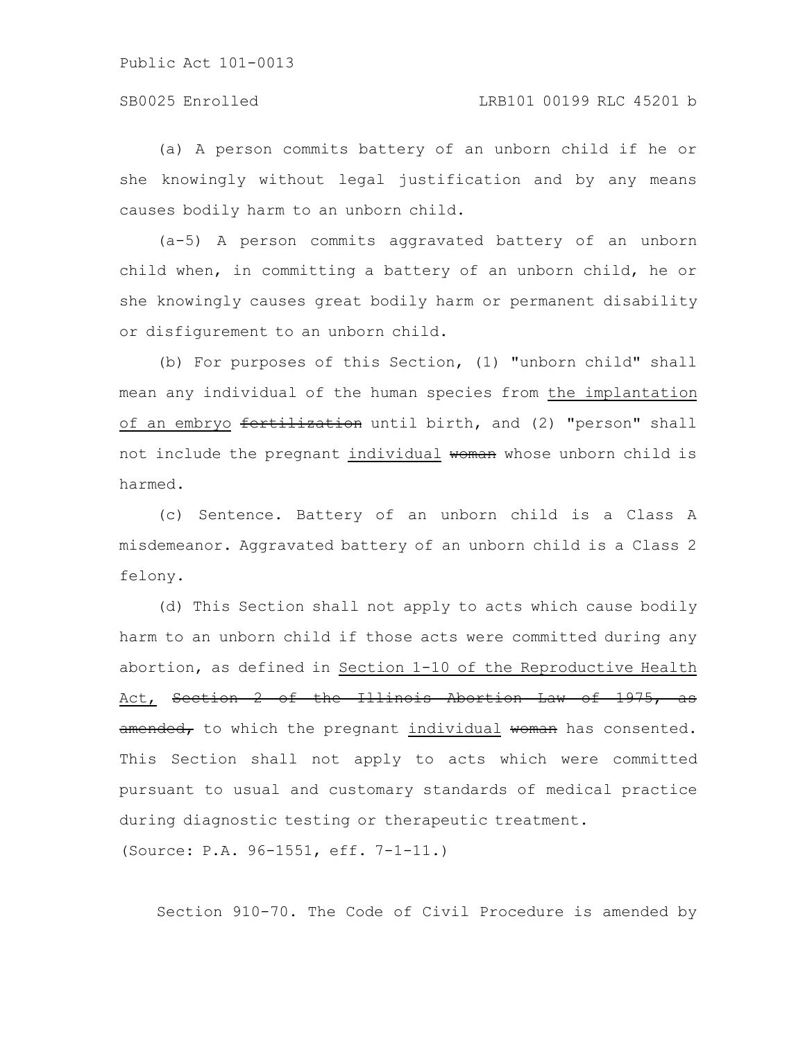(a) A person commits battery of an unborn child if he or she knowingly without legal justification and by any means causes bodily harm to an unborn child.

(a-5) A person commits aggravated battery of an unborn child when, in committing a battery of an unborn child, he or she knowingly causes great bodily harm or permanent disability or disfigurement to an unborn child.

(b) For purposes of this Section, (1) "unborn child" shall mean any individual of the human species from <u>the implantation of an embryo</u> ~~fertilization~~ until birth, and (2) "person" shall not include the pregnant <u>individual</u> ~~woman~~ whose unborn child is harmed.

(c) Sentence. Battery of an unborn child is a Class A misdemeanor. Aggravated battery of an unborn child is a Class 2 felony.

(d) This Section shall not apply to acts which cause bodily harm to an unborn child if those acts were committed during any abortion, as defined in <u>Section 1-10 of the Reproductive Health Act,</u> ~~Section 2 of the Illinois Abortion Law of 1975, as amended,~~ to which the pregnant <u>individual</u> ~~woman~~ has consented. This Section shall not apply to acts which were committed pursuant to usual and customary standards of medical practice during diagnostic testing or therapeutic treatment.

(Source: P.A. 96-1551, eff. 7-1-11.)

Section 910-70. The Code of Civil Procedure is amended by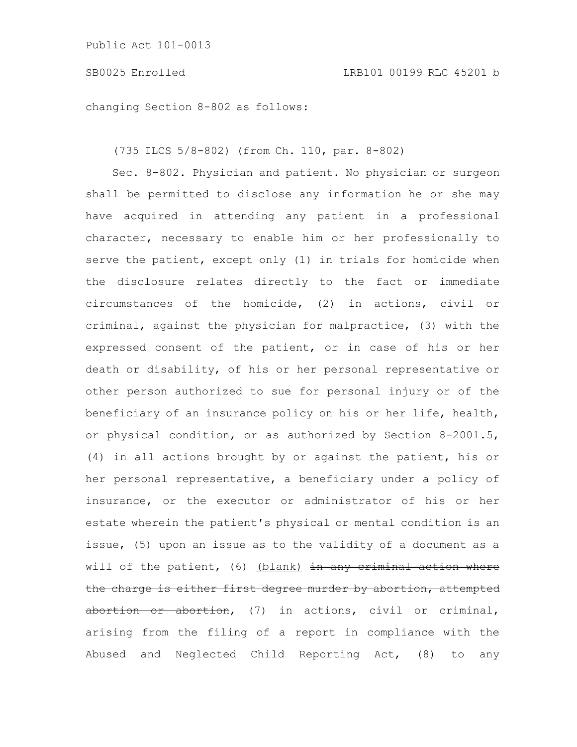changing Section 8-802 as follows:

(735 ILCS 5/8-802) (from Ch. 110, par. 8-802)

Sec. 8-802. Physician and patient. No physician or surgeon shall be permitted to disclose any information he or she may have acquired in attending any patient in a professional character, necessary to enable him or her professionally to serve the patient, except only (1) in trials for homicide when the disclosure relates directly to the fact or immediate circumstances of the homicide, (2) in actions, civil or criminal, against the physician for malpractice, (3) with the expressed consent of the patient, or in case of his or her death or disability, of his or her personal representative or other person authorized to sue for personal injury or of the beneficiary of an insurance policy on his or her life, health, or physical condition, or as authorized by Section 8-2001.5, (4) in all actions brought by or against the patient, his or her personal representative, a beneficiary under a policy of insurance, or the executor or administrator of his or her estate wherein the patient's physical or mental condition is an issue, (5) upon an issue as to the validity of a document as a will of the patient, (6) <u>(blank)</u> ~~in any criminal action where the charge is either first degree murder by abortion, attempted abortion or abortion~~, (7) in actions, civil or criminal, arising from the filing of a report in compliance with the Abused and Neglected Child Reporting Act, (8) to any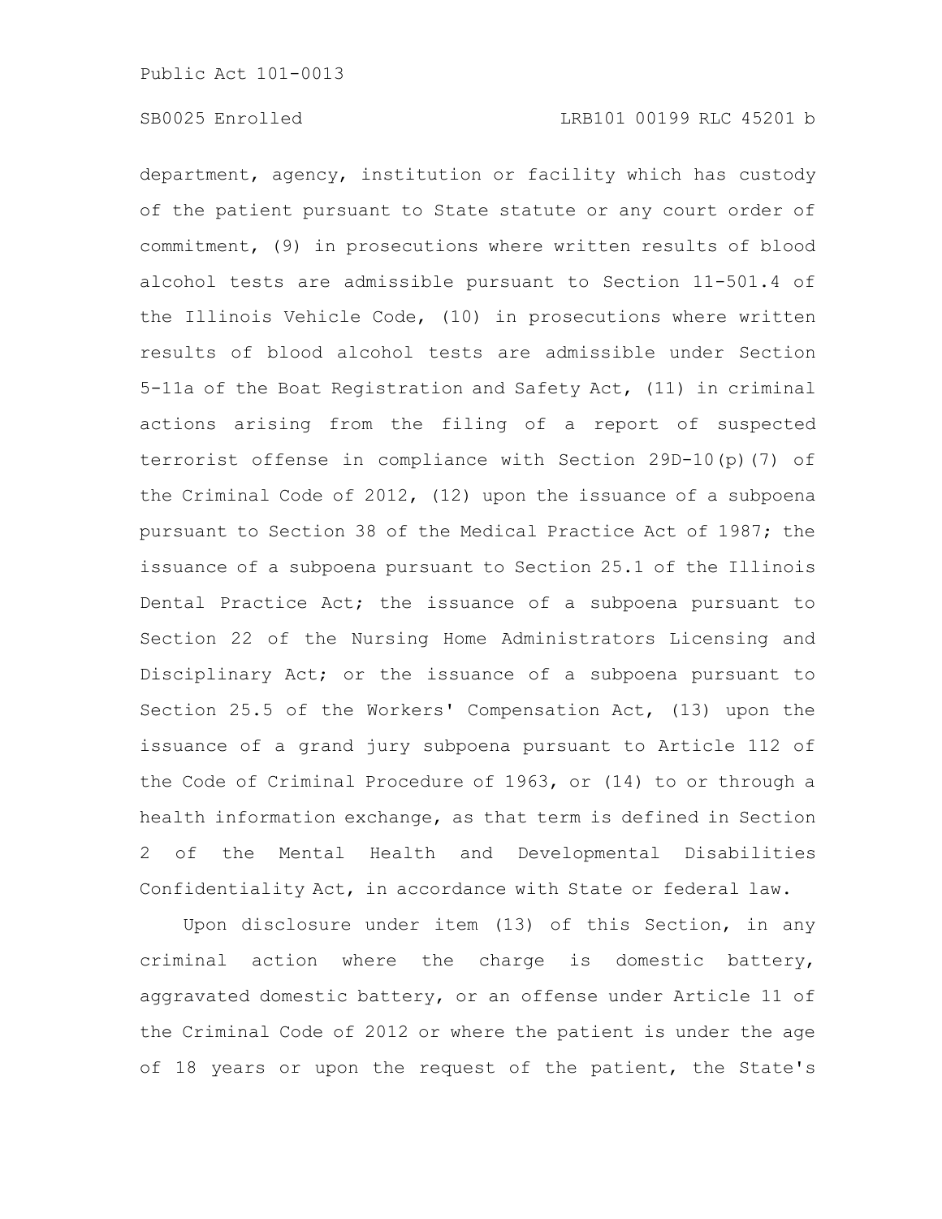department, agency, institution or facility which has custody of the patient pursuant to State statute or any court order of commitment, (9) in prosecutions where written results of blood alcohol tests are admissible pursuant to Section 11-501.4 of the Illinois Vehicle Code, (10) in prosecutions where written results of blood alcohol tests are admissible under Section 5-11a of the Boat Registration and Safety Act, (11) in criminal actions arising from the filing of a report of suspected terrorist offense in compliance with Section 29D-10(p)(7) of the Criminal Code of 2012, (12) upon the issuance of a subpoena pursuant to Section 38 of the Medical Practice Act of 1987; the issuance of a subpoena pursuant to Section 25.1 of the Illinois Dental Practice Act; the issuance of a subpoena pursuant to Section 22 of the Nursing Home Administrators Licensing and Disciplinary Act; or the issuance of a subpoena pursuant to Section 25.5 of the Workers' Compensation Act, (13) upon the issuance of a grand jury subpoena pursuant to Article 112 of the Code of Criminal Procedure of 1963, or (14) to or through a health information exchange, as that term is defined in Section 2 of the Mental Health and Developmental Disabilities Confidentiality Act, in accordance with State or federal law.

Upon disclosure under item (13) of this Section, in any criminal action where the charge is domestic battery, aggravated domestic battery, or an offense under Article 11 of the Criminal Code of 2012 or where the patient is under the age of 18 years or upon the request of the patient, the State's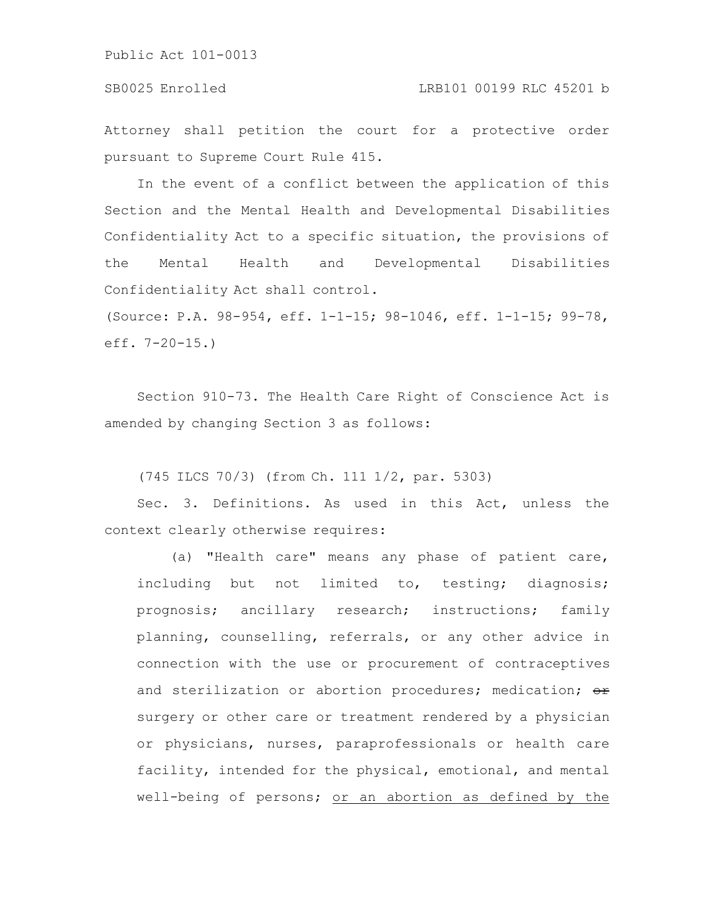Attorney shall petition the court for a protective order pursuant to Supreme Court Rule 415.

In the event of a conflict between the application of this Section and the Mental Health and Developmental Disabilities Confidentiality Act to a specific situation, the provisions of the Mental Health and Developmental Disabilities Confidentiality Act shall control.

(Source: P.A. 98-954, eff. 1-1-15; 98-1046, eff. 1-1-15; 99-78, eff. 7-20-15.)

Section 910-73. The Health Care Right of Conscience Act is amended by changing Section 3 as follows:

(745 ILCS 70/3) (from Ch. 111 1/2, par. 5303)

Sec. 3. Definitions. As used in this Act, unless the context clearly otherwise requires:

(a) "Health care" means any phase of patient care, including but not limited to, testing; diagnosis; prognosis; ancillary research; instructions; family planning, counselling, referrals, or any other advice in connection with the use or procurement of contraceptives and sterilization or abortion procedures; medication; ~~or~~ surgery or other care or treatment rendered by a physician or physicians, nurses, paraprofessionals or health care facility, intended for the physical, emotional, and mental well-being of persons; <u>or an abortion as defined by the</u>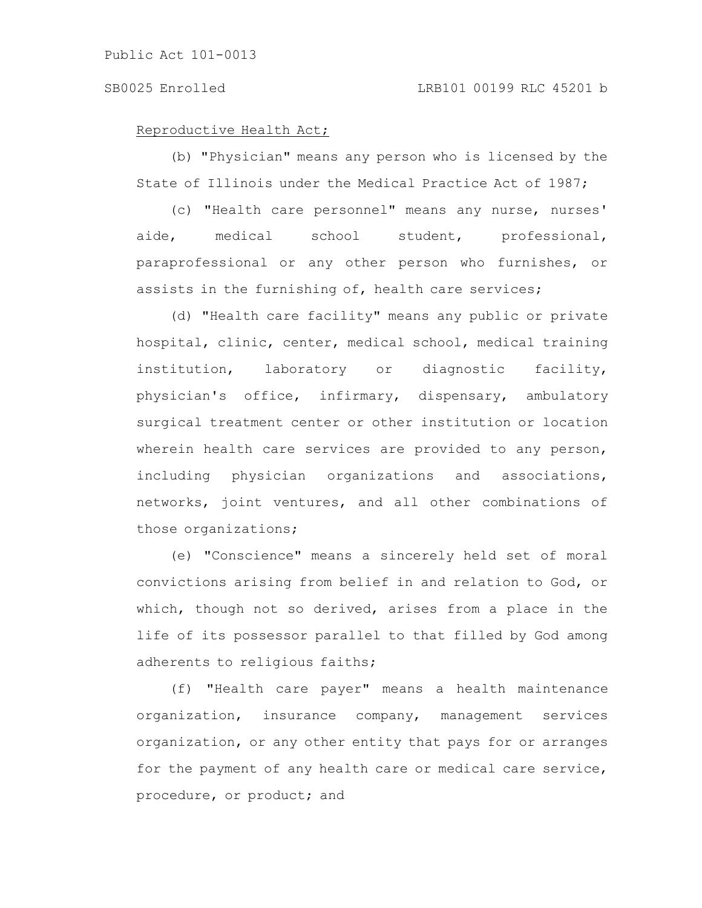Reproductive Health Act;

(b) "Physician" means any person who is licensed by the State of Illinois under the Medical Practice Act of 1987;

(c) "Health care personnel" means any nurse, nurses' aide, medical school student, professional, paraprofessional or any other person who furnishes, or assists in the furnishing of, health care services;

(d) "Health care facility" means any public or private hospital, clinic, center, medical school, medical training institution, laboratory or diagnostic facility, physician's office, infirmary, dispensary, ambulatory surgical treatment center or other institution or location wherein health care services are provided to any person, including physician organizations and associations, networks, joint ventures, and all other combinations of those organizations;

(e) "Conscience" means a sincerely held set of moral convictions arising from belief in and relation to God, or which, though not so derived, arises from a place in the life of its possessor parallel to that filled by God among adherents to religious faiths;

(f) "Health care payer" means a health maintenance organization, insurance company, management services organization, or any other entity that pays for or arranges for the payment of any health care or medical care service, procedure, or product; and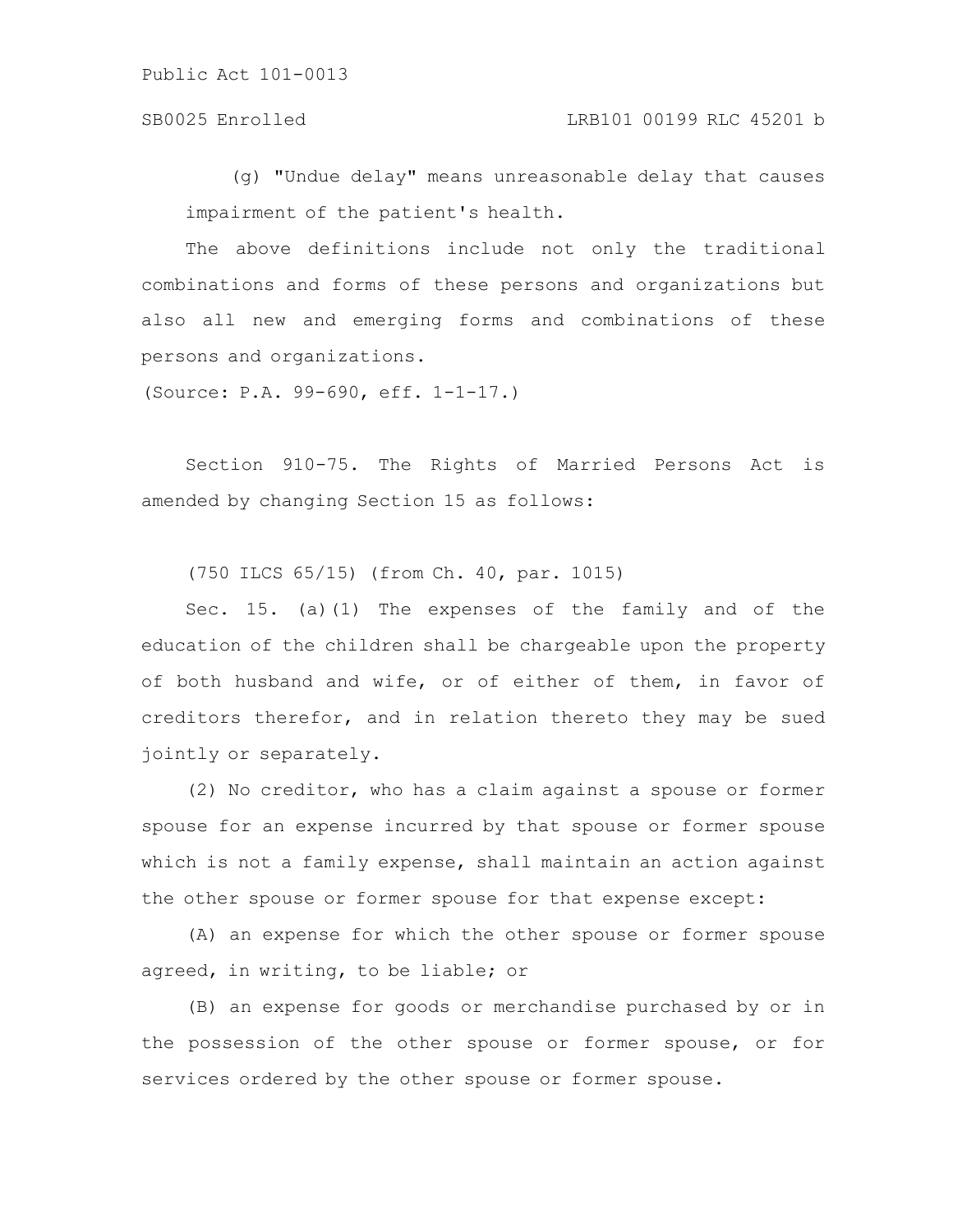(g) "Undue delay" means unreasonable delay that causes impairment of the patient's health.

The above definitions include not only the traditional combinations and forms of these persons and organizations but also all new and emerging forms and combinations of these persons and organizations.

(Source: P.A. 99-690, eff. 1-1-17.)

Section 910-75. The Rights of Married Persons Act is amended by changing Section 15 as follows:

(750 ILCS 65/15) (from Ch. 40, par. 1015)

Sec. 15. (a)(1) The expenses of the family and of the education of the children shall be chargeable upon the property of both husband and wife, or of either of them, in favor of creditors therefor, and in relation thereto they may be sued jointly or separately.

(2) No creditor, who has a claim against a spouse or former spouse for an expense incurred by that spouse or former spouse which is not a family expense, shall maintain an action against the other spouse or former spouse for that expense except:

(A) an expense for which the other spouse or former spouse agreed, in writing, to be liable; or

(B) an expense for goods or merchandise purchased by or in the possession of the other spouse or former spouse, or for services ordered by the other spouse or former spouse.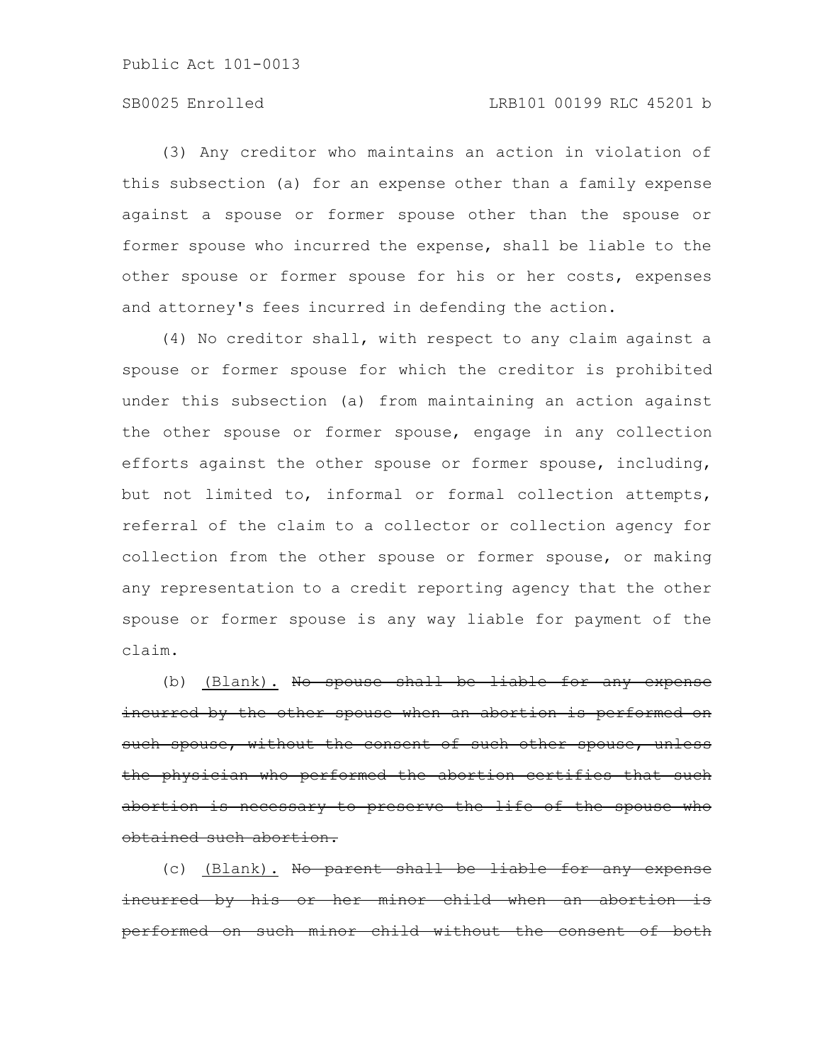(3) Any creditor who maintains an action in violation of this subsection (a) for an expense other than a family expense against a spouse or former spouse other than the spouse or former spouse who incurred the expense, shall be liable to the other spouse or former spouse for his or her costs, expenses and attorney's fees incurred in defending the action.

(4) No creditor shall, with respect to any claim against a spouse or former spouse for which the creditor is prohibited under this subsection (a) from maintaining an action against the other spouse or former spouse, engage in any collection efforts against the other spouse or former spouse, including, but not limited to, informal or formal collection attempts, referral of the claim to a collector or collection agency for collection from the other spouse or former spouse, or making any representation to a credit reporting agency that the other spouse or former spouse is any way liable for payment of the claim.

(b) (Blank). ~~No spouse shall be liable for any expense incurred by the other spouse when an abortion is performed on such spouse, without the consent of such other spouse, unless the physician who performed the abortion certifies that such abortion is necessary to preserve the life of the spouse who obtained such abortion.~~

(c) (Blank). ~~No parent shall be liable for any expense incurred by his or her minor child when an abortion is performed on such minor child without the consent of both~~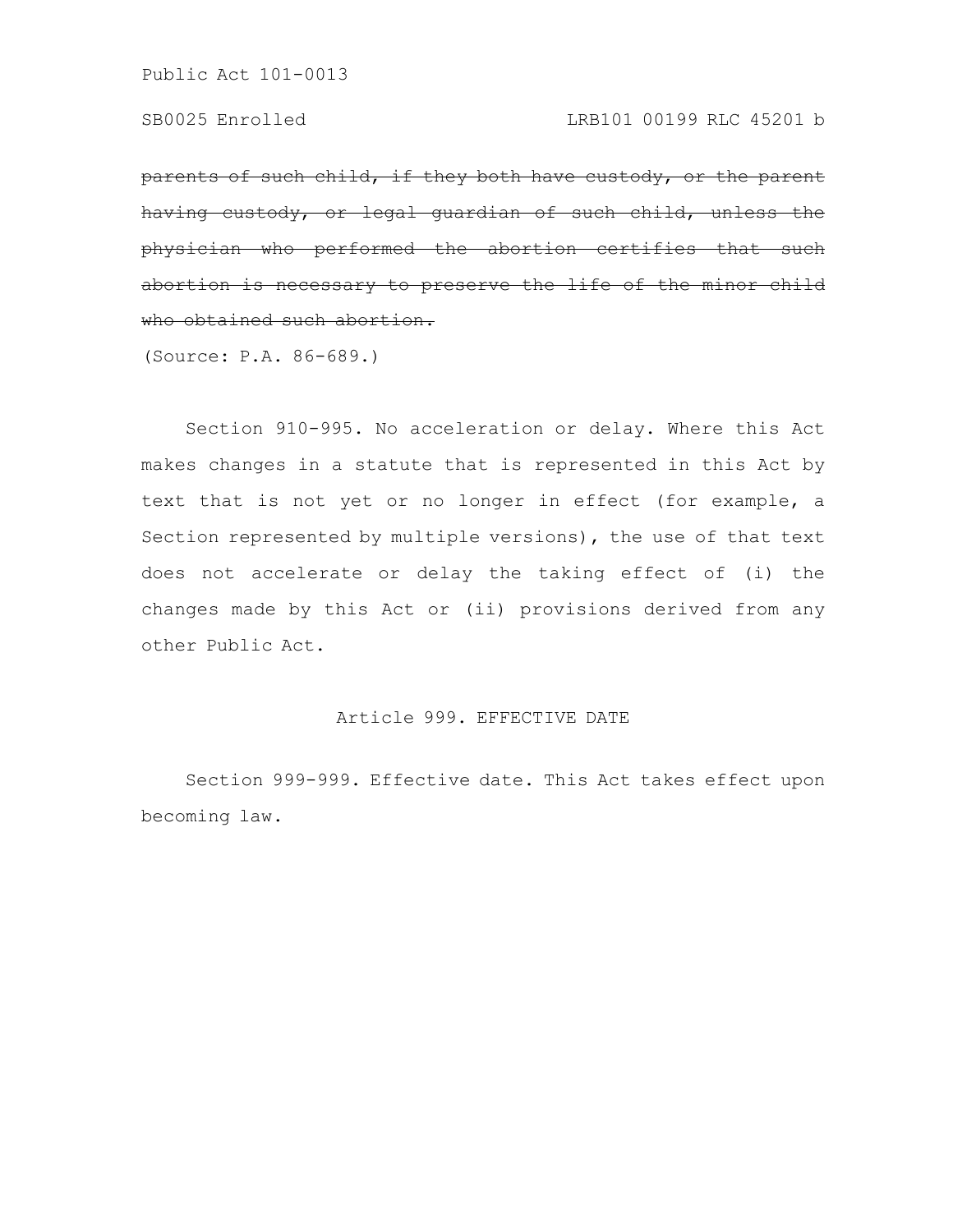~~parents of such child, if they both have custody, or the parent having custody, or legal guardian of such child, unless the physician who performed the abortion certifies that such abortion is necessary to preserve the life of the minor child who obtained such abortion.~~

(Source: P.A. 86-689.)

Section 910-995. No acceleration or delay. Where this Act makes changes in a statute that is represented in this Act by text that is not yet or no longer in effect (for example, a Section represented by multiple versions), the use of that text does not accelerate or delay the taking effect of (i) the changes made by this Act or (ii) provisions derived from any other Public Act.

## Article 999. EFFECTIVE DATE

Section 999-999. Effective date. This Act takes effect upon becoming law.